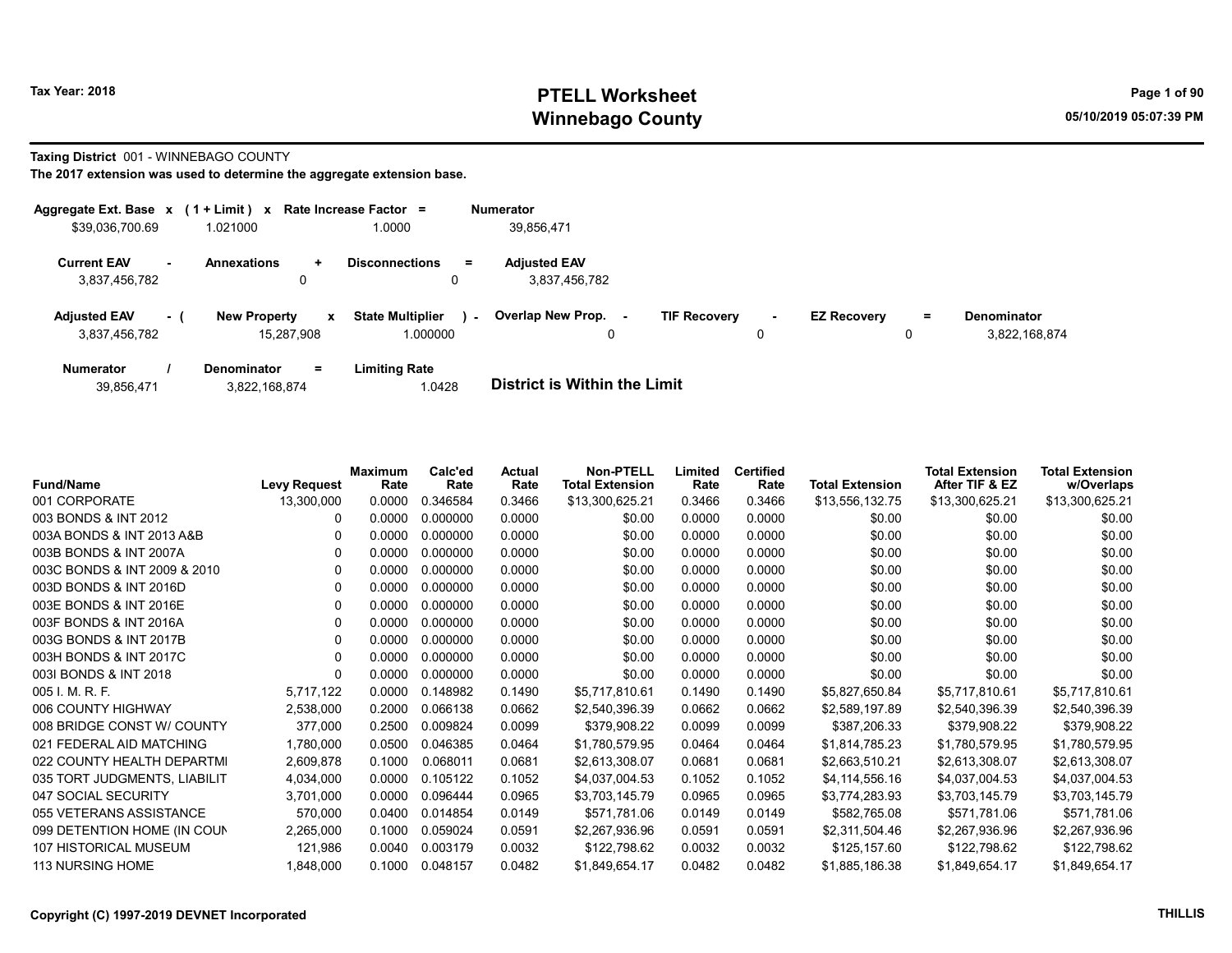Tax Year: 2018

# PTELL Worksheet
## Winnebago County

05/10/2019 05:07:39 PM

**Taxing District** 001 - WINNEBAGO COUNTY

**The 2017 extension was used to determine the aggregate extension base.**

| Aggregate Ext. Base | x | ( 1 + Limit ) | x | Rate Increase Factor | = | Numerator |
|---|---|---|---|---|---|---|
| $39,036,700.69 | | 1.021000 | | 1.0000 | | 39,856,471 |

| Current EAV | - | Annexations | + | Disconnections | = | Adjusted EAV |
|---|---|---|---|---|---|---|
| 3,837,456,782 | | 0 | | 0 | | 3,837,456,782 |

| Adjusted EAV | - ( | New Property | x | State Multiplier | ) - | Overlap New Prop. | - | TIF Recovery | - | EZ Recovery | = | Denominator |
|---|---|---|---|---|---|---|---|---|---|---|---|---|
| 3,837,456,782 | | 15,287,908 | | 1.000000 | | 0 | | 0 | | 0 | | 3,822,168,874 |

| Numerator | / | Denominator | = | Limiting Rate |
|---|---|---|---|---|
| 39,856,471 | | 3,822,168,874 | | 1.0428 |

**District is Within the Limit**

| Fund/Name | Levy Request | Maximum Rate | Calc'ed Rate | Actual Rate | Non-PTELL Total Extension | Limited Rate | Certified Rate | Total Extension | Total Extension After TIF & EZ | Total Extension w/Overlaps |
|---|---|---|---|---|---|---|---|---|---|---|
| 001 CORPORATE | 13,300,000 | 0.0000 | 0.346584 | 0.3466 | $13,300,625.21 | 0.3466 | 0.3466 | $13,556,132.75 | $13,300,625.21 | $13,300,625.21 |
| 003 BONDS & INT 2012 | 0 | 0.0000 | 0.000000 | 0.0000 | $0.00 | 0.0000 | 0.0000 | $0.00 | $0.00 | $0.00 |
| 003A BONDS & INT 2013 A&B | 0 | 0.0000 | 0.000000 | 0.0000 | $0.00 | 0.0000 | 0.0000 | $0.00 | $0.00 | $0.00 |
| 003B BONDS & INT 2007A | 0 | 0.0000 | 0.000000 | 0.0000 | $0.00 | 0.0000 | 0.0000 | $0.00 | $0.00 | $0.00 |
| 003C BONDS & INT 2009 & 2010 | 0 | 0.0000 | 0.000000 | 0.0000 | $0.00 | 0.0000 | 0.0000 | $0.00 | $0.00 | $0.00 |
| 003D BONDS & INT 2016D | 0 | 0.0000 | 0.000000 | 0.0000 | $0.00 | 0.0000 | 0.0000 | $0.00 | $0.00 | $0.00 |
| 003E BONDS & INT 2016E | 0 | 0.0000 | 0.000000 | 0.0000 | $0.00 | 0.0000 | 0.0000 | $0.00 | $0.00 | $0.00 |
| 003F BONDS & INT 2016A | 0 | 0.0000 | 0.000000 | 0.0000 | $0.00 | 0.0000 | 0.0000 | $0.00 | $0.00 | $0.00 |
| 003G BONDS & INT 2017B | 0 | 0.0000 | 0.000000 | 0.0000 | $0.00 | 0.0000 | 0.0000 | $0.00 | $0.00 | $0.00 |
| 003H BONDS & INT 2017C | 0 | 0.0000 | 0.000000 | 0.0000 | $0.00 | 0.0000 | 0.0000 | $0.00 | $0.00 | $0.00 |
| 003I BONDS & INT 2018 | 0 | 0.0000 | 0.000000 | 0.0000 | $0.00 | 0.0000 | 0.0000 | $0.00 | $0.00 | $0.00 |
| 005 I. M. R. F. | 5,717,122 | 0.0000 | 0.148982 | 0.1490 | $5,717,810.61 | 0.1490 | 0.1490 | $5,827,650.84 | $5,717,810.61 | $5,717,810.61 |
| 006 COUNTY HIGHWAY | 2,538,000 | 0.2000 | 0.066138 | 0.0662 | $2,540,396.39 | 0.0662 | 0.0662 | $2,589,197.89 | $2,540,396.39 | $2,540,396.39 |
| 008 BRIDGE CONST W/ COUNTY | 377,000 | 0.2500 | 0.009824 | 0.0099 | $379,908.22 | 0.0099 | 0.0099 | $387,206.33 | $379,908.22 | $379,908.22 |
| 021 FEDERAL AID MATCHING | 1,780,000 | 0.0500 | 0.046385 | 0.0464 | $1,780,579.95 | 0.0464 | 0.0464 | $1,814,785.23 | $1,780,579.95 | $1,780,579.95 |
| 022 COUNTY HEALTH DEPARTMI | 2,609,878 | 0.1000 | 0.068011 | 0.0681 | $2,613,308.07 | 0.0681 | 0.0681 | $2,663,510.21 | $2,613,308.07 | $2,613,308.07 |
| 035 TORT JUDGMENTS, LIABILIT | 4,034,000 | 0.0000 | 0.105122 | 0.1052 | $4,037,004.53 | 0.1052 | 0.1052 | $4,114,556.16 | $4,037,004.53 | $4,037,004.53 |
| 047 SOCIAL SECURITY | 3,701,000 | 0.0000 | 0.096444 | 0.0965 | $3,703,145.79 | 0.0965 | 0.0965 | $3,774,283.93 | $3,703,145.79 | $3,703,145.79 |
| 055 VETERANS ASSISTANCE | 570,000 | 0.0400 | 0.014854 | 0.0149 | $571,781.06 | 0.0149 | 0.0149 | $582,765.08 | $571,781.06 | $571,781.06 |
| 099 DETENTION HOME (IN COUN | 2,265,000 | 0.1000 | 0.059024 | 0.0591 | $2,267,936.96 | 0.0591 | 0.0591 | $2,311,504.46 | $2,267,936.96 | $2,267,936.96 |
| 107 HISTORICAL MUSEUM | 121,986 | 0.0040 | 0.003179 | 0.0032 | $122,798.62 | 0.0032 | 0.0032 | $125,157.60 | $122,798.62 | $122,798.62 |
| 113 NURSING HOME | 1,848,000 | 0.1000 | 0.048157 | 0.0482 | $1,849,654.17 | 0.0482 | 0.0482 | $1,885,186.38 | $1,849,654.17 | $1,849,654.17 |

Copyright (C) 1997-2019 DEVNET Incorporated

THILLIS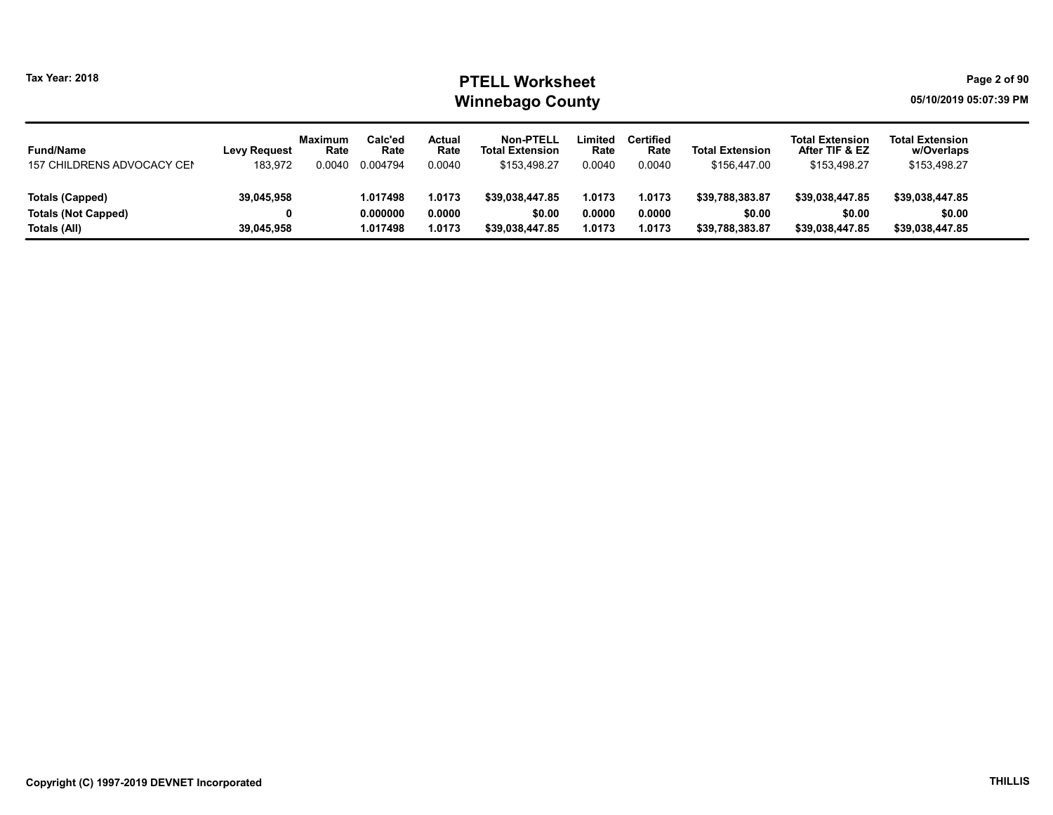Tax Year: 2018

# PTELL Worksheet
# Winnebago County

05/10/2019 05:07:39 PM

| Fund/Name | Levy Request | Maximum Rate | Calc'ed Rate | Actual Rate | Non-PTELL Total Extension | Limited Rate | Certified Rate | Total Extension | Total Extension After TIF & EZ | Total Extension w/Overlaps |
|---|---|---|---|---|---|---|---|---|---|---|
| 157 CHILDRENS ADVOCACY CEI | 183,972 | 0.0040 | 0.004794 | 0.0040 | $153,498.27 | 0.0040 | 0.0040 | $156,447.00 | $153,498.27 | $153,498.27 |
| **Totals (Capped)** | **39,045,958** | | **1.017498** | **1.0173** | **$39,038,447.85** | **1.0173** | **1.0173** | **$39,788,383.87** | **$39,038,447.85** | **$39,038,447.85** |
| **Totals (Not Capped)** | **0** | | **0.000000** | **0.0000** | **$0.00** | **0.0000** | **0.0000** | **$0.00** | **$0.00** | **$0.00** |
| **Totals (All)** | **39,045,958** | | **1.017498** | **1.0173** | **$39,038,447.85** | **1.0173** | **1.0173** | **$39,788,383.87** | **$39,038,447.85** | **$39,038,447.85** |

Copyright (C) 1997-2019 DEVNET Incorporated

THILLIS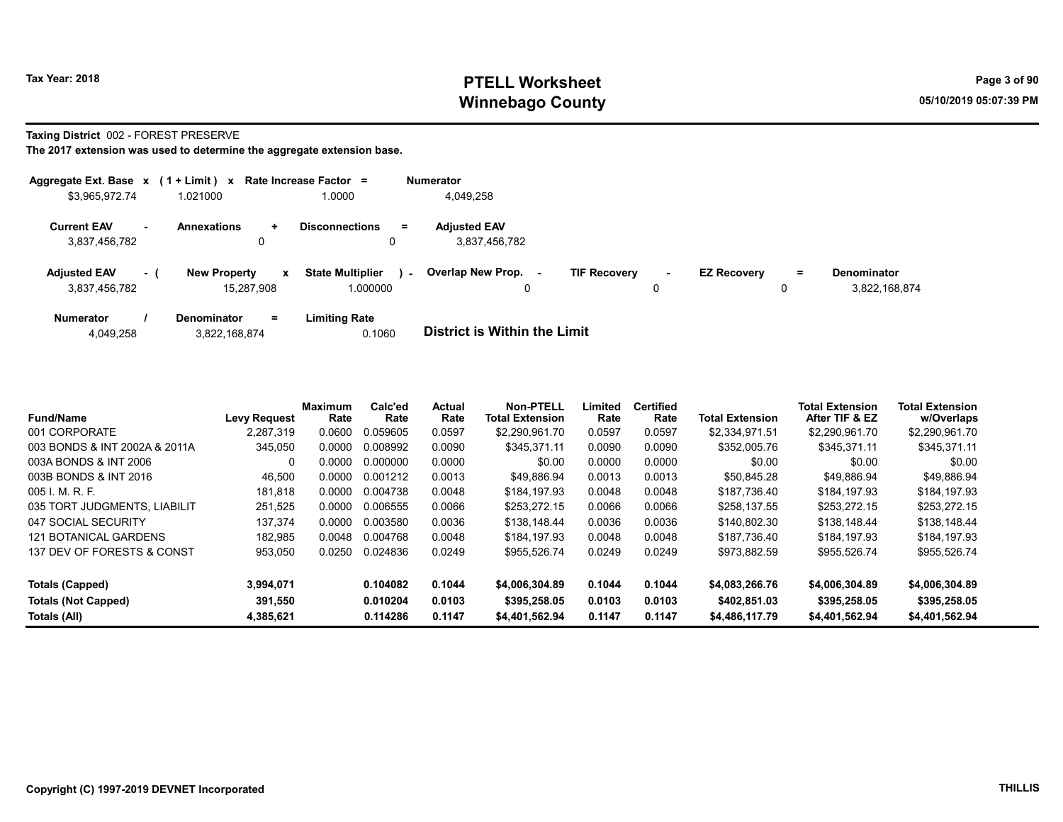# PTELL Worksheet
# Winnebago County

Tax Year: 2018

05/10/2019 05:07:39 PM

**Taxing District** 002 - FOREST PRESERVE

**The 2017 extension was used to determine the aggregate extension base.**

| Aggregate Ext. Base | x | (1 + Limit) | x | Rate Increase Factor | = | Numerator |
|---|---|---|---|---|---|---|
| $3,965,972.74 | | 1.021000 | | 1.0000 | | 4,049,258 |

| Current EAV | - | Annexations | + | Disconnections | = | Adjusted EAV |
|---|---|---|---|---|---|---|
| 3,837,456,782 | | 0 | | 0 | | 3,837,456,782 |

| Adjusted EAV | - ( | New Property | x | State Multiplier | ) - | Overlap New Prop. | - | TIF Recovery | - | EZ Recovery | = | Denominator |
|---|---|---|---|---|---|---|---|---|---|---|---|---|
| 3,837,456,782 | | 15,287,908 | | 1.000000 | | 0 | | 0 | | 0 | | 3,822,168,874 |

| Numerator | / | Denominator | = | Limiting Rate |
|---|---|---|---|---|
| 4,049,258 | | 3,822,168,874 | | 0.1060 |

**District is Within the Limit**

| Fund/Name | Levy Request | Maximum Rate | Calc'ed Rate | Actual Rate | Non-PTELL Total Extension | Limited Rate | Certified Rate | Total Extension | Total Extension After TIF & EZ | Total Extension w/Overlaps |
|---|---|---|---|---|---|---|---|---|---|---|
| 001 CORPORATE | 2,287,319 | 0.0600 | 0.059605 | 0.0597 | $2,290,961.70 | 0.0597 | 0.0597 | $2,334,971.51 | $2,290,961.70 | $2,290,961.70 |
| 003 BONDS & INT 2002A & 2011A | 345,050 | 0.0000 | 0.008992 | 0.0090 | $345,371.11 | 0.0090 | 0.0090 | $352,005.76 | $345,371.11 | $345,371.11 |
| 003A BONDS & INT 2006 | 0 | 0.0000 | 0.000000 | 0.0000 | $0.00 | 0.0000 | 0.0000 | $0.00 | $0.00 | $0.00 |
| 003B BONDS & INT 2016 | 46,500 | 0.0000 | 0.001212 | 0.0013 | $49,886.94 | 0.0013 | 0.0013 | $50,845.28 | $49,886.94 | $49,886.94 |
| 005 I. M. R. F. | 181,818 | 0.0000 | 0.004738 | 0.0048 | $184,197.93 | 0.0048 | 0.0048 | $187,736.40 | $184,197.93 | $184,197.93 |
| 035 TORT JUDGMENTS, LIABILIT | 251,525 | 0.0000 | 0.006555 | 0.0066 | $253,272.15 | 0.0066 | 0.0066 | $258,137.55 | $253,272.15 | $253,272.15 |
| 047 SOCIAL SECURITY | 137,374 | 0.0000 | 0.003580 | 0.0036 | $138,148.44 | 0.0036 | 0.0036 | $140,802.30 | $138,148.44 | $138,148.44 |
| 121 BOTANICAL GARDENS | 182,985 | 0.0048 | 0.004768 | 0.0048 | $184,197.93 | 0.0048 | 0.0048 | $187,736.40 | $184,197.93 | $184,197.93 |
| 137 DEV OF FORESTS & CONST | 953,050 | 0.0250 | 0.024836 | 0.0249 | $955,526.74 | 0.0249 | 0.0249 | $973,882.59 | $955,526.74 | $955,526.74 |
| **Totals (Capped)** | **3,994,071** | | **0.104082** | **0.1044** | **$4,006,304.89** | **0.1044** | **0.1044** | **$4,083,266.76** | **$4,006,304.89** | **$4,006,304.89** |
| **Totals (Not Capped)** | **391,550** | | **0.010204** | **0.0103** | **$395,258.05** | **0.0103** | **0.0103** | **$402,851.03** | **$395,258.05** | **$395,258.05** |
| **Totals (All)** | **4,385,621** | | **0.114286** | **0.1147** | **$4,401,562.94** | **0.1147** | **0.1147** | **$4,486,117.79** | **$4,401,562.94** | **$4,401,562.94** |

Copyright (C) 1997-2019 DEVNET Incorporated

THILLIS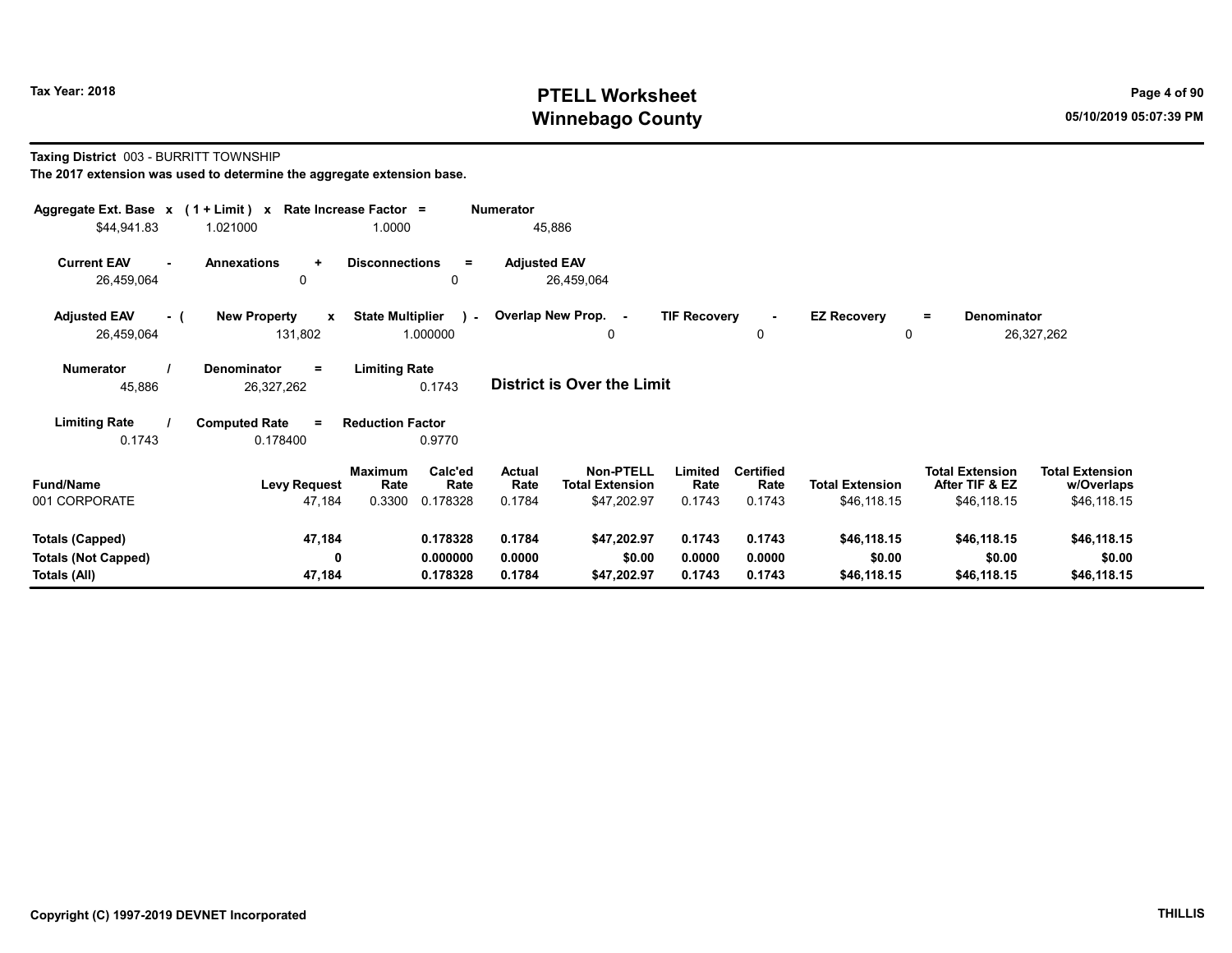# PTELL Worksheet
# Winnebago County

Tax Year: 2018

05/10/2019 05:07:39 PM

**Taxing District** 003 - BURRITT TOWNSHIP

**The 2017 extension was used to determine the aggregate extension base.**

| Aggregate Ext. Base | x | (1 + Limit) | x | Rate Increase Factor | = | Numerator |
|---|---|---|---|---|---|---|
| $44,941.83 | | 1.021000 | | 1.0000 | | 45,886 |

| Current EAV | - | Annexations | + | Disconnections | = | Adjusted EAV |
|---|---|---|---|---|---|---|
| 26,459,064 | | 0 | | 0 | | 26,459,064 |

| Adjusted EAV | - ( | New Property | x | State Multiplier | ) - | Overlap New Prop. | - | TIF Recovery | - | EZ Recovery | = | Denominator |
|---|---|---|---|---|---|---|---|---|---|---|---|---|
| 26,459,064 | | 131,802 | | 1.000000 | | 0 | | 0 | | 0 | | 26,327,262 |

| Numerator | / | Denominator | = | Limiting Rate |
|---|---|---|---|---|
| 45,886 | | 26,327,262 | | 0.1743 |

**District is Over the Limit**

| Limiting Rate | / | Computed Rate | = | Reduction Factor |
|---|---|---|---|---|
| 0.1743 | | 0.178400 | | 0.9770 |

| Fund/Name | Levy Request | Maximum Rate | Calc'ed Rate | Actual Rate | Non-PTELL Total Extension | Limited Rate | Certified Rate | Total Extension | Total Extension After TIF & EZ | Total Extension w/Overlaps |
|---|---|---|---|---|---|---|---|---|---|---|
| 001 CORPORATE | 47,184 | 0.3300 | 0.178328 | 0.1784 | $47,202.97 | 0.1743 | 0.1743 | $46,118.15 | $46,118.15 | $46,118.15 |
| **Totals (Capped)** | **47,184** | | **0.178328** | **0.1784** | **$47,202.97** | **0.1743** | **0.1743** | **$46,118.15** | **$46,118.15** | **$46,118.15** |
| **Totals (Not Capped)** | **0** | | **0.000000** | **0.0000** | **$0.00** | **0.0000** | **0.0000** | **$0.00** | **$0.00** | **$0.00** |
| **Totals (All)** | **47,184** | | **0.178328** | **0.1784** | **$47,202.97** | **0.1743** | **0.1743** | **$46,118.15** | **$46,118.15** | **$46,118.15** |

Copyright (C) 1997-2019 DEVNET Incorporated

THILLIS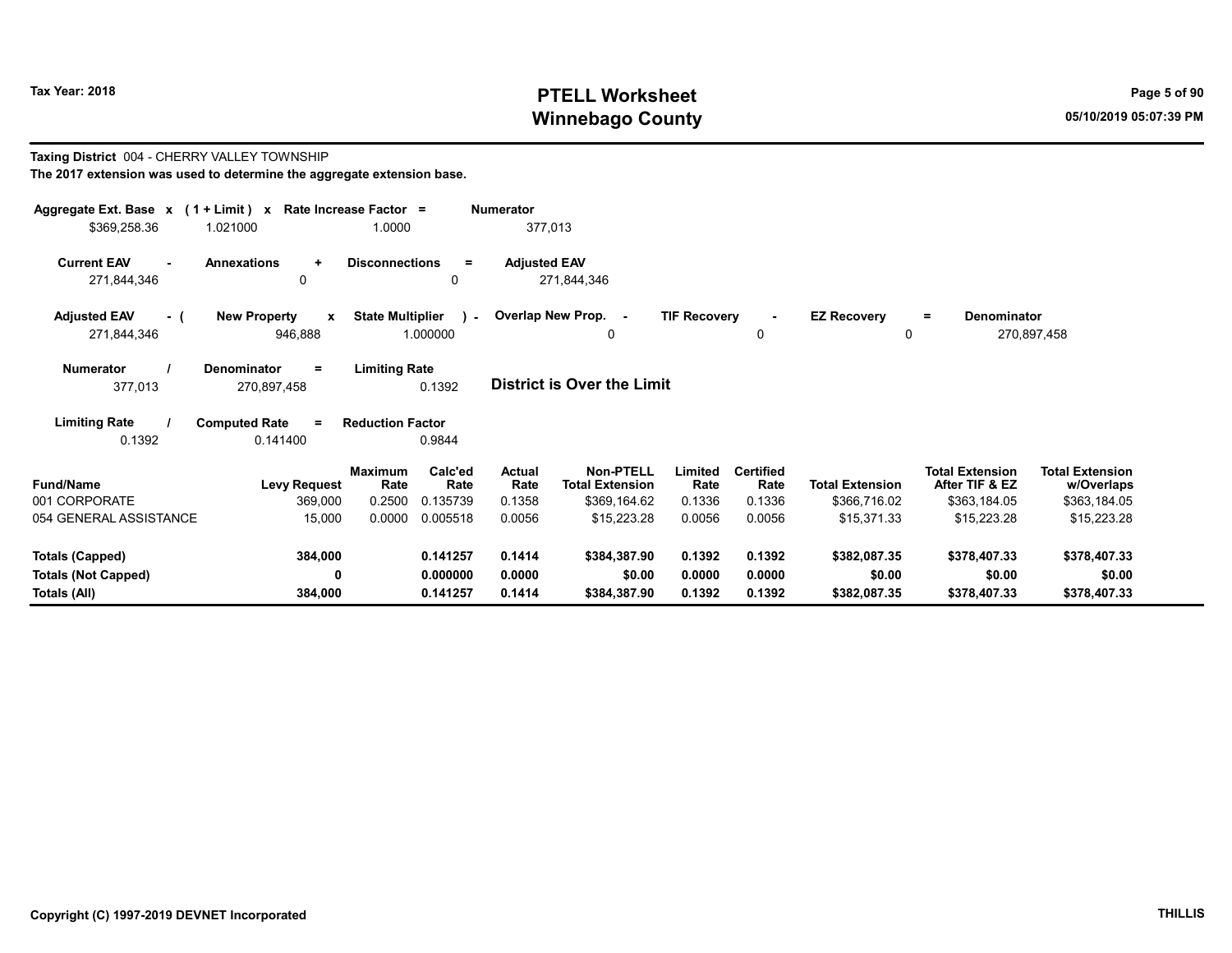**Tax Year: 2018**

# PTELL Worksheet
# Winnebago County

**Taxing District** 004 - CHERRY VALLEY TOWNSHIP
**The 2017 extension was used to determine the aggregate extension base.**

| Aggregate Ext. Base | x | (1 + Limit) | x | Rate Increase Factor | = | Numerator |
|---|---|---|---|---|---|---|
| $369,258.36 | | 1.021000 | | 1.0000 | | 377,013 |

| Current EAV | - | Annexations | + | Disconnections | = | Adjusted EAV |
|---|---|---|---|---|---|---|
| 271,844,346 | | 0 | | 0 | | 271,844,346 |

| Adjusted EAV | - ( | New Property | x | State Multiplier | ) - | Overlap New Prop. | - | TIF Recovery | - | EZ Recovery | = | Denominator |
|---|---|---|---|---|---|---|---|---|---|---|---|---|
| 271,844,346 | | 946,888 | | 1.000000 | | 0 | | 0 | | 0 | | 270,897,458 |

| Numerator | / | Denominator | = | Limiting Rate |
|---|---|---|---|---|
| 377,013 | | 270,897,458 | | 0.1392 |

**District is Over the Limit**

| Limiting Rate | / | Computed Rate | = | Reduction Factor |
|---|---|---|---|---|
| 0.1392 | | 0.141400 | | 0.9844 |

| Fund/Name | Levy Request | Maximum Rate | Calc'ed Rate | Actual Rate | Non-PTELL Total Extension | Limited Rate | Certified Rate | Total Extension | Total Extension After TIF & EZ | Total Extension w/Overlaps |
|---|---|---|---|---|---|---|---|---|---|---|
| 001 CORPORATE | 369,000 | 0.2500 | 0.135739 | 0.1358 | $369,164.62 | 0.1336 | 0.1336 | $366,716.02 | $363,184.05 | $363,184.05 |
| 054 GENERAL ASSISTANCE | 15,000 | 0.0000 | 0.005518 | 0.0056 | $15,223.28 | 0.0056 | 0.0056 | $15,371.33 | $15,223.28 | $15,223.28 |
| **Totals (Capped)** | **384,000** | | **0.141257** | **0.1414** | **$384,387.90** | **0.1392** | **0.1392** | **$382,087.35** | **$378,407.33** | **$378,407.33** |
| **Totals (Not Capped)** | **0** | | **0.000000** | **0.0000** | **$0.00** | **0.0000** | **0.0000** | **$0.00** | **$0.00** | **$0.00** |
| **Totals (All)** | **384,000** | | **0.141257** | **0.1414** | **$384,387.90** | **0.1392** | **0.1392** | **$382,087.35** | **$378,407.33** | **$378,407.33** |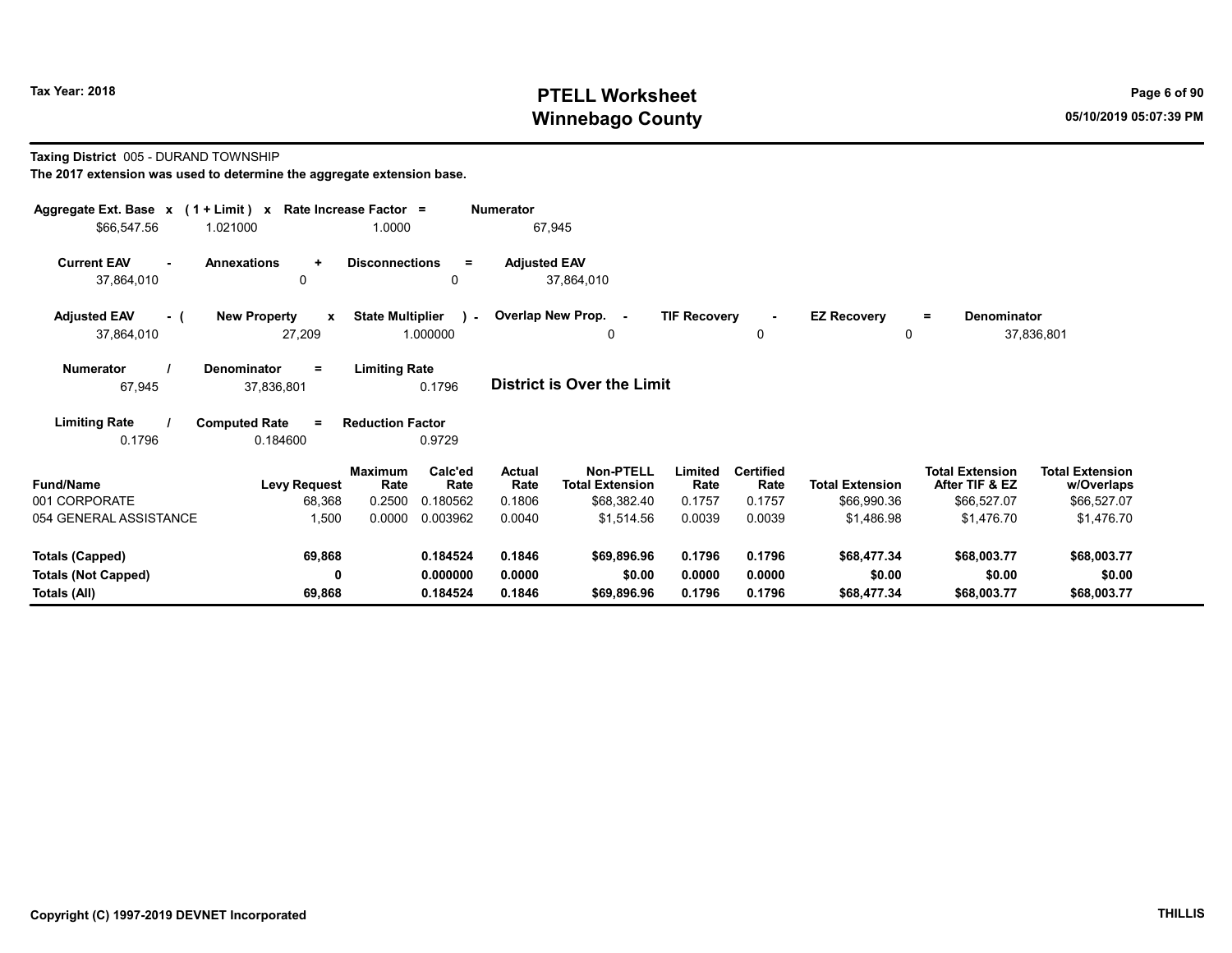# PTELL Worksheet
# Winnebago County

Tax Year: 2018

05/10/2019 05:07:39 PM

**Taxing District** 005 - DURAND TOWNSHIP

**The 2017 extension was used to determine the aggregate extension base.**

| Aggregate Ext. Base x | (1 + Limit) x | Rate Increase Factor = | Numerator |
|---|---|---|---|
| $66,547.56 | 1.021000 | 1.0000 | 67,945 |

| Current EAV - | Annexations + | Disconnections = | Adjusted EAV |
|---|---|---|---|
| 37,864,010 | 0 | 0 | 37,864,010 |

| Adjusted EAV - ( | New Property x | State Multiplier ) - | Overlap New Prop. - | TIF Recovery - | EZ Recovery = | Denominator |
|---|---|---|---|---|---|---|
| 37,864,010 | 27,209 | 1.000000 | 0 | 0 | 0 | 37,836,801 |

| Numerator / | Denominator = | Limiting Rate |
|---|---|---|
| 67,945 | 37,836,801 | 0.1796 |

**District is Over the Limit**

| Limiting Rate / | Computed Rate = | Reduction Factor |
|---|---|---|
| 0.1796 | 0.184600 | 0.9729 |

| Fund/Name | Levy Request | Maximum Rate | Calc'ed Rate | Actual Rate | Non-PTELL Total Extension | Limited Rate | Certified Rate | Total Extension | Total Extension After TIF & EZ | Total Extension w/Overlaps |
|---|---|---|---|---|---|---|---|---|---|---|
| 001 CORPORATE | 68,368 | 0.2500 | 0.180562 | 0.1806 | $68,382.40 | 0.1757 | 0.1757 | $66,990.36 | $66,527.07 | $66,527.07 |
| 054 GENERAL ASSISTANCE | 1,500 | 0.0000 | 0.003962 | 0.0040 | $1,514.56 | 0.0039 | 0.0039 | $1,486.98 | $1,476.70 | $1,476.70 |
| **Totals (Capped)** | **69,868** | | **0.184524** | **0.1846** | **$69,896.96** | **0.1796** | **0.1796** | **$68,477.34** | **$68,003.77** | **$68,003.77** |
| **Totals (Not Capped)** | **0** | | **0.000000** | **0.0000** | **$0.00** | **0.0000** | **0.0000** | **$0.00** | **$0.00** | **$0.00** |
| **Totals (All)** | **69,868** | | **0.184524** | **0.1846** | **$69,896.96** | **0.1796** | **0.1796** | **$68,477.34** | **$68,003.77** | **$68,003.77** |

Copyright (C) 1997-2019 DEVNET Incorporated

THILLIS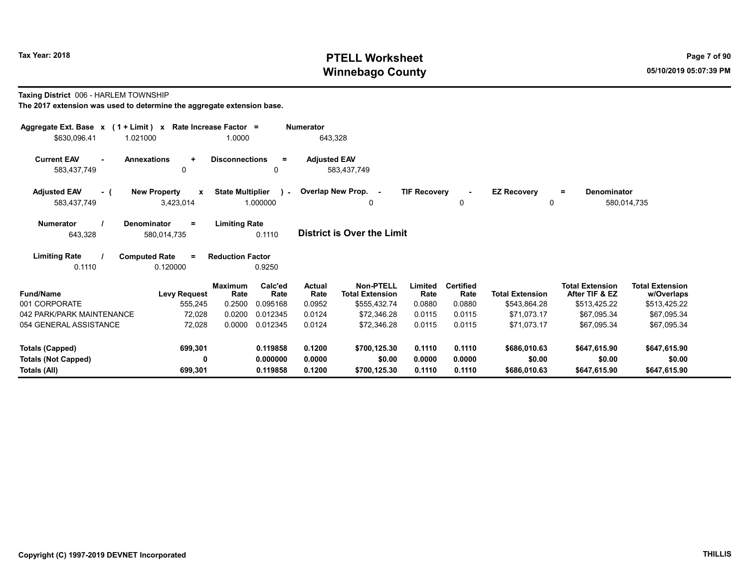# PTELL Worksheet
# Winnebago County

Tax Year: 2018

05/10/2019 05:07:39 PM

**Taxing District** 006 - HARLEM TOWNSHIP

**The 2017 extension was used to determine the aggregate extension base.**

| Aggregate Ext. Base | x | (1 + Limit) | x | Rate Increase Factor | = | Numerator |
|---|---|---|---|---|---|---|
| $630,096.41 | | 1.021000 | | 1.0000 | | 643,328 |

| Current EAV | - | Annexations | + | Disconnections | = | Adjusted EAV |
|---|---|---|---|---|---|---|
| 583,437,749 | | 0 | | 0 | | 583,437,749 |

| Adjusted EAV | - ( | New Property | x | State Multiplier | ) - | Overlap New Prop. | - | TIF Recovery | - | EZ Recovery | = | Denominator |
|---|---|---|---|---|---|---|---|---|---|---|---|---|
| 583,437,749 | | 3,423,014 | | 1.000000 | | 0 | | 0 | | 0 | | 580,014,735 |

| Numerator | / | Denominator | = | Limiting Rate |
|---|---|---|---|---|
| 643,328 | | 580,014,735 | | 0.1110 |

**District is Over the Limit**

| Limiting Rate | / | Computed Rate | = | Reduction Factor |
|---|---|---|---|---|
| 0.1110 | | 0.120000 | | 0.9250 |

| Fund/Name | Levy Request | Maximum Rate | Calc'ed Rate | Actual Rate | Non-PTELL Total Extension | Limited Rate | Certified Rate | Total Extension | Total Extension After TIF & EZ | Total Extension w/Overlaps |
|---|---|---|---|---|---|---|---|---|---|---|
| 001 CORPORATE | 555,245 | 0.2500 | 0.095168 | 0.0952 | $555,432.74 | 0.0880 | 0.0880 | $543,864.28 | $513,425.22 | $513,425.22 |
| 042 PARK/PARK MAINTENANCE | 72,028 | 0.0200 | 0.012345 | 0.0124 | $72,346.28 | 0.0115 | 0.0115 | $71,073.17 | $67,095.34 | $67,095.34 |
| 054 GENERAL ASSISTANCE | 72,028 | 0.0000 | 0.012345 | 0.0124 | $72,346.28 | 0.0115 | 0.0115 | $71,073.17 | $67,095.34 | $67,095.34 |
| **Totals (Capped)** | **699,301** | | **0.119858** | **0.1200** | **$700,125.30** | **0.1110** | **0.1110** | **$686,010.63** | **$647,615.90** | **$647,615.90** |
| **Totals (Not Capped)** | **0** | | **0.000000** | **0.0000** | **$0.00** | **0.0000** | **0.0000** | **$0.00** | **$0.00** | **$0.00** |
| **Totals (All)** | **699,301** | | **0.119858** | **0.1200** | **$700,125.30** | **0.1110** | **0.1110** | **$686,010.63** | **$647,615.90** | **$647,615.90** |

Copyright (C) 1997-2019 DEVNET Incorporated

THILLIS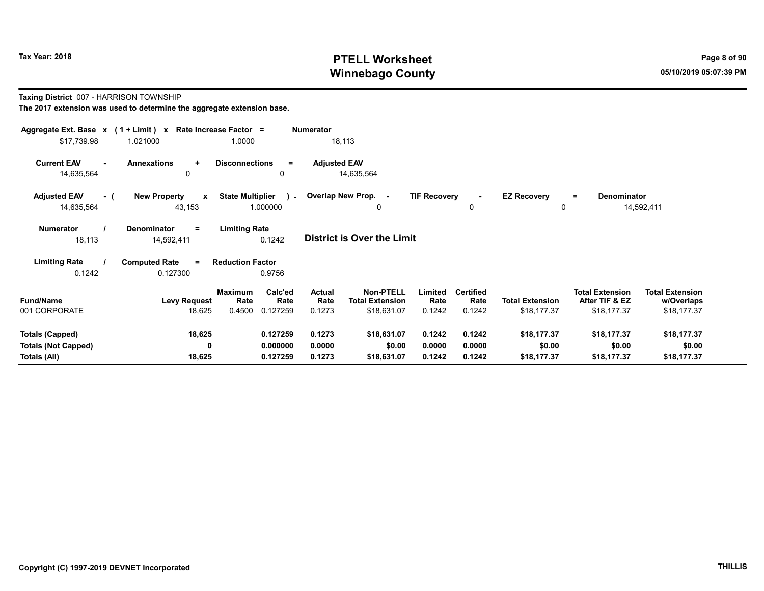**Taxing District** 007 - HARRISON TOWNSHIP

**The 2017 extension was used to determine the aggregate extension base.**

| Aggregate Ext. Base | x | (1 + Limit) | x | Rate Increase Factor | = | Numerator |
|---|---|---|---|---|---|---|
| $17,739.98 | | 1.021000 | | 1.0000 | | 18,113 |

| Current EAV | - | Annexations | + | Disconnections | = | Adjusted EAV |
|---|---|---|---|---|---|---|
| 14,635,564 | | 0 | | 0 | | 14,635,564 |

| Adjusted EAV | - ( | New Property | x | State Multiplier | ) - | Overlap New Prop. | - | TIF Recovery | - | EZ Recovery | = | Denominator |
|---|---|---|---|---|---|---|---|---|---|---|---|---|
| 14,635,564 | | 43,153 | | 1.000000 | | 0 | | 0 | | 0 | | 14,592,411 |

| Numerator | / | Denominator | = | Limiting Rate |
|---|---|---|---|---|
| 18,113 | | 14,592,411 | | 0.1242 |

**District is Over the Limit**

| Limiting Rate | / | Computed Rate | = | Reduction Factor |
|---|---|---|---|---|
| 0.1242 | | 0.127300 | | 0.9756 |

| Fund/Name | Levy Request | Maximum Rate | Calc'ed Rate | Actual Rate | Non-PTELL Total Extension | Limited Rate | Certified Rate | Total Extension | Total Extension After TIF & EZ | Total Extension w/Overlaps |
|---|---|---|---|---|---|---|---|---|---|---|
| 001 CORPORATE | 18,625 | 0.4500 | 0.127259 | 0.1273 | $18,631.07 | 0.1242 | 0.1242 | $18,177.37 | $18,177.37 | $18,177.37 |
| **Totals (Capped)** | **18,625** | | **0.127259** | **0.1273** | **$18,631.07** | **0.1242** | **0.1242** | **$18,177.37** | **$18,177.37** | **$18,177.37** |
| **Totals (Not Capped)** | **0** | | **0.000000** | **0.0000** | **$0.00** | **0.0000** | **0.0000** | **$0.00** | **$0.00** | **$0.00** |
| **Totals (All)** | **18,625** | | **0.127259** | **0.1273** | **$18,631.07** | **0.1242** | **0.1242** | **$18,177.37** | **$18,177.37** | **$18,177.37** |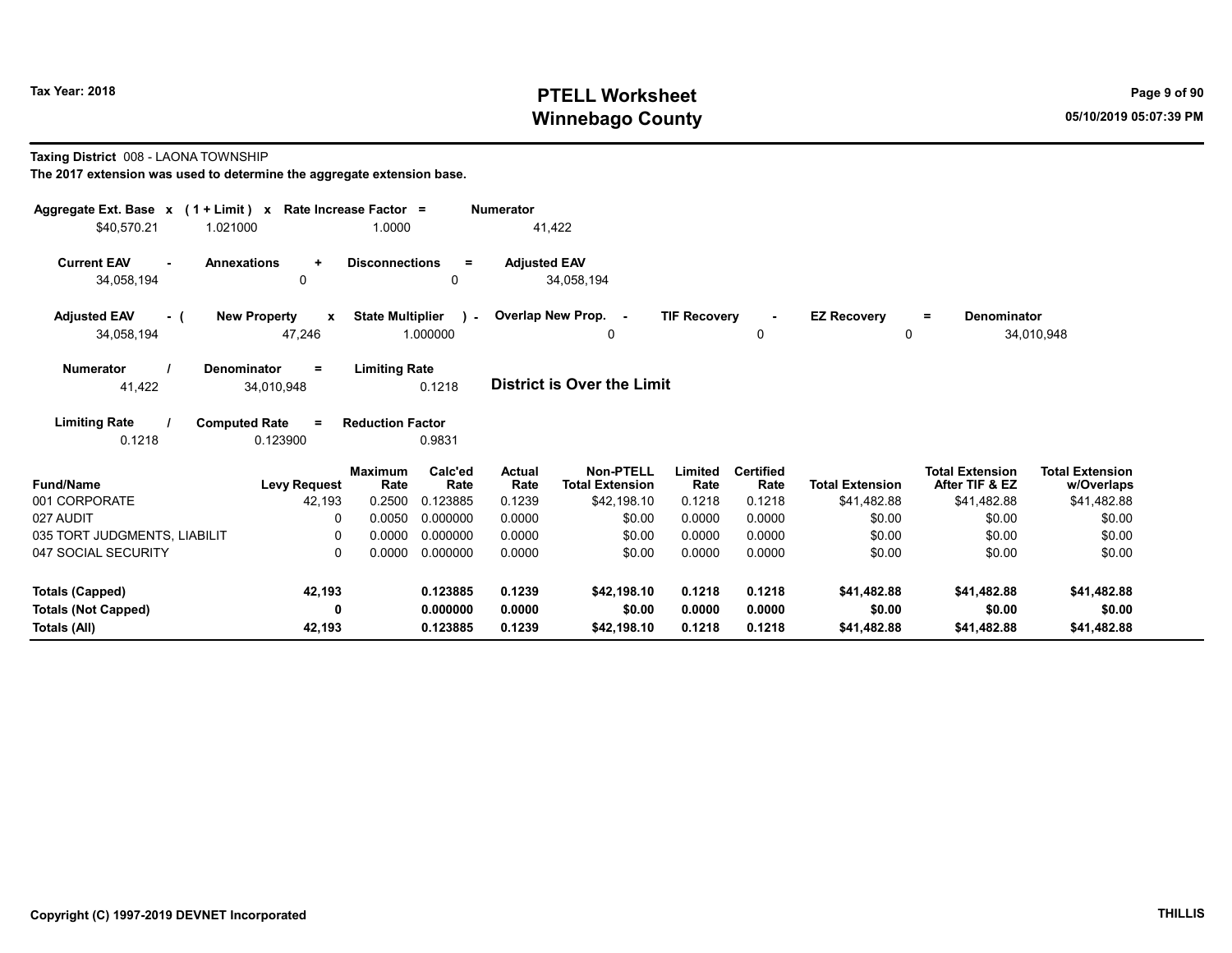# PTELL Worksheet
# Winnebago County

Tax Year: 2018

05/10/2019 05:07:39 PM

**Taxing District** 008 - LAONA TOWNSHIP

**The 2017 extension was used to determine the aggregate extension base.**

| Aggregate Ext. Base | x | (1 + Limit) | x | Rate Increase Factor | = | Numerator |
|---|---|---|---|---|---|---|
| $40,570.21 | | 1.021000 | | 1.0000 | | 41,422 |

| Current EAV | - | Annexations | + | Disconnections | = | Adjusted EAV |
|---|---|---|---|---|---|---|
| 34,058,194 | | 0 | | 0 | | 34,058,194 |

| Adjusted EAV | - ( | New Property | x | State Multiplier | ) - | Overlap New Prop. | - | TIF Recovery | - | EZ Recovery | = | Denominator |
|---|---|---|---|---|---|---|---|---|---|---|---|---|
| 34,058,194 | | 47,246 | | 1.000000 | | 0 | | 0 | | 0 | | 34,010,948 |

| Numerator | / | Denominator | = | Limiting Rate |
|---|---|---|---|---|
| 41,422 | | 34,010,948 | | 0.1218 |

**District is Over the Limit**

| Limiting Rate | / | Computed Rate | = | Reduction Factor |
|---|---|---|---|---|
| 0.1218 | | 0.123900 | | 0.9831 |

| Fund/Name | Levy Request | Maximum Rate | Calc'ed Rate | Actual Rate | Non-PTELL Total Extension | Limited Rate | Certified Rate | Total Extension | Total Extension After TIF & EZ | Total Extension w/Overlaps |
|---|---|---|---|---|---|---|---|---|---|---|
| 001 CORPORATE | 42,193 | 0.2500 | 0.123885 | 0.1239 | $42,198.10 | 0.1218 | 0.1218 | $41,482.88 | $41,482.88 | $41,482.88 |
| 027 AUDIT | 0 | 0.0050 | 0.000000 | 0.0000 | $0.00 | 0.0000 | 0.0000 | $0.00 | $0.00 | $0.00 |
| 035 TORT JUDGMENTS, LIABILIT | 0 | 0.0000 | 0.000000 | 0.0000 | $0.00 | 0.0000 | 0.0000 | $0.00 | $0.00 | $0.00 |
| 047 SOCIAL SECURITY | 0 | 0.0000 | 0.000000 | 0.0000 | $0.00 | 0.0000 | 0.0000 | $0.00 | $0.00 | $0.00 |
| **Totals (Capped)** | **42,193** | | **0.123885** | **0.1239** | **$42,198.10** | **0.1218** | **0.1218** | **$41,482.88** | **$41,482.88** | **$41,482.88** |
| **Totals (Not Capped)** | **0** | | **0.000000** | **0.0000** | **$0.00** | **0.0000** | **0.0000** | **$0.00** | **$0.00** | **$0.00** |
| **Totals (All)** | **42,193** | | **0.123885** | **0.1239** | **$42,198.10** | **0.1218** | **0.1218** | **$41,482.88** | **$41,482.88** | **$41,482.88** |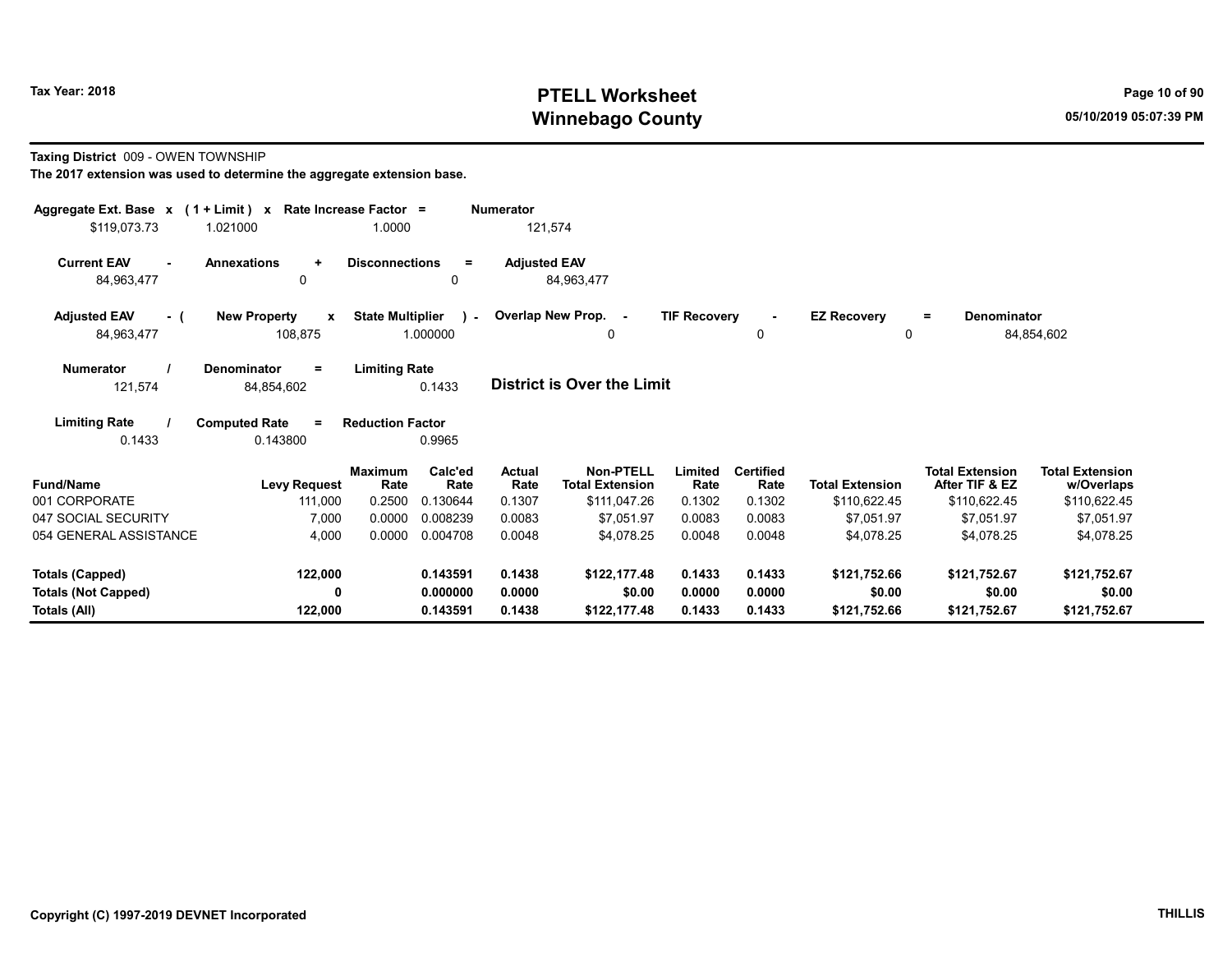**Tax Year: 2018**

# PTELL Worksheet
# Winnebago County

**Taxing District** 009 - OWEN TOWNSHIP
**The 2017 extension was used to determine the aggregate extension base.**

| Aggregate Ext. Base | x | (1 + Limit) | x | Rate Increase Factor | = | Numerator |
|---|---|---|---|---|---|---|
| $119,073.73 | | 1.021000 | | 1.0000 | | 121,574 |

| Current EAV | - | Annexations | + | Disconnections | = | Adjusted EAV |
|---|---|---|---|---|---|---|
| 84,963,477 | | 0 | | 0 | | 84,963,477 |

| Adjusted EAV | - ( | New Property | x | State Multiplier | ) - | Overlap New Prop. | - | TIF Recovery | - | EZ Recovery | = | Denominator |
|---|---|---|---|---|---|---|---|---|---|---|---|---|
| 84,963,477 | | 108,875 | | 1.000000 | | 0 | | 0 | | 0 | | 84,854,602 |

| Numerator | / | Denominator | = | Limiting Rate |
|---|---|---|---|---|
| 121,574 | | 84,854,602 | | 0.1433 |

**District is Over the Limit**

| Limiting Rate | / | Computed Rate | = | Reduction Factor |
|---|---|---|---|---|
| 0.1433 | | 0.143800 | | 0.9965 |

| Fund/Name | Levy Request | Maximum Rate | Calc'ed Rate | Actual Rate | Non-PTELL Total Extension | Limited Rate | Certified Rate | Total Extension | Total Extension After TIF & EZ | Total Extension w/Overlaps |
|---|---|---|---|---|---|---|---|---|---|---|
| 001 CORPORATE | 111,000 | 0.2500 | 0.130644 | 0.1307 | $111,047.26 | 0.1302 | 0.1302 | $110,622.45 | $110,622.45 | $110,622.45 |
| 047 SOCIAL SECURITY | 7,000 | 0.0000 | 0.008239 | 0.0083 | $7,051.97 | 0.0083 | 0.0083 | $7,051.97 | $7,051.97 | $7,051.97 |
| 054 GENERAL ASSISTANCE | 4,000 | 0.0000 | 0.004708 | 0.0048 | $4,078.25 | 0.0048 | 0.0048 | $4,078.25 | $4,078.25 | $4,078.25 |
| **Totals (Capped)** | **122,000** | | **0.143591** | **0.1438** | **$122,177.48** | **0.1433** | **0.1433** | **$121,752.66** | **$121,752.67** | **$121,752.67** |
| **Totals (Not Capped)** | **0** | | **0.000000** | **0.0000** | **$0.00** | **0.0000** | **0.0000** | **$0.00** | **$0.00** | **$0.00** |
| **Totals (All)** | **122,000** | | **0.143591** | **0.1438** | **$122,177.48** | **0.1433** | **0.1433** | **$121,752.66** | **$121,752.67** | **$121,752.67** |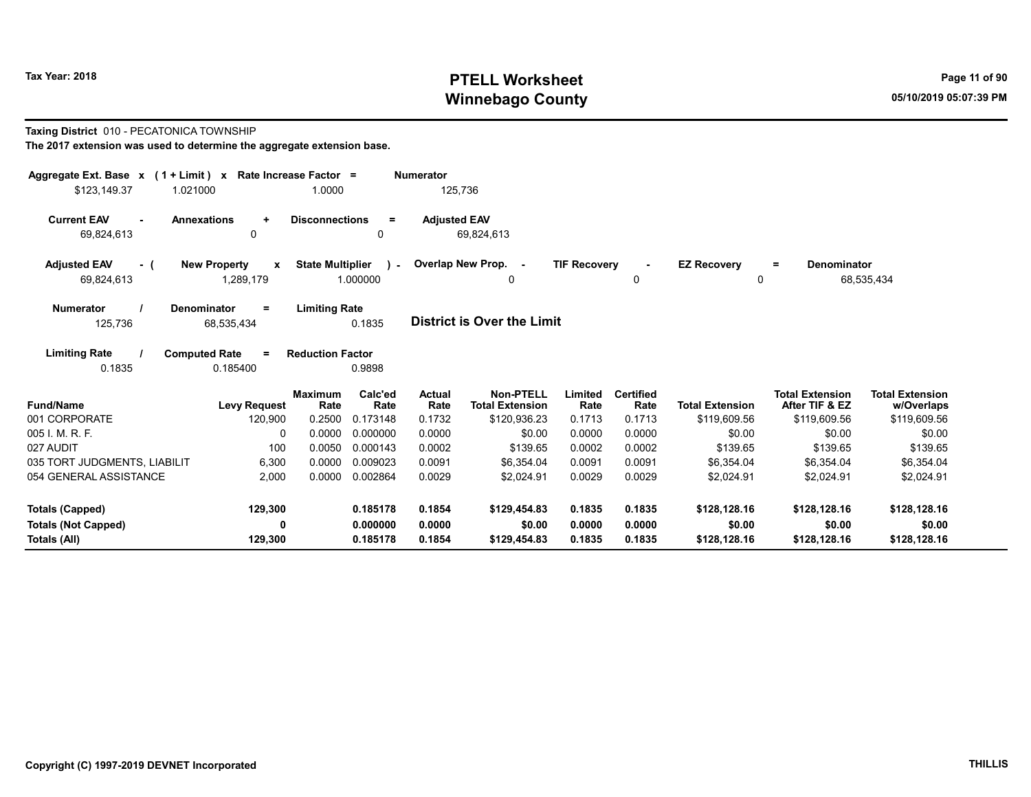# PTELL Worksheet
# Winnebago County

Tax Year: 2018

05/10/2019 05:07:39 PM

**Taxing District** 010 - PECATONICA TOWNSHIP

**The 2017 extension was used to determine the aggregate extension base.**

| Aggregate Ext. Base | x | (1 + Limit) | x | Rate Increase Factor | = | Numerator |
|---|---|---|---|---|---|---|
| $123,149.37 | | 1.021000 | | 1.0000 | | 125,736 |

| Current EAV | - | Annexations | + | Disconnections | = | Adjusted EAV |
|---|---|---|---|---|---|---|
| 69,824,613 | | 0 | | 0 | | 69,824,613 |

| Adjusted EAV | - ( | New Property | x | State Multiplier | ) - | Overlap New Prop. | - | TIF Recovery | - | EZ Recovery | = | Denominator |
|---|---|---|---|---|---|---|---|---|---|---|---|---|
| 69,824,613 | | 1,289,179 | | 1.000000 | | 0 | | 0 | | 0 | | 68,535,434 |

| Numerator | / | Denominator | = | Limiting Rate |
|---|---|---|---|---|
| 125,736 | | 68,535,434 | | 0.1835 |

**District is Over the Limit**

| Limiting Rate | / | Computed Rate | = | Reduction Factor |
|---|---|---|---|---|
| 0.1835 | | 0.185400 | | 0.9898 |

| Fund/Name | Levy Request | Maximum Rate | Calc'ed Rate | Actual Rate | Non-PTELL Total Extension | Limited Rate | Certified Rate | Total Extension | Total Extension After TIF & EZ | Total Extension w/Overlaps |
|---|---|---|---|---|---|---|---|---|---|---|
| 001 CORPORATE | 120,900 | 0.2500 | 0.173148 | 0.1732 | $120,936.23 | 0.1713 | 0.1713 | $119,609.56 | $119,609.56 | $119,609.56 |
| 005 I. M. R. F. | 0 | 0.0000 | 0.000000 | 0.0000 | $0.00 | 0.0000 | 0.0000 | $0.00 | $0.00 | $0.00 |
| 027 AUDIT | 100 | 0.0050 | 0.000143 | 0.0002 | $139.65 | 0.0002 | 0.0002 | $139.65 | $139.65 | $139.65 |
| 035 TORT JUDGMENTS, LIABILIT | 6,300 | 0.0000 | 0.009023 | 0.0091 | $6,354.04 | 0.0091 | 0.0091 | $6,354.04 | $6,354.04 | $6,354.04 |
| 054 GENERAL ASSISTANCE | 2,000 | 0.0000 | 0.002864 | 0.0029 | $2,024.91 | 0.0029 | 0.0029 | $2,024.91 | $2,024.91 | $2,024.91 |
| **Totals (Capped)** | **129,300** | | **0.185178** | **0.1854** | **$129,454.83** | **0.1835** | **0.1835** | **$128,128.16** | **$128,128.16** | **$128,128.16** |
| **Totals (Not Capped)** | **0** | | **0.000000** | **0.0000** | **$0.00** | **0.0000** | **0.0000** | **$0.00** | **$0.00** | **$0.00** |
| **Totals (All)** | **129,300** | | **0.185178** | **0.1854** | **$129,454.83** | **0.1835** | **0.1835** | **$128,128.16** | **$128,128.16** | **$128,128.16** |

Copyright (C) 1997-2019 DEVNET Incorporated

THILLIS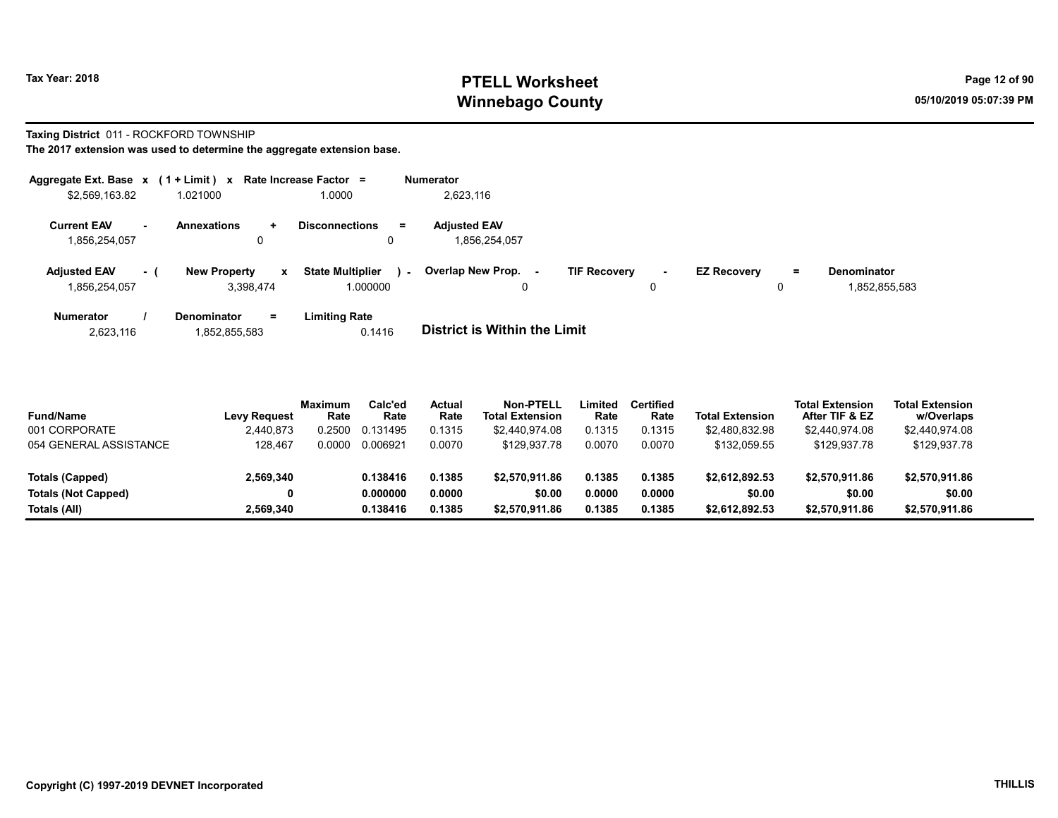Tax Year: 2018

# PTELL Worksheet
# Winnebago County

**Taxing District** 011 - ROCKFORD TOWNSHIP
**The 2017 extension was used to determine the aggregate extension base.**

| Aggregate Ext. Base | x | (1 + Limit) | x | Rate Increase Factor | = | Numerator |
|---|---|---|---|---|---|---|
| $2,569,163.82 | | 1.021000 | | 1.0000 | | 2,623,116 |

| Current EAV | - | Annexations | + | Disconnections | = | Adjusted EAV |
|---|---|---|---|---|---|---|
| 1,856,254,057 | | 0 | | 0 | | 1,856,254,057 |

| Adjusted EAV | - ( | New Property | x | State Multiplier | ) - | Overlap New Prop. | - | TIF Recovery | - | EZ Recovery | = | Denominator |
|---|---|---|---|---|---|---|---|---|---|---|---|---|
| 1,856,254,057 | | 3,398,474 | | 1.000000 | | 0 | | 0 | | 0 | | 1,852,855,583 |

| Numerator | / | Denominator | = | Limiting Rate |
|---|---|---|---|---|
| 2,623,116 | | 1,852,855,583 | | 0.1416 |

**District is Within the Limit**

| Fund/Name | Levy Request | Maximum Rate | Calc'ed Rate | Actual Rate | Non-PTELL Total Extension | Limited Rate | Certified Rate | Total Extension | Total Extension After TIF & EZ | Total Extension w/Overlaps |
|---|---|---|---|---|---|---|---|---|---|---|
| 001 CORPORATE | 2,440,873 | 0.2500 | 0.131495 | 0.1315 | $2,440,974.08 | 0.1315 | 0.1315 | $2,480,832.98 | $2,440,974.08 | $2,440,974.08 |
| 054 GENERAL ASSISTANCE | 128,467 | 0.0000 | 0.006921 | 0.0070 | $129,937.78 | 0.0070 | 0.0070 | $132,059.55 | $129,937.78 | $129,937.78 |
| **Totals (Capped)** | **2,569,340** | | **0.138416** | **0.1385** | **$2,570,911.86** | **0.1385** | **0.1385** | **$2,612,892.53** | **$2,570,911.86** | **$2,570,911.86** |
| **Totals (Not Capped)** | **0** | | **0.000000** | **0.0000** | **$0.00** | **0.0000** | **0.0000** | **$0.00** | **$0.00** | **$0.00** |
| **Totals (All)** | **2,569,340** | | **0.138416** | **0.1385** | **$2,570,911.86** | **0.1385** | **0.1385** | **$2,612,892.53** | **$2,570,911.86** | **$2,570,911.86** |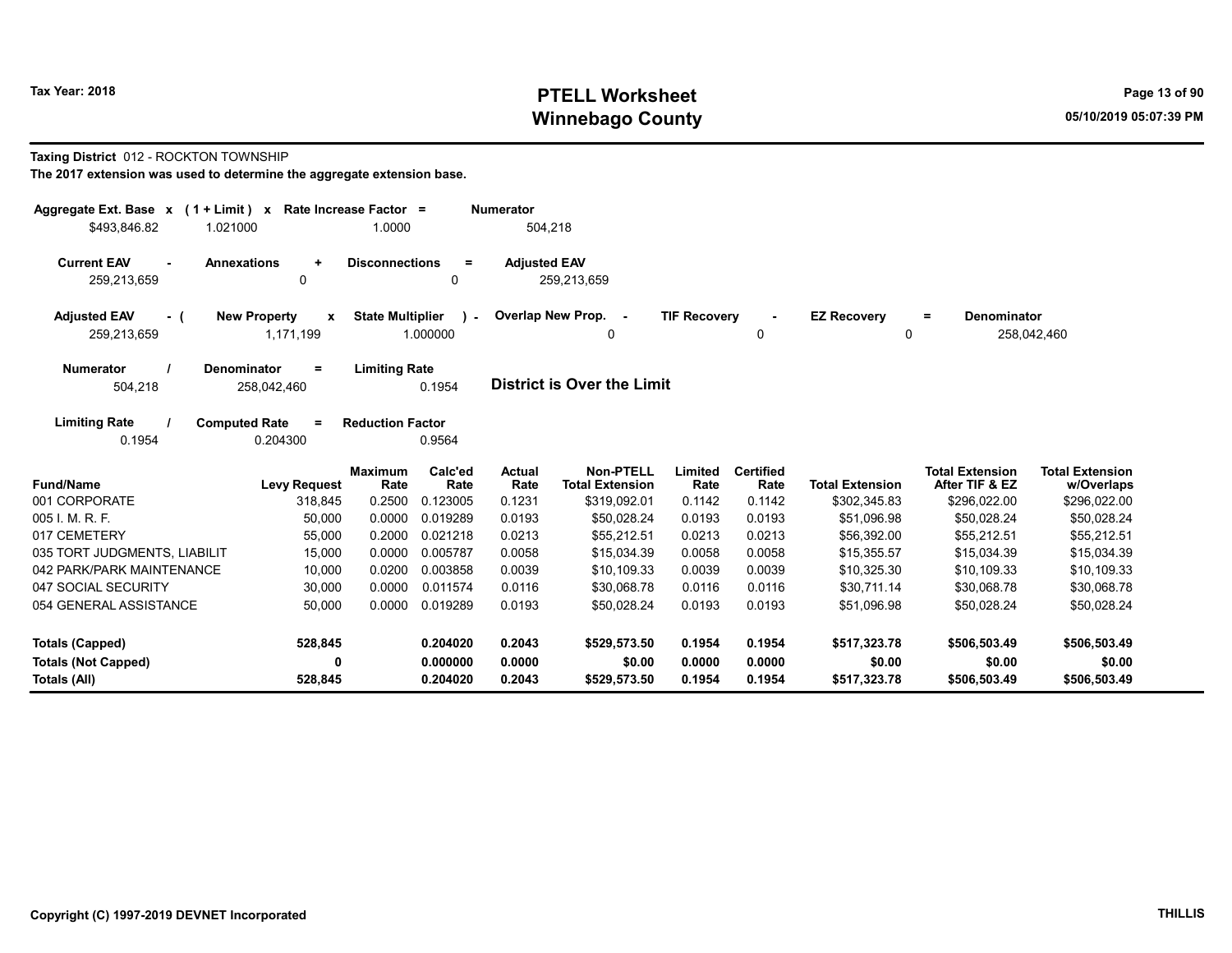Tax Year: 2018

# PTELL Worksheet
# Winnebago County

05/10/2019 05:07:39 PM

**Taxing District** 012 - ROCKTON TOWNSHIP

**The 2017 extension was used to determine the aggregate extension base.**

| Aggregate Ext. Base | x | (1 + Limit) | x | Rate Increase Factor | = | Numerator |
|---|---|---|---|---|---|---|
| $493,846.82 | | 1.021000 | | 1.0000 | | 504,218 |

| Current EAV | - | Annexations | + | Disconnections | = | Adjusted EAV |
|---|---|---|---|---|---|---|
| 259,213,659 | | 0 | | 0 | | 259,213,659 |

| Adjusted EAV | - ( | New Property | x | State Multiplier | ) - | Overlap New Prop. | - | TIF Recovery | - | EZ Recovery | = | Denominator |
|---|---|---|---|---|---|---|---|---|---|---|---|---|
| 259,213,659 | | 1,171,199 | | 1.000000 | | 0 | | 0 | | 0 | | 258,042,460 |

| Numerator | / | Denominator | = | Limiting Rate |
|---|---|---|---|---|
| 504,218 | | 258,042,460 | | 0.1954 |

**District is Over the Limit**

| Limiting Rate | / | Computed Rate | = | Reduction Factor |
|---|---|---|---|---|
| 0.1954 | | 0.204300 | | 0.9564 |

| Fund/Name | Levy Request | Maximum Rate | Calc'ed Rate | Actual Rate | Non-PTELL Total Extension | Limited Rate | Certified Rate | Total Extension | Total Extension After TIF & EZ | Total Extension w/Overlaps |
|---|---|---|---|---|---|---|---|---|---|---|
| 001 CORPORATE | 318,845 | 0.2500 | 0.123005 | 0.1231 | $319,092.01 | 0.1142 | 0.1142 | $302,345.83 | $296,022.00 | $296,022.00 |
| 005 I. M. R. F. | 50,000 | 0.0000 | 0.019289 | 0.0193 | $50,028.24 | 0.0193 | 0.0193 | $51,096.98 | $50,028.24 | $50,028.24 |
| 017 CEMETERY | 55,000 | 0.2000 | 0.021218 | 0.0213 | $55,212.51 | 0.0213 | 0.0213 | $56,392.00 | $55,212.51 | $55,212.51 |
| 035 TORT JUDGMENTS, LIABILIT | 15,000 | 0.0000 | 0.005787 | 0.0058 | $15,034.39 | 0.0058 | 0.0058 | $15,355.57 | $15,034.39 | $15,034.39 |
| 042 PARK/PARK MAINTENANCE | 10,000 | 0.0200 | 0.003858 | 0.0039 | $10,109.33 | 0.0039 | 0.0039 | $10,325.30 | $10,109.33 | $10,109.33 |
| 047 SOCIAL SECURITY | 30,000 | 0.0000 | 0.011574 | 0.0116 | $30,068.78 | 0.0116 | 0.0116 | $30,711.14 | $30,068.78 | $30,068.78 |
| 054 GENERAL ASSISTANCE | 50,000 | 0.0000 | 0.019289 | 0.0193 | $50,028.24 | 0.0193 | 0.0193 | $51,096.98 | $50,028.24 | $50,028.24 |
| **Totals (Capped)** | **528,845** | | **0.204020** | **0.2043** | **$529,573.50** | **0.1954** | **0.1954** | **$517,323.78** | **$506,503.49** | **$506,503.49** |
| **Totals (Not Capped)** | **0** | | **0.000000** | **0.0000** | **$0.00** | **0.0000** | **0.0000** | **$0.00** | **$0.00** | **$0.00** |
| **Totals (All)** | **528,845** | | **0.204020** | **0.2043** | **$529,573.50** | **0.1954** | **0.1954** | **$517,323.78** | **$506,503.49** | **$506,503.49** |

Copyright (C) 1997-2019 DEVNET Incorporated

THILLIS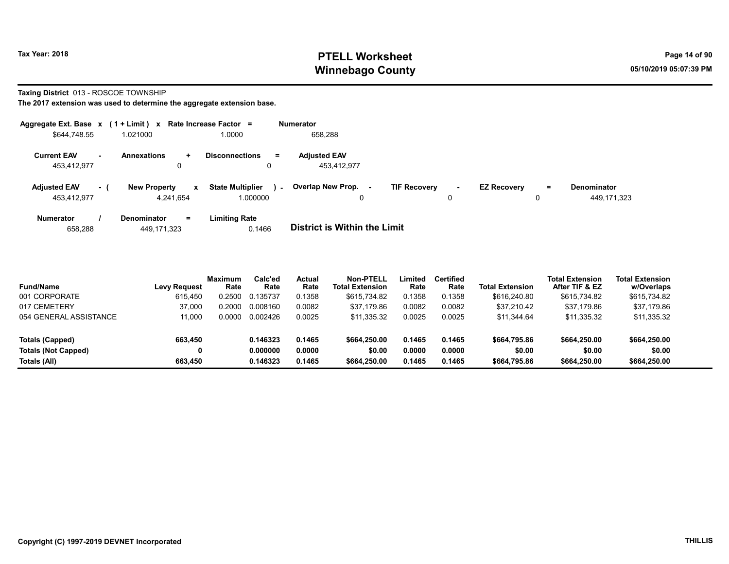# PTELL Worksheet
# Winnebago County

Tax Year: 2018

05/10/2019 05:07:39 PM

**Taxing District** 013 - ROSCOE TOWNSHIP

**The 2017 extension was used to determine the aggregate extension base.**

| Aggregate Ext. Base | x | ( 1 + Limit ) | x | Rate Increase Factor | = | Numerator |
|---|---|---|---|---|---|---|
| $644,748.55 | | 1.021000 | | 1.0000 | | 658,288 |

| Current EAV | - | Annexations | + | Disconnections | = | Adjusted EAV |
|---|---|---|---|---|---|---|
| 453,412,977 | | 0 | | 0 | | 453,412,977 |

| Adjusted EAV | - ( | New Property | x | State Multiplier | ) - | Overlap New Prop. | - | TIF Recovery | - | EZ Recovery | = | Denominator |
|---|---|---|---|---|---|---|---|---|---|---|---|---|
| 453,412,977 | | 4,241,654 | | 1.000000 | | 0 | | 0 | | 0 | | 449,171,323 |

| Numerator | / | Denominator | = | Limiting Rate |
|---|---|---|---|---|
| 658,288 | | 449,171,323 | | 0.1466 |

**District is Within the Limit**

| Fund/Name | Levy Request | Maximum Rate | Calc'ed Rate | Actual Rate | Non-PTELL Total Extension | Limited Rate | Certified Rate | Total Extension | Total Extension After TIF & EZ | Total Extension w/Overlaps |
|---|---|---|---|---|---|---|---|---|---|---|
| 001 CORPORATE | 615,450 | 0.2500 | 0.135737 | 0.1358 | $615,734.82 | 0.1358 | 0.1358 | $616,240.80 | $615,734.82 | $615,734.82 |
| 017 CEMETERY | 37,000 | 0.2000 | 0.008160 | 0.0082 | $37,179.86 | 0.0082 | 0.0082 | $37,210.42 | $37,179.86 | $37,179.86 |
| 054 GENERAL ASSISTANCE | 11,000 | 0.0000 | 0.002426 | 0.0025 | $11,335.32 | 0.0025 | 0.0025 | $11,344.64 | $11,335.32 | $11,335.32 |
| **Totals (Capped)** | **663,450** | | **0.146323** | **0.1465** | **$664,250.00** | **0.1465** | **0.1465** | **$664,795.86** | **$664,250.00** | **$664,250.00** |
| **Totals (Not Capped)** | **0** | | **0.000000** | **0.0000** | **$0.00** | **0.0000** | **0.0000** | **$0.00** | **$0.00** | **$0.00** |
| **Totals (All)** | **663,450** | | **0.146323** | **0.1465** | **$664,250.00** | **0.1465** | **0.1465** | **$664,795.86** | **$664,250.00** | **$664,250.00** |

Copyright (C) 1997-2019 DEVNET Incorporated

THILLIS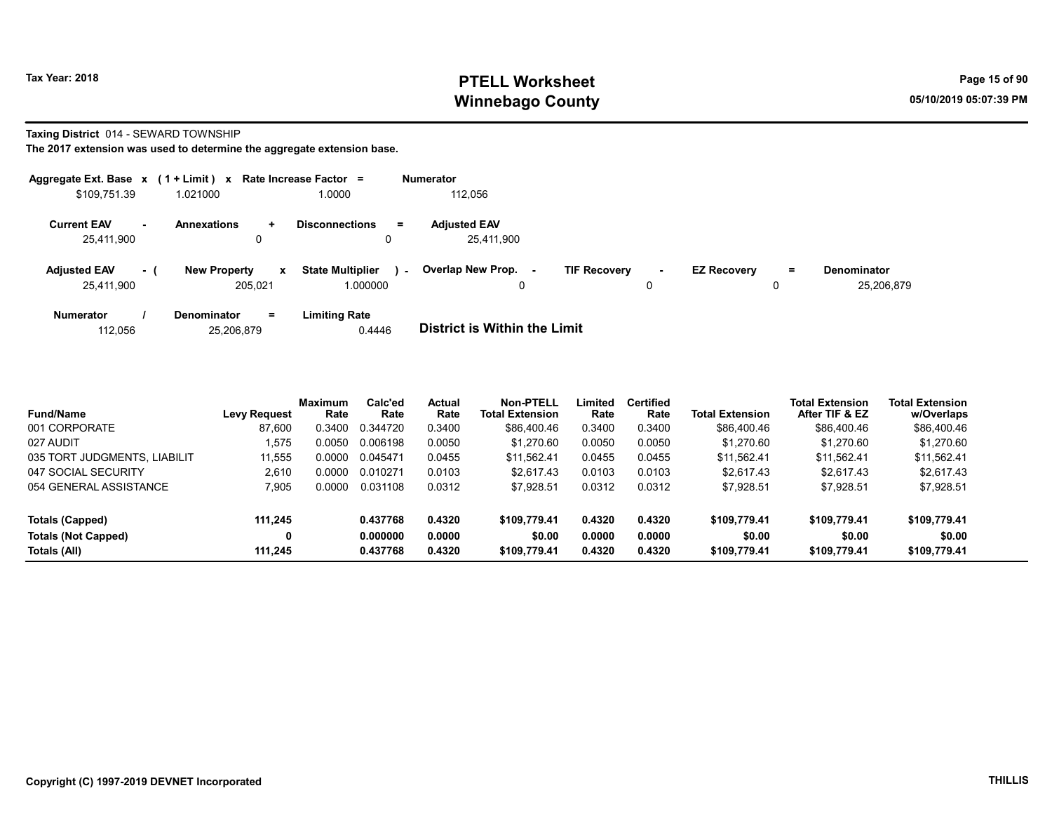# PTELL Worksheet
# Winnebago County

Tax Year: 2018

05/10/2019 05:07:39 PM

**Taxing District** 014 - SEWARD TOWNSHIP

**The 2017 extension was used to determine the aggregate extension base.**

| Aggregate Ext. Base x | ( 1 + Limit ) x | Rate Increase Factor = | Numerator |
|---|---|---|---|
| \$109,751.39 | 1.021000 | 1.0000 | 112,056 |

| Current EAV - | Annexations + | Disconnections = | Adjusted EAV |
|---|---|---|---|
| 25,411,900 | 0 | 0 | 25,411,900 |

| Adjusted EAV - ( | New Property x | State Multiplier ) - | Overlap New Prop. - | TIF Recovery - | EZ Recovery = | Denominator |
|---|---|---|---|---|---|---|
| 25,411,900 | 205,021 | 1.000000 | 0 | 0 | 0 | 25,206,879 |

| Numerator / | Denominator = | Limiting Rate |
|---|---|---|
| 112,056 | 25,206,879 | 0.4446 |

**District is Within the Limit**

| Fund/Name | Levy Request | Maximum Rate | Calc'ed Rate | Actual Rate | Non-PTELL Total Extension | Limited Rate | Certified Rate | Total Extension | Total Extension After TIF & EZ | Total Extension w/Overlaps |
|---|---|---|---|---|---|---|---|---|---|---|
| 001 CORPORATE | 87,600 | 0.3400 | 0.344720 | 0.3400 | \$86,400.46 | 0.3400 | 0.3400 | \$86,400.46 | \$86,400.46 | \$86,400.46 |
| 027 AUDIT | 1,575 | 0.0050 | 0.006198 | 0.0050 | \$1,270.60 | 0.0050 | 0.0050 | \$1,270.60 | \$1,270.60 | \$1,270.60 |
| 035 TORT JUDGMENTS, LIABILIT | 11,555 | 0.0000 | 0.045471 | 0.0455 | \$11,562.41 | 0.0455 | 0.0455 | \$11,562.41 | \$11,562.41 | \$11,562.41 |
| 047 SOCIAL SECURITY | 2,610 | 0.0000 | 0.010271 | 0.0103 | \$2,617.43 | 0.0103 | 0.0103 | \$2,617.43 | \$2,617.43 | \$2,617.43 |
| 054 GENERAL ASSISTANCE | 7,905 | 0.0000 | 0.031108 | 0.0312 | \$7,928.51 | 0.0312 | 0.0312 | \$7,928.51 | \$7,928.51 | \$7,928.51 |
| **Totals (Capped)** | **111,245** | | **0.437768** | **0.4320** | **\$109,779.41** | **0.4320** | **0.4320** | **\$109,779.41** | **\$109,779.41** | **\$109,779.41** |
| **Totals (Not Capped)** | **0** | | **0.000000** | **0.0000** | **\$0.00** | **0.0000** | **0.0000** | **\$0.00** | **\$0.00** | **\$0.00** |
| **Totals (All)** | **111,245** | | **0.437768** | **0.4320** | **\$109,779.41** | **0.4320** | **0.4320** | **\$109,779.41** | **\$109,779.41** | **\$109,779.41** |

**Copyright (C) 1997-2019 DEVNET Incorporated** THILLIS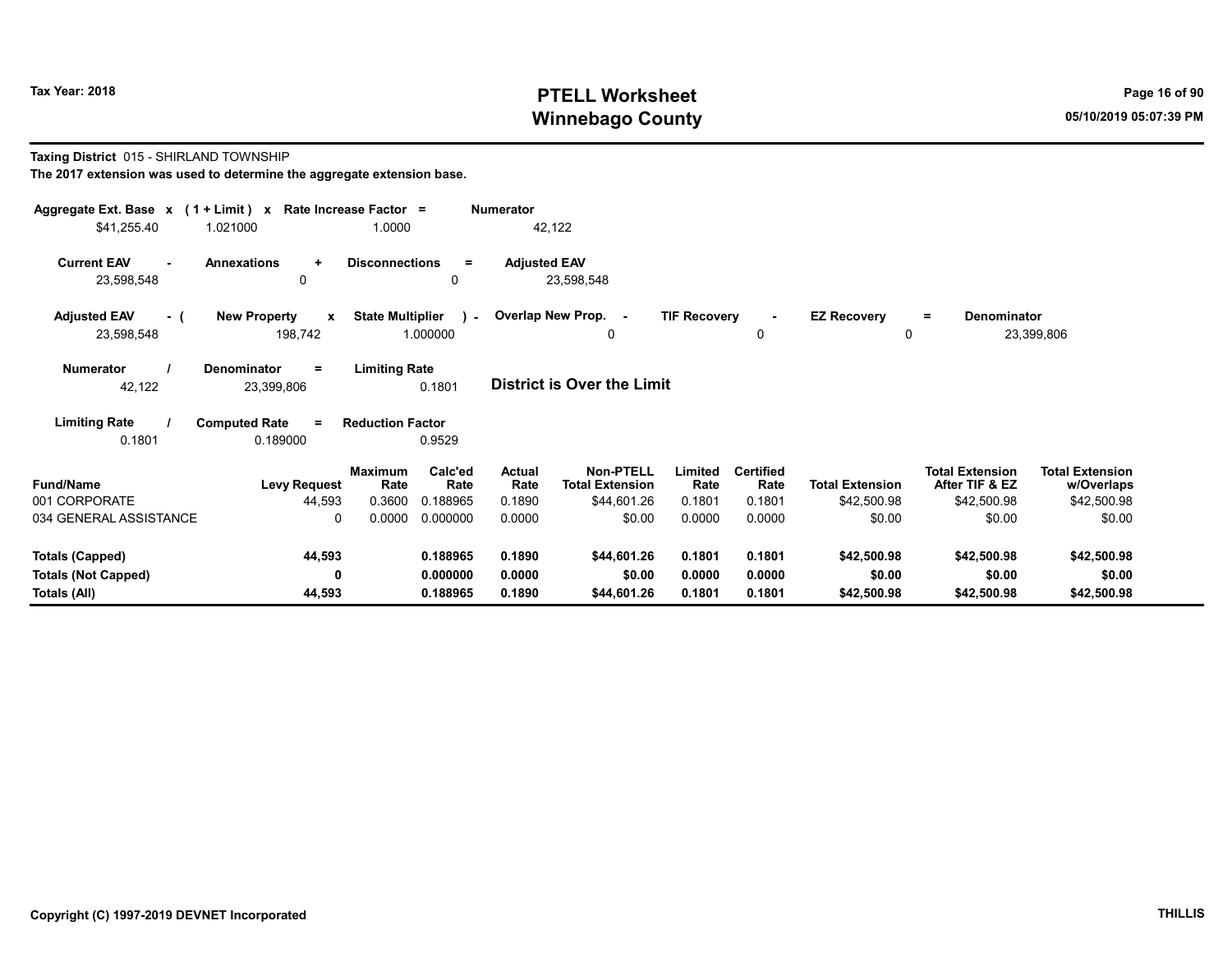# PTELL Worksheet
# Winnebago County

Tax Year: 2018

05/10/2019 05:07:39 PM

**Taxing District** 015 - SHIRLAND TOWNSHIP

**The 2017 extension was used to determine the aggregate extension base.**

| Aggregate Ext. Base | x | (1 + Limit) | x | Rate Increase Factor | = | Numerator |
|---|---|---|---|---|---|---|
| $41,255.40 | | 1.021000 | | 1.0000 | | 42,122 |

| Current EAV | - | Annexations | + | Disconnections | = | Adjusted EAV |
|---|---|---|---|---|---|---|
| 23,598,548 | | 0 | | 0 | | 23,598,548 |

| Adjusted EAV | - ( | New Property | x | State Multiplier | ) - | Overlap New Prop. | - | TIF Recovery | - | EZ Recovery | = | Denominator |
|---|---|---|---|---|---|---|---|---|---|---|---|---|
| 23,598,548 | | 198,742 | | 1.000000 | | 0 | | 0 | | 0 | | 23,399,806 |

| Numerator | / | Denominator | = | Limiting Rate |
|---|---|---|---|---|
| 42,122 | | 23,399,806 | | 0.1801 |

**District is Over the Limit**

| Limiting Rate | / | Computed Rate | = | Reduction Factor |
|---|---|---|---|---|
| 0.1801 | | 0.189000 | | 0.9529 |

| Fund/Name | Levy Request | Maximum Rate | Calc'ed Rate | Actual Rate | Non-PTELL Total Extension | Limited Rate | Certified Rate | Total Extension | Total Extension After TIF & EZ | Total Extension w/Overlaps |
|---|---|---|---|---|---|---|---|---|---|---|
| 001 CORPORATE | 44,593 | 0.3600 | 0.188965 | 0.1890 | $44,601.26 | 0.1801 | 0.1801 | $42,500.98 | $42,500.98 | $42,500.98 |
| 034 GENERAL ASSISTANCE | 0 | 0.0000 | 0.000000 | 0.0000 | $0.00 | 0.0000 | 0.0000 | $0.00 | $0.00 | $0.00 |
| **Totals (Capped)** | **44,593** | | **0.188965** | **0.1890** | **$44,601.26** | **0.1801** | **0.1801** | **$42,500.98** | **$42,500.98** | **$42,500.98** |
| **Totals (Not Capped)** | **0** | | **0.000000** | **0.0000** | **$0.00** | **0.0000** | **0.0000** | **$0.00** | **$0.00** | **$0.00** |
| **Totals (All)** | **44,593** | | **0.188965** | **0.1890** | **$44,601.26** | **0.1801** | **0.1801** | **$42,500.98** | **$42,500.98** | **$42,500.98** |

Copyright (C) 1997-2019 DEVNET Incorporated

THILLIS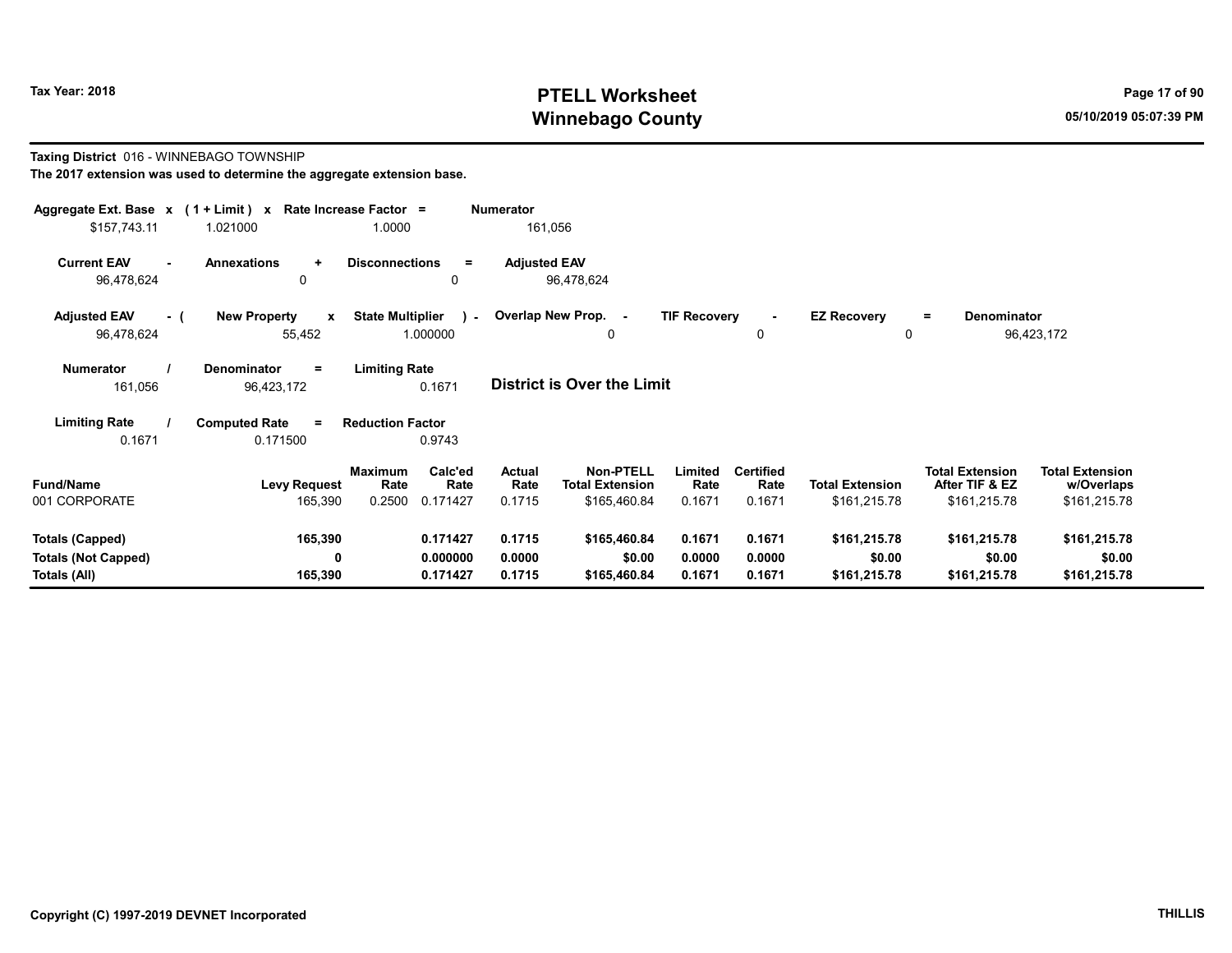**Tax Year: 2018**

# PTELL Worksheet
## Winnebago County

05/10/2019 05:07:39 PM

**Taxing District** 016 - WINNEBAGO TOWNSHIP

**The 2017 extension was used to determine the aggregate extension base.**

| Aggregate Ext. Base | x | (1 + Limit) | x | Rate Increase Factor | = | Numerator |
|---|---|---|---|---|---|---|
| $157,743.11 | | 1.021000 | | 1.0000 | | 161,056 |

| Current EAV | - | Annexations | + | Disconnections | = | Adjusted EAV |
|---|---|---|---|---|---|---|
| 96,478,624 | | 0 | | 0 | | 96,478,624 |

| Adjusted EAV | - ( | New Property | x | State Multiplier | ) - | Overlap New Prop. | - | TIF Recovery | - | EZ Recovery | = | Denominator |
|---|---|---|---|---|---|---|---|---|---|---|---|---|
| 96,478,624 | | 55,452 | | 1.000000 | | 0 | | 0 | | 0 | | 96,423,172 |

| Numerator | / | Denominator | = | Limiting Rate |
|---|---|---|---|---|
| 161,056 | | 96,423,172 | | 0.1671 |

**District is Over the Limit**

| Limiting Rate | / | Computed Rate | = | Reduction Factor |
|---|---|---|---|---|
| 0.1671 | | 0.171500 | | 0.9743 |

| Fund/Name | Levy Request | Maximum Rate | Calc'ed Rate | Actual Rate | Non-PTELL Total Extension | Limited Rate | Certified Rate | Total Extension | Total Extension After TIF & EZ | Total Extension w/Overlaps |
|---|---|---|---|---|---|---|---|---|---|---|
| 001 CORPORATE | 165,390 | 0.2500 | 0.171427 | 0.1715 | $165,460.84 | 0.1671 | 0.1671 | $161,215.78 | $161,215.78 | $161,215.78 |
| **Totals (Capped)** | **165,390** | | **0.171427** | **0.1715** | **$165,460.84** | **0.1671** | **0.1671** | **$161,215.78** | **$161,215.78** | **$161,215.78** |
| **Totals (Not Capped)** | **0** | | **0.000000** | **0.0000** | **$0.00** | **0.0000** | **0.0000** | **$0.00** | **$0.00** | **$0.00** |
| **Totals (All)** | **165,390** | | **0.171427** | **0.1715** | **$165,460.84** | **0.1671** | **0.1671** | **$161,215.78** | **$161,215.78** | **$161,215.78** |

**Copyright (C) 1997-2019 DEVNET Incorporated** **THILLIS**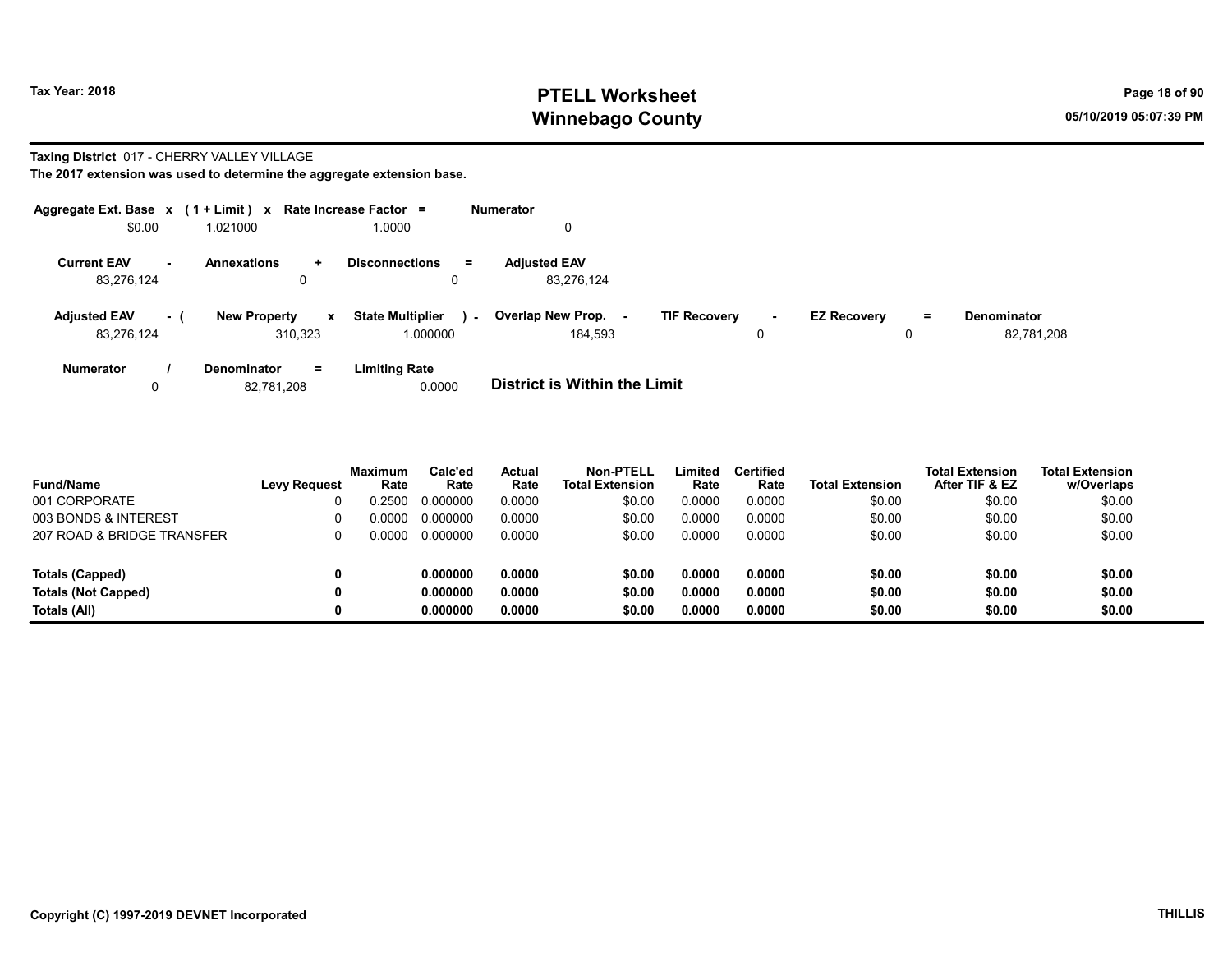# PTELL Worksheet
# Winnebago County

Tax Year: 2018

05/10/2019 05:07:39 PM

**Taxing District** 017 - CHERRY VALLEY VILLAGE

**The 2017 extension was used to determine the aggregate extension base.**

| Aggregate Ext. Base | x | (1 + Limit) | x | Rate Increase Factor | = | Numerator |
|---|---|---|---|---|---|---|
| $0.00 | | 1.021000 | | 1.0000 | | 0 |

| Current EAV | - | Annexations | + | Disconnections | = | Adjusted EAV |
|---|---|---|---|---|---|---|
| 83,276,124 | | 0 | | 0 | | 83,276,124 |

| Adjusted EAV | - ( | New Property | x | State Multiplier | ) - | Overlap New Prop. | - | TIF Recovery | - | EZ Recovery | = | Denominator |
|---|---|---|---|---|---|---|---|---|---|---|---|---|
| 83,276,124 | | 310,323 | | 1.000000 | | 184,593 | | 0 | | 0 | | 82,781,208 |

| Numerator | / | Denominator | = | Limiting Rate |
|---|---|---|---|---|
| 0 | | 82,781,208 | | 0.0000 |

**District is Within the Limit**

| Fund/Name | Levy Request | Maximum Rate | Calc'ed Rate | Actual Rate | Non-PTELL Total Extension | Limited Rate | Certified Rate | Total Extension | Total Extension After TIF & EZ | Total Extension w/Overlaps |
|---|---|---|---|---|---|---|---|---|---|---|
| 001 CORPORATE | 0 | 0.2500 | 0.000000 | 0.0000 | $0.00 | 0.0000 | 0.0000 | $0.00 | $0.00 | $0.00 |
| 003 BONDS & INTEREST | 0 | 0.0000 | 0.000000 | 0.0000 | $0.00 | 0.0000 | 0.0000 | $0.00 | $0.00 | $0.00 |
| 207 ROAD & BRIDGE TRANSFER | 0 | 0.0000 | 0.000000 | 0.0000 | $0.00 | 0.0000 | 0.0000 | $0.00 | $0.00 | $0.00 |
| **Totals (Capped)** | **0** | | **0.000000** | **0.0000** | **$0.00** | **0.0000** | **0.0000** | **$0.00** | **$0.00** | **$0.00** |
| **Totals (Not Capped)** | **0** | | **0.000000** | **0.0000** | **$0.00** | **0.0000** | **0.0000** | **$0.00** | **$0.00** | **$0.00** |
| **Totals (All)** | **0** | | **0.000000** | **0.0000** | **$0.00** | **0.0000** | **0.0000** | **$0.00** | **$0.00** | **$0.00** |

Copyright (C) 1997-2019 DEVNET Incorporated

THILLIS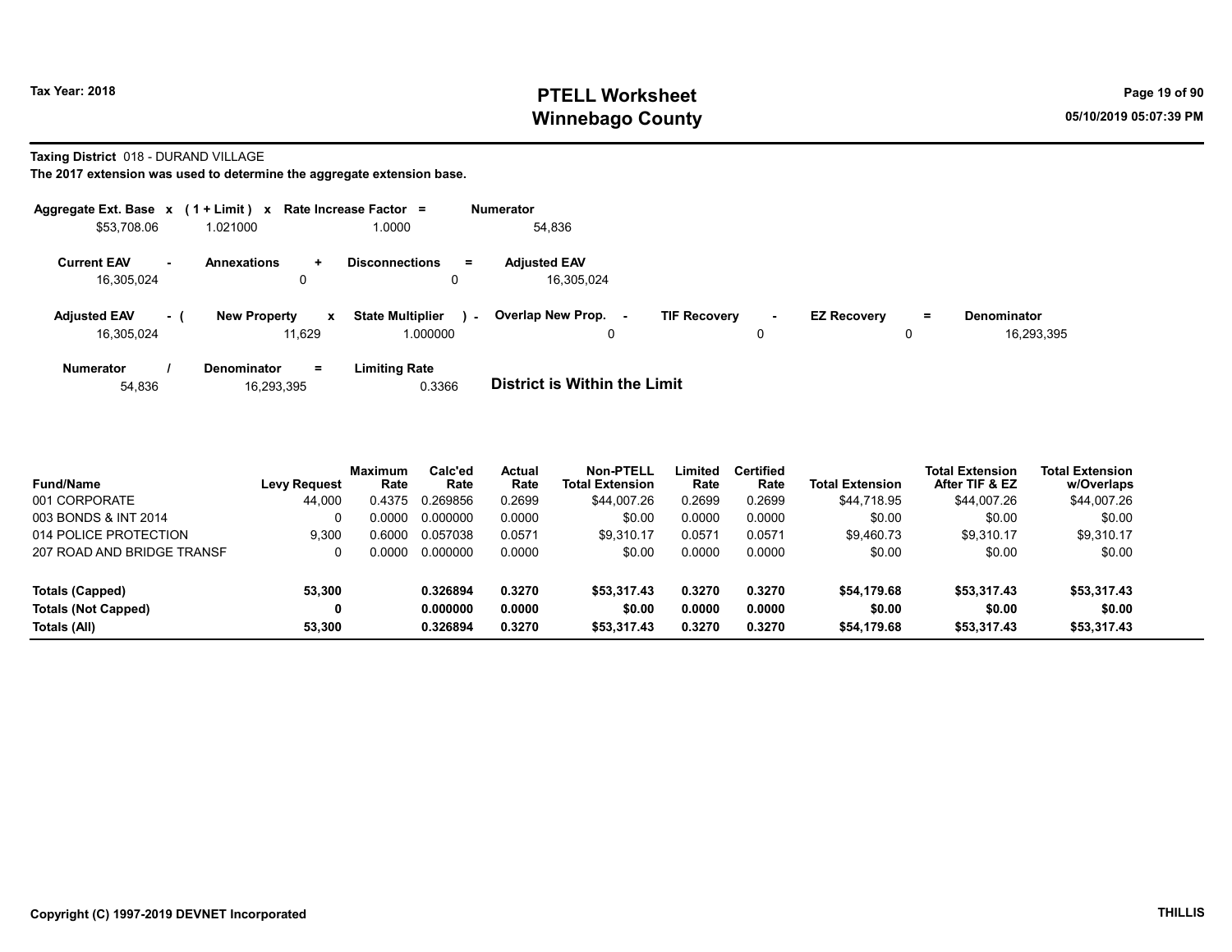**Taxing District** 018 - DURAND VILLAGE

**The 2017 extension was used to determine the aggregate extension base.**

| Aggregate Ext. Base | x | (1 + Limit) | x | Rate Increase Factor | = | Numerator |
|---|---|---|---|---|---|---|
| $53,708.06 | | 1.021000 | | 1.0000 | | 54,836 |

| Current EAV | - | Annexations | + | Disconnections | = | Adjusted EAV |
|---|---|---|---|---|---|---|
| 16,305,024 | | 0 | | 0 | | 16,305,024 |

| Adjusted EAV | - ( | New Property | x | State Multiplier | ) - | Overlap New Prop. | - | TIF Recovery | - | EZ Recovery | = | Denominator |
|---|---|---|---|---|---|---|---|---|---|---|---|---|
| 16,305,024 | | 11,629 | | 1.000000 | | 0 | | 0 | | 0 | | 16,293,395 |

| Numerator | / | Denominator | = | Limiting Rate |
|---|---|---|---|---|
| 54,836 | | 16,293,395 | | 0.3366 |

**District is Within the Limit**

| Fund/Name | Levy Request | Maximum Rate | Calc'ed Rate | Actual Rate | Non-PTELL Total Extension | Limited Rate | Certified Rate | Total Extension | Total Extension After TIF & EZ | Total Extension w/Overlaps |
|---|---|---|---|---|---|---|---|---|---|---|
| 001 CORPORATE | 44,000 | 0.4375 | 0.269856 | 0.2699 | $44,007.26 | 0.2699 | 0.2699 | $44,718.95 | $44,007.26 | $44,007.26 |
| 003 BONDS & INT 2014 | 0 | 0.0000 | 0.000000 | 0.0000 | $0.00 | 0.0000 | 0.0000 | $0.00 | $0.00 | $0.00 |
| 014 POLICE PROTECTION | 9,300 | 0.6000 | 0.057038 | 0.0571 | $9,310.17 | 0.0571 | 0.0571 | $9,460.73 | $9,310.17 | $9,310.17 |
| 207 ROAD AND BRIDGE TRANSF | 0 | 0.0000 | 0.000000 | 0.0000 | $0.00 | 0.0000 | 0.0000 | $0.00 | $0.00 | $0.00 |
| **Totals (Capped)** | **53,300** | | **0.326894** | **0.3270** | **$53,317.43** | **0.3270** | **0.3270** | **$54,179.68** | **$53,317.43** | **$53,317.43** |
| **Totals (Not Capped)** | **0** | | **0.000000** | **0.0000** | **$0.00** | **0.0000** | **0.0000** | **$0.00** | **$0.00** | **$0.00** |
| **Totals (All)** | **53,300** | | **0.326894** | **0.3270** | **$53,317.43** | **0.3270** | **0.3270** | **$54,179.68** | **$53,317.43** | **$53,317.43** |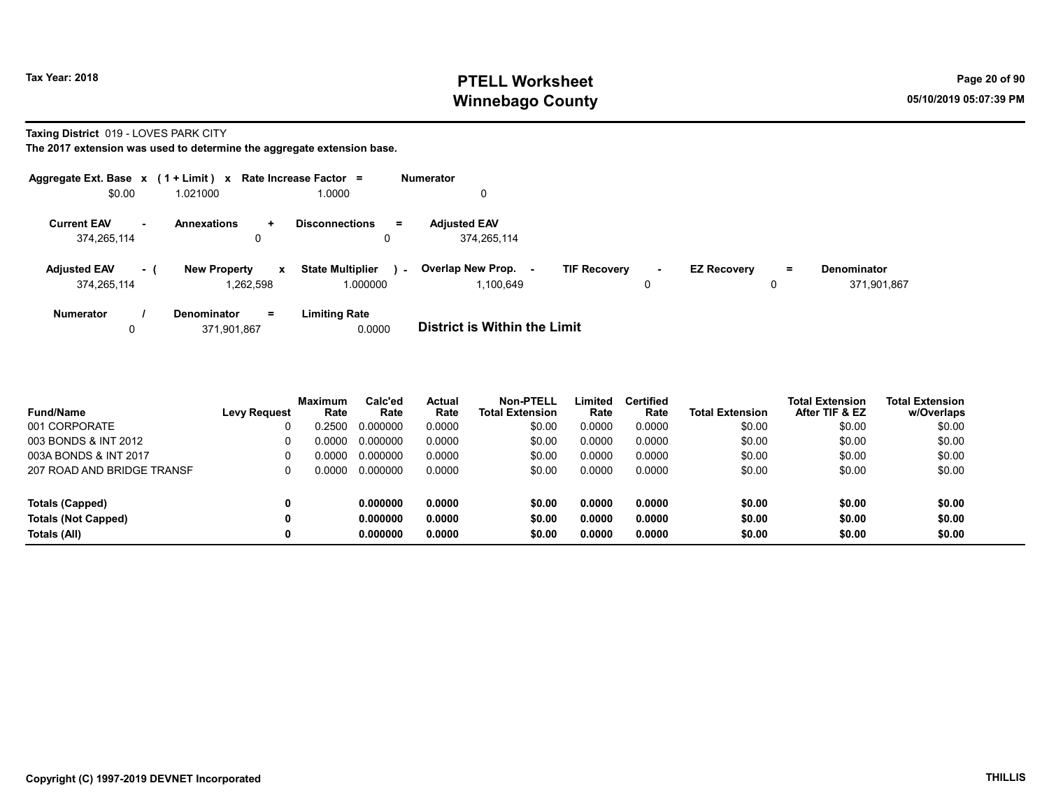Tax Year: 2018

# PTELL Worksheet
# Winnebago County

05/10/2019 05:07:39 PM

**Taxing District** 019 - LOVES PARK CITY

**The 2017 extension was used to determine the aggregate extension base.**

| Aggregate Ext. Base | x | ( 1 + Limit ) | x | Rate Increase Factor | = | Numerator |
|---|---|---|---|---|---|---|
| $0.00 | | 1.021000 | | 1.0000 | | 0 |

| Current EAV | - | Annexations | + | Disconnections | = | Adjusted EAV |
|---|---|---|---|---|---|---|
| 374,265,114 | | 0 | | 0 | | 374,265,114 |

| Adjusted EAV | - ( | New Property | x | State Multiplier | ) - | Overlap New Prop. | - | TIF Recovery | - | EZ Recovery | = | Denominator |
|---|---|---|---|---|---|---|---|---|---|---|---|---|
| 374,265,114 | | 1,262,598 | | 1.000000 | | 1,100,649 | | 0 | | 0 | | 371,901,867 |

| Numerator | / | Denominator | = | Limiting Rate |
|---|---|---|---|---|
| 0 | | 371,901,867 | | 0.0000 |

**District is Within the Limit**

| Fund/Name | Levy Request | Maximum Rate | Calc'ed Rate | Actual Rate | Non-PTELL Total Extension | Limited Rate | Certified Rate | Total Extension | Total Extension After TIF & EZ | Total Extension w/Overlaps |
|---|---|---|---|---|---|---|---|---|---|---|
| 001 CORPORATE | 0 | 0.2500 | 0.000000 | 0.0000 | $0.00 | 0.0000 | 0.0000 | $0.00 | $0.00 | $0.00 |
| 003 BONDS & INT 2012 | 0 | 0.0000 | 0.000000 | 0.0000 | $0.00 | 0.0000 | 0.0000 | $0.00 | $0.00 | $0.00 |
| 003A BONDS & INT 2017 | 0 | 0.0000 | 0.000000 | 0.0000 | $0.00 | 0.0000 | 0.0000 | $0.00 | $0.00 | $0.00 |
| 207 ROAD AND BRIDGE TRANSF | 0 | 0.0000 | 0.000000 | 0.0000 | $0.00 | 0.0000 | 0.0000 | $0.00 | $0.00 | $0.00 |
| **Totals (Capped)** | **0** | | **0.000000** | **0.0000** | **$0.00** | **0.0000** | **0.0000** | **$0.00** | **$0.00** | **$0.00** |
| **Totals (Not Capped)** | **0** | | **0.000000** | **0.0000** | **$0.00** | **0.0000** | **0.0000** | **$0.00** | **$0.00** | **$0.00** |
| **Totals (All)** | **0** | | **0.000000** | **0.0000** | **$0.00** | **0.0000** | **0.0000** | **$0.00** | **$0.00** | **$0.00** |

Copyright (C) 1997-2019 DEVNET Incorporated

THILLIS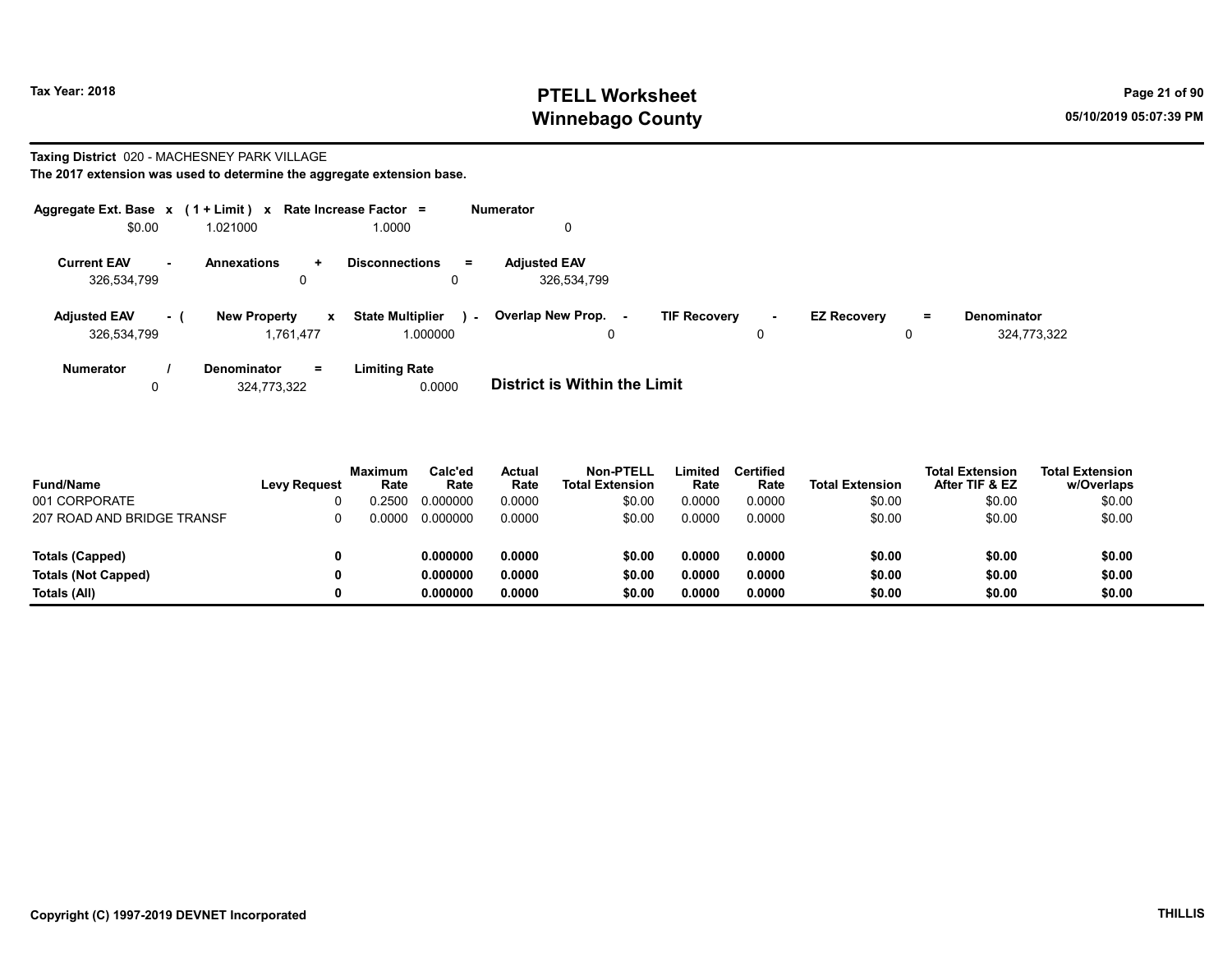# PTELL Worksheet
# Winnebago County

Tax Year: 2018

05/10/2019 05:07:39 PM

**Taxing District** 020 - MACHESNEY PARK VILLAGE

**The 2017 extension was used to determine the aggregate extension base.**

| Aggregate Ext. Base | x | (1 + Limit) | x | Rate Increase Factor | = | Numerator |
|---|---|---|---|---|---|---|
| $0.00 | | 1.021000 | | 1.0000 | | 0 |

| Current EAV | - | Annexations | + | Disconnections | = | Adjusted EAV |
|---|---|---|---|---|---|---|
| 326,534,799 | | 0 | | 0 | | 326,534,799 |

| Adjusted EAV | - ( | New Property | x | State Multiplier | ) - | Overlap New Prop. | - | TIF Recovery | - | EZ Recovery | = | Denominator |
|---|---|---|---|---|---|---|---|---|---|---|---|---|
| 326,534,799 | | 1,761,477 | | 1.000000 | | 0 | | 0 | | 0 | | 324,773,322 |

| Numerator | / | Denominator | = | Limiting Rate |
|---|---|---|---|---|
| 0 | | 324,773,322 | | 0.0000 |

**District is Within the Limit**

| Fund/Name | Levy Request | Maximum Rate | Calc'ed Rate | Actual Rate | Non-PTELL Total Extension | Limited Rate | Certified Rate | Total Extension | Total Extension After TIF & EZ | Total Extension w/Overlaps |
|---|---|---|---|---|---|---|---|---|---|---|
| 001 CORPORATE | 0 | 0.2500 | 0.000000 | 0.0000 | $0.00 | 0.0000 | 0.0000 | $0.00 | $0.00 | $0.00 |
| 207 ROAD AND BRIDGE TRANSF | 0 | 0.0000 | 0.000000 | 0.0000 | $0.00 | 0.0000 | 0.0000 | $0.00 | $0.00 | $0.00 |
| **Totals (Capped)** | **0** | | **0.000000** | **0.0000** | **$0.00** | **0.0000** | **0.0000** | **$0.00** | **$0.00** | **$0.00** |
| **Totals (Not Capped)** | **0** | | **0.000000** | **0.0000** | **$0.00** | **0.0000** | **0.0000** | **$0.00** | **$0.00** | **$0.00** |
| **Totals (All)** | **0** | | **0.000000** | **0.0000** | **$0.00** | **0.0000** | **0.0000** | **$0.00** | **$0.00** | **$0.00** |

Copyright (C) 1997-2019 DEVNET Incorporated

THILLIS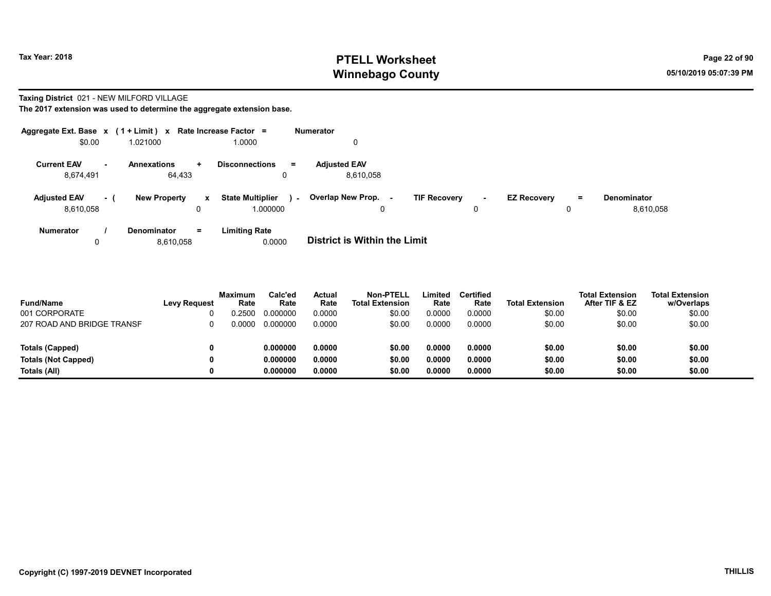**Tax Year: 2018**

# PTELL Worksheet
## Winnebago County

**Taxing District** 021 - NEW MILFORD VILLAGE
**The 2017 extension was used to determine the aggregate extension base.**

| Aggregate Ext. Base | x | (1 + Limit) | x | Rate Increase Factor | = | Numerator |
|---|---|---|---|---|---|---|
| $0.00 | | 1.021000 | | 1.0000 | | 0 |

| Current EAV | - | Annexations | + | Disconnections | = | Adjusted EAV |
|---|---|---|---|---|---|---|
| 8,674,491 | | 64,433 | | 0 | | 8,610,058 |

| Adjusted EAV | - ( | New Property | x | State Multiplier | ) - | Overlap New Prop. | - | TIF Recovery | - | EZ Recovery | = | Denominator |
|---|---|---|---|---|---|---|---|---|---|---|---|---|
| 8,610,058 | | 0 | | 1.000000 | | 0 | | 0 | | 0 | | 8,610,058 |

| Numerator | / | Denominator | = | Limiting Rate |
|---|---|---|---|---|
| 0 | | 8,610,058 | | 0.0000 |

**District is Within the Limit**

| Fund/Name | Levy Request | Maximum Rate | Calc'ed Rate | Actual Rate | Non-PTELL Total Extension | Limited Rate | Certified Rate | Total Extension | Total Extension After TIF & EZ | Total Extension w/Overlaps |
|---|---|---|---|---|---|---|---|---|---|---|
| 001 CORPORATE | 0 | 0.2500 | 0.000000 | 0.0000 | $0.00 | 0.0000 | 0.0000 | $0.00 | $0.00 | $0.00 |
| 207 ROAD AND BRIDGE TRANSF | 0 | 0.0000 | 0.000000 | 0.0000 | $0.00 | 0.0000 | 0.0000 | $0.00 | $0.00 | $0.00 |
| **Totals (Capped)** | **0** | | **0.000000** | **0.0000** | **$0.00** | **0.0000** | **0.0000** | **$0.00** | **$0.00** | **$0.00** |
| **Totals (Not Capped)** | **0** | | **0.000000** | **0.0000** | **$0.00** | **0.0000** | **0.0000** | **$0.00** | **$0.00** | **$0.00** |
| **Totals (All)** | **0** | | **0.000000** | **0.0000** | **$0.00** | **0.0000** | **0.0000** | **$0.00** | **$0.00** | **$0.00** |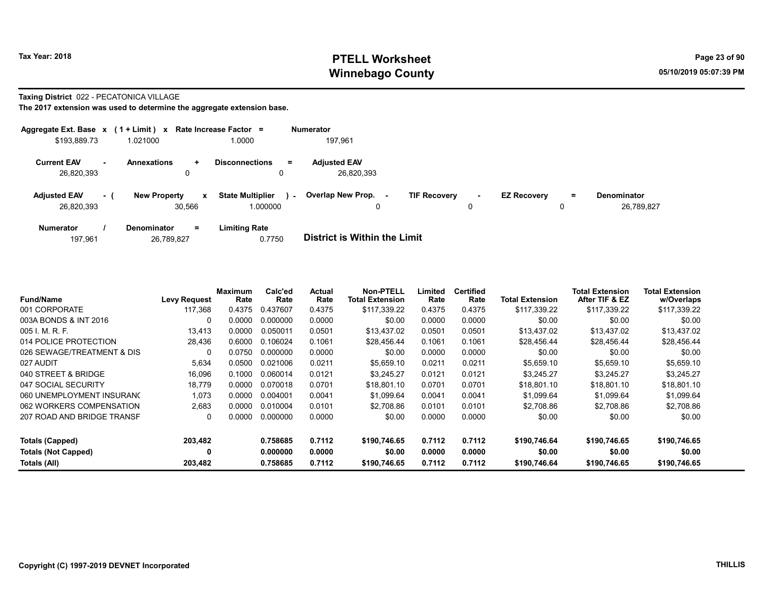**Tax Year: 2018**

# PTELL Worksheet
## Winnebago County

05/10/2019 05:07:39 PM

**Taxing District** 022 - PECATONICA VILLAGE

**The 2017 extension was used to determine the aggregate extension base.**

| Aggregate Ext. Base x | ( 1 + Limit ) x | Rate Increase Factor = | Numerator |
|---|---|---|---|
| $193,889.73 | 1.021000 | 1.0000 | 197,961 |

| Current EAV - | Annexations + | Disconnections = | Adjusted EAV |
|---|---|---|---|
| 26,820,393 | 0 | 0 | 26,820,393 |

| Adjusted EAV - ( | New Property x | State Multiplier ) - | Overlap New Prop. - | TIF Recovery - | EZ Recovery = | Denominator |
|---|---|---|---|---|---|---|
| 26,820,393 | 30,566 | 1.000000 | 0 | 0 | 0 | 26,789,827 |

| Numerator / | Denominator = | Limiting Rate | |
|---|---|---|---|
| 197,961 | 26,789,827 | 0.7750 | **District is Within the Limit** |

| Fund/Name | Levy Request | Maximum Rate | Calc'ed Rate | Actual Rate | Non-PTELL Total Extension | Limited Rate | Certified Rate | Total Extension | Total Extension After TIF & EZ | Total Extension w/Overlaps |
|---|---|---|---|---|---|---|---|---|---|---|
| 001 CORPORATE | 117,368 | 0.4375 | 0.437607 | 0.4375 | $117,339.22 | 0.4375 | 0.4375 | $117,339.22 | $117,339.22 | $117,339.22 |
| 003A BONDS & INT 2016 | 0 | 0.0000 | 0.000000 | 0.0000 | $0.00 | 0.0000 | 0.0000 | $0.00 | $0.00 | $0.00 |
| 005 I. M. R. F. | 13,413 | 0.0000 | 0.050011 | 0.0501 | $13,437.02 | 0.0501 | 0.0501 | $13,437.02 | $13,437.02 | $13,437.02 |
| 014 POLICE PROTECTION | 28,436 | 0.6000 | 0.106024 | 0.1061 | $28,456.44 | 0.1061 | 0.1061 | $28,456.44 | $28,456.44 | $28,456.44 |
| 026 SEWAGE/TREATMENT & DIS | 0 | 0.0750 | 0.000000 | 0.0000 | $0.00 | 0.0000 | 0.0000 | $0.00 | $0.00 | $0.00 |
| 027 AUDIT | 5,634 | 0.0500 | 0.021006 | 0.0211 | $5,659.10 | 0.0211 | 0.0211 | $5,659.10 | $5,659.10 | $5,659.10 |
| 040 STREET & BRIDGE | 16,096 | 0.1000 | 0.060014 | 0.0121 | $3,245.27 | 0.0121 | 0.0121 | $3,245.27 | $3,245.27 | $3,245.27 |
| 047 SOCIAL SECURITY | 18,779 | 0.0000 | 0.070018 | 0.0701 | $18,801.10 | 0.0701 | 0.0701 | $18,801.10 | $18,801.10 | $18,801.10 |
| 060 UNEMPLOYMENT INSURANC | 1,073 | 0.0000 | 0.004001 | 0.0041 | $1,099.64 | 0.0041 | 0.0041 | $1,099.64 | $1,099.64 | $1,099.64 |
| 062 WORKERS COMPENSATION | 2,683 | 0.0000 | 0.010004 | 0.0101 | $2,708.86 | 0.0101 | 0.0101 | $2,708.86 | $2,708.86 | $2,708.86 |
| 207 ROAD AND BRIDGE TRANSF | 0 | 0.0000 | 0.000000 | 0.0000 | $0.00 | 0.0000 | 0.0000 | $0.00 | $0.00 | $0.00 |
| **Totals (Capped)** | **203,482** | | **0.758685** | **0.7112** | **$190,746.65** | **0.7112** | **0.7112** | **$190,746.64** | **$190,746.65** | **$190,746.65** |
| **Totals (Not Capped)** | **0** | | **0.000000** | **0.0000** | **$0.00** | **0.0000** | **0.0000** | **$0.00** | **$0.00** | **$0.00** |
| **Totals (All)** | **203,482** | | **0.758685** | **0.7112** | **$190,746.65** | **0.7112** | **0.7112** | **$190,746.64** | **$190,746.65** | **$190,746.65** |

**Copyright (C) 1997-2019 DEVNET Incorporated**

**THILLIS**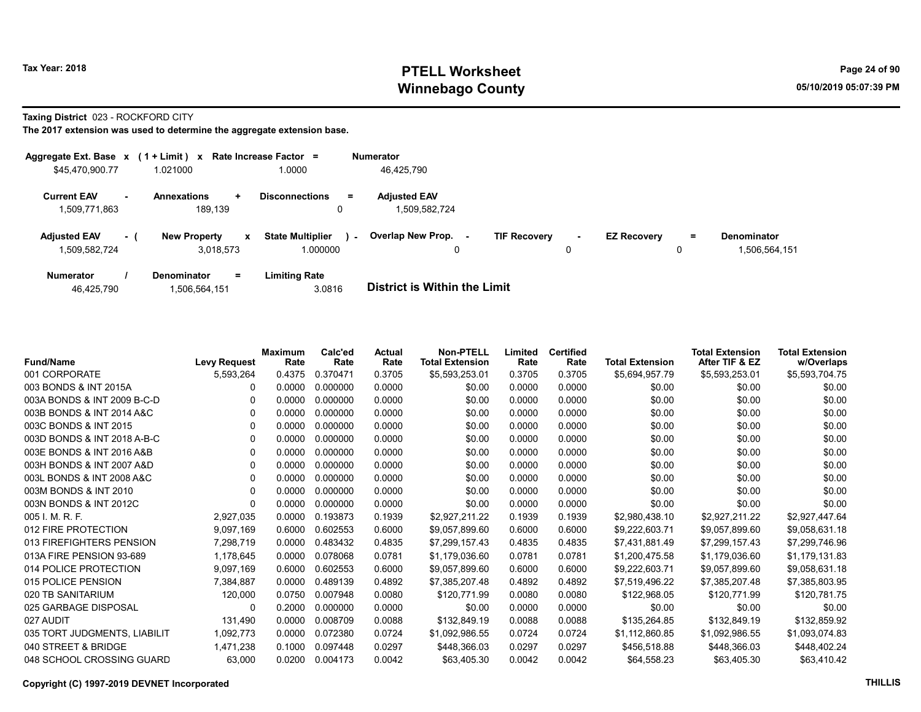# PTELL Worksheet
# Winnebago County

Tax Year: 2018

05/10/2019 05:07:39 PM

**Taxing District** 023 - ROCKFORD CITY

**The 2017 extension was used to determine the aggregate extension base.**

| Aggregate Ext. Base x | (1 + Limit) x | Rate Increase Factor = | Numerator |
|---|---|---|---|
| $45,470,900.77 | 1.021000 | 1.0000 | 46,425,790 |

| Current EAV - | Annexations + | Disconnections = | Adjusted EAV |
|---|---|---|---|
| 1,509,771,863 | 189,139 | 0 | 1,509,582,724 |

| Adjusted EAV - ( | New Property x | State Multiplier ) - | Overlap New Prop. - | TIF Recovery - | EZ Recovery = | Denominator |
|---|---|---|---|---|---|---|
| 1,509,582,724 | 3,018,573 | 1.000000 | 0 | 0 | 0 | 1,506,564,151 |

| Numerator / | Denominator = | Limiting Rate |
|---|---|---|
| 46,425,790 | 1,506,564,151 | 3.0816 |

**District is Within the Limit**

| Fund/Name | Levy Request | Maximum Rate | Calc'ed Rate | Actual Rate | Non-PTELL Total Extension | Limited Rate | Certified Rate | Total Extension | Total Extension After TIF & EZ | Total Extension w/Overlaps |
|---|---|---|---|---|---|---|---|---|---|---|
| 001 CORPORATE | 5,593,264 | 0.4375 | 0.370471 | 0.3705 | $5,593,253.01 | 0.3705 | 0.3705 | $5,694,957.79 | $5,593,253.01 | $5,593,704.75 |
| 003 BONDS & INT 2015A | 0 | 0.0000 | 0.000000 | 0.0000 | $0.00 | 0.0000 | 0.0000 | $0.00 | $0.00 | $0.00 |
| 003A BONDS & INT 2009 B-C-D | 0 | 0.0000 | 0.000000 | 0.0000 | $0.00 | 0.0000 | 0.0000 | $0.00 | $0.00 | $0.00 |
| 003B BONDS & INT 2014 A&C | 0 | 0.0000 | 0.000000 | 0.0000 | $0.00 | 0.0000 | 0.0000 | $0.00 | $0.00 | $0.00 |
| 003C BONDS & INT 2015 | 0 | 0.0000 | 0.000000 | 0.0000 | $0.00 | 0.0000 | 0.0000 | $0.00 | $0.00 | $0.00 |
| 003D BONDS & INT 2018 A-B-C | 0 | 0.0000 | 0.000000 | 0.0000 | $0.00 | 0.0000 | 0.0000 | $0.00 | $0.00 | $0.00 |
| 003E BONDS & INT 2016 A&B | 0 | 0.0000 | 0.000000 | 0.0000 | $0.00 | 0.0000 | 0.0000 | $0.00 | $0.00 | $0.00 |
| 003H BONDS & INT 2007 A&D | 0 | 0.0000 | 0.000000 | 0.0000 | $0.00 | 0.0000 | 0.0000 | $0.00 | $0.00 | $0.00 |
| 003L BONDS & INT 2008 A&C | 0 | 0.0000 | 0.000000 | 0.0000 | $0.00 | 0.0000 | 0.0000 | $0.00 | $0.00 | $0.00 |
| 003M BONDS & INT 2010 | 0 | 0.0000 | 0.000000 | 0.0000 | $0.00 | 0.0000 | 0.0000 | $0.00 | $0.00 | $0.00 |
| 003N BONDS & INT 2012C | 0 | 0.0000 | 0.000000 | 0.0000 | $0.00 | 0.0000 | 0.0000 | $0.00 | $0.00 | $0.00 |
| 005 I. M. R. F. | 2,927,035 | 0.0000 | 0.193873 | 0.1939 | $2,927,211.22 | 0.1939 | 0.1939 | $2,980,438.10 | $2,927,211.22 | $2,927,447.64 |
| 012 FIRE PROTECTION | 9,097,169 | 0.6000 | 0.602553 | 0.6000 | $9,057,899.60 | 0.6000 | 0.6000 | $9,222,603.71 | $9,057,899.60 | $9,058,631.18 |
| 013 FIREFIGHTERS PENSION | 7,298,719 | 0.0000 | 0.483432 | 0.4835 | $7,299,157.43 | 0.4835 | 0.4835 | $7,431,881.49 | $7,299,157.43 | $7,299,746.96 |
| 013A FIRE PENSION 93-689 | 1,178,645 | 0.0000 | 0.078068 | 0.0781 | $1,179,036.60 | 0.0781 | 0.0781 | $1,200,475.58 | $1,179,036.60 | $1,179,131.83 |
| 014 POLICE PROTECTION | 9,097,169 | 0.6000 | 0.602553 | 0.6000 | $9,057,899.60 | 0.6000 | 0.6000 | $9,222,603.71 | $9,057,899.60 | $9,058,631.18 |
| 015 POLICE PENSION | 7,384,887 | 0.0000 | 0.489139 | 0.4892 | $7,385,207.48 | 0.4892 | 0.4892 | $7,519,496.22 | $7,385,207.48 | $7,385,803.95 |
| 020 TB SANITARIUM | 120,000 | 0.0750 | 0.007948 | 0.0080 | $120,771.99 | 0.0080 | 0.0080 | $122,968.05 | $120,771.99 | $120,781.75 |
| 025 GARBAGE DISPOSAL | 0 | 0.2000 | 0.000000 | 0.0000 | $0.00 | 0.0000 | 0.0000 | $0.00 | $0.00 | $0.00 |
| 027 AUDIT | 131,490 | 0.0000 | 0.008709 | 0.0088 | $132,849.19 | 0.0088 | 0.0088 | $135,264.85 | $132,849.19 | $132,859.92 |
| 035 TORT JUDGMENTS, LIABILIT | 1,092,773 | 0.0000 | 0.072380 | 0.0724 | $1,092,986.55 | 0.0724 | 0.0724 | $1,112,860.85 | $1,092,986.55 | $1,093,074.83 |
| 040 STREET & BRIDGE | 1,471,238 | 0.1000 | 0.097448 | 0.0297 | $448,366.03 | 0.0297 | 0.0297 | $456,518.88 | $448,366.03 | $448,402.24 |
| 048 SCHOOL CROSSING GUARD | 63,000 | 0.0200 | 0.004173 | 0.0042 | $63,405.30 | 0.0042 | 0.0042 | $64,558.23 | $63,405.30 | $63,410.42 |

Copyright (C) 1997-2019 DEVNET Incorporated

THILLIS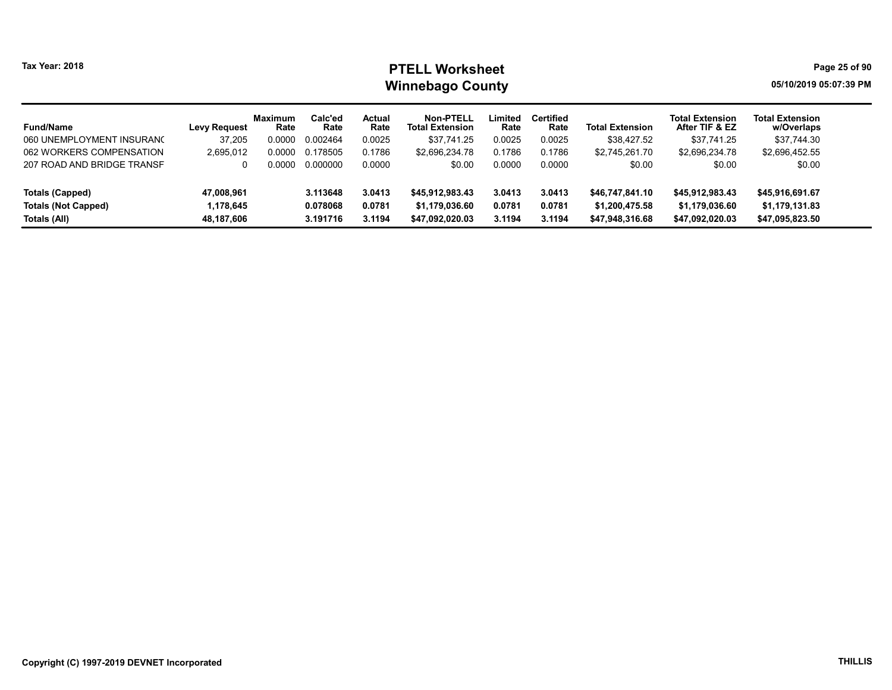# PTELL Worksheet

## Winnebago County

Tax Year: 2018

05/10/2019 05:07:39 PM

| Fund/Name | Levy Request | Maximum Rate | Calc'ed Rate | Actual Rate | Non-PTELL Total Extension | Limited Rate | Certified Rate | Total Extension | Total Extension After TIF & EZ | Total Extension w/Overlaps |
|---|---|---|---|---|---|---|---|---|---|---|
| 060 UNEMPLOYMENT INSURANC | 37,205 | 0.0000 | 0.002464 | 0.0025 | $37,741.25 | 0.0025 | 0.0025 | $38,427.52 | $37,741.25 | $37,744.30 |
| 062 WORKERS COMPENSATION | 2,695,012 | 0.0000 | 0.178505 | 0.1786 | $2,696,234.78 | 0.1786 | 0.1786 | $2,745,261.70 | $2,696,234.78 | $2,696,452.55 |
| 207 ROAD AND BRIDGE TRANSF | 0 | 0.0000 | 0.000000 | 0.0000 | $0.00 | 0.0000 | 0.0000 | $0.00 | $0.00 | $0.00 |
| **Totals (Capped)** | **47,008,961** | | **3.113648** | **3.0413** | **$45,912,983.43** | **3.0413** | **3.0413** | **$46,747,841.10** | **$45,912,983.43** | **$45,916,691.67** |
| **Totals (Not Capped)** | **1,178,645** | | **0.078068** | **0.0781** | **$1,179,036.60** | **0.0781** | **0.0781** | **$1,200,475.58** | **$1,179,036.60** | **$1,179,131.83** |
| **Totals (All)** | **48,187,606** | | **3.191716** | **3.1194** | **$47,092,020.03** | **3.1194** | **3.1194** | **$47,948,316.68** | **$47,092,020.03** | **$47,095,823.50** |

**Copyright (C) 1997-2019 DEVNET Incorporated**

**THILLIS**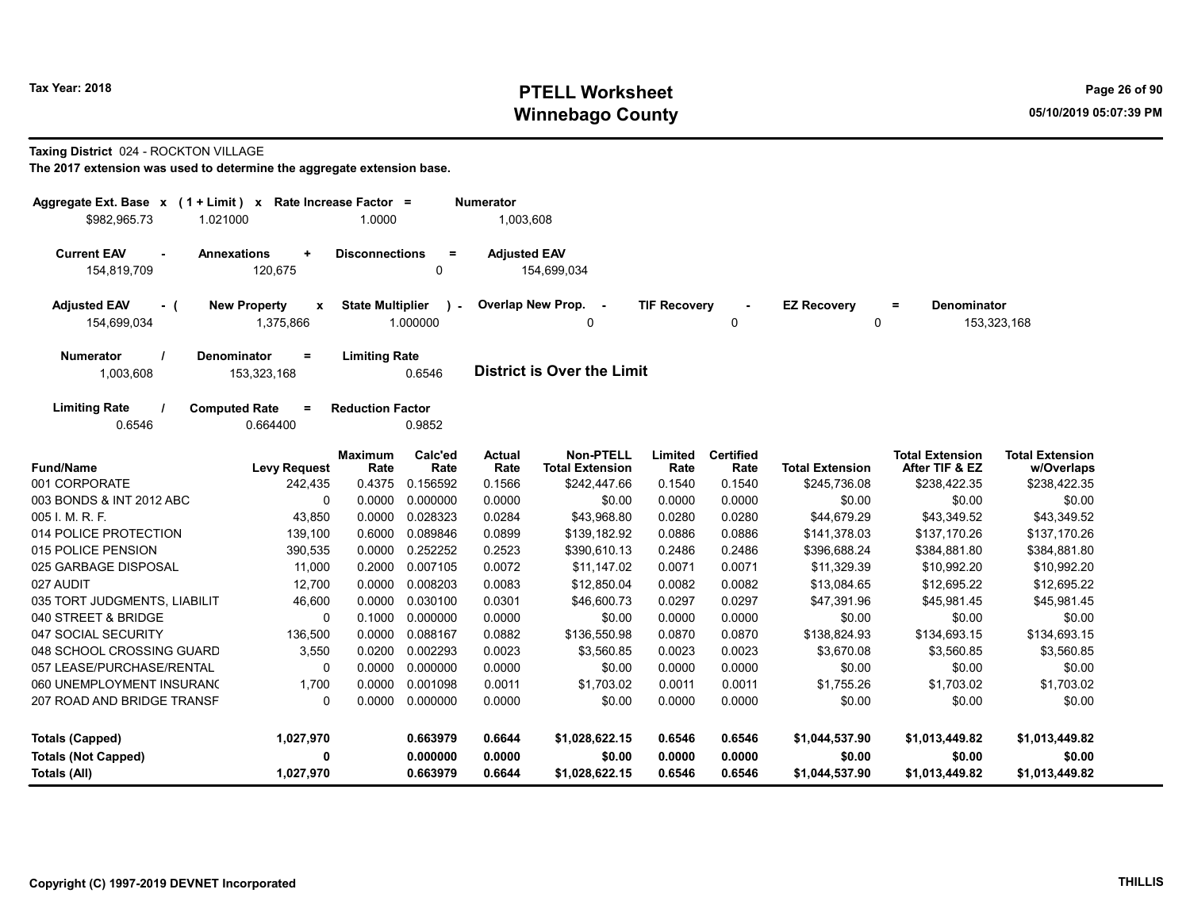# PTELL Worksheet
# Winnebago County

Tax Year: 2018

05/10/2019 05:07:39 PM

**Taxing District** 024 - ROCKTON VILLAGE

**The 2017 extension was used to determine the aggregate extension base.**

| Aggregate Ext. Base x | (1 + Limit) x | Rate Increase Factor = | Numerator |
|---|---|---|---|
| $982,965.73 | 1.021000 | 1.0000 | 1,003,608 |

| Current EAV - | Annexations + | Disconnections = | Adjusted EAV |
|---|---|---|---|
| 154,819,709 | 120,675 | 0 | 154,699,034 |

| Adjusted EAV - ( | New Property x | State Multiplier ) - | Overlap New Prop. - | TIF Recovery - | EZ Recovery = | Denominator |
|---|---|---|---|---|---|---|
| 154,699,034 | 1,375,866 | 1.000000 | 0 | 0 | 0 | 153,323,168 |

| Numerator / | Denominator = | Limiting Rate |
|---|---|---|
| 1,003,608 | 153,323,168 | 0.6546 |

**District is Over the Limit**

| Limiting Rate / | Computed Rate = | Reduction Factor |
|---|---|---|
| 0.6546 | 0.664400 | 0.9852 |

| Fund/Name | Levy Request | Maximum Rate | Calc'ed Rate | Actual Rate | Non-PTELL Total Extension | Limited Rate | Certified Rate | Total Extension | Total Extension After TIF & EZ | Total Extension w/Overlaps |
|---|---|---|---|---|---|---|---|---|---|---|
| 001 CORPORATE | 242,435 | 0.4375 | 0.156592 | 0.1566 | $242,447.66 | 0.1540 | 0.1540 | $245,736.08 | $238,422.35 | $238,422.35 |
| 003 BONDS & INT 2012 ABC | 0 | 0.0000 | 0.000000 | 0.0000 | $0.00 | 0.0000 | 0.0000 | $0.00 | $0.00 | $0.00 |
| 005 I. M. R. F. | 43,850 | 0.0000 | 0.028323 | 0.0284 | $43,968.80 | 0.0280 | 0.0280 | $44,679.29 | $43,349.52 | $43,349.52 |
| 014 POLICE PROTECTION | 139,100 | 0.6000 | 0.089846 | 0.0899 | $139,182.92 | 0.0886 | 0.0886 | $141,378.03 | $137,170.26 | $137,170.26 |
| 015 POLICE PENSION | 390,535 | 0.0000 | 0.252252 | 0.2523 | $390,610.13 | 0.2486 | 0.2486 | $396,688.24 | $384,881.80 | $384,881.80 |
| 025 GARBAGE DISPOSAL | 11,000 | 0.2000 | 0.007105 | 0.0072 | $11,147.02 | 0.0071 | 0.0071 | $11,329.39 | $10,992.20 | $10,992.20 |
| 027 AUDIT | 12,700 | 0.0000 | 0.008203 | 0.0083 | $12,850.04 | 0.0082 | 0.0082 | $13,084.65 | $12,695.22 | $12,695.22 |
| 035 TORT JUDGMENTS, LIABILIT | 46,600 | 0.0000 | 0.030100 | 0.0301 | $46,600.73 | 0.0297 | 0.0297 | $47,391.96 | $45,981.45 | $45,981.45 |
| 040 STREET & BRIDGE | 0 | 0.1000 | 0.000000 | 0.0000 | $0.00 | 0.0000 | 0.0000 | $0.00 | $0.00 | $0.00 |
| 047 SOCIAL SECURITY | 136,500 | 0.0000 | 0.088167 | 0.0882 | $136,550.98 | 0.0870 | 0.0870 | $138,824.93 | $134,693.15 | $134,693.15 |
| 048 SCHOOL CROSSING GUARD | 3,550 | 0.0200 | 0.002293 | 0.0023 | $3,560.85 | 0.0023 | 0.0023 | $3,670.08 | $3,560.85 | $3,560.85 |
| 057 LEASE/PURCHASE/RENTAL | 0 | 0.0000 | 0.000000 | 0.0000 | $0.00 | 0.0000 | 0.0000 | $0.00 | $0.00 | $0.00 |
| 060 UNEMPLOYMENT INSURANC | 1,700 | 0.0000 | 0.001098 | 0.0011 | $1,703.02 | 0.0011 | 0.0011 | $1,755.26 | $1,703.02 | $1,703.02 |
| 207 ROAD AND BRIDGE TRANSF | 0 | 0.0000 | 0.000000 | 0.0000 | $0.00 | 0.0000 | 0.0000 | $0.00 | $0.00 | $0.00 |
| **Totals (Capped)** | **1,027,970** | | **0.663979** | **0.6644** | **$1,028,622.15** | **0.6546** | **0.6546** | **$1,044,537.90** | **$1,013,449.82** | **$1,013,449.82** |
| **Totals (Not Capped)** | **0** | | **0.000000** | **0.0000** | **$0.00** | **0.0000** | **0.0000** | **$0.00** | **$0.00** | **$0.00** |
| **Totals (All)** | **1,027,970** | | **0.663979** | **0.6644** | **$1,028,622.15** | **0.6546** | **0.6546** | **$1,044,537.90** | **$1,013,449.82** | **$1,013,449.82** |

Copyright (C) 1997-2019 DEVNET Incorporated

THILLIS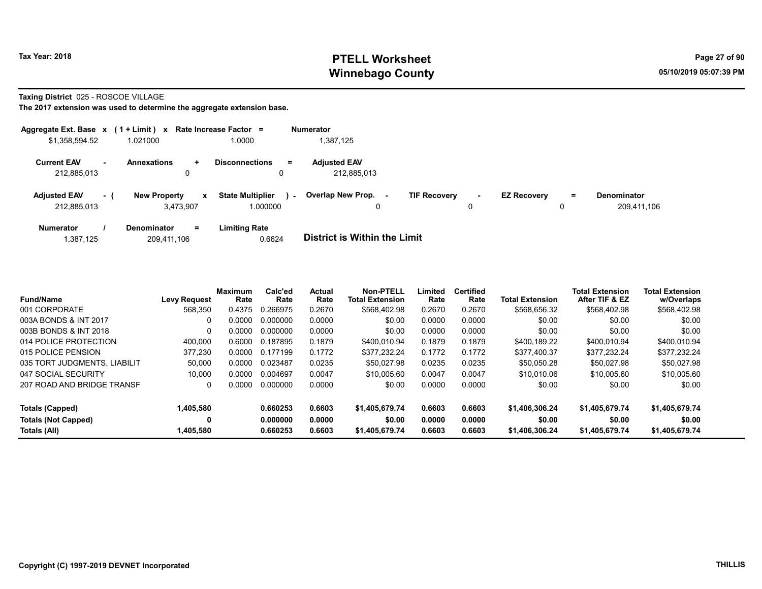# PTELL Worksheet
# Winnebago County

Tax Year: 2018

05/10/2019 05:07:39 PM

**Taxing District** 025 - ROSCOE VILLAGE

**The 2017 extension was used to determine the aggregate extension base.**

| Aggregate Ext. Base | x | (1 + Limit) | x | Rate Increase Factor | = | Numerator |
|---|---|---|---|---|---|---|
| $1,358,594.52 | | 1.021000 | | 1.0000 | | 1,387,125 |

| Current EAV | - | Annexations | + | Disconnections | = | Adjusted EAV |
|---|---|---|---|---|---|---|
| 212,885,013 | | 0 | | 0 | | 212,885,013 |

| Adjusted EAV | - ( | New Property | x | State Multiplier | ) - | Overlap New Prop. | - | TIF Recovery | - | EZ Recovery | = | Denominator |
|---|---|---|---|---|---|---|---|---|---|---|---|---|
| 212,885,013 | | 3,473,907 | | 1.000000 | | 0 | | 0 | | 0 | | 209,411,106 |

| Numerator | / | Denominator | = | Limiting Rate |
|---|---|---|---|---|
| 1,387,125 | | 209,411,106 | | 0.6624 |

**District is Within the Limit**

| Fund/Name | Levy Request | Maximum Rate | Calc'ed Rate | Actual Rate | Non-PTELL Total Extension | Limited Rate | Certified Rate | Total Extension | Total Extension After TIF & EZ | Total Extension w/Overlaps |
|---|---|---|---|---|---|---|---|---|---|---|
| 001 CORPORATE | 568,350 | 0.4375 | 0.266975 | 0.2670 | $568,402.98 | 0.2670 | 0.2670 | $568,656.32 | $568,402.98 | $568,402.98 |
| 003A BONDS & INT 2017 | 0 | 0.0000 | 0.000000 | 0.0000 | $0.00 | 0.0000 | 0.0000 | $0.00 | $0.00 | $0.00 |
| 003B BONDS & INT 2018 | 0 | 0.0000 | 0.000000 | 0.0000 | $0.00 | 0.0000 | 0.0000 | $0.00 | $0.00 | $0.00 |
| 014 POLICE PROTECTION | 400,000 | 0.6000 | 0.187895 | 0.1879 | $400,010.94 | 0.1879 | 0.1879 | $400,189.22 | $400,010.94 | $400,010.94 |
| 015 POLICE PENSION | 377,230 | 0.0000 | 0.177199 | 0.1772 | $377,232.24 | 0.1772 | 0.1772 | $377,400.37 | $377,232.24 | $377,232.24 |
| 035 TORT JUDGMENTS, LIABILIT | 50,000 | 0.0000 | 0.023487 | 0.0235 | $50,027.98 | 0.0235 | 0.0235 | $50,050.28 | $50,027.98 | $50,027.98 |
| 047 SOCIAL SECURITY | 10,000 | 0.0000 | 0.004697 | 0.0047 | $10,005.60 | 0.0047 | 0.0047 | $10,010.06 | $10,005.60 | $10,005.60 |
| 207 ROAD AND BRIDGE TRANSF | 0 | 0.0000 | 0.000000 | 0.0000 | $0.00 | 0.0000 | 0.0000 | $0.00 | $0.00 | $0.00 |
| **Totals (Capped)** | **1,405,580** | | **0.660253** | **0.6603** | **$1,405,679.74** | **0.6603** | **0.6603** | **$1,406,306.24** | **$1,405,679.74** | **$1,405,679.74** |
| **Totals (Not Capped)** | **0** | | **0.000000** | **0.0000** | **$0.00** | **0.0000** | **0.0000** | **$0.00** | **$0.00** | **$0.00** |
| **Totals (All)** | **1,405,580** | | **0.660253** | **0.6603** | **$1,405,679.74** | **0.6603** | **0.6603** | **$1,406,306.24** | **$1,405,679.74** | **$1,405,679.74** |

Copyright (C) 1997-2019 DEVNET Incorporated

THILLIS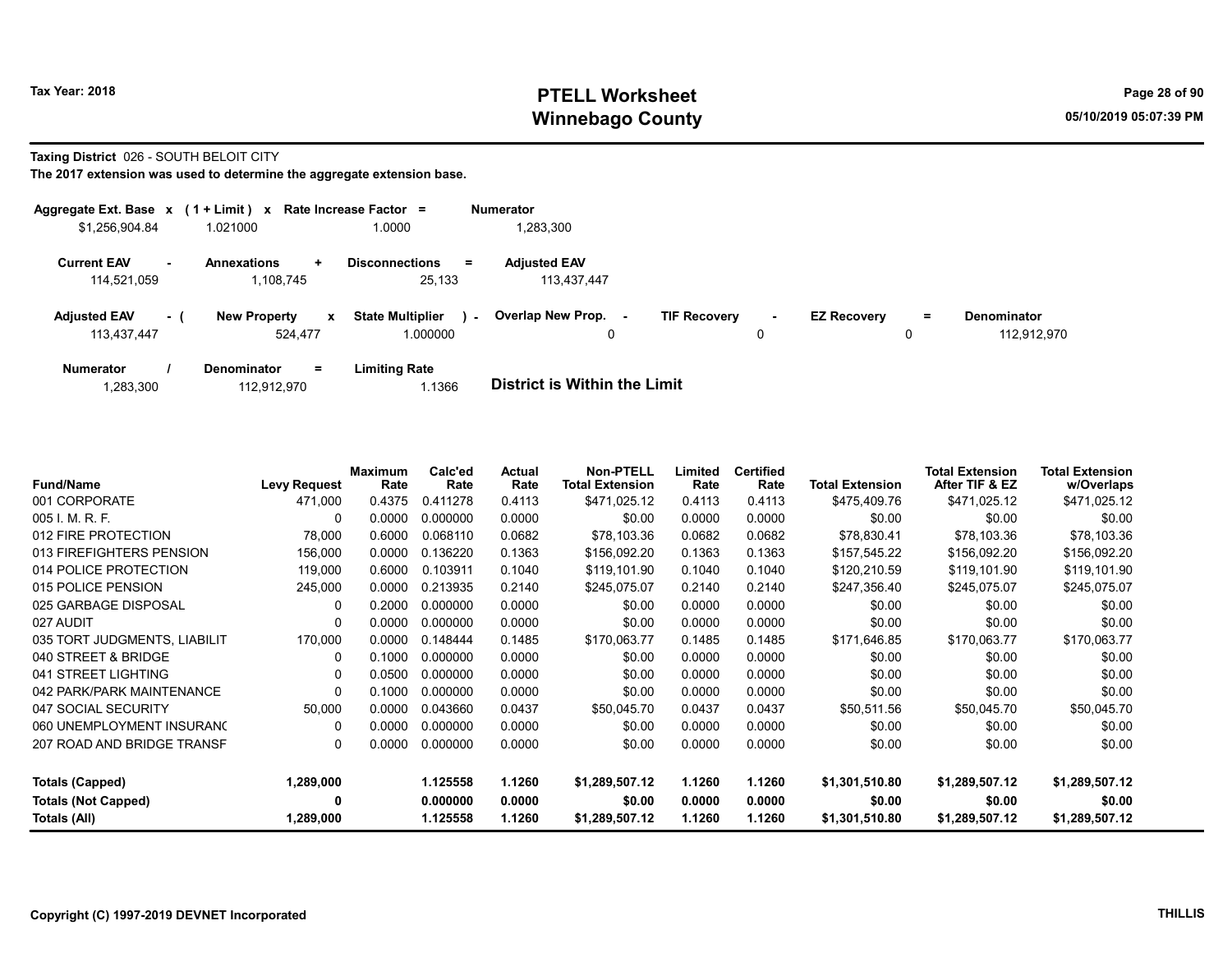# PTELL Worksheet
# Winnebago County

Tax Year: 2018

05/10/2019 05:07:39 PM

**Taxing District** 026 - SOUTH BELOIT CITY

**The 2017 extension was used to determine the aggregate extension base.**

| Aggregate Ext. Base x | (1 + Limit) x | Rate Increase Factor = | Numerator |
|---|---|---|---|
| $1,256,904.84 | 1.021000 | 1.0000 | 1,283,300 |

| Current EAV - | Annexations + | Disconnections = | Adjusted EAV |
|---|---|---|---|
| 114,521,059 | 1,108,745 | 25,133 | 113,437,447 |

| Adjusted EAV - ( | New Property x | State Multiplier ) - | Overlap New Prop. - | TIF Recovery - | EZ Recovery = | Denominator |
|---|---|---|---|---|---|---|
| 113,437,447 | 524,477 | 1.000000 | 0 | 0 | 0 | 112,912,970 |

| Numerator / | Denominator = | Limiting Rate |
|---|---|---|
| 1,283,300 | 112,912,970 | 1.1366 |

**District is Within the Limit**

| Fund/Name | Levy Request | Maximum Rate | Calc'ed Rate | Actual Rate | Non-PTELL Total Extension | Limited Rate | Certified Rate | Total Extension | Total Extension After TIF & EZ | Total Extension w/Overlaps |
|---|---|---|---|---|---|---|---|---|---|---|
| 001 CORPORATE | 471,000 | 0.4375 | 0.411278 | 0.4113 | $471,025.12 | 0.4113 | 0.4113 | $475,409.76 | $471,025.12 | $471,025.12 |
| 005 I. M. R. F. | 0 | 0.0000 | 0.000000 | 0.0000 | $0.00 | 0.0000 | 0.0000 | $0.00 | $0.00 | $0.00 |
| 012 FIRE PROTECTION | 78,000 | 0.6000 | 0.068110 | 0.0682 | $78,103.36 | 0.0682 | 0.0682 | $78,830.41 | $78,103.36 | $78,103.36 |
| 013 FIREFIGHTERS PENSION | 156,000 | 0.0000 | 0.136220 | 0.1363 | $156,092.20 | 0.1363 | 0.1363 | $157,545.22 | $156,092.20 | $156,092.20 |
| 014 POLICE PROTECTION | 119,000 | 0.6000 | 0.103911 | 0.1040 | $119,101.90 | 0.1040 | 0.1040 | $120,210.59 | $119,101.90 | $119,101.90 |
| 015 POLICE PENSION | 245,000 | 0.0000 | 0.213935 | 0.2140 | $245,075.07 | 0.2140 | 0.2140 | $247,356.40 | $245,075.07 | $245,075.07 |
| 025 GARBAGE DISPOSAL | 0 | 0.2000 | 0.000000 | 0.0000 | $0.00 | 0.0000 | 0.0000 | $0.00 | $0.00 | $0.00 |
| 027 AUDIT | 0 | 0.0000 | 0.000000 | 0.0000 | $0.00 | 0.0000 | 0.0000 | $0.00 | $0.00 | $0.00 |
| 035 TORT JUDGMENTS, LIABILIT | 170,000 | 0.0000 | 0.148444 | 0.1485 | $170,063.77 | 0.1485 | 0.1485 | $171,646.85 | $170,063.77 | $170,063.77 |
| 040 STREET & BRIDGE | 0 | 0.1000 | 0.000000 | 0.0000 | $0.00 | 0.0000 | 0.0000 | $0.00 | $0.00 | $0.00 |
| 041 STREET LIGHTING | 0 | 0.0500 | 0.000000 | 0.0000 | $0.00 | 0.0000 | 0.0000 | $0.00 | $0.00 | $0.00 |
| 042 PARK/PARK MAINTENANCE | 0 | 0.1000 | 0.000000 | 0.0000 | $0.00 | 0.0000 | 0.0000 | $0.00 | $0.00 | $0.00 |
| 047 SOCIAL SECURITY | 50,000 | 0.0000 | 0.043660 | 0.0437 | $50,045.70 | 0.0437 | 0.0437 | $50,511.56 | $50,045.70 | $50,045.70 |
| 060 UNEMPLOYMENT INSURANC | 0 | 0.0000 | 0.000000 | 0.0000 | $0.00 | 0.0000 | 0.0000 | $0.00 | $0.00 | $0.00 |
| 207 ROAD AND BRIDGE TRANSF | 0 | 0.0000 | 0.000000 | 0.0000 | $0.00 | 0.0000 | 0.0000 | $0.00 | $0.00 | $0.00 |
| **Totals (Capped)** | **1,289,000** | | **1.125558** | **1.1260** | **$1,289,507.12** | **1.1260** | **1.1260** | **$1,301,510.80** | **$1,289,507.12** | **$1,289,507.12** |
| **Totals (Not Capped)** | **0** | | **0.000000** | **0.0000** | **$0.00** | **0.0000** | **0.0000** | **$0.00** | **$0.00** | **$0.00** |
| **Totals (All)** | **1,289,000** | | **1.125558** | **1.1260** | **$1,289,507.12** | **1.1260** | **1.1260** | **$1,301,510.80** | **$1,289,507.12** | **$1,289,507.12** |

Copyright (C) 1997-2019 DEVNET Incorporated

THILLIS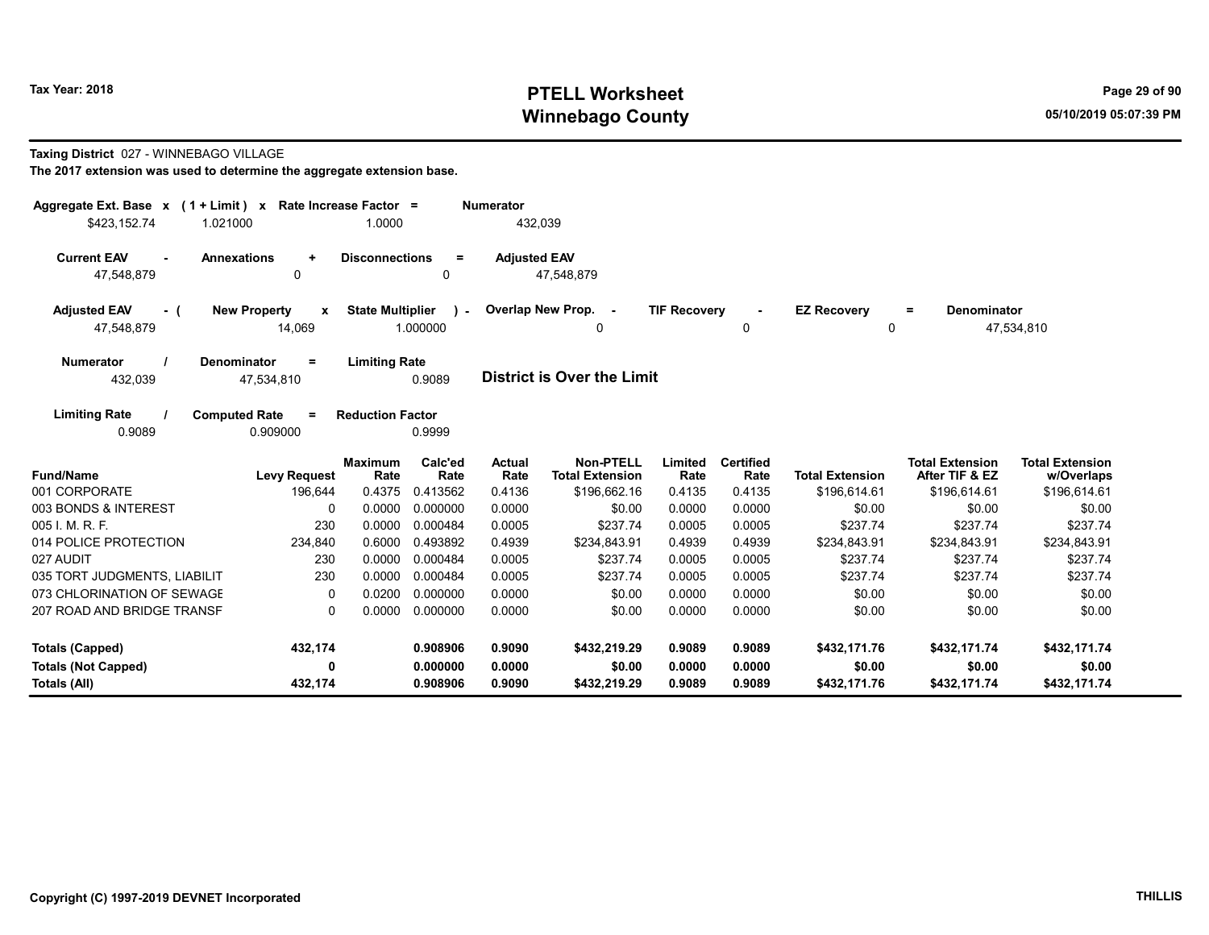## PTELL Worksheet
## Winnebago County

Tax Year: 2018

05/10/2019 05:07:39 PM

**Taxing District** 027 - WINNEBAGO VILLAGE

**The 2017 extension was used to determine the aggregate extension base.**

| Aggregate Ext. Base | x | (1 + Limit) | x | Rate Increase Factor | = | Numerator |
|---|---|---|---|---|---|---|
| $423,152.74 | | 1.021000 | | 1.0000 | | 432,039 |

| Current EAV | - | Annexations | + | Disconnections | = | Adjusted EAV |
|---|---|---|---|---|---|---|
| 47,548,879 | | 0 | | 0 | | 47,548,879 |

| Adjusted EAV | - ( | New Property | x | State Multiplier | ) - | Overlap New Prop. | - | TIF Recovery | - | EZ Recovery | = | Denominator |
|---|---|---|---|---|---|---|---|---|---|---|---|---|
| 47,548,879 | | 14,069 | | 1.000000 | | 0 | | 0 | | 0 | | 47,534,810 |

| Numerator | / | Denominator | = | Limiting Rate |
|---|---|---|---|---|
| 432,039 | | 47,534,810 | | 0.9089 |

**District is Over the Limit**

| Limiting Rate | / | Computed Rate | = | Reduction Factor |
|---|---|---|---|---|
| 0.9089 | | 0.909000 | | 0.9999 |

| Fund/Name | Levy Request | Maximum Rate | Calc'ed Rate | Actual Rate | Non-PTELL Total Extension | Limited Rate | Certified Rate | Total Extension | Total Extension After TIF & EZ | Total Extension w/Overlaps |
|---|---|---|---|---|---|---|---|---|---|---|
| 001 CORPORATE | 196,644 | 0.4375 | 0.413562 | 0.4136 | $196,662.16 | 0.4135 | 0.4135 | $196,614.61 | $196,614.61 | $196,614.61 |
| 003 BONDS & INTEREST | 0 | 0.0000 | 0.000000 | 0.0000 | $0.00 | 0.0000 | 0.0000 | $0.00 | $0.00 | $0.00 |
| 005 I. M. R. F. | 230 | 0.0000 | 0.000484 | 0.0005 | $237.74 | 0.0005 | 0.0005 | $237.74 | $237.74 | $237.74 |
| 014 POLICE PROTECTION | 234,840 | 0.6000 | 0.493892 | 0.4939 | $234,843.91 | 0.4939 | 0.4939 | $234,843.91 | $234,843.91 | $234,843.91 |
| 027 AUDIT | 230 | 0.0000 | 0.000484 | 0.0005 | $237.74 | 0.0005 | 0.0005 | $237.74 | $237.74 | $237.74 |
| 035 TORT JUDGMENTS, LIABILIT | 230 | 0.0000 | 0.000484 | 0.0005 | $237.74 | 0.0005 | 0.0005 | $237.74 | $237.74 | $237.74 |
| 073 CHLORINATION OF SEWAGE | 0 | 0.0200 | 0.000000 | 0.0000 | $0.00 | 0.0000 | 0.0000 | $0.00 | $0.00 | $0.00 |
| 207 ROAD AND BRIDGE TRANSF | 0 | 0.0000 | 0.000000 | 0.0000 | $0.00 | 0.0000 | 0.0000 | $0.00 | $0.00 | $0.00 |
| **Totals (Capped)** | **432,174** | | **0.908906** | **0.9090** | **$432,219.29** | **0.9089** | **0.9089** | **$432,171.76** | **$432,171.74** | **$432,171.74** |
| **Totals (Not Capped)** | **0** | | **0.000000** | **0.0000** | **$0.00** | **0.0000** | **0.0000** | **$0.00** | **$0.00** | **$0.00** |
| **Totals (All)** | **432,174** | | **0.908906** | **0.9090** | **$432,219.29** | **0.9089** | **0.9089** | **$432,171.76** | **$432,171.74** | **$432,171.74** |

Copyright (C) 1997-2019 DEVNET Incorporated

THILLIS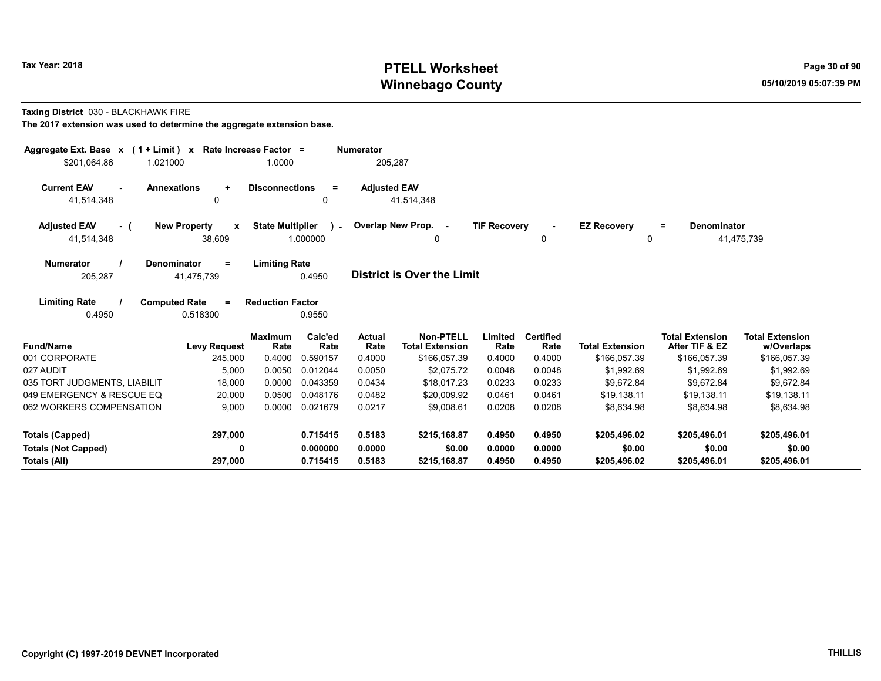Tax Year: 2018

# PTELL Worksheet
# Winnebago County

05/10/2019 05:07:39 PM

**Taxing District** 030 - BLACKHAWK FIRE

**The 2017 extension was used to determine the aggregate extension base.**

| Aggregate Ext. Base x | (1 + Limit) x | Rate Increase Factor = | Numerator |
|---|---|---|---|
| $201,064.86 | 1.021000 | 1.0000 | 205,287 |

| Current EAV - | Annexations + | Disconnections = | Adjusted EAV |
|---|---|---|---|
| 41,514,348 | 0 | 0 | 41,514,348 |

| Adjusted EAV - ( | New Property x | State Multiplier ) - | Overlap New Prop. - | TIF Recovery - | EZ Recovery = | Denominator |
|---|---|---|---|---|---|---|
| 41,514,348 | 38,609 | 1.000000 | 0 | 0 | 0 | 41,475,739 |

| Numerator / | Denominator = | Limiting Rate |
|---|---|---|
| 205,287 | 41,475,739 | 0.4950 |

**District is Over the Limit**

| Limiting Rate / | Computed Rate = | Reduction Factor |
|---|---|---|
| 0.4950 | 0.518300 | 0.9550 |

| Fund/Name | Levy Request | Maximum Rate | Calc'ed Rate | Actual Rate | Non-PTELL Total Extension | Limited Rate | Certified Rate | Total Extension | Total Extension After TIF & EZ | Total Extension w/Overlaps |
|---|---|---|---|---|---|---|---|---|---|---|
| 001 CORPORATE | 245,000 | 0.4000 | 0.590157 | 0.4000 | $166,057.39 | 0.4000 | 0.4000 | $166,057.39 | $166,057.39 | $166,057.39 |
| 027 AUDIT | 5,000 | 0.0050 | 0.012044 | 0.0050 | $2,075.72 | 0.0048 | 0.0048 | $1,992.69 | $1,992.69 | $1,992.69 |
| 035 TORT JUDGMENTS, LIABILIT | 18,000 | 0.0000 | 0.043359 | 0.0434 | $18,017.23 | 0.0233 | 0.0233 | $9,672.84 | $9,672.84 | $9,672.84 |
| 049 EMERGENCY & RESCUE EQ | 20,000 | 0.0500 | 0.048176 | 0.0482 | $20,009.92 | 0.0461 | 0.0461 | $19,138.11 | $19,138.11 | $19,138.11 |
| 062 WORKERS COMPENSATION | 9,000 | 0.0000 | 0.021679 | 0.0217 | $9,008.61 | 0.0208 | 0.0208 | $8,634.98 | $8,634.98 | $8,634.98 |
| **Totals (Capped)** | **297,000** | | **0.715415** | **0.5183** | **$215,168.87** | **0.4950** | **0.4950** | **$205,496.02** | **$205,496.01** | **$205,496.01** |
| **Totals (Not Capped)** | **0** | | **0.000000** | **0.0000** | **$0.00** | **0.0000** | **0.0000** | **$0.00** | **$0.00** | **$0.00** |
| **Totals (All)** | **297,000** | | **0.715415** | **0.5183** | **$215,168.87** | **0.4950** | **0.4950** | **$205,496.02** | **$205,496.01** | **$205,496.01** |

Copyright (C) 1997-2019 DEVNET Incorporated

THILLIS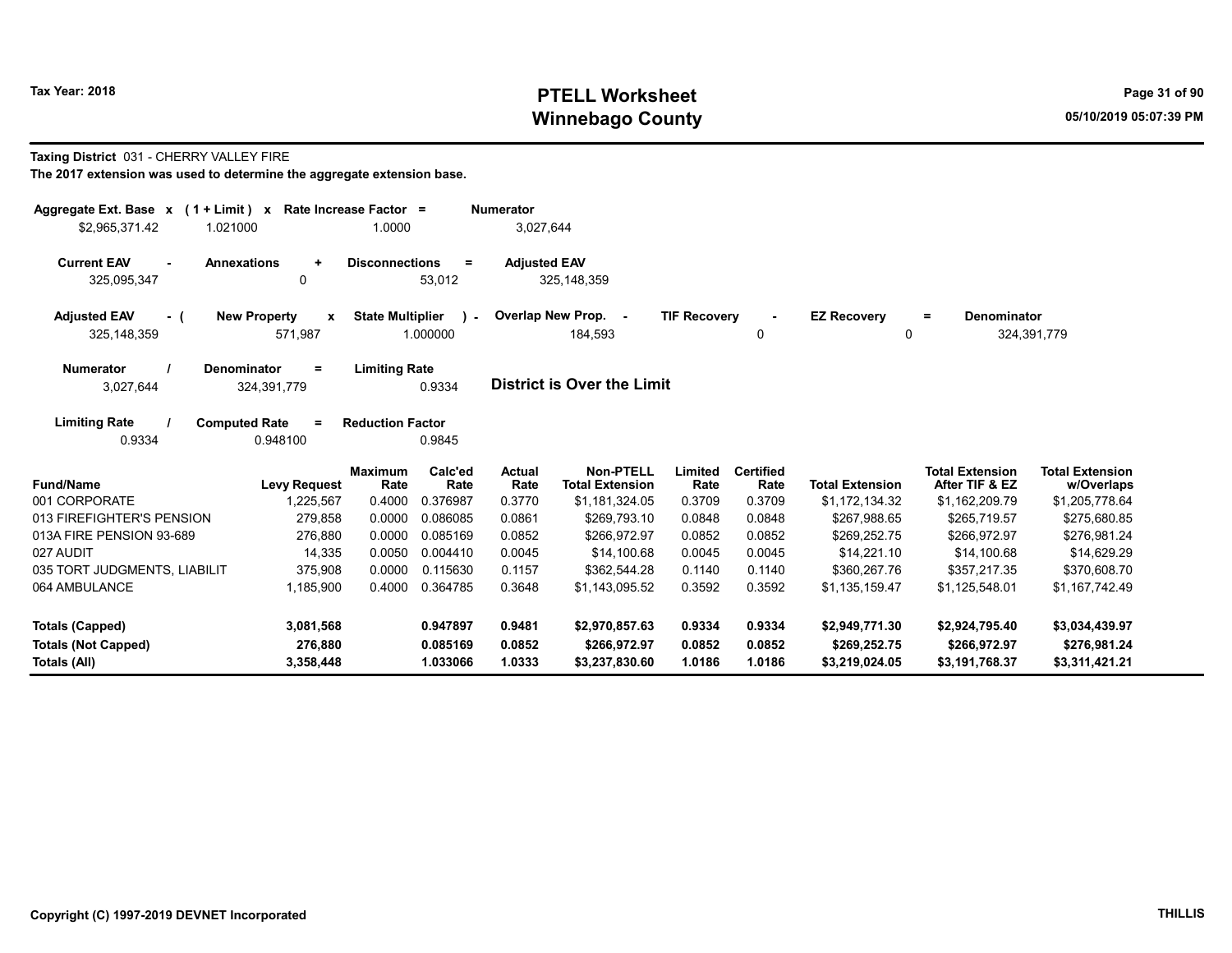# PTELL Worksheet
# Winnebago County

Tax Year: 2018

05/10/2019 05:07:39 PM

**Taxing District** 031 - CHERRY VALLEY FIRE

**The 2017 extension was used to determine the aggregate extension base.**

| Aggregate Ext. Base | x | (1 + Limit) | x | Rate Increase Factor | = | Numerator |
|---|---|---|---|---|---|---|
| $2,965,371.42 | | 1.021000 | | 1.0000 | | 3,027,644 |

| Current EAV | - | Annexations | + | Disconnections | = | Adjusted EAV |
|---|---|---|---|---|---|---|
| 325,095,347 | | 0 | | 53,012 | | 325,148,359 |

| Adjusted EAV | - ( | New Property | x | State Multiplier | ) - | Overlap New Prop. | - | TIF Recovery | - | EZ Recovery | = | Denominator |
|---|---|---|---|---|---|---|---|---|---|---|---|---|
| 325,148,359 | | 571,987 | | 1.000000 | | 184,593 | | 0 | | 0 | | 324,391,779 |

| Numerator | / | Denominator | = | Limiting Rate |
|---|---|---|---|---|
| 3,027,644 | | 324,391,779 | | 0.9334 |

**District is Over the Limit**

| Limiting Rate | / | Computed Rate | = | Reduction Factor |
|---|---|---|---|---|
| 0.9334 | | 0.948100 | | 0.9845 |

| Fund/Name | Levy Request | Maximum Rate | Calc'ed Rate | Actual Rate | Non-PTELL Total Extension | Limited Rate | Certified Rate | Total Extension | Total Extension After TIF & EZ | Total Extension w/Overlaps |
|---|---|---|---|---|---|---|---|---|---|---|
| 001 CORPORATE | 1,225,567 | 0.4000 | 0.376987 | 0.3770 | $1,181,324.05 | 0.3709 | 0.3709 | $1,172,134.32 | $1,162,209.79 | $1,205,778.64 |
| 013 FIREFIGHTER'S PENSION | 279,858 | 0.0000 | 0.086085 | 0.0861 | $269,793.10 | 0.0848 | 0.0848 | $267,988.65 | $265,719.57 | $275,680.85 |
| 013A FIRE PENSION 93-689 | 276,880 | 0.0000 | 0.085169 | 0.0852 | $266,972.97 | 0.0852 | 0.0852 | $269,252.75 | $266,972.97 | $276,981.24 |
| 027 AUDIT | 14,335 | 0.0050 | 0.004410 | 0.0045 | $14,100.68 | 0.0045 | 0.0045 | $14,221.10 | $14,100.68 | $14,629.29 |
| 035 TORT JUDGMENTS, LIABILIT | 375,908 | 0.0000 | 0.115630 | 0.1157 | $362,544.28 | 0.1140 | 0.1140 | $360,267.76 | $357,217.35 | $370,608.70 |
| 064 AMBULANCE | 1,185,900 | 0.4000 | 0.364785 | 0.3648 | $1,143,095.52 | 0.3592 | 0.3592 | $1,135,159.47 | $1,125,548.01 | $1,167,742.49 |
| **Totals (Capped)** | **3,081,568** | | **0.947897** | **0.9481** | **$2,970,857.63** | **0.9334** | **0.9334** | **$2,949,771.30** | **$2,924,795.40** | **$3,034,439.97** |
| **Totals (Not Capped)** | **276,880** | | **0.085169** | **0.0852** | **$266,972.97** | **0.0852** | **0.0852** | **$269,252.75** | **$266,972.97** | **$276,981.24** |
| **Totals (All)** | **3,358,448** | | **1.033066** | **1.0333** | **$3,237,830.60** | **1.0186** | **1.0186** | **$3,219,024.05** | **$3,191,768.37** | **$3,311,421.21** |

Copyright (C) 1997-2019 DEVNET Incorporated

THILLIS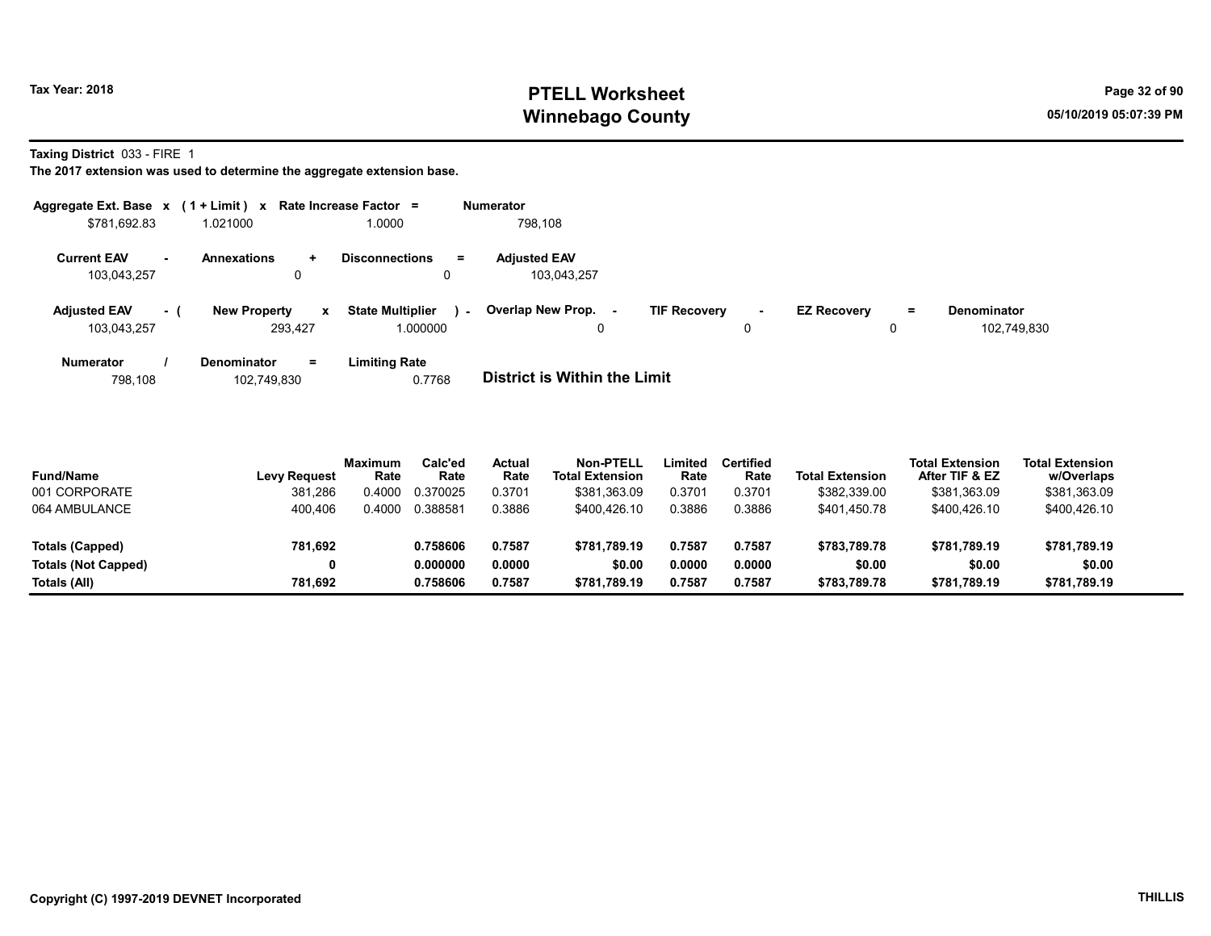Tax Year: 2018

# PTELL Worksheet
## Winnebago County

05/10/2019 05:07:39 PM

**Taxing District** 033 - FIRE 1

**The 2017 extension was used to determine the aggregate extension base.**

| Aggregate Ext. Base | x | (1 + Limit) | x | Rate Increase Factor | = | Numerator |
|---|---|---|---|---|---|---|
| $781,692.83 | | 1.021000 | | 1.0000 | | 798,108 |

| Current EAV | - | Annexations | + | Disconnections | = | Adjusted EAV |
|---|---|---|---|---|---|---|
| 103,043,257 | | 0 | | 0 | | 103,043,257 |

| Adjusted EAV | - ( | New Property | x | State Multiplier | ) - | Overlap New Prop. | - | TIF Recovery | - | EZ Recovery | = | Denominator |
|---|---|---|---|---|---|---|---|---|---|---|---|---|
| 103,043,257 | | 293,427 | | 1.000000 | | 0 | | 0 | | 0 | | 102,749,830 |

| Numerator | / | Denominator | = | Limiting Rate |
|---|---|---|---|---|
| 798,108 | | 102,749,830 | | 0.7768 |

**District is Within the Limit**

| Fund/Name | Levy Request | Maximum Rate | Calc'ed Rate | Actual Rate | Non-PTELL Total Extension | Limited Rate | Certified Rate | Total Extension | Total Extension After TIF & EZ | Total Extension w/Overlaps |
|---|---|---|---|---|---|---|---|---|---|---|
| 001 CORPORATE | 381,286 | 0.4000 | 0.370025 | 0.3701 | $381,363.09 | 0.3701 | 0.3701 | $382,339.00 | $381,363.09 | $381,363.09 |
| 064 AMBULANCE | 400,406 | 0.4000 | 0.388581 | 0.3886 | $400,426.10 | 0.3886 | 0.3886 | $401,450.78 | $400,426.10 | $400,426.10 |
| **Totals (Capped)** | **781,692** | | **0.758606** | **0.7587** | **$781,789.19** | **0.7587** | **0.7587** | **$783,789.78** | **$781,789.19** | **$781,789.19** |
| **Totals (Not Capped)** | **0** | | **0.000000** | **0.0000** | **$0.00** | **0.0000** | **0.0000** | **$0.00** | **$0.00** | **$0.00** |
| **Totals (All)** | **781,692** | | **0.758606** | **0.7587** | **$781,789.19** | **0.7587** | **0.7587** | **$783,789.78** | **$781,789.19** | **$781,789.19** |

Copyright (C) 1997-2019 DEVNET Incorporated

THILLIS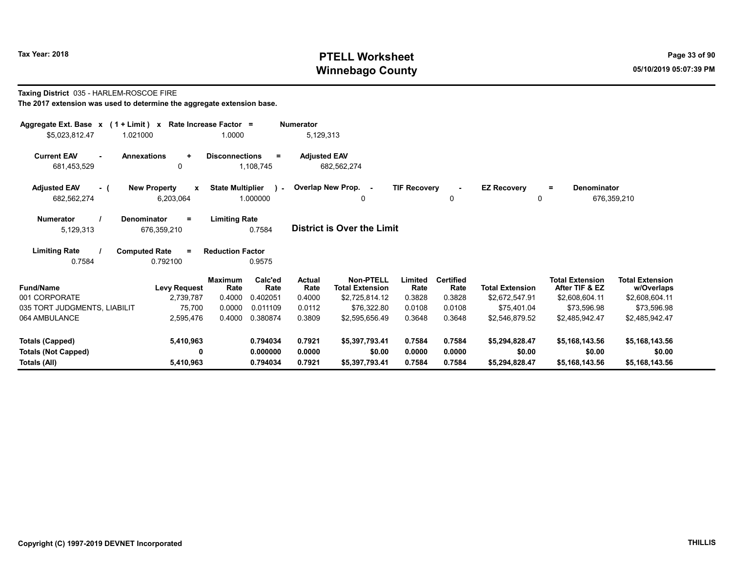**Taxing District** 035 - HARLEM-ROSCOE FIRE

**The 2017 extension was used to determine the aggregate extension base.**

| Aggregate Ext. Base | x | (1 + Limit) | x | Rate Increase Factor | = | Numerator |
|---|---|---|---|---|---|---|
| $5,023,812.47 | | 1.021000 | | 1.0000 | | 5,129,313 |

| Current EAV | - | Annexations | + | Disconnections | = | Adjusted EAV |
|---|---|---|---|---|---|---|
| 681,453,529 | | 0 | | 1,108,745 | | 682,562,274 |

| Adjusted EAV | - ( | New Property | x | State Multiplier | ) - | Overlap New Prop. | - | TIF Recovery | - | EZ Recovery | = | Denominator |
|---|---|---|---|---|---|---|---|---|---|---|---|---|
| 682,562,274 | | 6,203,064 | | 1.000000 | | 0 | | 0 | | 0 | | 676,359,210 |

| Numerator | / | Denominator | = | Limiting Rate |
|---|---|---|---|---|
| 5,129,313 | | 676,359,210 | | 0.7584 |

**District is Over the Limit**

| Limiting Rate | / | Computed Rate | = | Reduction Factor |
|---|---|---|---|---|
| 0.7584 | | 0.792100 | | 0.9575 |

| Fund/Name | Levy Request | Maximum Rate | Calc'ed Rate | Actual Rate | Non-PTELL Total Extension | Limited Rate | Certified Rate | Total Extension | Total Extension After TIF & EZ | Total Extension w/Overlaps |
|---|---|---|---|---|---|---|---|---|---|---|
| 001 CORPORATE | 2,739,787 | 0.4000 | 0.402051 | 0.4000 | $2,725,814.12 | 0.3828 | 0.3828 | $2,672,547.91 | $2,608,604.11 | $2,608,604.11 |
| 035 TORT JUDGMENTS, LIABILIT | 75,700 | 0.0000 | 0.011109 | 0.0112 | $76,322.80 | 0.0108 | 0.0108 | $75,401.04 | $73,596.98 | $73,596.98 |
| 064 AMBULANCE | 2,595,476 | 0.4000 | 0.380874 | 0.3809 | $2,595,656.49 | 0.3648 | 0.3648 | $2,546,879.52 | $2,485,942.47 | $2,485,942.47 |
| **Totals (Capped)** | **5,410,963** | | **0.794034** | **0.7921** | **$5,397,793.41** | **0.7584** | **0.7584** | **$5,294,828.47** | **$5,168,143.56** | **$5,168,143.56** |
| **Totals (Not Capped)** | **0** | | **0.000000** | **0.0000** | **$0.00** | **0.0000** | **0.0000** | **$0.00** | **$0.00** | **$0.00** |
| **Totals (All)** | **5,410,963** | | **0.794034** | **0.7921** | **$5,397,793.41** | **0.7584** | **0.7584** | **$5,294,828.47** | **$5,168,143.56** | **$5,168,143.56** |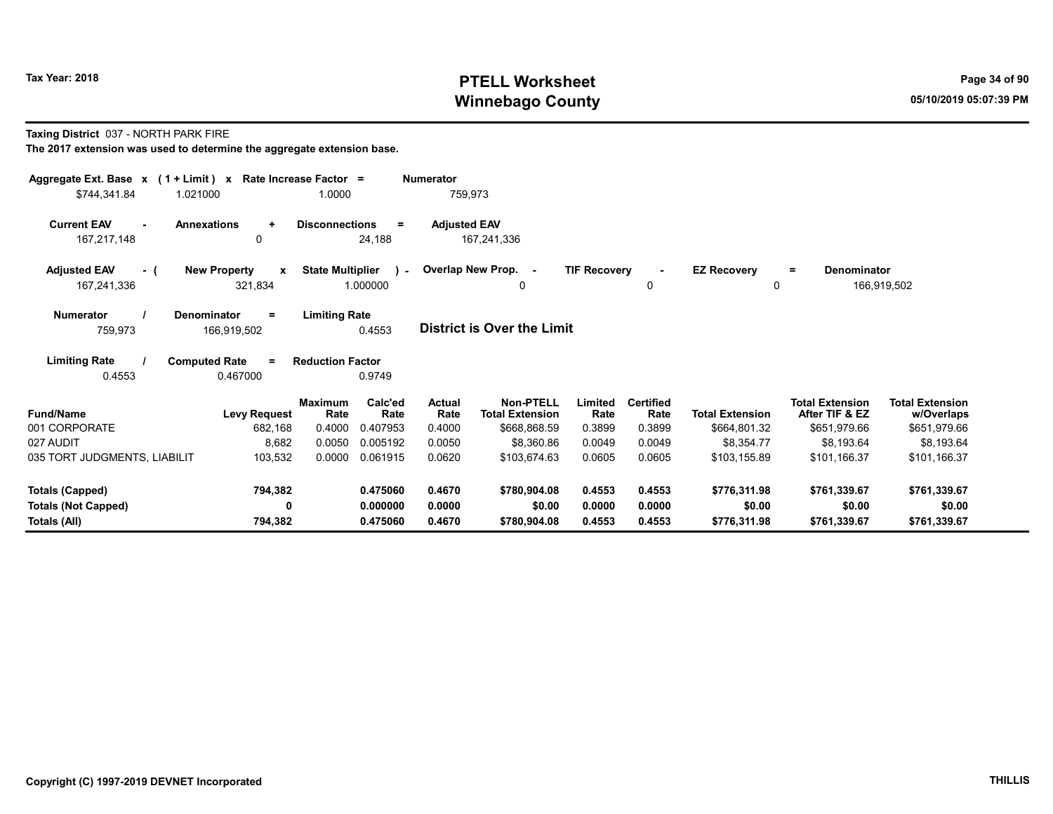# PTELL Worksheet
## Winnebago County

Tax Year: 2018

05/10/2019 05:07:39 PM

**Taxing District** 037 - NORTH PARK FIRE

**The 2017 extension was used to determine the aggregate extension base.**

| Aggregate Ext. Base | x | (1 + Limit) | x | Rate Increase Factor | = | Numerator |
|---|---|---|---|---|---|---|
| $744,341.84 | | 1.021000 | | 1.0000 | | 759,973 |

| Current EAV | - | Annexations | + | Disconnections | = | Adjusted EAV |
|---|---|---|---|---|---|---|
| 167,217,148 | | 0 | | 24,188 | | 167,241,336 |

| Adjusted EAV | - ( | New Property | x | State Multiplier | ) - | Overlap New Prop. | - | TIF Recovery | - | EZ Recovery | = | Denominator |
|---|---|---|---|---|---|---|---|---|---|---|---|---|
| 167,241,336 | | 321,834 | | 1.000000 | | 0 | | 0 | | 0 | | 166,919,502 |

| Numerator | / | Denominator | = | Limiting Rate |
|---|---|---|---|---|
| 759,973 | | 166,919,502 | | 0.4553 |

**District is Over the Limit**

| Limiting Rate | / | Computed Rate | = | Reduction Factor |
|---|---|---|---|---|
| 0.4553 | | 0.467000 | | 0.9749 |

| Fund/Name | Levy Request | Maximum Rate | Calc'ed Rate | Actual Rate | Non-PTELL Total Extension | Limited Rate | Certified Rate | Total Extension | Total Extension After TIF & EZ | Total Extension w/Overlaps |
|---|---|---|---|---|---|---|---|---|---|---|
| 001 CORPORATE | 682,168 | 0.4000 | 0.407953 | 0.4000 | $668,868.59 | 0.3899 | 0.3899 | $664,801.32 | $651,979.66 | $651,979.66 |
| 027 AUDIT | 8,682 | 0.0050 | 0.005192 | 0.0050 | $8,360.86 | 0.0049 | 0.0049 | $8,354.77 | $8,193.64 | $8,193.64 |
| 035 TORT JUDGMENTS, LIABILIT | 103,532 | 0.0000 | 0.061915 | 0.0620 | $103,674.63 | 0.0605 | 0.0605 | $103,155.89 | $101,166.37 | $101,166.37 |
| **Totals (Capped)** | **794,382** | | **0.475060** | **0.4670** | **$780,904.08** | **0.4553** | **0.4553** | **$776,311.98** | **$761,339.67** | **$761,339.67** |
| **Totals (Not Capped)** | **0** | | **0.000000** | **0.0000** | **$0.00** | **0.0000** | **0.0000** | **$0.00** | **$0.00** | **$0.00** |
| **Totals (All)** | **794,382** | | **0.475060** | **0.4670** | **$780,904.08** | **0.4553** | **0.4553** | **$776,311.98** | **$761,339.67** | **$761,339.67** |

Copyright (C) 1997-2019 DEVNET Incorporated

THILLIS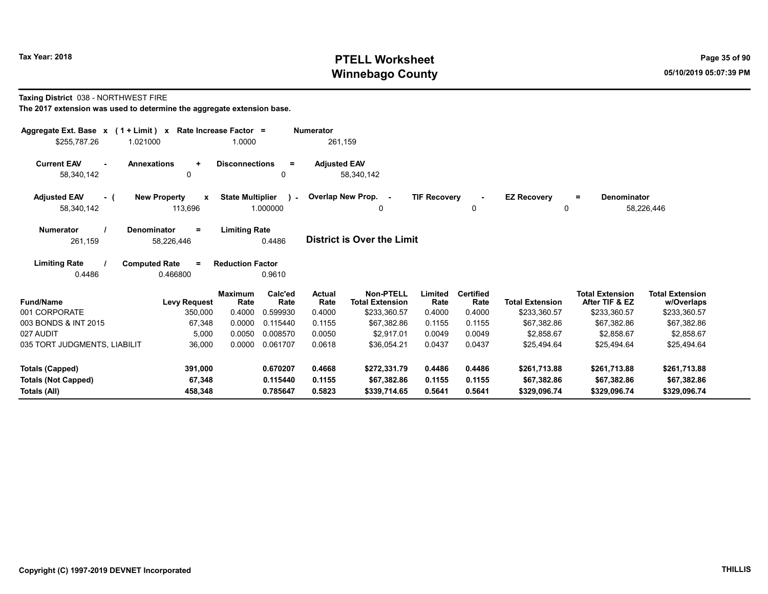Tax Year: 2018

# PTELL Worksheet
# Winnebago County

05/10/2019 05:07:39 PM

**Taxing District** 038 - NORTHWEST FIRE

**The 2017 extension was used to determine the aggregate extension base.**

| Aggregate Ext. Base x | (1 + Limit) x | Rate Increase Factor = | Numerator |
|---|---|---|---|
| $255,787.26 | 1.021000 | 1.0000 | 261,159 |

| Current EAV - | Annexations + | Disconnections = | Adjusted EAV |
|---|---|---|---|
| 58,340,142 | 0 | 0 | 58,340,142 |

| Adjusted EAV - ( | New Property x | State Multiplier ) - | Overlap New Prop. - | TIF Recovery - | EZ Recovery = | Denominator |
|---|---|---|---|---|---|---|
| 58,340,142 | 113,696 | 1.000000 | 0 | 0 | 0 | 58,226,446 |

| Numerator / | Denominator = | Limiting Rate |
|---|---|---|
| 261,159 | 58,226,446 | 0.4486 |

**District is Over the Limit**

| Limiting Rate / | Computed Rate = | Reduction Factor |
|---|---|---|
| 0.4486 | 0.466800 | 0.9610 |

| Fund/Name | Levy Request | Maximum Rate | Calc'ed Rate | Actual Rate | Non-PTELL Total Extension | Limited Rate | Certified Rate | Total Extension | Total Extension After TIF & EZ | Total Extension w/Overlaps |
|---|---|---|---|---|---|---|---|---|---|---|
| 001 CORPORATE | 350,000 | 0.4000 | 0.599930 | 0.4000 | $233,360.57 | 0.4000 | 0.4000 | $233,360.57 | $233,360.57 | $233,360.57 |
| 003 BONDS & INT 2015 | 67,348 | 0.0000 | 0.115440 | 0.1155 | $67,382.86 | 0.1155 | 0.1155 | $67,382.86 | $67,382.86 | $67,382.86 |
| 027 AUDIT | 5,000 | 0.0050 | 0.008570 | 0.0050 | $2,917.01 | 0.0049 | 0.0049 | $2,858.67 | $2,858.67 | $2,858.67 |
| 035 TORT JUDGMENTS, LIABILIT | 36,000 | 0.0000 | 0.061707 | 0.0618 | $36,054.21 | 0.0437 | 0.0437 | $25,494.64 | $25,494.64 | $25,494.64 |
| **Totals (Capped)** | **391,000** | | **0.670207** | **0.4668** | **$272,331.79** | **0.4486** | **0.4486** | **$261,713.88** | **$261,713.88** | **$261,713.88** |
| **Totals (Not Capped)** | **67,348** | | **0.115440** | **0.1155** | **$67,382.86** | **0.1155** | **0.1155** | **$67,382.86** | **$67,382.86** | **$67,382.86** |
| **Totals (All)** | **458,348** | | **0.785647** | **0.5823** | **$339,714.65** | **0.5641** | **0.5641** | **$329,096.74** | **$329,096.74** | **$329,096.74** |

Copyright (C) 1997-2019 DEVNET Incorporated

THILLIS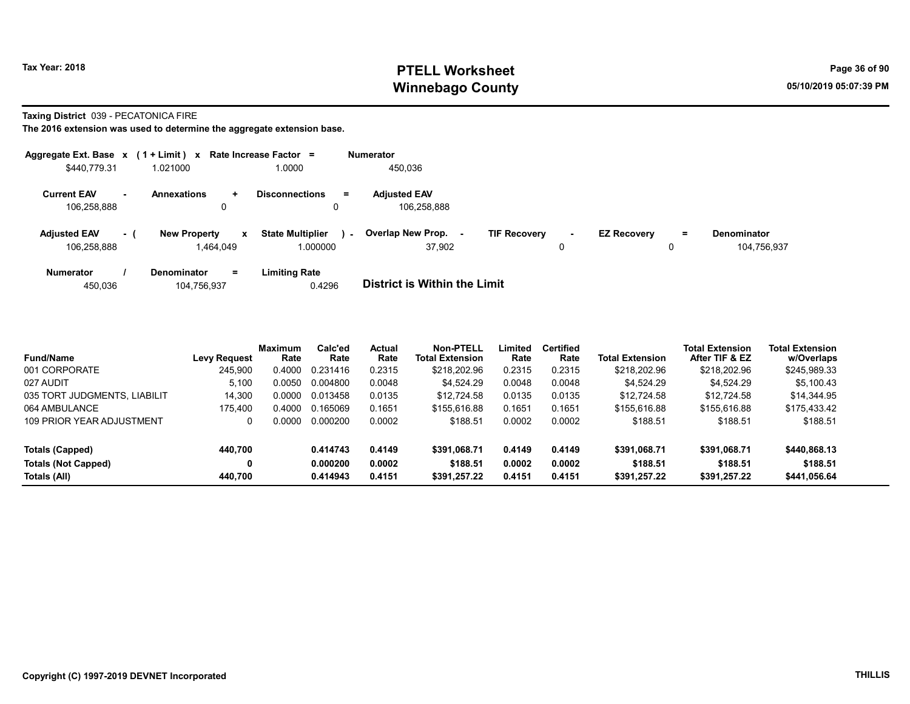# PTELL Worksheet
# Winnebago County

Tax Year: 2018

05/10/2019 05:07:39 PM

**Taxing District** 039 - PECATONICA FIRE

**The 2016 extension was used to determine the aggregate extension base.**

| Aggregate Ext. Base | x | (1 + Limit) | x | Rate Increase Factor | = | Numerator |
|---|---|---|---|---|---|---|
| $440,779.31 | | 1.021000 | | 1.0000 | | 450,036 |

| Current EAV | - | Annexations | + | Disconnections | = | Adjusted EAV |
|---|---|---|---|---|---|---|
| 106,258,888 | | 0 | | 0 | | 106,258,888 |

| Adjusted EAV | - ( | New Property | x | State Multiplier | ) - | Overlap New Prop. | - | TIF Recovery | - | EZ Recovery | = | Denominator |
|---|---|---|---|---|---|---|---|---|---|---|---|---|
| 106,258,888 | | 1,464,049 | | 1.000000 | | 37,902 | | 0 | | 0 | | 104,756,937 |

| Numerator | / | Denominator | = | Limiting Rate |
|---|---|---|---|---|
| 450,036 | | 104,756,937 | | 0.4296 |

**District is Within the Limit**

| Fund/Name | Levy Request | Maximum Rate | Calc'ed Rate | Actual Rate | Non-PTELL Total Extension | Limited Rate | Certified Rate | Total Extension | Total Extension After TIF & EZ | Total Extension w/Overlaps |
|---|---|---|---|---|---|---|---|---|---|---|
| 001 CORPORATE | 245,900 | 0.4000 | 0.231416 | 0.2315 | $218,202.96 | 0.2315 | 0.2315 | $218,202.96 | $218,202.96 | $245,989.33 |
| 027 AUDIT | 5,100 | 0.0050 | 0.004800 | 0.0048 | $4,524.29 | 0.0048 | 0.0048 | $4,524.29 | $4,524.29 | $5,100.43 |
| 035 TORT JUDGMENTS, LIABILIT | 14,300 | 0.0000 | 0.013458 | 0.0135 | $12,724.58 | 0.0135 | 0.0135 | $12,724.58 | $12,724.58 | $14,344.95 |
| 064 AMBULANCE | 175,400 | 0.4000 | 0.165069 | 0.1651 | $155,616.88 | 0.1651 | 0.1651 | $155,616.88 | $155,616.88 | $175,433.42 |
| 109 PRIOR YEAR ADJUSTMENT | 0 | 0.0000 | 0.000200 | 0.0002 | $188.51 | 0.0002 | 0.0002 | $188.51 | $188.51 | $188.51 |
| **Totals (Capped)** | **440,700** | | **0.414743** | **0.4149** | **$391,068.71** | **0.4149** | **0.4149** | **$391,068.71** | **$391,068.71** | **$440,868.13** |
| **Totals (Not Capped)** | **0** | | **0.000200** | **0.0002** | **$188.51** | **0.0002** | **0.0002** | **$188.51** | **$188.51** | **$188.51** |
| **Totals (All)** | **440,700** | | **0.414943** | **0.4151** | **$391,257.22** | **0.4151** | **0.4151** | **$391,257.22** | **$391,257.22** | **$441,056.64** |

Copyright (C) 1997-2019 DEVNET Incorporated

THILLIS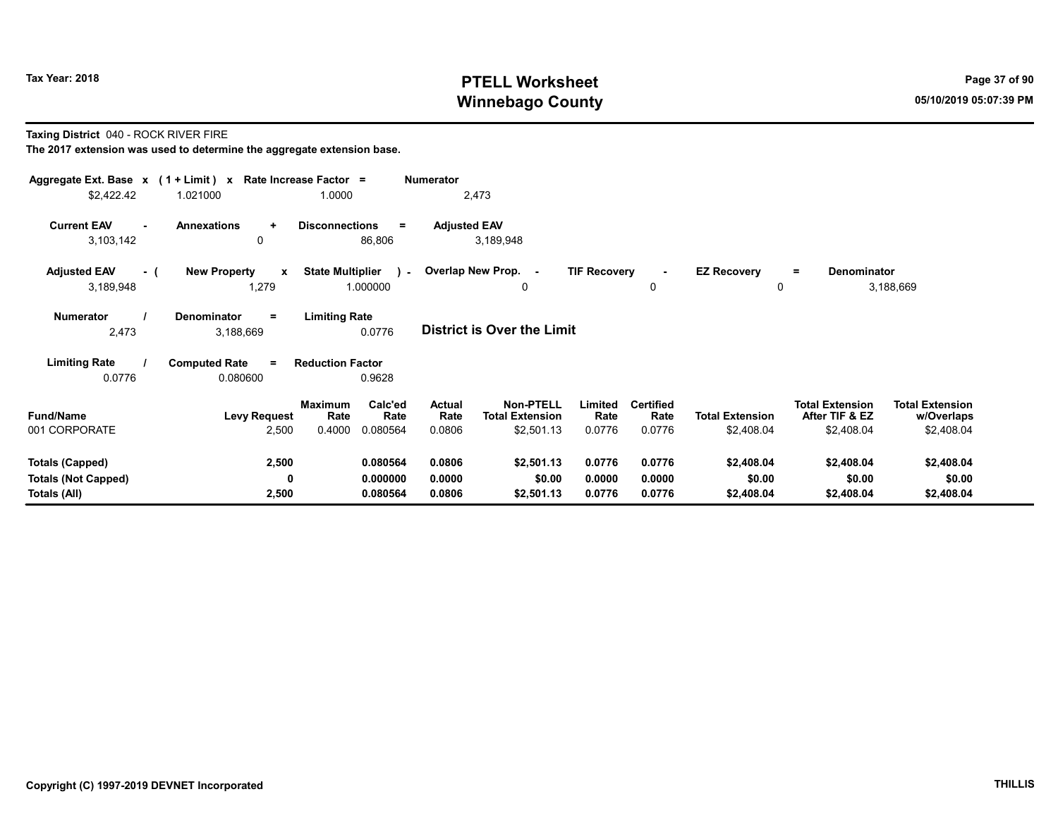Tax Year: 2018

# PTELL Worksheet
# Winnebago County

05/10/2019 05:07:39 PM

**Taxing District** 040 - ROCK RIVER FIRE

**The 2017 extension was used to determine the aggregate extension base.**

| Aggregate Ext. Base | x | (1 + Limit) | x | Rate Increase Factor | = | Numerator |
|---|---|---|---|---|---|---|
| $2,422.42 | | 1.021000 | | 1.0000 | | 2,473 |

| Current EAV | - | Annexations | + | Disconnections | = | Adjusted EAV |
|---|---|---|---|---|---|---|
| 3,103,142 | | 0 | | 86,806 | | 3,189,948 |

| Adjusted EAV | - ( | New Property | x | State Multiplier | ) - | Overlap New Prop. | - | TIF Recovery | - | EZ Recovery | = | Denominator |
|---|---|---|---|---|---|---|---|---|---|---|---|---|
| 3,189,948 | | 1,279 | | 1.000000 | | 0 | | 0 | | 0 | | 3,188,669 |

| Numerator | / | Denominator | = | Limiting Rate |
|---|---|---|---|---|
| 2,473 | | 3,188,669 | | 0.0776 |

**District is Over the Limit**

| Limiting Rate | / | Computed Rate | = | Reduction Factor |
|---|---|---|---|---|
| 0.0776 | | 0.080600 | | 0.9628 |

| Fund/Name | Levy Request | Maximum Rate | Calc'ed Rate | Actual Rate | Non-PTELL Total Extension | Limited Rate | Certified Rate | Total Extension | Total Extension After TIF & EZ | Total Extension w/Overlaps |
|---|---|---|---|---|---|---|---|---|---|---|
| 001 CORPORATE | 2,500 | 0.4000 | 0.080564 | 0.0806 | $2,501.13 | 0.0776 | 0.0776 | $2,408.04 | $2,408.04 | $2,408.04 |
| **Totals (Capped)** | **2,500** | | **0.080564** | **0.0806** | **$2,501.13** | **0.0776** | **0.0776** | **$2,408.04** | **$2,408.04** | **$2,408.04** |
| **Totals (Not Capped)** | **0** | | **0.000000** | **0.0000** | **$0.00** | **0.0000** | **0.0000** | **$0.00** | **$0.00** | **$0.00** |
| **Totals (All)** | **2,500** | | **0.080564** | **0.0806** | **$2,501.13** | **0.0776** | **0.0776** | **$2,408.04** | **$2,408.04** | **$2,408.04** |

Copyright (C) 1997-2019 DEVNET Incorporated

THILLIS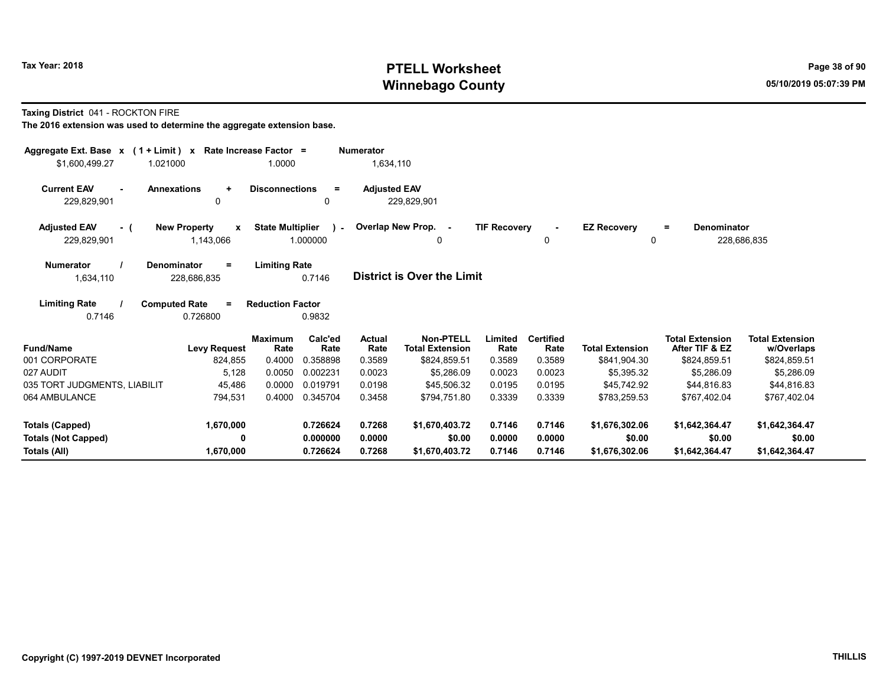**Taxing District** 041 - ROCKTON FIRE

**The 2016 extension was used to determine the aggregate extension base.**

| Aggregate Ext. Base x | (1 + Limit) x | Rate Increase Factor = | Numerator |
|---|---|---|---|
| $1,600,499.27 | 1.021000 | 1.0000 | 1,634,110 |

| Current EAV - | Annexations + | Disconnections = | Adjusted EAV |
|---|---|---|---|
| 229,829,901 | 0 | 0 | 229,829,901 |

| Adjusted EAV - ( | New Property x | State Multiplier ) - | Overlap New Prop. - | TIF Recovery - | EZ Recovery = | Denominator |
|---|---|---|---|---|---|---|
| 229,829,901 | 1,143,066 | 1.000000 | 0 | 0 | 0 | 228,686,835 |

| Numerator / | Denominator = | Limiting Rate |
|---|---|---|
| 1,634,110 | 228,686,835 | 0.7146 |

**District is Over the Limit**

| Limiting Rate / | Computed Rate = | Reduction Factor |
|---|---|---|
| 0.7146 | 0.726800 | 0.9832 |

| Fund/Name | Levy Request | Maximum Rate | Calc'ed Rate | Actual Rate | Non-PTELL Total Extension | Limited Rate | Certified Rate | Total Extension | Total Extension After TIF & EZ | Total Extension w/Overlaps |
|---|---|---|---|---|---|---|---|---|---|---|
| 001 CORPORATE | 824,855 | 0.4000 | 0.358898 | 0.3589 | $824,859.51 | 0.3589 | 0.3589 | $841,904.30 | $824,859.51 | $824,859.51 |
| 027 AUDIT | 5,128 | 0.0050 | 0.002231 | 0.0023 | $5,286.09 | 0.0023 | 0.0023 | $5,395.32 | $5,286.09 | $5,286.09 |
| 035 TORT JUDGMENTS, LIABILIT | 45,486 | 0.0000 | 0.019791 | 0.0198 | $45,506.32 | 0.0195 | 0.0195 | $45,742.92 | $44,816.83 | $44,816.83 |
| 064 AMBULANCE | 794,531 | 0.4000 | 0.345704 | 0.3458 | $794,751.80 | 0.3339 | 0.3339 | $783,259.53 | $767,402.04 | $767,402.04 |
| **Totals (Capped)** | **1,670,000** | | **0.726624** | **0.7268** | **$1,670,403.72** | **0.7146** | **0.7146** | **$1,676,302.06** | **$1,642,364.47** | **$1,642,364.47** |
| **Totals (Not Capped)** | **0** | | **0.000000** | **0.0000** | **$0.00** | **0.0000** | **0.0000** | **$0.00** | **$0.00** | **$0.00** |
| **Totals (All)** | **1,670,000** | | **0.726624** | **0.7268** | **$1,670,403.72** | **0.7146** | **0.7146** | **$1,676,302.06** | **$1,642,364.47** | **$1,642,364.47** |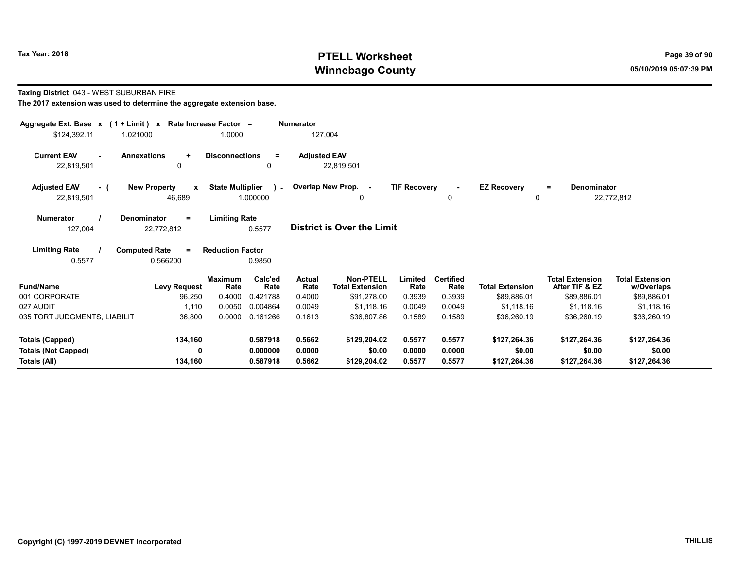**Tax Year: 2018**

# PTELL Worksheet
# Winnebago County

**Taxing District** 043 - WEST SUBURBAN FIRE

**The 2017 extension was used to determine the aggregate extension base.**

| Aggregate Ext. Base | x | (1 + Limit) | x | Rate Increase Factor | = | Numerator |
|---|---|---|---|---|---|---|
| $124,392.11 | | 1.021000 | | 1.0000 | | 127,004 |

| Current EAV | - | Annexations | + | Disconnections | = | Adjusted EAV |
|---|---|---|---|---|---|---|
| 22,819,501 | | 0 | | 0 | | 22,819,501 |

| Adjusted EAV | - ( | New Property | x | State Multiplier | ) - | Overlap New Prop. | - | TIF Recovery | - | EZ Recovery | = | Denominator |
|---|---|---|---|---|---|---|---|---|---|---|---|---|
| 22,819,501 | | 46,689 | | 1.000000 | | 0 | | 0 | | 0 | | 22,772,812 |

| Numerator | / | Denominator | = | Limiting Rate |
|---|---|---|---|---|
| 127,004 | | 22,772,812 | | 0.5577 |

**District is Over the Limit**

| Limiting Rate | / | Computed Rate | = | Reduction Factor |
|---|---|---|---|---|
| 0.5577 | | 0.566200 | | 0.9850 |

| Fund/Name | Levy Request | Maximum Rate | Calc'ed Rate | Actual Rate | Non-PTELL Total Extension | Limited Rate | Certified Rate | Total Extension | Total Extension After TIF & EZ | Total Extension w/Overlaps |
|---|---|---|---|---|---|---|---|---|---|---|
| 001 CORPORATE | 96,250 | 0.4000 | 0.421788 | 0.4000 | $91,278.00 | 0.3939 | 0.3939 | $89,886.01 | $89,886.01 | $89,886.01 |
| 027 AUDIT | 1,110 | 0.0050 | 0.004864 | 0.0049 | $1,118.16 | 0.0049 | 0.0049 | $1,118.16 | $1,118.16 | $1,118.16 |
| 035 TORT JUDGMENTS, LIABILIT | 36,800 | 0.0000 | 0.161266 | 0.1613 | $36,807.86 | 0.1589 | 0.1589 | $36,260.19 | $36,260.19 | $36,260.19 |
| **Totals (Capped)** | **134,160** | | **0.587918** | **0.5662** | **$129,204.02** | **0.5577** | **0.5577** | **$127,264.36** | **$127,264.36** | **$127,264.36** |
| **Totals (Not Capped)** | **0** | | **0.000000** | **0.0000** | **$0.00** | **0.0000** | **0.0000** | **$0.00** | **$0.00** | **$0.00** |
| **Totals (All)** | **134,160** | | **0.587918** | **0.5662** | **$129,204.02** | **0.5577** | **0.5577** | **$127,264.36** | **$127,264.36** | **$127,264.36** |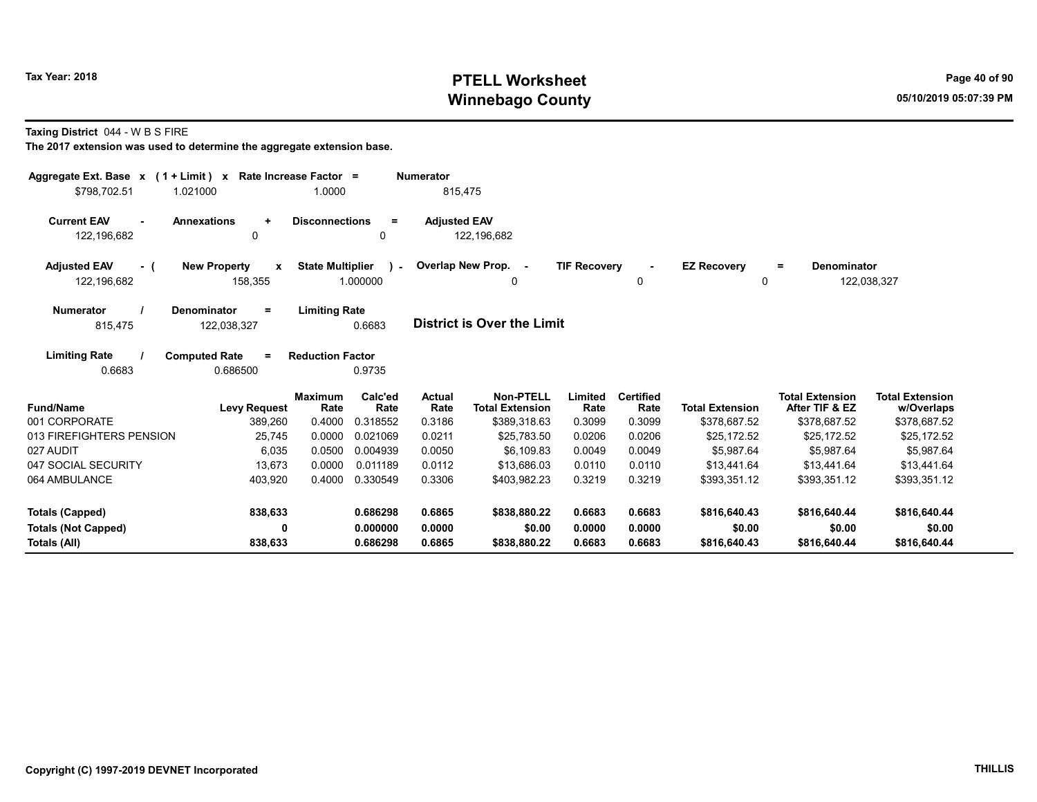# PTELL Worksheet
# Winnebago County

Tax Year: 2018

05/10/2019 05:07:39 PM

**Taxing District** 044 - W B S FIRE

**The 2017 extension was used to determine the aggregate extension base.**

| Aggregate Ext. Base | x | (1 + Limit) | x | Rate Increase Factor | = | Numerator |
|---|---|---|---|---|---|---|
| $798,702.51 | | 1.021000 | | 1.0000 | | 815,475 |

| Current EAV | - | Annexations | + | Disconnections | = | Adjusted EAV |
|---|---|---|---|---|---|---|
| 122,196,682 | | 0 | | 0 | | 122,196,682 |

| Adjusted EAV | - ( | New Property | x | State Multiplier | ) - | Overlap New Prop. | - | TIF Recovery | - | EZ Recovery | = | Denominator |
|---|---|---|---|---|---|---|---|---|---|---|---|---|
| 122,196,682 | | 158,355 | | 1.000000 | | 0 | | 0 | | 0 | | 122,038,327 |

| Numerator | / | Denominator | = | Limiting Rate |
|---|---|---|---|---|
| 815,475 | | 122,038,327 | | 0.6683 |

**District is Over the Limit**

| Limiting Rate | / | Computed Rate | = | Reduction Factor |
|---|---|---|---|---|
| 0.6683 | | 0.686500 | | 0.9735 |

| Fund/Name | Levy Request | Maximum Rate | Calc'ed Rate | Actual Rate | Non-PTELL Total Extension | Limited Rate | Certified Rate | Total Extension | Total Extension After TIF & EZ | Total Extension w/Overlaps |
|---|---|---|---|---|---|---|---|---|---|---|
| 001 CORPORATE | 389,260 | 0.4000 | 0.318552 | 0.3186 | $389,318.63 | 0.3099 | 0.3099 | $378,687.52 | $378,687.52 | $378,687.52 |
| 013 FIREFIGHTERS PENSION | 25,745 | 0.0000 | 0.021069 | 0.0211 | $25,783.50 | 0.0206 | 0.0206 | $25,172.52 | $25,172.52 | $25,172.52 |
| 027 AUDIT | 6,035 | 0.0500 | 0.004939 | 0.0050 | $6,109.83 | 0.0049 | 0.0049 | $5,987.64 | $5,987.64 | $5,987.64 |
| 047 SOCIAL SECURITY | 13,673 | 0.0000 | 0.011189 | 0.0112 | $13,686.03 | 0.0110 | 0.0110 | $13,441.64 | $13,441.64 | $13,441.64 |
| 064 AMBULANCE | 403,920 | 0.4000 | 0.330549 | 0.3306 | $403,982.23 | 0.3219 | 0.3219 | $393,351.12 | $393,351.12 | $393,351.12 |
| **Totals (Capped)** | **838,633** | | **0.686298** | **0.6865** | **$838,880.22** | **0.6683** | **0.6683** | **$816,640.43** | **$816,640.44** | **$816,640.44** |
| **Totals (Not Capped)** | **0** | | **0.000000** | **0.0000** | **$0.00** | **0.0000** | **0.0000** | **$0.00** | **$0.00** | **$0.00** |
| **Totals (All)** | **838,633** | | **0.686298** | **0.6865** | **$838,880.22** | **0.6683** | **0.6683** | **$816,640.43** | **$816,640.44** | **$816,640.44** |

Copyright (C) 1997-2019 DEVNET Incorporated

THILLIS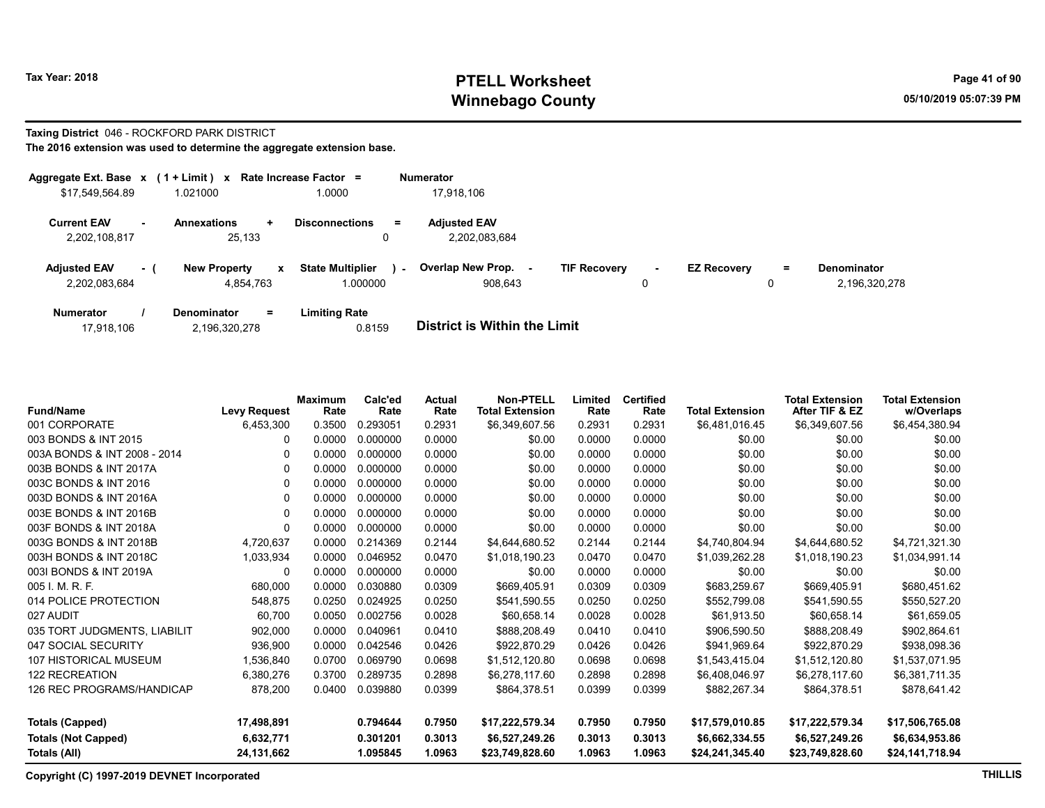# PTELL Worksheet
# Winnebago County

Tax Year: 2018

05/10/2019 05:07:39 PM

**Taxing District** 046 - ROCKFORD PARK DISTRICT

**The 2016 extension was used to determine the aggregate extension base.**

| Aggregate Ext. Base x | (1 + Limit) x | Rate Increase Factor = | Numerator |
|---|---|---|---|
| $17,549,564.89 | 1.021000 | 1.0000 | 17,918,106 |

| Current EAV - | Annexations + | Disconnections = | Adjusted EAV |
|---|---|---|---|
| 2,202,108,817 | 25,133 | 0 | 2,202,083,684 |

| Adjusted EAV - ( | New Property x | State Multiplier ) - | Overlap New Prop. - | TIF Recovery - | EZ Recovery = | Denominator |
|---|---|---|---|---|---|---|
| 2,202,083,684 | 4,854,763 | 1.000000 | 908,643 | 0 | 0 | 2,196,320,278 |

| Numerator / | Denominator = | Limiting Rate |
|---|---|---|
| 17,918,106 | 2,196,320,278 | 0.8159 |

**District is Within the Limit**

| Fund/Name | Levy Request | Maximum Rate | Calc'ed Rate | Actual Rate | Non-PTELL Total Extension | Limited Rate | Certified Rate | Total Extension | Total Extension After TIF & EZ | Total Extension w/Overlaps |
|---|---|---|---|---|---|---|---|---|---|---|
| 001 CORPORATE | 6,453,300 | 0.3500 | 0.293051 | 0.2931 | $6,349,607.56 | 0.2931 | 0.2931 | $6,481,016.45 | $6,349,607.56 | $6,454,380.94 |
| 003 BONDS & INT 2015 | 0 | 0.0000 | 0.000000 | 0.0000 | $0.00 | 0.0000 | 0.0000 | $0.00 | $0.00 | $0.00 |
| 003A BONDS & INT 2008 - 2014 | 0 | 0.0000 | 0.000000 | 0.0000 | $0.00 | 0.0000 | 0.0000 | $0.00 | $0.00 | $0.00 |
| 003B BONDS & INT 2017A | 0 | 0.0000 | 0.000000 | 0.0000 | $0.00 | 0.0000 | 0.0000 | $0.00 | $0.00 | $0.00 |
| 003C BONDS & INT 2016 | 0 | 0.0000 | 0.000000 | 0.0000 | $0.00 | 0.0000 | 0.0000 | $0.00 | $0.00 | $0.00 |
| 003D BONDS & INT 2016A | 0 | 0.0000 | 0.000000 | 0.0000 | $0.00 | 0.0000 | 0.0000 | $0.00 | $0.00 | $0.00 |
| 003E BONDS & INT 2016B | 0 | 0.0000 | 0.000000 | 0.0000 | $0.00 | 0.0000 | 0.0000 | $0.00 | $0.00 | $0.00 |
| 003F BONDS & INT 2018A | 0 | 0.0000 | 0.000000 | 0.0000 | $0.00 | 0.0000 | 0.0000 | $0.00 | $0.00 | $0.00 |
| 003G BONDS & INT 2018B | 4,720,637 | 0.0000 | 0.214369 | 0.2144 | $4,644,680.52 | 0.2144 | 0.2144 | $4,740,804.94 | $4,644,680.52 | $4,721,321.30 |
| 003H BONDS & INT 2018C | 1,033,934 | 0.0000 | 0.046952 | 0.0470 | $1,018,190.23 | 0.0470 | 0.0470 | $1,039,262.28 | $1,018,190.23 | $1,034,991.14 |
| 003I BONDS & INT 2019A | 0 | 0.0000 | 0.000000 | 0.0000 | $0.00 | 0.0000 | 0.0000 | $0.00 | $0.00 | $0.00 |
| 005 I. M. R. F. | 680,000 | 0.0000 | 0.030880 | 0.0309 | $669,405.91 | 0.0309 | 0.0309 | $683,259.67 | $669,405.91 | $680,451.62 |
| 014 POLICE PROTECTION | 548,875 | 0.0250 | 0.024925 | 0.0250 | $541,590.55 | 0.0250 | 0.0250 | $552,799.08 | $541,590.55 | $550,527.20 |
| 027 AUDIT | 60,700 | 0.0050 | 0.002756 | 0.0028 | $60,658.14 | 0.0028 | 0.0028 | $61,913.50 | $60,658.14 | $61,659.05 |
| 035 TORT JUDGMENTS, LIABILIT | 902,000 | 0.0000 | 0.040961 | 0.0410 | $888,208.49 | 0.0410 | 0.0410 | $906,590.50 | $888,208.49 | $902,864.61 |
| 047 SOCIAL SECURITY | 936,900 | 0.0000 | 0.042546 | 0.0426 | $922,870.29 | 0.0426 | 0.0426 | $941,969.64 | $922,870.29 | $938,098.36 |
| 107 HISTORICAL MUSEUM | 1,536,840 | 0.0700 | 0.069790 | 0.0698 | $1,512,120.80 | 0.0698 | 0.0698 | $1,543,415.04 | $1,512,120.80 | $1,537,071.95 |
| 122 RECREATION | 6,380,276 | 0.3700 | 0.289735 | 0.2898 | $6,278,117.60 | 0.2898 | 0.2898 | $6,408,046.97 | $6,278,117.60 | $6,381,711.35 |
| 126 REC PROGRAMS/HANDICAP | 878,200 | 0.0400 | 0.039880 | 0.0399 | $864,378.51 | 0.0399 | 0.0399 | $882,267.34 | $864,378.51 | $878,641.42 |
| **Totals (Capped)** | **17,498,891** | | **0.794644** | **0.7950** | **$17,222,579.34** | **0.7950** | **0.7950** | **$17,579,010.85** | **$17,222,579.34** | **$17,506,765.08** |
| **Totals (Not Capped)** | **6,632,771** | | **0.301201** | **0.3013** | **$6,527,249.26** | **0.3013** | **0.3013** | **$6,662,334.55** | **$6,527,249.26** | **$6,634,953.86** |
| **Totals (All)** | **24,131,662** | | **1.095845** | **1.0963** | **$23,749,828.60** | **1.0963** | **1.0963** | **$24,241,345.40** | **$23,749,828.60** | **$24,141,718.94** |

Copyright (C) 1997-2019 DEVNET Incorporated

THILLIS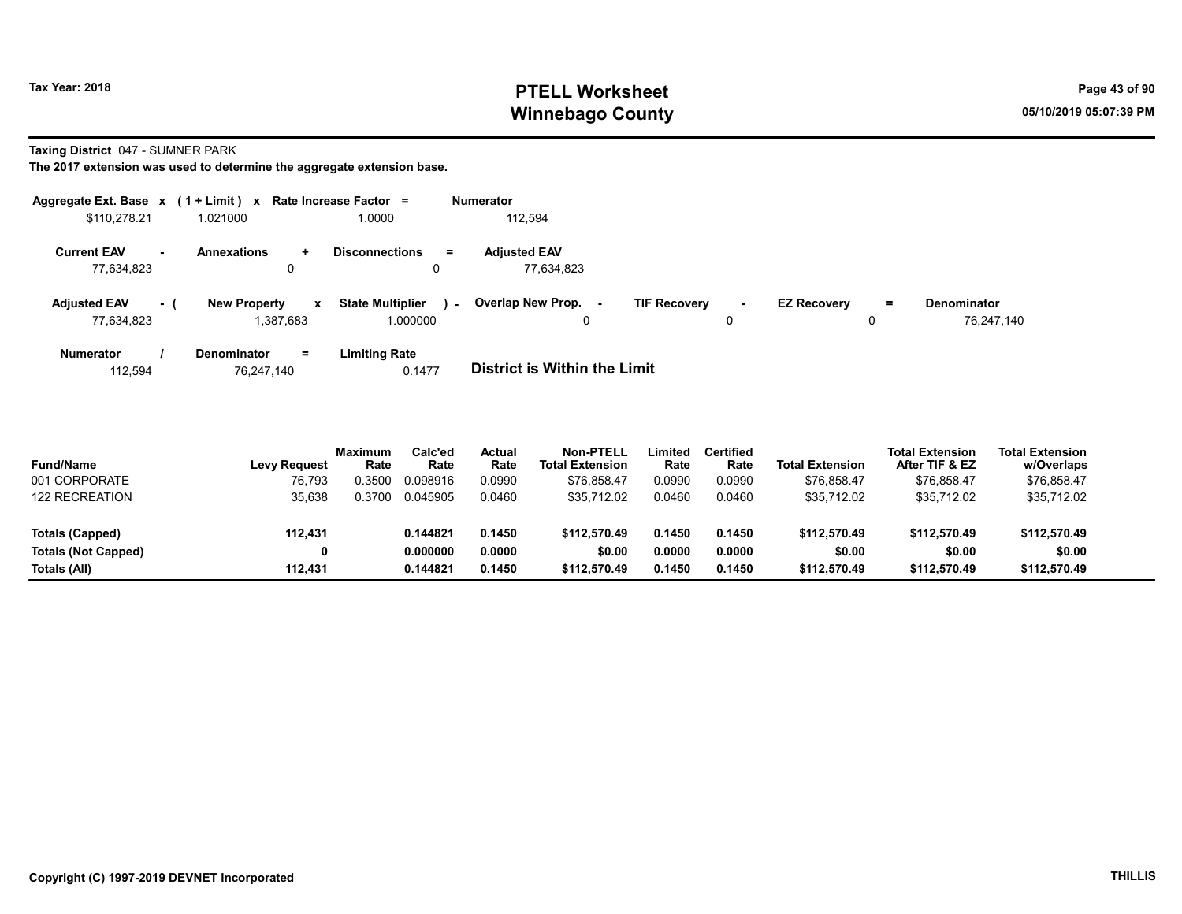Tax Year: 2018

# PTELL Worksheet
# Winnebago County

**Taxing District** 047 - SUMNER PARK

**The 2017 extension was used to determine the aggregate extension base.**

| Aggregate Ext. Base | x | (1 + Limit) | x | Rate Increase Factor | = | Numerator |
|---|---|---|---|---|---|---|
| $110,278.21 | | 1.021000 | | 1.0000 | | 112,594 |

| Current EAV | - | Annexations | + | Disconnections | = | Adjusted EAV |
|---|---|---|---|---|---|---|
| 77,634,823 | | 0 | | 0 | | 77,634,823 |

| Adjusted EAV | - ( | New Property | x | State Multiplier | ) - | Overlap New Prop. | - | TIF Recovery | - | EZ Recovery | = | Denominator |
|---|---|---|---|---|---|---|---|---|---|---|---|---|
| 77,634,823 | | 1,387,683 | | 1.000000 | | 0 | | 0 | | 0 | | 76,247,140 |

| Numerator | / | Denominator | = | Limiting Rate |
|---|---|---|---|---|
| 112,594 | | 76,247,140 | | 0.1477 |

**District is Within the Limit**

| Fund/Name | Levy Request | Maximum Rate | Calc'ed Rate | Actual Rate | Non-PTELL Total Extension | Limited Rate | Certified Rate | Total Extension | Total Extension After TIF & EZ | Total Extension w/Overlaps |
|---|---|---|---|---|---|---|---|---|---|---|
| 001 CORPORATE | 76,793 | 0.3500 | 0.098916 | 0.0990 | $76,858.47 | 0.0990 | 0.0990 | $76,858.47 | $76,858.47 | $76,858.47 |
| 122 RECREATION | 35,638 | 0.3700 | 0.045905 | 0.0460 | $35,712.02 | 0.0460 | 0.0460 | $35,712.02 | $35,712.02 | $35,712.02 |
| **Totals (Capped)** | **112,431** | | **0.144821** | **0.1450** | **$112,570.49** | **0.1450** | **0.1450** | **$112,570.49** | **$112,570.49** | **$112,570.49** |
| **Totals (Not Capped)** | **0** | | **0.000000** | **0.0000** | **$0.00** | **0.0000** | **0.0000** | **$0.00** | **$0.00** | **$0.00** |
| **Totals (All)** | **112,431** | | **0.144821** | **0.1450** | **$112,570.49** | **0.1450** | **0.1450** | **$112,570.49** | **$112,570.49** | **$112,570.49** |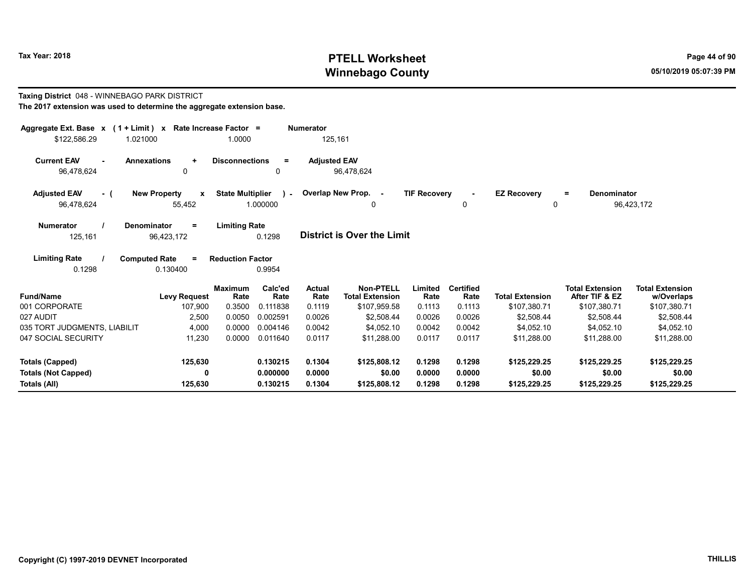Tax Year: 2018

# PTELL Worksheet
# Winnebago County

05/10/2019 05:07:39 PM

**Taxing District** 048 - WINNEBAGO PARK DISTRICT
**The 2017 extension was used to determine the aggregate extension base.**

| Aggregate Ext. Base x | (1 + Limit) x | Rate Increase Factor = | Numerator |
|---|---|---|---|
| $122,586.29 | 1.021000 | 1.0000 | 125,161 |

| Current EAV - | Annexations + | Disconnections = | Adjusted EAV |
|---|---|---|---|
| 96,478,624 | 0 | 0 | 96,478,624 |

| Adjusted EAV - ( | New Property x | State Multiplier ) - | Overlap New Prop. - | TIF Recovery - | EZ Recovery = | Denominator |
|---|---|---|---|---|---|---|
| 96,478,624 | 55,452 | 1.000000 | 0 | 0 | 0 | 96,423,172 |

| Numerator / | Denominator = | Limiting Rate |
|---|---|---|
| 125,161 | 96,423,172 | 0.1298 |

**District is Over the Limit**

| Limiting Rate / | Computed Rate = | Reduction Factor |
|---|---|---|
| 0.1298 | 0.130400 | 0.9954 |

| Fund/Name | Levy Request | Maximum Rate | Calc'ed Rate | Actual Rate | Non-PTELL Total Extension | Limited Rate | Certified Rate | Total Extension | Total Extension After TIF & EZ | Total Extension w/Overlaps |
|---|---|---|---|---|---|---|---|---|---|---|
| 001 CORPORATE | 107,900 | 0.3500 | 0.111838 | 0.1119 | $107,959.58 | 0.1113 | 0.1113 | $107,380.71 | $107,380.71 | $107,380.71 |
| 027 AUDIT | 2,500 | 0.0050 | 0.002591 | 0.0026 | $2,508.44 | 0.0026 | 0.0026 | $2,508.44 | $2,508.44 | $2,508.44 |
| 035 TORT JUDGMENTS, LIABILIT | 4,000 | 0.0000 | 0.004146 | 0.0042 | $4,052.10 | 0.0042 | 0.0042 | $4,052.10 | $4,052.10 | $4,052.10 |
| 047 SOCIAL SECURITY | 11,230 | 0.0000 | 0.011640 | 0.0117 | $11,288.00 | 0.0117 | 0.0117 | $11,288.00 | $11,288.00 | $11,288.00 |
| **Totals (Capped)** | **125,630** | | **0.130215** | **0.1304** | **$125,808.12** | **0.1298** | **0.1298** | **$125,229.25** | **$125,229.25** | **$125,229.25** |
| **Totals (Not Capped)** | **0** | | **0.000000** | **0.0000** | **$0.00** | **0.0000** | **0.0000** | **$0.00** | **$0.00** | **$0.00** |
| **Totals (All)** | **125,630** | | **0.130215** | **0.1304** | **$125,808.12** | **0.1298** | **0.1298** | **$125,229.25** | **$125,229.25** | **$125,229.25** |

Copyright (C) 1997-2019 DEVNET Incorporated

THILLIS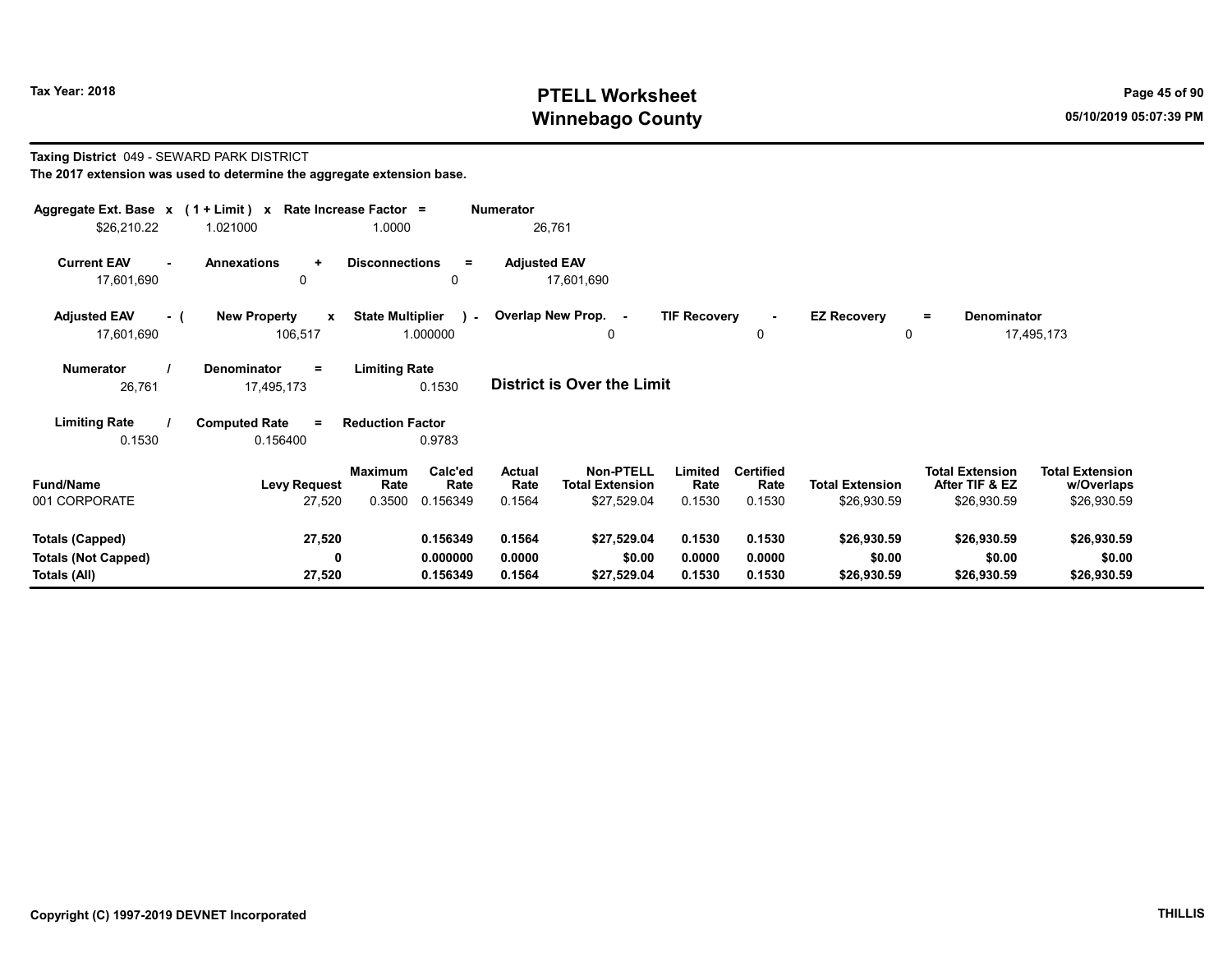**Tax Year: 2018**

# PTELL Worksheet
# Winnebago County

05/10/2019 05:07:39 PM

**Taxing District** 049 - SEWARD PARK DISTRICT

**The 2017 extension was used to determine the aggregate extension base.**

| Aggregate Ext. Base | x | (1 + Limit) | x | Rate Increase Factor | = | Numerator |
|---|---|---|---|---|---|---|
| $26,210.22 | | 1.021000 | | 1.0000 | | 26,761 |

| Current EAV | - | Annexations | + | Disconnections | = | Adjusted EAV |
|---|---|---|---|---|---|---|
| 17,601,690 | | 0 | | 0 | | 17,601,690 |

| Adjusted EAV | - ( | New Property | x | State Multiplier | ) - | Overlap New Prop. | - | TIF Recovery | - | EZ Recovery | = | Denominator |
|---|---|---|---|---|---|---|---|---|---|---|---|---|
| 17,601,690 | | 106,517 | | 1.000000 | | 0 | | 0 | | 0 | | 17,495,173 |

| Numerator | / | Denominator | = | Limiting Rate |
|---|---|---|---|---|
| 26,761 | | 17,495,173 | | 0.1530 |

**District is Over the Limit**

| Limiting Rate | / | Computed Rate | = | Reduction Factor |
|---|---|---|---|---|
| 0.1530 | | 0.156400 | | 0.9783 |

| Fund/Name | Levy Request | Maximum Rate | Calc'ed Rate | Actual Rate | Non-PTELL Total Extension | Limited Rate | Certified Rate | Total Extension | Total Extension After TIF & EZ | Total Extension w/Overlaps |
|---|---|---|---|---|---|---|---|---|---|---|
| 001 CORPORATE | 27,520 | 0.3500 | 0.156349 | 0.1564 | $27,529.04 | 0.1530 | 0.1530 | $26,930.59 | $26,930.59 | $26,930.59 |
| **Totals (Capped)** | **27,520** | | **0.156349** | **0.1564** | **$27,529.04** | **0.1530** | **0.1530** | **$26,930.59** | **$26,930.59** | **$26,930.59** |
| **Totals (Not Capped)** | **0** | | **0.000000** | **0.0000** | **$0.00** | **0.0000** | **0.0000** | **$0.00** | **$0.00** | **$0.00** |
| **Totals (All)** | **27,520** | | **0.156349** | **0.1564** | **$27,529.04** | **0.1530** | **0.1530** | **$26,930.59** | **$26,930.59** | **$26,930.59** |

**Copyright (C) 1997-2019 DEVNET Incorporated** **THILLIS**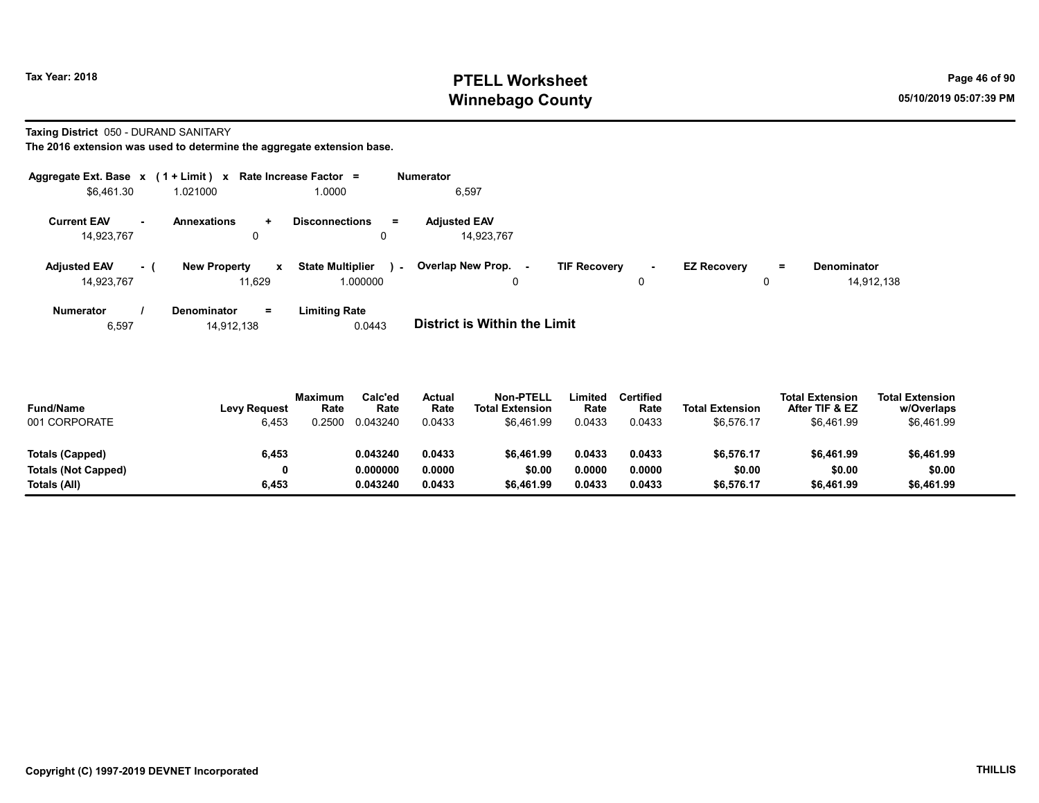# PTELL Worksheet
# Winnebago County

Tax Year: 2018

05/10/2019 05:07:39 PM

**Taxing District** 050 - DURAND SANITARY

**The 2016 extension was used to determine the aggregate extension base.**

| Aggregate Ext. Base | x | (1 + Limit) | x | Rate Increase Factor | = | Numerator |
|---|---|---|---|---|---|---|
| $6,461.30 | | 1.021000 | | 1.0000 | | 6,597 |

| Current EAV | - | Annexations | + | Disconnections | = | Adjusted EAV |
|---|---|---|---|---|---|---|
| 14,923,767 | | 0 | | 0 | | 14,923,767 |

| Adjusted EAV | - ( | New Property | x | State Multiplier | ) - | Overlap New Prop. | - | TIF Recovery | - | EZ Recovery | = | Denominator |
|---|---|---|---|---|---|---|---|---|---|---|---|---|
| 14,923,767 | | 11,629 | | 1.000000 | | 0 | | 0 | | 0 | | 14,912,138 |

| Numerator | / | Denominator | = | Limiting Rate |
|---|---|---|---|---|
| 6,597 | | 14,912,138 | | 0.0443 |

**District is Within the Limit**

| Fund/Name | Levy Request | Maximum Rate | Calc'ed Rate | Actual Rate | Non-PTELL Total Extension | Limited Rate | Certified Rate | Total Extension | Total Extension After TIF & EZ | Total Extension w/Overlaps |
|---|---|---|---|---|---|---|---|---|---|---|
| 001 CORPORATE | 6,453 | 0.2500 | 0.043240 | 0.0433 | $6,461.99 | 0.0433 | 0.0433 | $6,576.17 | $6,461.99 | $6,461.99 |
| **Totals (Capped)** | **6,453** | | **0.043240** | **0.0433** | **$6,461.99** | **0.0433** | **0.0433** | **$6,576.17** | **$6,461.99** | **$6,461.99** |
| **Totals (Not Capped)** | **0** | | **0.000000** | **0.0000** | **$0.00** | **0.0000** | **0.0000** | **$0.00** | **$0.00** | **$0.00** |
| **Totals (All)** | **6,453** | | **0.043240** | **0.0433** | **$6,461.99** | **0.0433** | **0.0433** | **$6,576.17** | **$6,461.99** | **$6,461.99** |

**Copyright (C) 1997-2019 DEVNET Incorporated**

**THILLIS**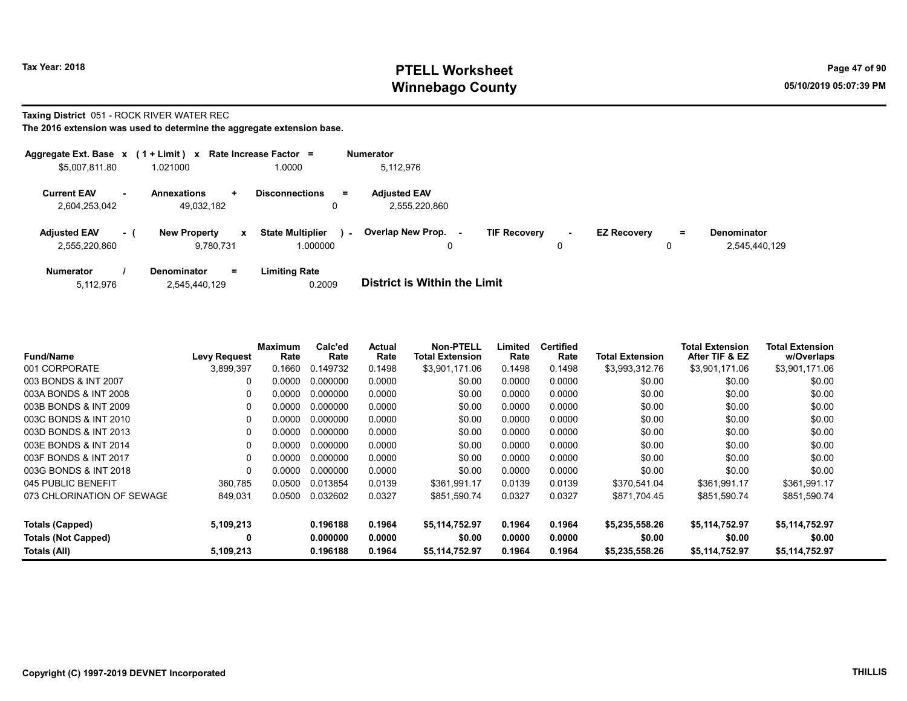**Taxing District** 051 - ROCK RIVER WATER REC

**The 2016 extension was used to determine the aggregate extension base.**

| Aggregate Ext. Base x | ( 1 + Limit ) x | Rate Increase Factor = | Numerator |
|---|---|---|---|
| $5,007,811.80 | 1.021000 | 1.0000 | 5,112,976 |

| Current EAV - | Annexations + | Disconnections = | Adjusted EAV |
|---|---|---|---|
| 2,604,253,042 | 49,032,182 | 0 | 2,555,220,860 |

| Adjusted EAV - ( | New Property x | State Multiplier ) - | Overlap New Prop. - | TIF Recovery - | EZ Recovery = | Denominator |
|---|---|---|---|---|---|---|
| 2,555,220,860 | 9,780,731 | 1.000000 | 0 | 0 | 0 | 2,545,440,129 |

| Numerator / | Denominator = | Limiting Rate |
|---|---|---|
| 5,112,976 | 2,545,440,129 | 0.2009 |

**District is Within the Limit**

| Fund/Name | Levy Request | Maximum Rate | Calc'ed Rate | Actual Rate | Non-PTELL Total Extension | Limited Rate | Certified Rate | Total Extension | Total Extension After TIF & EZ | Total Extension w/Overlaps |
|---|---|---|---|---|---|---|---|---|---|---|
| 001 CORPORATE | 3,899,397 | 0.1660 | 0.149732 | 0.1498 | $3,901,171.06 | 0.1498 | 0.1498 | $3,993,312.76 | $3,901,171.06 | $3,901,171.06 |
| 003 BONDS & INT 2007 | 0 | 0.0000 | 0.000000 | 0.0000 | $0.00 | 0.0000 | 0.0000 | $0.00 | $0.00 | $0.00 |
| 003A BONDS & INT 2008 | 0 | 0.0000 | 0.000000 | 0.0000 | $0.00 | 0.0000 | 0.0000 | $0.00 | $0.00 | $0.00 |
| 003B BONDS & INT 2009 | 0 | 0.0000 | 0.000000 | 0.0000 | $0.00 | 0.0000 | 0.0000 | $0.00 | $0.00 | $0.00 |
| 003C BONDS & INT 2010 | 0 | 0.0000 | 0.000000 | 0.0000 | $0.00 | 0.0000 | 0.0000 | $0.00 | $0.00 | $0.00 |
| 003D BONDS & INT 2013 | 0 | 0.0000 | 0.000000 | 0.0000 | $0.00 | 0.0000 | 0.0000 | $0.00 | $0.00 | $0.00 |
| 003E BONDS & INT 2014 | 0 | 0.0000 | 0.000000 | 0.0000 | $0.00 | 0.0000 | 0.0000 | $0.00 | $0.00 | $0.00 |
| 003F BONDS & INT 2017 | 0 | 0.0000 | 0.000000 | 0.0000 | $0.00 | 0.0000 | 0.0000 | $0.00 | $0.00 | $0.00 |
| 003G BONDS & INT 2018 | 0 | 0.0000 | 0.000000 | 0.0000 | $0.00 | 0.0000 | 0.0000 | $0.00 | $0.00 | $0.00 |
| 045 PUBLIC BENEFIT | 360,785 | 0.0500 | 0.013854 | 0.0139 | $361,991.17 | 0.0139 | 0.0139 | $370,541.04 | $361,991.17 | $361,991.17 |
| 073 CHLORINATION OF SEWAGE | 849,031 | 0.0500 | 0.032602 | 0.0327 | $851,590.74 | 0.0327 | 0.0327 | $871,704.45 | $851,590.74 | $851,590.74 |
| **Totals (Capped)** | **5,109,213** | | **0.196188** | **0.1964** | **$5,114,752.97** | **0.1964** | **0.1964** | **$5,235,558.26** | **$5,114,752.97** | **$5,114,752.97** |
| **Totals (Not Capped)** | **0** | | **0.000000** | **0.0000** | **$0.00** | **0.0000** | **0.0000** | **$0.00** | **$0.00** | **$0.00** |
| **Totals (All)** | **5,109,213** | | **0.196188** | **0.1964** | **$5,114,752.97** | **0.1964** | **0.1964** | **$5,235,558.26** | **$5,114,752.97** | **$5,114,752.97** |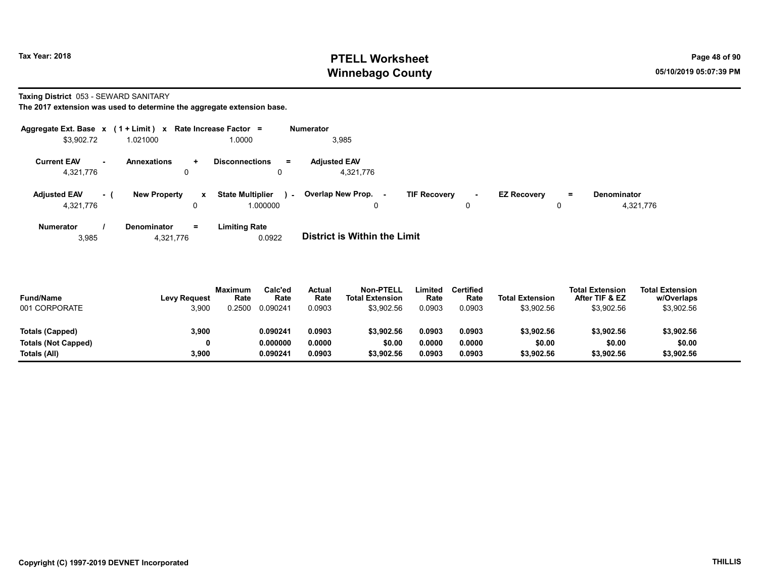Tax Year: 2018

# PTELL Worksheet
# Winnebago County

05/10/2019 05:07:39 PM

**Taxing District** 053 - SEWARD SANITARY
**The 2017 extension was used to determine the aggregate extension base.**

| Aggregate Ext. Base | x | (1 + Limit) | x | Rate Increase Factor | = | Numerator |
|---|---|---|---|---|---|---|
| $3,902.72 | | 1.021000 | | 1.0000 | | 3,985 |

| Current EAV | - | Annexations | + | Disconnections | = | Adjusted EAV |
|---|---|---|---|---|---|---|
| 4,321,776 | | 0 | | 0 | | 4,321,776 |

| Adjusted EAV | - ( | New Property | x | State Multiplier | ) - | Overlap New Prop. | - | TIF Recovery | - | EZ Recovery | = | Denominator |
|---|---|---|---|---|---|---|---|---|---|---|---|---|
| 4,321,776 | | 0 | | 1.000000 | | 0 | | 0 | | 0 | | 4,321,776 |

| Numerator | / | Denominator | = | Limiting Rate |
|---|---|---|---|---|
| 3,985 | | 4,321,776 | | 0.0922 |

**District is Within the Limit**

| Fund/Name | Levy Request | Maximum Rate | Calc'ed Rate | Actual Rate | Non-PTELL Total Extension | Limited Rate | Certified Rate | Total Extension | Total Extension After TIF & EZ | Total Extension w/Overlaps |
|---|---|---|---|---|---|---|---|---|---|---|
| 001 CORPORATE | 3,900 | 0.2500 | 0.090241 | 0.0903 | $3,902.56 | 0.0903 | 0.0903 | $3,902.56 | $3,902.56 | $3,902.56 |
| **Totals (Capped)** | **3,900** | | **0.090241** | **0.0903** | **$3,902.56** | **0.0903** | **0.0903** | **$3,902.56** | **$3,902.56** | **$3,902.56** |
| **Totals (Not Capped)** | **0** | | **0.000000** | **0.0000** | **$0.00** | **0.0000** | **0.0000** | **$0.00** | **$0.00** | **$0.00** |
| **Totals (All)** | **3,900** | | **0.090241** | **0.0903** | **$3,902.56** | **0.0903** | **0.0903** | **$3,902.56** | **$3,902.56** | **$3,902.56** |

Copyright (C) 1997-2019 DEVNET Incorporated

THILLIS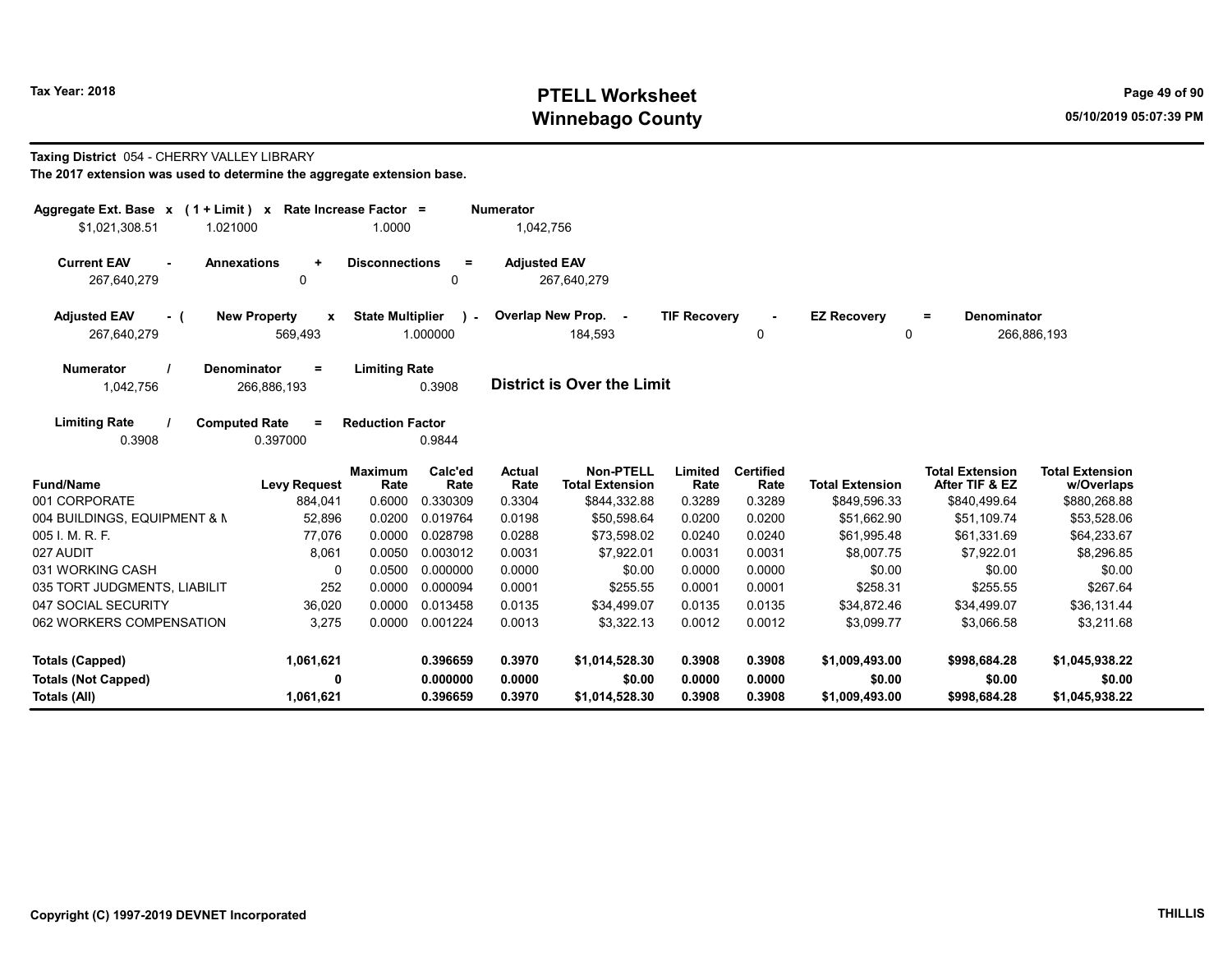Tax Year: 2018

# PTELL Worksheet
# Winnebago County

05/10/2019 05:07:39 PM

**Taxing District** 054 - CHERRY VALLEY LIBRARY

**The 2017 extension was used to determine the aggregate extension base.**

| Aggregate Ext. Base x | (1 + Limit) x | Rate Increase Factor = | Numerator |
|---|---|---|---|
| $1,021,308.51 | 1.021000 | 1.0000 | 1,042,756 |

| Current EAV - | Annexations + | Disconnections = | Adjusted EAV |
|---|---|---|---|
| 267,640,279 | 0 | 0 | 267,640,279 |

| Adjusted EAV - ( | New Property x | State Multiplier ) - | Overlap New Prop. - | TIF Recovery - | EZ Recovery = | Denominator |
|---|---|---|---|---|---|---|
| 267,640,279 | 569,493 | 1.000000 | 184,593 | 0 | 0 | 266,886,193 |

| Numerator / | Denominator = | Limiting Rate |
|---|---|---|
| 1,042,756 | 266,886,193 | 0.3908 |

**District is Over the Limit**

| Limiting Rate / | Computed Rate = | Reduction Factor |
|---|---|---|
| 0.3908 | 0.397000 | 0.9844 |

| Fund/Name | Levy Request | Maximum Rate | Calc'ed Rate | Actual Rate | Non-PTELL Total Extension | Limited Rate | Certified Rate | Total Extension | Total Extension After TIF & EZ | Total Extension w/Overlaps |
|---|---|---|---|---|---|---|---|---|---|---|
| 001 CORPORATE | 884,041 | 0.6000 | 0.330309 | 0.3304 | $844,332.88 | 0.3289 | 0.3289 | $849,596.33 | $840,499.64 | $880,268.88 |
| 004 BUILDINGS, EQUIPMENT & M | 52,896 | 0.0200 | 0.019764 | 0.0198 | $50,598.64 | 0.0200 | 0.0200 | $51,662.90 | $51,109.74 | $53,528.06 |
| 005 I. M. R. F. | 77,076 | 0.0000 | 0.028798 | 0.0288 | $73,598.02 | 0.0240 | 0.0240 | $61,995.48 | $61,331.69 | $64,233.67 |
| 027 AUDIT | 8,061 | 0.0050 | 0.003012 | 0.0031 | $7,922.01 | 0.0031 | 0.0031 | $8,007.75 | $7,922.01 | $8,296.85 |
| 031 WORKING CASH | 0 | 0.0500 | 0.000000 | 0.0000 | $0.00 | 0.0000 | 0.0000 | $0.00 | $0.00 | $0.00 |
| 035 TORT JUDGMENTS, LIABILIT | 252 | 0.0000 | 0.000094 | 0.0001 | $255.55 | 0.0001 | 0.0001 | $258.31 | $255.55 | $267.64 |
| 047 SOCIAL SECURITY | 36,020 | 0.0000 | 0.013458 | 0.0135 | $34,499.07 | 0.0135 | 0.0135 | $34,872.46 | $34,499.07 | $36,131.44 |
| 062 WORKERS COMPENSATION | 3,275 | 0.0000 | 0.001224 | 0.0013 | $3,322.13 | 0.0012 | 0.0012 | $3,099.77 | $3,066.58 | $3,211.68 |
| **Totals (Capped)** | **1,061,621** | | **0.396659** | **0.3970** | **$1,014,528.30** | **0.3908** | **0.3908** | **$1,009,493.00** | **$998,684.28** | **$1,045,938.22** |
| **Totals (Not Capped)** | **0** | | **0.000000** | **0.0000** | **$0.00** | **0.0000** | **0.0000** | **$0.00** | **$0.00** | **$0.00** |
| **Totals (All)** | **1,061,621** | | **0.396659** | **0.3970** | **$1,014,528.30** | **0.3908** | **0.3908** | **$1,009,493.00** | **$998,684.28** | **$1,045,938.22** |

Copyright (C) 1997-2019 DEVNET Incorporated THILLIS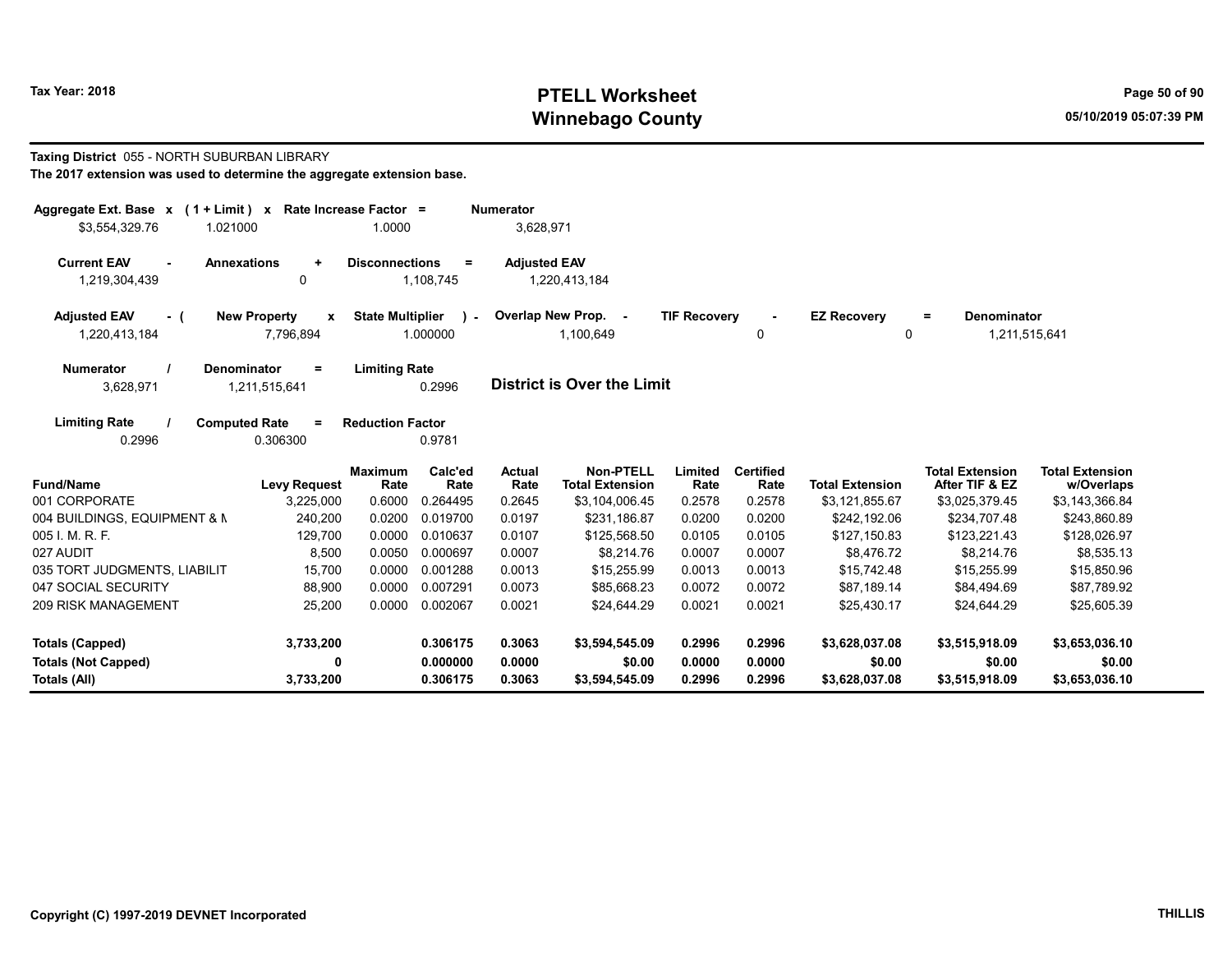Tax Year: 2018

# PTELL Worksheet
# Winnebago County

05/10/2019 05:07:39 PM

**Taxing District** 055 - NORTH SUBURBAN LIBRARY

**The 2017 extension was used to determine the aggregate extension base.**

| Aggregate Ext. Base x | (1 + Limit) x | Rate Increase Factor = | Numerator |
|---|---|---|---|
| $3,554,329.76 | 1.021000 | 1.0000 | 3,628,971 |

| Current EAV - | Annexations + | Disconnections = | Adjusted EAV |
|---|---|---|---|
| 1,219,304,439 | 0 | 1,108,745 | 1,220,413,184 |

| Adjusted EAV - ( | New Property x | State Multiplier ) - | Overlap New Prop. - | TIF Recovery - | EZ Recovery = | Denominator |
|---|---|---|---|---|---|---|
| 1,220,413,184 | 7,796,894 | 1.000000 | 1,100,649 | 0 | 0 | 1,211,515,641 |

| Numerator / | Denominator = | Limiting Rate |
|---|---|---|
| 3,628,971 | 1,211,515,641 | 0.2996 |

**District is Over the Limit**

| Limiting Rate / | Computed Rate = | Reduction Factor |
|---|---|---|
| 0.2996 | 0.306300 | 0.9781 |

| Fund/Name | Levy Request | Maximum Rate | Calc'ed Rate | Actual Rate | Non-PTELL Total Extension | Limited Rate | Certified Rate | Total Extension | Total Extension After TIF & EZ | Total Extension w/Overlaps |
|---|---|---|---|---|---|---|---|---|---|---|
| 001 CORPORATE | 3,225,000 | 0.6000 | 0.264495 | 0.2645 | $3,104,006.45 | 0.2578 | 0.2578 | $3,121,855.67 | $3,025,379.45 | $3,143,366.84 |
| 004 BUILDINGS, EQUIPMENT & M | 240,200 | 0.0200 | 0.019700 | 0.0197 | $231,186.87 | 0.0200 | 0.0200 | $242,192.06 | $234,707.48 | $243,860.89 |
| 005 I. M. R. F. | 129,700 | 0.0000 | 0.010637 | 0.0107 | $125,568.50 | 0.0105 | 0.0105 | $127,150.83 | $123,221.43 | $128,026.97 |
| 027 AUDIT | 8,500 | 0.0050 | 0.000697 | 0.0007 | $8,214.76 | 0.0007 | 0.0007 | $8,476.72 | $8,214.76 | $8,535.13 |
| 035 TORT JUDGMENTS, LIABILIT | 15,700 | 0.0000 | 0.001288 | 0.0013 | $15,255.99 | 0.0013 | 0.0013 | $15,742.48 | $15,255.99 | $15,850.96 |
| 047 SOCIAL SECURITY | 88,900 | 0.0000 | 0.007291 | 0.0073 | $85,668.23 | 0.0072 | 0.0072 | $87,189.14 | $84,494.69 | $87,789.92 |
| 209 RISK MANAGEMENT | 25,200 | 0.0000 | 0.002067 | 0.0021 | $24,644.29 | 0.0021 | 0.0021 | $25,430.17 | $24,644.29 | $25,605.39 |
| **Totals (Capped)** | **3,733,200** | | **0.306175** | **0.3063** | **$3,594,545.09** | **0.2996** | **0.2996** | **$3,628,037.08** | **$3,515,918.09** | **$3,653,036.10** |
| **Totals (Not Capped)** | **0** | | **0.000000** | **0.0000** | **$0.00** | **0.0000** | **0.0000** | **$0.00** | **$0.00** | **$0.00** |
| **Totals (All)** | **3,733,200** | | **0.306175** | **0.3063** | **$3,594,545.09** | **0.2996** | **0.2996** | **$3,628,037.08** | **$3,515,918.09** | **$3,653,036.10** |

Copyright (C) 1997-2019 DEVNET Incorporated

THILLIS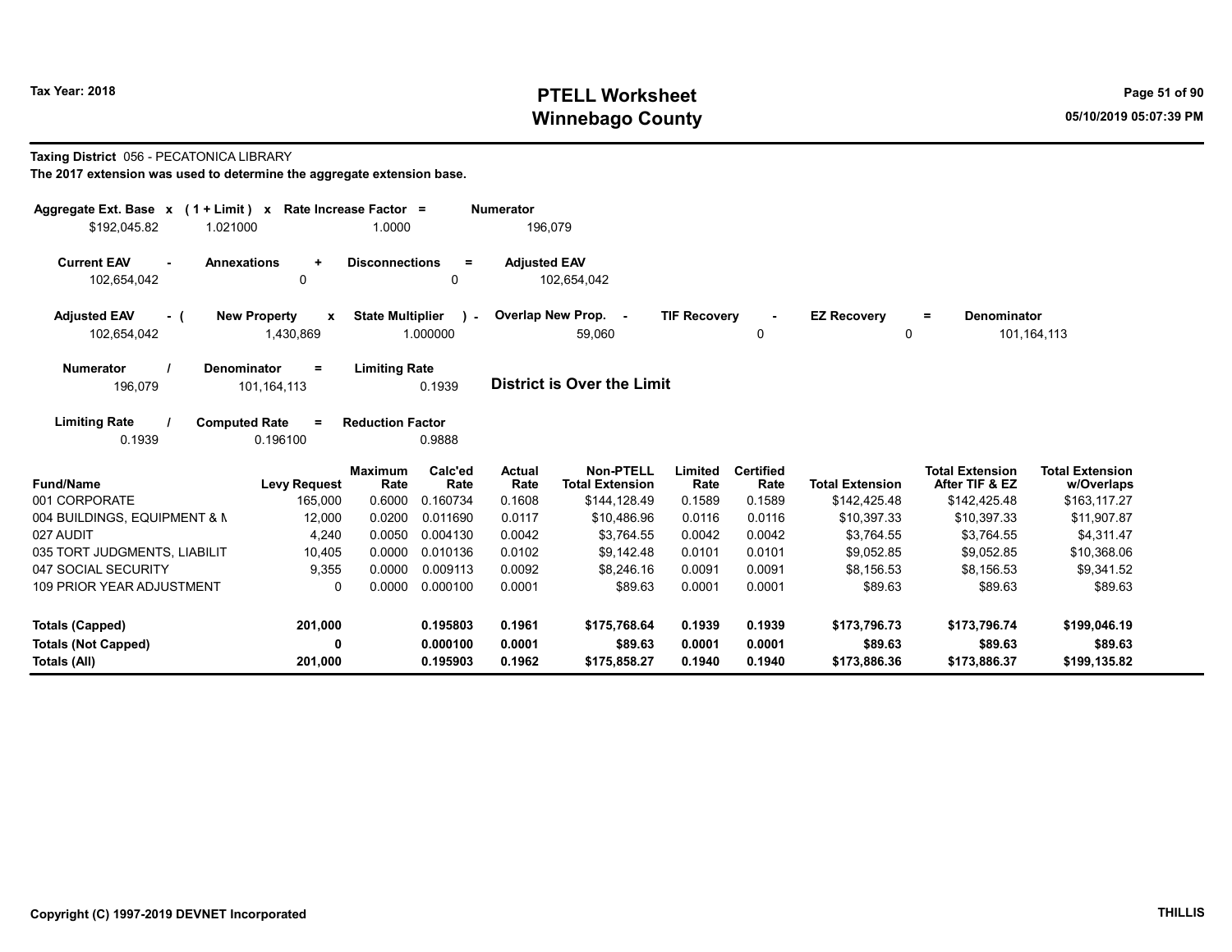**Taxing District** 056 - PECATONICA LIBRARY

**The 2017 extension was used to determine the aggregate extension base.**

| Aggregate Ext. Base | x | ( 1 + Limit ) | x | Rate Increase Factor | = | Numerator |
|---|---|---|---|---|---|---|
| $192,045.82 | | 1.021000 | | 1.0000 | | 196,079 |

| Current EAV | - | Annexations | + | Disconnections | = | Adjusted EAV |
|---|---|---|---|---|---|---|
| 102,654,042 | | 0 | | 0 | | 102,654,042 |

| Adjusted EAV | - ( | New Property | x | State Multiplier | ) - | Overlap New Prop. | - | TIF Recovery | - | EZ Recovery | = | Denominator |
|---|---|---|---|---|---|---|---|---|---|---|---|---|
| 102,654,042 | | 1,430,869 | | 1.000000 | | 59,060 | | 0 | | 0 | | 101,164,113 |

| Numerator | / | Denominator | = | Limiting Rate |
|---|---|---|---|---|
| 196,079 | | 101,164,113 | | 0.1939 |

**District is Over the Limit**

| Limiting Rate | / | Computed Rate | = | Reduction Factor |
|---|---|---|---|---|
| 0.1939 | | 0.196100 | | 0.9888 |

| Fund/Name | Levy Request | Maximum Rate | Calc'ed Rate | Actual Rate | Non-PTELL Total Extension | Limited Rate | Certified Rate | Total Extension | Total Extension After TIF & EZ | Total Extension w/Overlaps |
|---|---|---|---|---|---|---|---|---|---|---|
| 001 CORPORATE | 165,000 | 0.6000 | 0.160734 | 0.1608 | $144,128.49 | 0.1589 | 0.1589 | $142,425.48 | $142,425.48 | $163,117.27 |
| 004 BUILDINGS, EQUIPMENT & M | 12,000 | 0.0200 | 0.011690 | 0.0117 | $10,486.96 | 0.0116 | 0.0116 | $10,397.33 | $10,397.33 | $11,907.87 |
| 027 AUDIT | 4,240 | 0.0050 | 0.004130 | 0.0042 | $3,764.55 | 0.0042 | 0.0042 | $3,764.55 | $3,764.55 | $4,311.47 |
| 035 TORT JUDGMENTS, LIABILIT | 10,405 | 0.0000 | 0.010136 | 0.0102 | $9,142.48 | 0.0101 | 0.0101 | $9,052.85 | $9,052.85 | $10,368.06 |
| 047 SOCIAL SECURITY | 9,355 | 0.0000 | 0.009113 | 0.0092 | $8,246.16 | 0.0091 | 0.0091 | $8,156.53 | $8,156.53 | $9,341.52 |
| 109 PRIOR YEAR ADJUSTMENT | 0 | 0.0000 | 0.000100 | 0.0001 | $89.63 | 0.0001 | 0.0001 | $89.63 | $89.63 | $89.63 |
| **Totals (Capped)** | **201,000** | | **0.195803** | **0.1961** | **$175,768.64** | **0.1939** | **0.1939** | **$173,796.73** | **$173,796.74** | **$199,046.19** |
| **Totals (Not Capped)** | **0** | | **0.000100** | **0.0001** | **$89.63** | **0.0001** | **0.0001** | **$89.63** | **$89.63** | **$89.63** |
| **Totals (All)** | **201,000** | | **0.195903** | **0.1962** | **$175,858.27** | **0.1940** | **0.1940** | **$173,886.36** | **$173,886.37** | **$199,135.82** |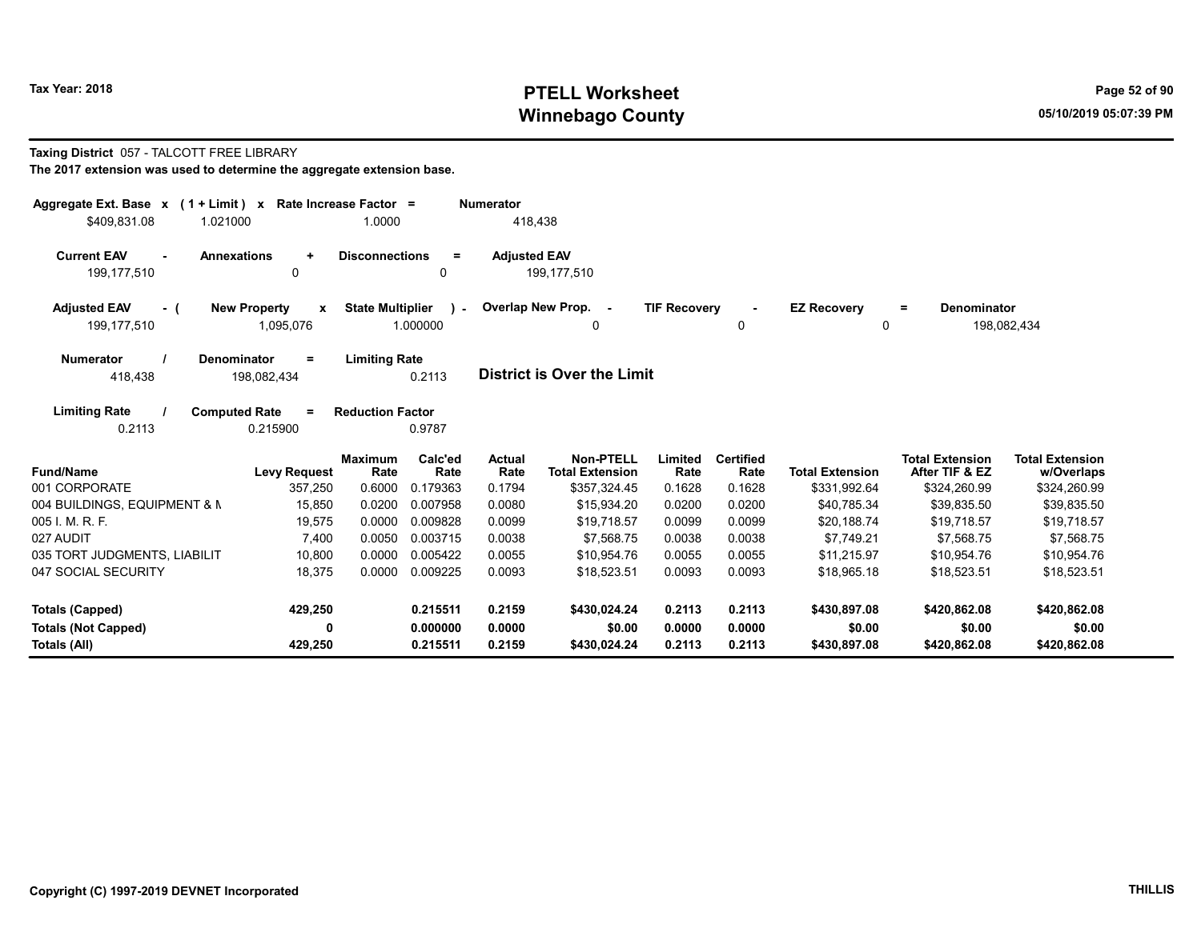# PTELL Worksheet
# Winnebago County

Tax Year: 2018

05/10/2019 05:07:39 PM

**Taxing District** 057 - TALCOTT FREE LIBRARY

**The 2017 extension was used to determine the aggregate extension base.**

| Aggregate Ext. Base | x | (1 + Limit) | x | Rate Increase Factor | = | Numerator |
|---|---|---|---|---|---|---|
| $409,831.08 | | 1.021000 | | 1.0000 | | 418,438 |

| Current EAV | - | Annexations | + | Disconnections | = | Adjusted EAV |
|---|---|---|---|---|---|---|
| 199,177,510 | | 0 | | 0 | | 199,177,510 |

| Adjusted EAV | - ( | New Property | x | State Multiplier | ) - | Overlap New Prop. | - | TIF Recovery | - | EZ Recovery | = | Denominator |
|---|---|---|---|---|---|---|---|---|---|---|---|---|
| 199,177,510 | | 1,095,076 | | 1.000000 | | 0 | | 0 | | 0 | | 198,082,434 |

| Numerator | / | Denominator | = | Limiting Rate |
|---|---|---|---|---|
| 418,438 | | 198,082,434 | | 0.2113 |

**District is Over the Limit**

| Limiting Rate | / | Computed Rate | = | Reduction Factor |
|---|---|---|---|---|
| 0.2113 | | 0.215900 | | 0.9787 |

| Fund/Name | Levy Request | Maximum Rate | Calc'ed Rate | Actual Rate | Non-PTELL Total Extension | Limited Rate | Certified Rate | Total Extension | Total Extension After TIF & EZ | Total Extension w/Overlaps |
|---|---|---|---|---|---|---|---|---|---|---|
| 001 CORPORATE | 357,250 | 0.6000 | 0.179363 | 0.1794 | $357,324.45 | 0.1628 | 0.1628 | $331,992.64 | $324,260.99 | $324,260.99 |
| 004 BUILDINGS, EQUIPMENT & M | 15,850 | 0.0200 | 0.007958 | 0.0080 | $15,934.20 | 0.0200 | 0.0200 | $40,785.34 | $39,835.50 | $39,835.50 |
| 005 I. M. R. F. | 19,575 | 0.0000 | 0.009828 | 0.0099 | $19,718.57 | 0.0099 | 0.0099 | $20,188.74 | $19,718.57 | $19,718.57 |
| 027 AUDIT | 7,400 | 0.0050 | 0.003715 | 0.0038 | $7,568.75 | 0.0038 | 0.0038 | $7,749.21 | $7,568.75 | $7,568.75 |
| 035 TORT JUDGMENTS, LIABILIT | 10,800 | 0.0000 | 0.005422 | 0.0055 | $10,954.76 | 0.0055 | 0.0055 | $11,215.97 | $10,954.76 | $10,954.76 |
| 047 SOCIAL SECURITY | 18,375 | 0.0000 | 0.009225 | 0.0093 | $18,523.51 | 0.0093 | 0.0093 | $18,965.18 | $18,523.51 | $18,523.51 |
| **Totals (Capped)** | **429,250** | | **0.215511** | **0.2159** | **$430,024.24** | **0.2113** | **0.2113** | **$430,897.08** | **$420,862.08** | **$420,862.08** |
| **Totals (Not Capped)** | **0** | | **0.000000** | **0.0000** | **$0.00** | **0.0000** | **0.0000** | **$0.00** | **$0.00** | **$0.00** |
| **Totals (All)** | **429,250** | | **0.215511** | **0.2159** | **$430,024.24** | **0.2113** | **0.2113** | **$430,897.08** | **$420,862.08** | **$420,862.08** |

Copyright (C) 1997-2019 DEVNET Incorporated

THILLIS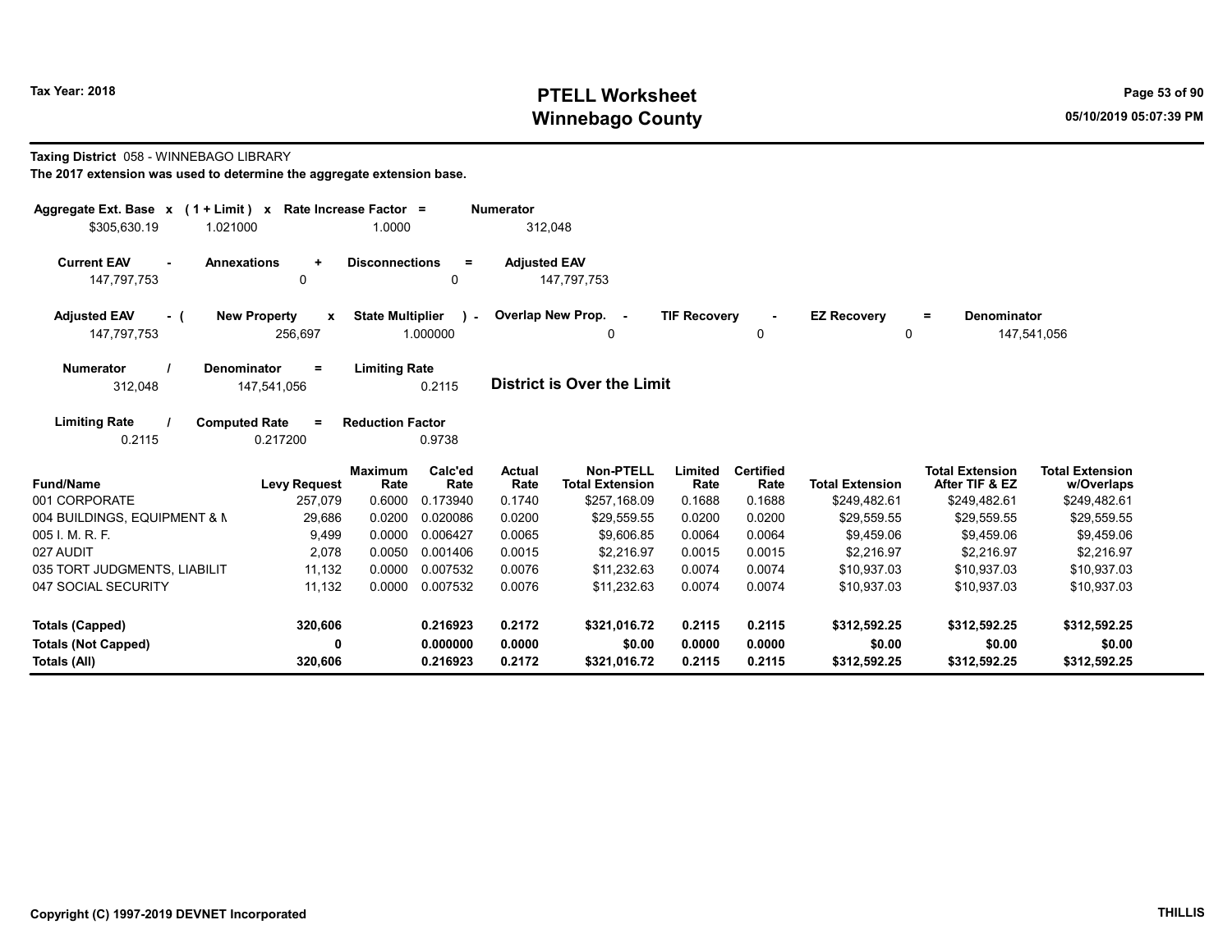Tax Year: 2018

# PTELL Worksheet
# Winnebago County

05/10/2019 05:07:39 PM

**Taxing District** 058 - WINNEBAGO LIBRARY

**The 2017 extension was used to determine the aggregate extension base.**

| Aggregate Ext. Base | x | (1 + Limit) | x | Rate Increase Factor | = | Numerator |
|---|---|---|---|---|---|---|
| $305,630.19 | | 1.021000 | | 1.0000 | | 312,048 |

| Current EAV | - | Annexations | + | Disconnections | = | Adjusted EAV |
|---|---|---|---|---|---|---|
| 147,797,753 | | 0 | | 0 | | 147,797,753 |

| Adjusted EAV | - ( | New Property | x | State Multiplier | ) - | Overlap New Prop. | - | TIF Recovery | - | EZ Recovery | = | Denominator |
|---|---|---|---|---|---|---|---|---|---|---|---|---|
| 147,797,753 | | 256,697 | | 1.000000 | | 0 | | 0 | | 0 | | 147,541,056 |

| Numerator | / | Denominator | = | Limiting Rate |
|---|---|---|---|---|
| 312,048 | | 147,541,056 | | 0.2115 |

**District is Over the Limit**

| Limiting Rate | / | Computed Rate | = | Reduction Factor |
|---|---|---|---|---|
| 0.2115 | | 0.217200 | | 0.9738 |

| Fund/Name | Levy Request | Maximum Rate | Calc'ed Rate | Actual Rate | Non-PTELL Total Extension | Limited Rate | Certified Rate | Total Extension | Total Extension After TIF & EZ | Total Extension w/Overlaps |
|---|---|---|---|---|---|---|---|---|---|---|
| 001 CORPORATE | 257,079 | 0.6000 | 0.173940 | 0.1740 | $257,168.09 | 0.1688 | 0.1688 | $249,482.61 | $249,482.61 | $249,482.61 |
| 004 BUILDINGS, EQUIPMENT & M | 29,686 | 0.0200 | 0.020086 | 0.0200 | $29,559.55 | 0.0200 | 0.0200 | $29,559.55 | $29,559.55 | $29,559.55 |
| 005 I. M. R. F. | 9,499 | 0.0000 | 0.006427 | 0.0065 | $9,606.85 | 0.0064 | 0.0064 | $9,459.06 | $9,459.06 | $9,459.06 |
| 027 AUDIT | 2,078 | 0.0050 | 0.001406 | 0.0015 | $2,216.97 | 0.0015 | 0.0015 | $2,216.97 | $2,216.97 | $2,216.97 |
| 035 TORT JUDGMENTS, LIABILIT | 11,132 | 0.0000 | 0.007532 | 0.0076 | $11,232.63 | 0.0074 | 0.0074 | $10,937.03 | $10,937.03 | $10,937.03 |
| 047 SOCIAL SECURITY | 11,132 | 0.0000 | 0.007532 | 0.0076 | $11,232.63 | 0.0074 | 0.0074 | $10,937.03 | $10,937.03 | $10,937.03 |
| **Totals (Capped)** | **320,606** | | **0.216923** | **0.2172** | **$321,016.72** | **0.2115** | **0.2115** | **$312,592.25** | **$312,592.25** | **$312,592.25** |
| **Totals (Not Capped)** | **0** | | **0.000000** | **0.0000** | **$0.00** | **0.0000** | **0.0000** | **$0.00** | **$0.00** | **$0.00** |
| **Totals (All)** | **320,606** | | **0.216923** | **0.2172** | **$321,016.72** | **0.2115** | **0.2115** | **$312,592.25** | **$312,592.25** | **$312,592.25** |

Copyright (C) 1997-2019 DEVNET Incorporated

THILLIS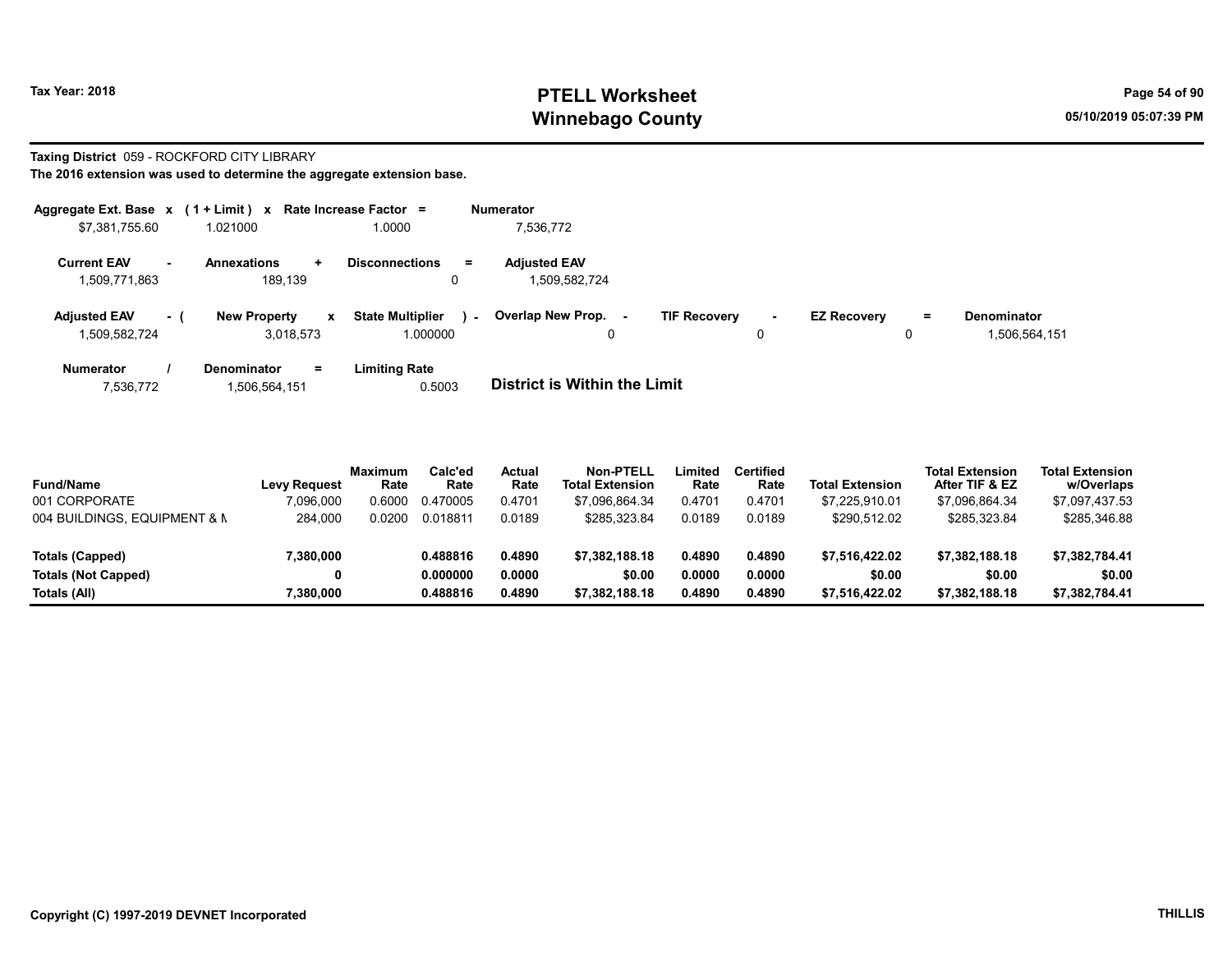**Taxing District** 059 - ROCKFORD CITY LIBRARY

**The 2016 extension was used to determine the aggregate extension base.**

| Aggregate Ext. Base | x | (1 + Limit) | x | Rate Increase Factor | = | Numerator |
|---|---|---|---|---|---|---|
| $7,381,755.60 | | 1.021000 | | 1.0000 | | 7,536,772 |

| Current EAV | - | Annexations | + | Disconnections | = | Adjusted EAV |
|---|---|---|---|---|---|---|
| 1,509,771,863 | | 189,139 | | 0 | | 1,509,582,724 |

| Adjusted EAV | - ( | New Property | x | State Multiplier | ) - | Overlap New Prop. | - | TIF Recovery | - | EZ Recovery | = | Denominator |
|---|---|---|---|---|---|---|---|---|---|---|---|---|
| 1,509,582,724 | | 3,018,573 | | 1.000000 | | 0 | | 0 | | 0 | | 1,506,564,151 |

| Numerator | / | Denominator | = | Limiting Rate |
|---|---|---|---|---|
| 7,536,772 | | 1,506,564,151 | | 0.5003 |

**District is Within the Limit**

| Fund/Name | Levy Request | Maximum Rate | Calc'ed Rate | Actual Rate | Non-PTELL Total Extension | Limited Rate | Certified Rate | Total Extension | Total Extension After TIF & EZ | Total Extension w/Overlaps |
|---|---|---|---|---|---|---|---|---|---|---|
| 001 CORPORATE | 7,096,000 | 0.6000 | 0.470005 | 0.4701 | $7,096,864.34 | 0.4701 | 0.4701 | $7,225,910.01 | $7,096,864.34 | $7,097,437.53 |
| 004 BUILDINGS, EQUIPMENT & M | 284,000 | 0.0200 | 0.018811 | 0.0189 | $285,323.84 | 0.0189 | 0.0189 | $290,512.02 | $285,323.84 | $285,346.88 |
| **Totals (Capped)** | **7,380,000** | | **0.488816** | **0.4890** | **$7,382,188.18** | **0.4890** | **0.4890** | **$7,516,422.02** | **$7,382,188.18** | **$7,382,784.41** |
| **Totals (Not Capped)** | **0** | | **0.000000** | **0.0000** | **$0.00** | **0.0000** | **0.0000** | **$0.00** | **$0.00** | **$0.00** |
| **Totals (All)** | **7,380,000** | | **0.488816** | **0.4890** | **$7,382,188.18** | **0.4890** | **0.4890** | **$7,516,422.02** | **$7,382,188.18** | **$7,382,784.41** |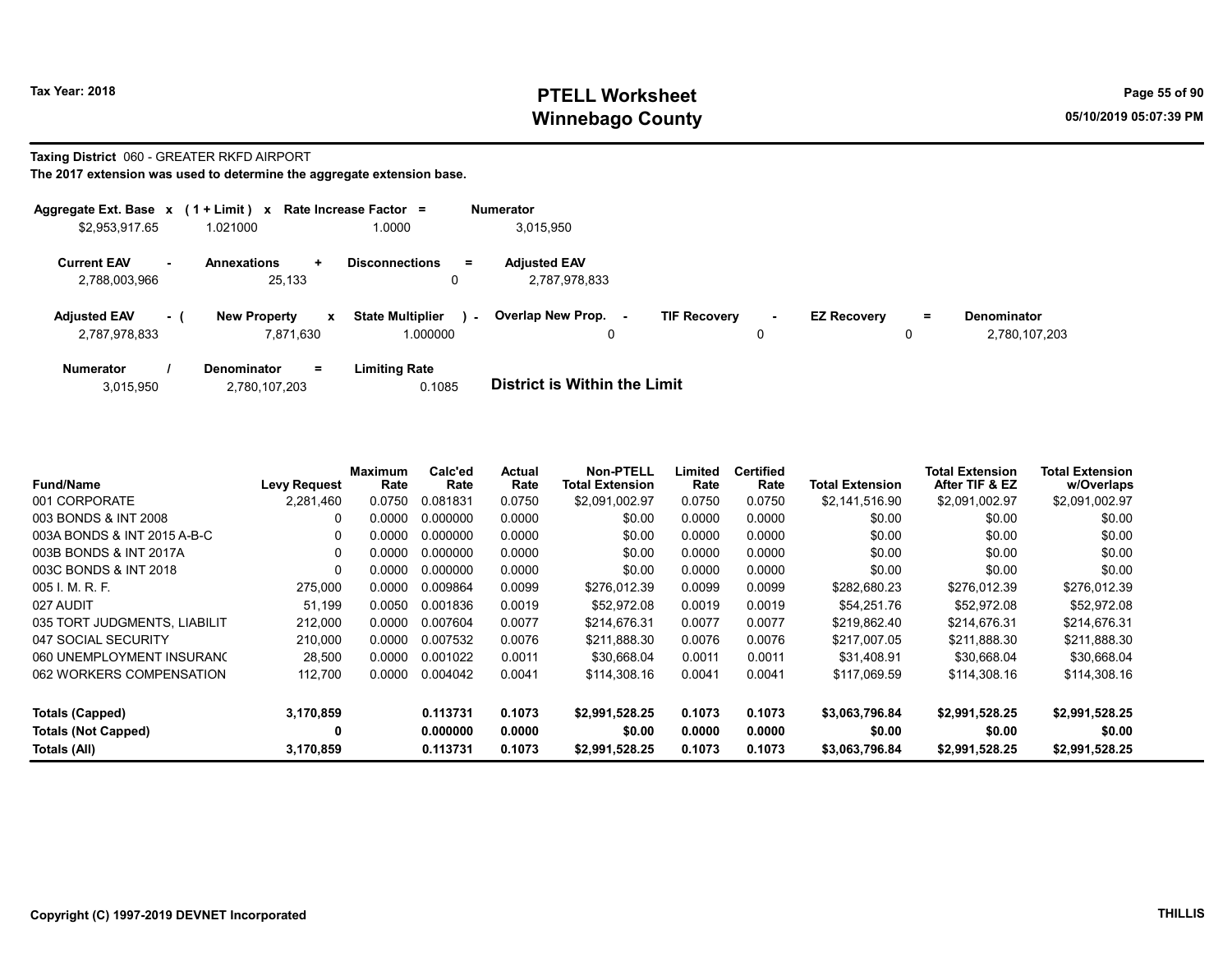**Tax Year: 2018**

# PTELL Worksheet
# Winnebago County

05/10/2019 05:07:39 PM

**Taxing District** 060 - GREATER RKFD AIRPORT

**The 2017 extension was used to determine the aggregate extension base.**

| Aggregate Ext. Base x | (1 + Limit) x | Rate Increase Factor = | Numerator |
|---|---|---|---|
| $2,953,917.65 | 1.021000 | 1.0000 | 3,015,950 |

| Current EAV - | Annexations + | Disconnections = | Adjusted EAV |
|---|---|---|---|
| 2,788,003,966 | 25,133 | 0 | 2,787,978,833 |

| Adjusted EAV - ( | New Property x | State Multiplier ) - | Overlap New Prop. - | TIF Recovery - | EZ Recovery = | Denominator |
|---|---|---|---|---|---|---|
| 2,787,978,833 | 7,871,630 | 1.000000 | 0 | 0 | 0 | 2,780,107,203 |

| Numerator / | Denominator = | Limiting Rate |
|---|---|---|
| 3,015,950 | 2,780,107,203 | 0.1085 |

**District is Within the Limit**

| Fund/Name | Levy Request | Maximum Rate | Calc'ed Rate | Actual Rate | Non-PTELL Total Extension | Limited Rate | Certified Rate | Total Extension | Total Extension After TIF & EZ | Total Extension w/Overlaps |
|---|---|---|---|---|---|---|---|---|---|---|
| 001 CORPORATE | 2,281,460 | 0.0750 | 0.081831 | 0.0750 | $2,091,002.97 | 0.0750 | 0.0750 | $2,141,516.90 | $2,091,002.97 | $2,091,002.97 |
| 003 BONDS & INT 2008 | 0 | 0.0000 | 0.000000 | 0.0000 | $0.00 | 0.0000 | 0.0000 | $0.00 | $0.00 | $0.00 |
| 003A BONDS & INT 2015 A-B-C | 0 | 0.0000 | 0.000000 | 0.0000 | $0.00 | 0.0000 | 0.0000 | $0.00 | $0.00 | $0.00 |
| 003B BONDS & INT 2017A | 0 | 0.0000 | 0.000000 | 0.0000 | $0.00 | 0.0000 | 0.0000 | $0.00 | $0.00 | $0.00 |
| 003C BONDS & INT 2018 | 0 | 0.0000 | 0.000000 | 0.0000 | $0.00 | 0.0000 | 0.0000 | $0.00 | $0.00 | $0.00 |
| 005 I. M. R. F. | 275,000 | 0.0000 | 0.009864 | 0.0099 | $276,012.39 | 0.0099 | 0.0099 | $282,680.23 | $276,012.39 | $276,012.39 |
| 027 AUDIT | 51,199 | 0.0050 | 0.001836 | 0.0019 | $52,972.08 | 0.0019 | 0.0019 | $54,251.76 | $52,972.08 | $52,972.08 |
| 035 TORT JUDGMENTS, LIABILIT | 212,000 | 0.0000 | 0.007604 | 0.0077 | $214,676.31 | 0.0077 | 0.0077 | $219,862.40 | $214,676.31 | $214,676.31 |
| 047 SOCIAL SECURITY | 210,000 | 0.0000 | 0.007532 | 0.0076 | $211,888.30 | 0.0076 | 0.0076 | $217,007.05 | $211,888.30 | $211,888.30 |
| 060 UNEMPLOYMENT INSURANC | 28,500 | 0.0000 | 0.001022 | 0.0011 | $30,668.04 | 0.0011 | 0.0011 | $31,408.91 | $30,668.04 | $30,668.04 |
| 062 WORKERS COMPENSATION | 112,700 | 0.0000 | 0.004042 | 0.0041 | $114,308.16 | 0.0041 | 0.0041 | $117,069.59 | $114,308.16 | $114,308.16 |
| **Totals (Capped)** | **3,170,859** | | **0.113731** | **0.1073** | **$2,991,528.25** | **0.1073** | **0.1073** | **$3,063,796.84** | **$2,991,528.25** | **$2,991,528.25** |
| **Totals (Not Capped)** | **0** | | **0.000000** | **0.0000** | **$0.00** | **0.0000** | **0.0000** | **$0.00** | **$0.00** | **$0.00** |
| **Totals (All)** | **3,170,859** | | **0.113731** | **0.1073** | **$2,991,528.25** | **0.1073** | **0.1073** | **$3,063,796.84** | **$2,991,528.25** | **$2,991,528.25** |

**Copyright (C) 1997-2019 DEVNET Incorporated** **THILLIS**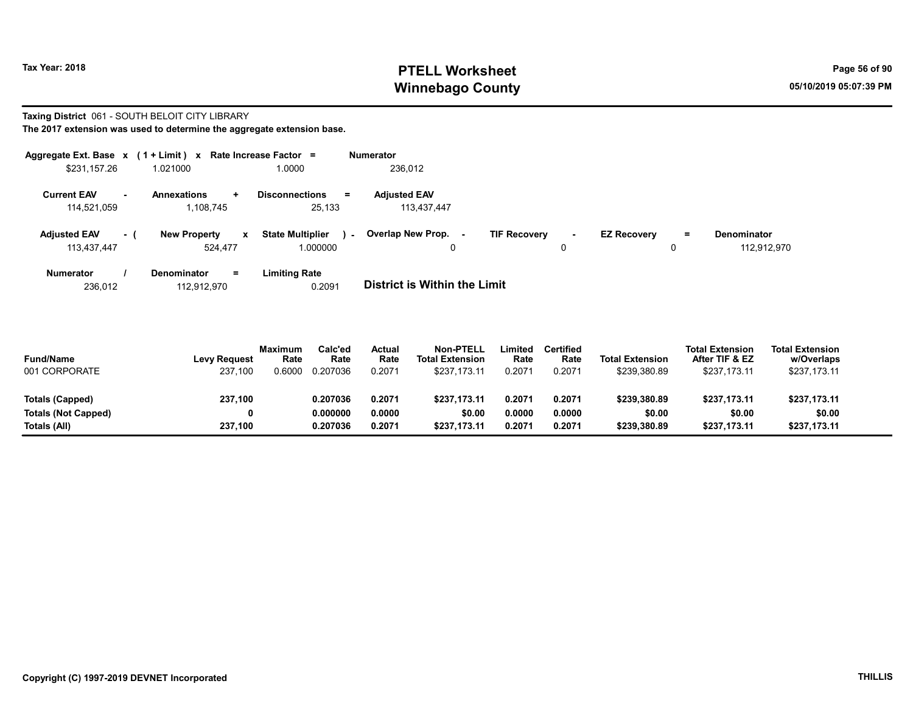# PTELL Worksheet
# Winnebago County

Tax Year: 2018

05/10/2019 05:07:39 PM

**Taxing District** 061 - SOUTH BELOIT CITY LIBRARY

**The 2017 extension was used to determine the aggregate extension base.**

| Aggregate Ext. Base | x | (1 + Limit) | x | Rate Increase Factor | = | Numerator |
|---|---|---|---|---|---|---|
| $231,157.26 | | 1.021000 | | 1.0000 | | 236,012 |

| Current EAV | - | Annexations | + | Disconnections | = | Adjusted EAV |
|---|---|---|---|---|---|---|
| 114,521,059 | | 1,108,745 | | 25,133 | | 113,437,447 |

| Adjusted EAV | - ( | New Property | x | State Multiplier | ) - | Overlap New Prop. | - | TIF Recovery | - | EZ Recovery | = | Denominator |
|---|---|---|---|---|---|---|---|---|---|---|---|---|
| 113,437,447 | | 524,477 | | 1.000000 | | 0 | | 0 | | 0 | | 112,912,970 |

| Numerator | / | Denominator | = | Limiting Rate |
|---|---|---|---|---|
| 236,012 | | 112,912,970 | | 0.2091 |

**District is Within the Limit**

| Fund/Name | Levy Request | Maximum Rate | Calc'ed Rate | Actual Rate | Non-PTELL Total Extension | Limited Rate | Certified Rate | Total Extension | Total Extension After TIF & EZ | Total Extension w/Overlaps |
|---|---|---|---|---|---|---|---|---|---|---|
| 001 CORPORATE | 237,100 | 0.6000 | 0.207036 | 0.2071 | $237,173.11 | 0.2071 | 0.2071 | $239,380.89 | $237,173.11 | $237,173.11 |
| **Totals (Capped)** | **237,100** | | **0.207036** | **0.2071** | **$237,173.11** | **0.2071** | **0.2071** | **$239,380.89** | **$237,173.11** | **$237,173.11** |
| **Totals (Not Capped)** | **0** | | **0.000000** | **0.0000** | **$0.00** | **0.0000** | **0.0000** | **$0.00** | **$0.00** | **$0.00** |
| **Totals (All)** | **237,100** | | **0.207036** | **0.2071** | **$237,173.11** | **0.2071** | **0.2071** | **$239,380.89** | **$237,173.11** | **$237,173.11** |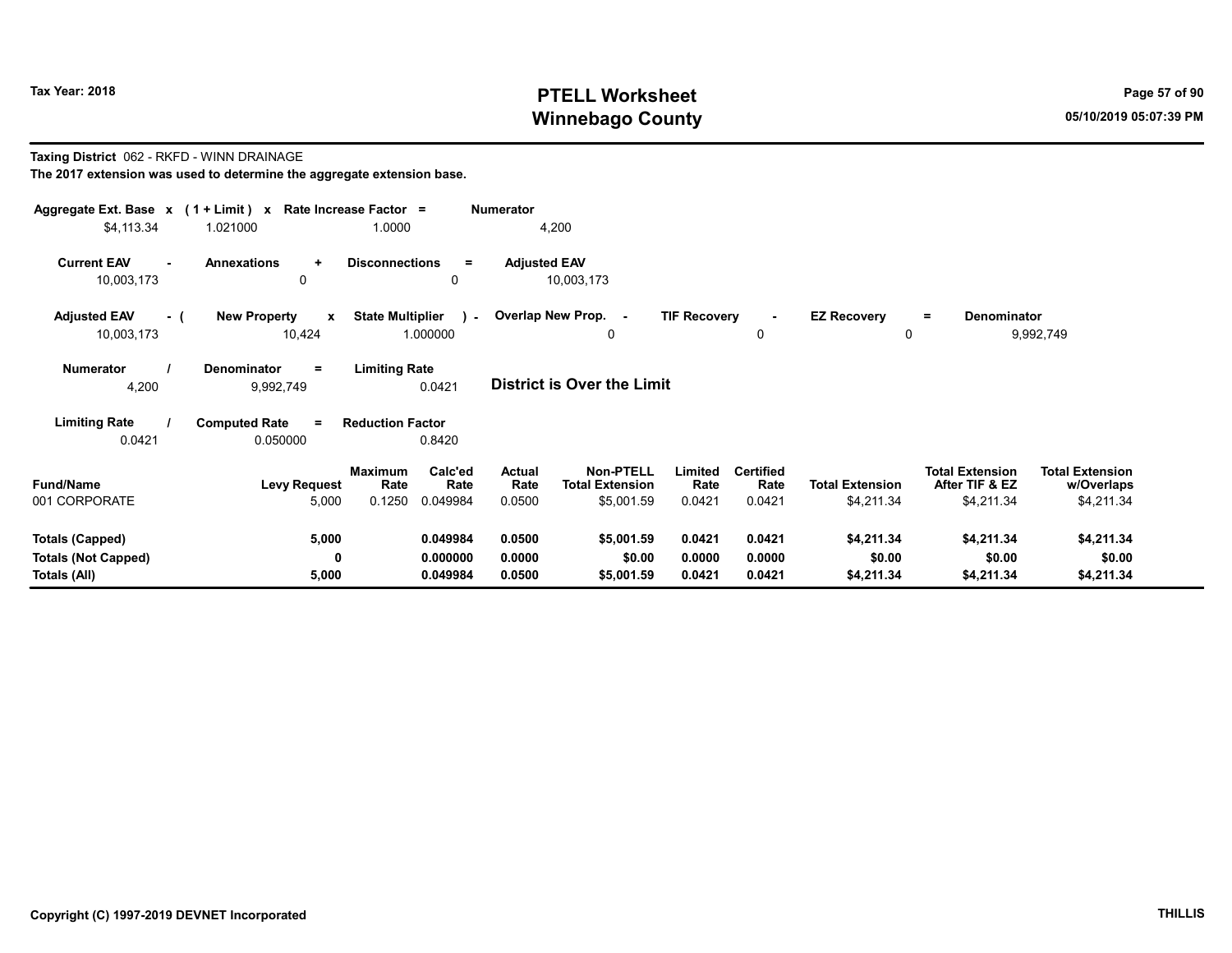**Tax Year: 2018**

# PTELL Worksheet
## Winnebago County

05/10/2019 05:07:39 PM

**Taxing District** 062 - RKFD - WINN DRAINAGE

**The 2017 extension was used to determine the aggregate extension base.**

| Aggregate Ext. Base x | (1 + Limit) x | Rate Increase Factor = | Numerator |
|---|---|---|---|
| $4,113.34 | 1.021000 | 1.0000 | 4,200 |

| Current EAV - | Annexations + | Disconnections = | Adjusted EAV |
|---|---|---|---|
| 10,003,173 | 0 | 0 | 10,003,173 |

| Adjusted EAV - ( | New Property x | State Multiplier ) - | Overlap New Prop. - | TIF Recovery - | EZ Recovery = | Denominator |
|---|---|---|---|---|---|---|
| 10,003,173 | 10,424 | 1.000000 | 0 | 0 | 0 | 9,992,749 |

| Numerator / | Denominator = | Limiting Rate |
|---|---|---|
| 4,200 | 9,992,749 | 0.0421 |

**District is Over the Limit**

| Limiting Rate / | Computed Rate = | Reduction Factor |
|---|---|---|
| 0.0421 | 0.050000 | 0.8420 |

| Fund/Name | Levy Request | Maximum Rate | Calc'ed Rate | Actual Rate | Non-PTELL Total Extension | Limited Rate | Certified Rate | Total Extension | Total Extension After TIF & EZ | Total Extension w/Overlaps |
|---|---|---|---|---|---|---|---|---|---|---|
| 001 CORPORATE | 5,000 | 0.1250 | 0.049984 | 0.0500 | $5,001.59 | 0.0421 | 0.0421 | $4,211.34 | $4,211.34 | $4,211.34 |
| **Totals (Capped)** | **5,000** | | **0.049984** | **0.0500** | **$5,001.59** | **0.0421** | **0.0421** | **$4,211.34** | **$4,211.34** | **$4,211.34** |
| **Totals (Not Capped)** | **0** | | **0.000000** | **0.0000** | **$0.00** | **0.0000** | **0.0000** | **$0.00** | **$0.00** | **$0.00** |
| **Totals (All)** | **5,000** | | **0.049984** | **0.0500** | **$5,001.59** | **0.0421** | **0.0421** | **$4,211.34** | **$4,211.34** | **$4,211.34** |

**Copyright (C) 1997-2019 DEVNET Incorporated** **THILLIS**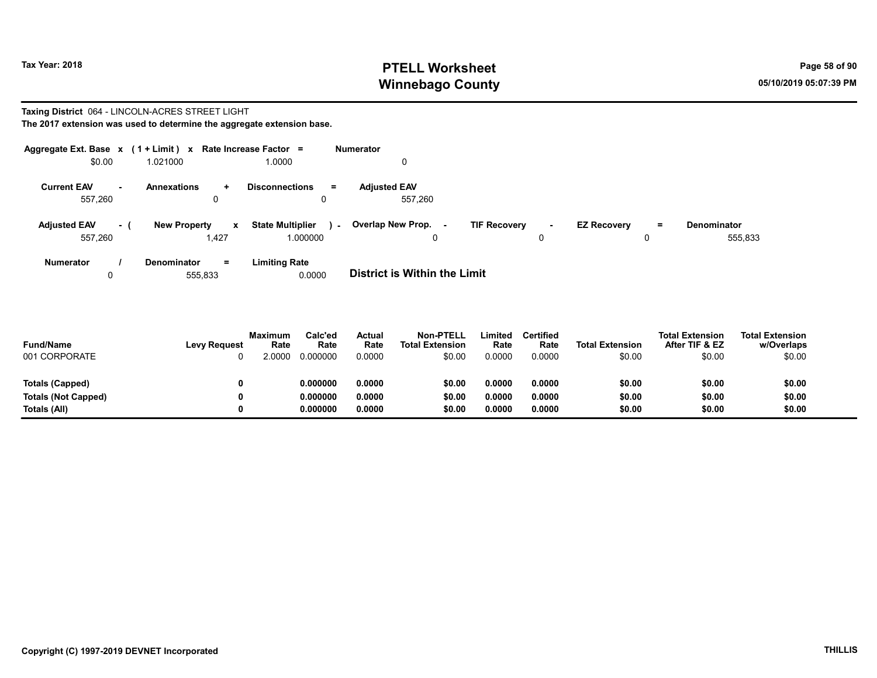**Taxing District** 064 - LINCOLN-ACRES STREET LIGHT
**The 2017 extension was used to determine the aggregate extension base.**

| Aggregate Ext. Base | x | (1 + Limit) | x | Rate Increase Factor | = | Numerator |
|---|---|---|---|---|---|---|
| $0.00 | | 1.021000 | | 1.0000 | | 0 |

| Current EAV | - | Annexations | + | Disconnections | = | Adjusted EAV |
|---|---|---|---|---|---|---|
| 557,260 | | 0 | | 0 | | 557,260 |

| Adjusted EAV | - ( | New Property | x | State Multiplier | ) - | Overlap New Prop. | - | TIF Recovery | - | EZ Recovery | = | Denominator |
|---|---|---|---|---|---|---|---|---|---|---|---|---|
| 557,260 | | 1,427 | | 1.000000 | | 0 | | 0 | | 0 | | 555,833 |

| Numerator | / | Denominator | = | Limiting Rate |
|---|---|---|---|---|
| 0 | | 555,833 | | 0.0000 |

**District is Within the Limit**

| Fund/Name | Levy Request | Maximum Rate | Calc'ed Rate | Actual Rate | Non-PTELL Total Extension | Limited Rate | Certified Rate | Total Extension | Total Extension After TIF & EZ | Total Extension w/Overlaps |
|---|---|---|---|---|---|---|---|---|---|---|
| 001 CORPORATE | 0 | 2.0000 | 0.000000 | 0.0000 | $0.00 | 0.0000 | 0.0000 | $0.00 | $0.00 | $0.00 |
| **Totals (Capped)** | **0** | | **0.000000** | **0.0000** | **$0.00** | **0.0000** | **0.0000** | **$0.00** | **$0.00** | **$0.00** |
| **Totals (Not Capped)** | **0** | | **0.000000** | **0.0000** | **$0.00** | **0.0000** | **0.0000** | **$0.00** | **$0.00** | **$0.00** |
| **Totals (All)** | **0** | | **0.000000** | **0.0000** | **$0.00** | **0.0000** | **0.0000** | **$0.00** | **$0.00** | **$0.00** |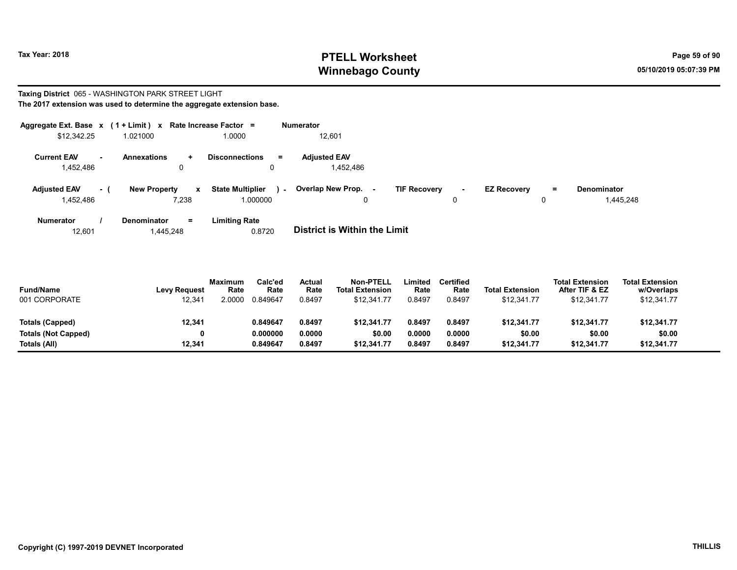# PTELL Worksheet
# Winnebago County

Tax Year: 2018

05/10/2019 05:07:39 PM

**Taxing District** 065 - WASHINGTON PARK STREET LIGHT

**The 2017 extension was used to determine the aggregate extension base.**

| Aggregate Ext. Base | x | (1 + Limit) | x | Rate Increase Factor | = | Numerator |
|---|---|---|---|---|---|---|
| $12,342.25 | | 1.021000 | | 1.0000 | | 12,601 |

| Current EAV | - | Annexations | + | Disconnections | = | Adjusted EAV |
|---|---|---|---|---|---|---|
| 1,452,486 | | 0 | | 0 | | 1,452,486 |

| Adjusted EAV | - ( | New Property | x | State Multiplier | ) - | Overlap New Prop. | - | TIF Recovery | - | EZ Recovery | = | Denominator |
|---|---|---|---|---|---|---|---|---|---|---|---|---|
| 1,452,486 | | 7,238 | | 1.000000 | | 0 | | 0 | | 0 | | 1,445,248 |

| Numerator | / | Denominator | = | Limiting Rate |
|---|---|---|---|---|
| 12,601 | | 1,445,248 | | 0.8720 |

**District is Within the Limit**

| Fund/Name | Levy Request | Maximum Rate | Calc'ed Rate | Actual Rate | Non-PTELL Total Extension | Limited Rate | Certified Rate | Total Extension | Total Extension After TIF & EZ | Total Extension w/Overlaps |
|---|---|---|---|---|---|---|---|---|---|---|
| 001 CORPORATE | 12,341 | 2.0000 | 0.849647 | 0.8497 | $12,341.77 | 0.8497 | 0.8497 | $12,341.77 | $12,341.77 | $12,341.77 |
| **Totals (Capped)** | **12,341** | | **0.849647** | **0.8497** | **$12,341.77** | **0.8497** | **0.8497** | **$12,341.77** | **$12,341.77** | **$12,341.77** |
| **Totals (Not Capped)** | **0** | | **0.000000** | **0.0000** | **$0.00** | **0.0000** | **0.0000** | **$0.00** | **$0.00** | **$0.00** |
| **Totals (All)** | **12,341** | | **0.849647** | **0.8497** | **$12,341.77** | **0.8497** | **0.8497** | **$12,341.77** | **$12,341.77** | **$12,341.77** |

Copyright (C) 1997-2019 DEVNET Incorporated

THILLIS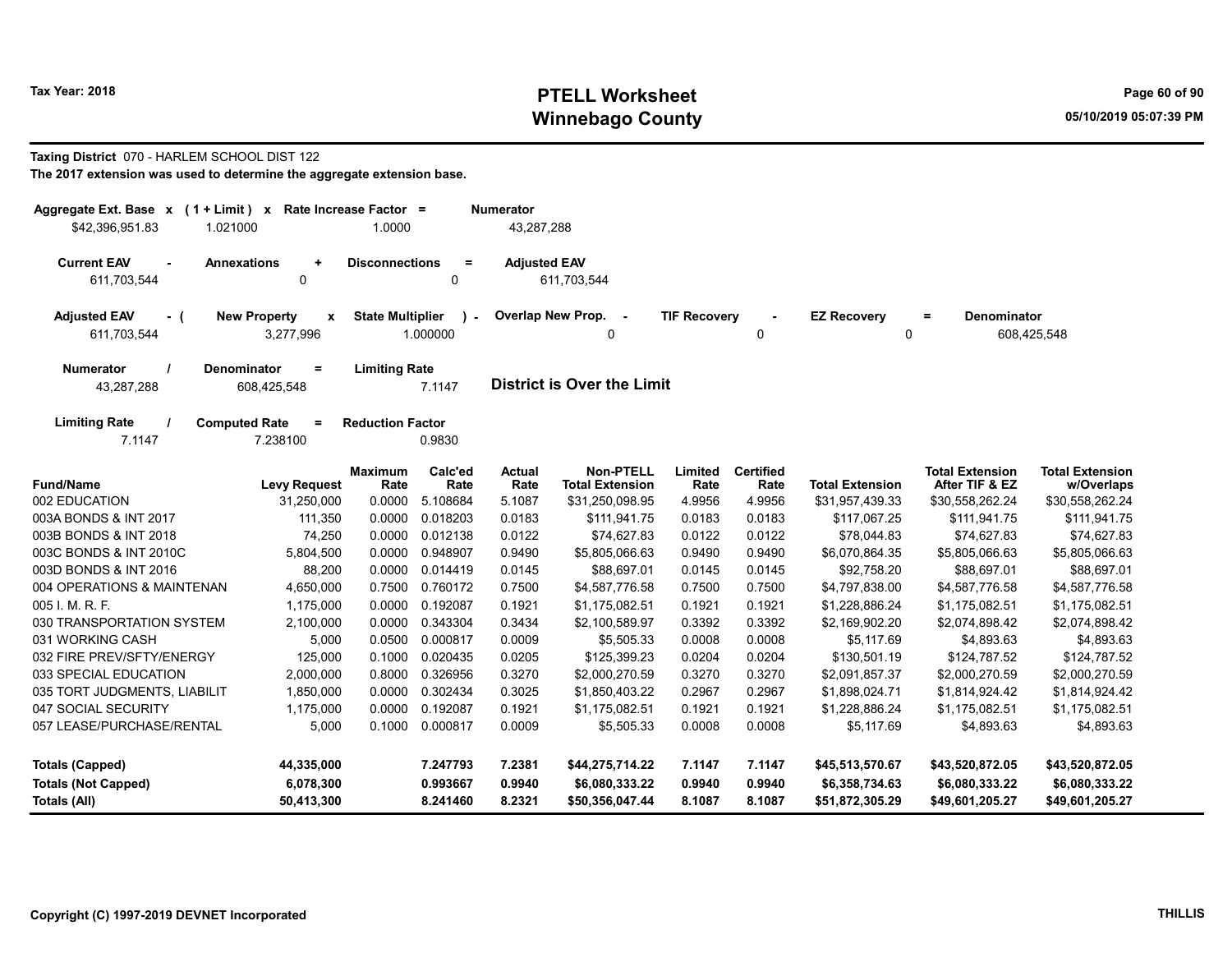Tax Year: 2018

# PTELL Worksheet
## Winnebago County

**Taxing District** 070 - HARLEM SCHOOL DIST 122
**The 2017 extension was used to determine the aggregate extension base.**

| Aggregate Ext. Base x | (1 + Limit) x | Rate Increase Factor = | Numerator |
|---|---|---|---|
| $42,396,951.83 | 1.021000 | 1.0000 | 43,287,288 |

| Current EAV - | Annexations + | Disconnections = | Adjusted EAV |
|---|---|---|---|
| 611,703,544 | 0 | 0 | 611,703,544 |

| Adjusted EAV - ( | New Property x | State Multiplier ) - | Overlap New Prop. - | TIF Recovery - | EZ Recovery = | Denominator |
|---|---|---|---|---|---|---|
| 611,703,544 | 3,277,996 | 1.000000 | 0 | 0 | 0 | 608,425,548 |

| Numerator / | Denominator = | Limiting Rate |
|---|---|---|
| 43,287,288 | 608,425,548 | 7.1147 |

**District is Over the Limit**

| Limiting Rate / | Computed Rate = | Reduction Factor |
|---|---|---|
| 7.1147 | 7.238100 | 0.9830 |

| Fund/Name | Levy Request | Maximum Rate | Calc'ed Rate | Actual Rate | Non-PTELL Total Extension | Limited Rate | Certified Rate | Total Extension | Total Extension After TIF & EZ | Total Extension w/Overlaps |
|---|---|---|---|---|---|---|---|---|---|---|
| 002 EDUCATION | 31,250,000 | 0.0000 | 5.108684 | 5.1087 | $31,250,098.95 | 4.9956 | 4.9956 | $31,957,439.33 | $30,558,262.24 | $30,558,262.24 |
| 003A BONDS & INT 2017 | 111,350 | 0.0000 | 0.018203 | 0.0183 | $111,941.75 | 0.0183 | 0.0183 | $117,067.25 | $111,941.75 | $111,941.75 |
| 003B BONDS & INT 2018 | 74,250 | 0.0000 | 0.012138 | 0.0122 | $74,627.83 | 0.0122 | 0.0122 | $78,044.83 | $74,627.83 | $74,627.83 |
| 003C BONDS & INT 2010C | 5,804,500 | 0.0000 | 0.948907 | 0.9490 | $5,805,066.63 | 0.9490 | 0.9490 | $6,070,864.35 | $5,805,066.63 | $5,805,066.63 |
| 003D BONDS & INT 2016 | 88,200 | 0.0000 | 0.014419 | 0.0145 | $88,697.01 | 0.0145 | 0.0145 | $92,758.20 | $88,697.01 | $88,697.01 |
| 004 OPERATIONS & MAINTENAN | 4,650,000 | 0.7500 | 0.760172 | 0.7500 | $4,587,776.58 | 0.7500 | 0.7500 | $4,797,838.00 | $4,587,776.58 | $4,587,776.58 |
| 005 I. M. R. F. | 1,175,000 | 0.0000 | 0.192087 | 0.1921 | $1,175,082.51 | 0.1921 | 0.1921 | $1,228,886.24 | $1,175,082.51 | $1,175,082.51 |
| 030 TRANSPORTATION SYSTEM | 2,100,000 | 0.0000 | 0.343304 | 0.3434 | $2,100,589.97 | 0.3392 | 0.3392 | $2,169,902.20 | $2,074,898.42 | $2,074,898.42 |
| 031 WORKING CASH | 5,000 | 0.0500 | 0.000817 | 0.0009 | $5,505.33 | 0.0008 | 0.0008 | $5,117.69 | $4,893.63 | $4,893.63 |
| 032 FIRE PREV/SFTY/ENERGY | 125,000 | 0.1000 | 0.020435 | 0.0205 | $125,399.23 | 0.0204 | 0.0204 | $130,501.19 | $124,787.52 | $124,787.52 |
| 033 SPECIAL EDUCATION | 2,000,000 | 0.8000 | 0.326956 | 0.3270 | $2,000,270.59 | 0.3270 | 0.3270 | $2,091,857.37 | $2,000,270.59 | $2,000,270.59 |
| 035 TORT JUDGMENTS, LIABILIT | 1,850,000 | 0.0000 | 0.302434 | 0.3025 | $1,850,403.22 | 0.2967 | 0.2967 | $1,898,024.71 | $1,814,924.42 | $1,814,924.42 |
| 047 SOCIAL SECURITY | 1,175,000 | 0.0000 | 0.192087 | 0.1921 | $1,175,082.51 | 0.1921 | 0.1921 | $1,228,886.24 | $1,175,082.51 | $1,175,082.51 |
| 057 LEASE/PURCHASE/RENTAL | 5,000 | 0.1000 | 0.000817 | 0.0009 | $5,505.33 | 0.0008 | 0.0008 | $5,117.69 | $4,893.63 | $4,893.63 |
| **Totals (Capped)** | **44,335,000** | | **7.247793** | **7.2381** | **$44,275,714.22** | **7.1147** | **7.1147** | **$45,513,570.67** | **$43,520,872.05** | **$43,520,872.05** |
| **Totals (Not Capped)** | **6,078,300** | | **0.993667** | **0.9940** | **$6,080,333.22** | **0.9940** | **0.9940** | **$6,358,734.63** | **$6,080,333.22** | **$6,080,333.22** |
| **Totals (All)** | **50,413,300** | | **8.241460** | **8.2321** | **$50,356,047.44** | **8.1087** | **8.1087** | **$51,872,305.29** | **$49,601,205.27** | **$49,601,205.27** |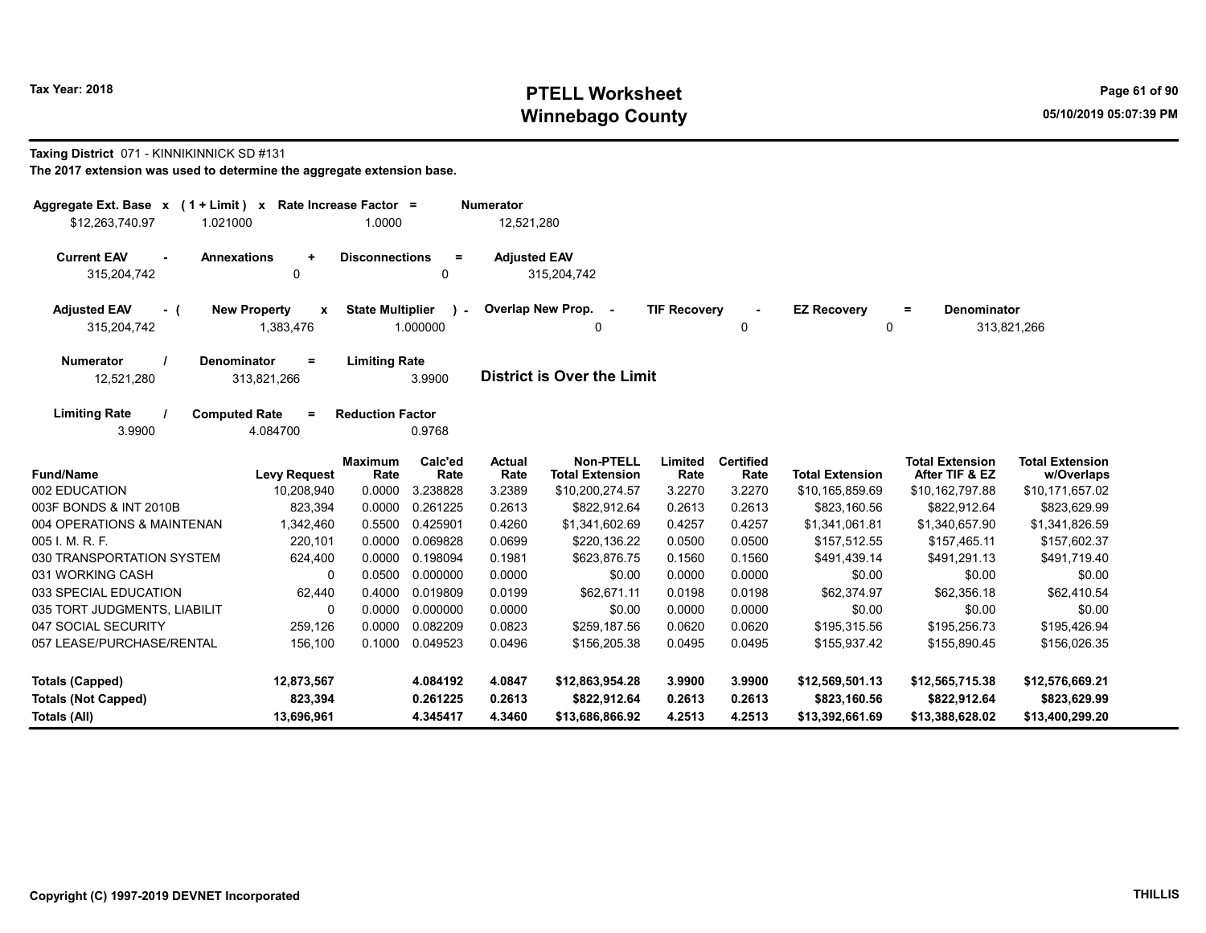**Taxing District** 071 - KINNIKINNICK SD #131

**The 2017 extension was used to determine the aggregate extension base.**

| Aggregate Ext. Base | x | (1 + Limit) | x | Rate Increase Factor | = | Numerator |
|---|---|---|---|---|---|---|
| $12,263,740.97 | | 1.021000 | | 1.0000 | | 12,521,280 |

| Current EAV | - | Annexations | + | Disconnections | = | Adjusted EAV |
|---|---|---|---|---|---|---|
| 315,204,742 | | 0 | | 0 | | 315,204,742 |

| Adjusted EAV | - ( | New Property | x | State Multiplier | ) - | Overlap New Prop. | - | TIF Recovery | - | EZ Recovery | = | Denominator |
|---|---|---|---|---|---|---|---|---|---|---|---|---|
| 315,204,742 | | 1,383,476 | | 1.000000 | | 0 | | 0 | | 0 | | 313,821,266 |

| Numerator | / | Denominator | = | Limiting Rate |
|---|---|---|---|---|
| 12,521,280 | | 313,821,266 | | 3.9900 |

**District is Over the Limit**

| Limiting Rate | / | Computed Rate | = | Reduction Factor |
|---|---|---|---|---|
| 3.9900 | | 4.084700 | | 0.9768 |

| Fund/Name | Levy Request | Maximum Rate | Calc'ed Rate | Actual Rate | Non-PTELL Total Extension | Limited Rate | Certified Rate | Total Extension | Total Extension After TIF & EZ | Total Extension w/Overlaps |
|---|---|---|---|---|---|---|---|---|---|---|
| 002 EDUCATION | 10,208,940 | 0.0000 | 3.238828 | 3.2389 | $10,200,274.57 | 3.2270 | 3.2270 | $10,165,859.69 | $10,162,797.88 | $10,171,657.02 |
| 003F BONDS & INT 2010B | 823,394 | 0.0000 | 0.261225 | 0.2613 | $822,912.64 | 0.2613 | 0.2613 | $823,160.56 | $822,912.64 | $823,629.99 |
| 004 OPERATIONS & MAINTENAN | 1,342,460 | 0.5500 | 0.425901 | 0.4260 | $1,341,602.69 | 0.4257 | 0.4257 | $1,341,061.81 | $1,340,657.90 | $1,341,826.59 |
| 005 I. M. R. F. | 220,101 | 0.0000 | 0.069828 | 0.0699 | $220,136.22 | 0.0500 | 0.0500 | $157,512.55 | $157,465.11 | $157,602.37 |
| 030 TRANSPORTATION SYSTEM | 624,400 | 0.0000 | 0.198094 | 0.1981 | $623,876.75 | 0.1560 | 0.1560 | $491,439.14 | $491,291.13 | $491,719.40 |
| 031 WORKING CASH | 0 | 0.0500 | 0.000000 | 0.0000 | $0.00 | 0.0000 | 0.0000 | $0.00 | $0.00 | $0.00 |
| 033 SPECIAL EDUCATION | 62,440 | 0.4000 | 0.019809 | 0.0199 | $62,671.11 | 0.0198 | 0.0198 | $62,374.97 | $62,356.18 | $62,410.54 |
| 035 TORT JUDGMENTS, LIABILIT | 0 | 0.0000 | 0.000000 | 0.0000 | $0.00 | 0.0000 | 0.0000 | $0.00 | $0.00 | $0.00 |
| 047 SOCIAL SECURITY | 259,126 | 0.0000 | 0.082209 | 0.0823 | $259,187.56 | 0.0620 | 0.0620 | $195,315.56 | $195,256.73 | $195,426.94 |
| 057 LEASE/PURCHASE/RENTAL | 156,100 | 0.1000 | 0.049523 | 0.0496 | $156,205.38 | 0.0495 | 0.0495 | $155,937.42 | $155,890.45 | $156,026.35 |
| **Totals (Capped)** | **12,873,567** | | **4.084192** | **4.0847** | **$12,863,954.28** | **3.9900** | **3.9900** | **$12,569,501.13** | **$12,565,715.38** | **$12,576,669.21** |
| **Totals (Not Capped)** | **823,394** | | **0.261225** | **0.2613** | **$822,912.64** | **0.2613** | **0.2613** | **$823,160.56** | **$822,912.64** | **$823,629.99** |
| **Totals (All)** | **13,696,961** | | **4.345417** | **4.3460** | **$13,686,866.92** | **4.2513** | **4.2513** | **$13,392,661.69** | **$13,388,628.02** | **$13,400,299.20** |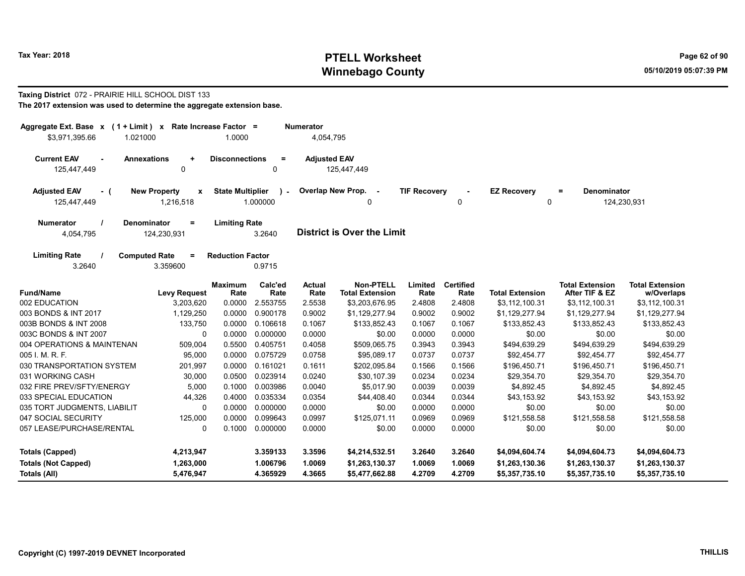# PTELL Worksheet
# Winnebago County

Tax Year: 2018

05/10/2019 05:07:39 PM

**Taxing District** 072 - PRAIRIE HILL SCHOOL DIST 133

**The 2017 extension was used to determine the aggregate extension base.**

| Aggregate Ext. Base | x | (1 + Limit) | x | Rate Increase Factor | = | Numerator |
|---|---|---|---|---|---|---|
| $3,971,395.66 | | 1.021000 | | 1.0000 | | 4,054,795 |

| Current EAV | - | Annexations | + | Disconnections | = | Adjusted EAV |
|---|---|---|---|---|---|---|
| 125,447,449 | | 0 | | 0 | | 125,447,449 |

| Adjusted EAV | - ( | New Property | x | State Multiplier | ) - | Overlap New Prop. | - | TIF Recovery | - | EZ Recovery | = | Denominator |
|---|---|---|---|---|---|---|---|---|---|---|---|---|
| 125,447,449 | | 1,216,518 | | 1.000000 | | 0 | | 0 | | 0 | | 124,230,931 |

| Numerator | / | Denominator | = | Limiting Rate |
|---|---|---|---|---|
| 4,054,795 | | 124,230,931 | | 3.2640 |

**District is Over the Limit**

| Limiting Rate | / | Computed Rate | = | Reduction Factor |
|---|---|---|---|---|
| 3.2640 | | 3.359600 | | 0.9715 |

| Fund/Name | Levy Request | Maximum Rate | Calc'ed Rate | Actual Rate | Non-PTELL Total Extension | Limited Rate | Certified Rate | Total Extension | Total Extension After TIF & EZ | Total Extension w/Overlaps |
|---|---|---|---|---|---|---|---|---|---|---|
| 002 EDUCATION | 3,203,620 | 0.0000 | 2.553755 | 2.5538 | $3,203,676.95 | 2.4808 | 2.4808 | $3,112,100.31 | $3,112,100.31 | $3,112,100.31 |
| 003 BONDS & INT 2017 | 1,129,250 | 0.0000 | 0.900178 | 0.9002 | $1,129,277.94 | 0.9002 | 0.9002 | $1,129,277.94 | $1,129,277.94 | $1,129,277.94 |
| 003B BONDS & INT 2008 | 133,750 | 0.0000 | 0.106618 | 0.1067 | $133,852.43 | 0.1067 | 0.1067 | $133,852.43 | $133,852.43 | $133,852.43 |
| 003C BONDS & INT 2007 | 0 | 0.0000 | 0.000000 | 0.0000 | $0.00 | 0.0000 | 0.0000 | $0.00 | $0.00 | $0.00 |
| 004 OPERATIONS & MAINTENAN | 509,004 | 0.5500 | 0.405751 | 0.4058 | $509,065.75 | 0.3943 | 0.3943 | $494,639.29 | $494,639.29 | $494,639.29 |
| 005 I. M. R. F. | 95,000 | 0.0000 | 0.075729 | 0.0758 | $95,089.17 | 0.0737 | 0.0737 | $92,454.77 | $92,454.77 | $92,454.77 |
| 030 TRANSPORTATION SYSTEM | 201,997 | 0.0000 | 0.161021 | 0.1611 | $202,095.84 | 0.1566 | 0.1566 | $196,450.71 | $196,450.71 | $196,450.71 |
| 031 WORKING CASH | 30,000 | 0.0500 | 0.023914 | 0.0240 | $30,107.39 | 0.0234 | 0.0234 | $29,354.70 | $29,354.70 | $29,354.70 |
| 032 FIRE PREV/SFTY/ENERGY | 5,000 | 0.1000 | 0.003986 | 0.0040 | $5,017.90 | 0.0039 | 0.0039 | $4,892.45 | $4,892.45 | $4,892.45 |
| 033 SPECIAL EDUCATION | 44,326 | 0.4000 | 0.035334 | 0.0354 | $44,408.40 | 0.0344 | 0.0344 | $43,153.92 | $43,153.92 | $43,153.92 |
| 035 TORT JUDGMENTS, LIABILIT | 0 | 0.0000 | 0.000000 | 0.0000 | $0.00 | 0.0000 | 0.0000 | $0.00 | $0.00 | $0.00 |
| 047 SOCIAL SECURITY | 125,000 | 0.0000 | 0.099643 | 0.0997 | $125,071.11 | 0.0969 | 0.0969 | $121,558.58 | $121,558.58 | $121,558.58 |
| 057 LEASE/PURCHASE/RENTAL | 0 | 0.1000 | 0.000000 | 0.0000 | $0.00 | 0.0000 | 0.0000 | $0.00 | $0.00 | $0.00 |
| **Totals (Capped)** | **4,213,947** | | **3.359133** | **3.3596** | **$4,214,532.51** | **3.2640** | **3.2640** | **$4,094,604.74** | **$4,094,604.73** | **$4,094,604.73** |
| **Totals (Not Capped)** | **1,263,000** | | **1.006796** | **1.0069** | **$1,263,130.37** | **1.0069** | **1.0069** | **$1,263,130.36** | **$1,263,130.37** | **$1,263,130.37** |
| **Totals (All)** | **5,476,947** | | **4.365929** | **4.3665** | **$5,477,662.88** | **4.2709** | **4.2709** | **$5,357,735.10** | **$5,357,735.10** | **$5,357,735.10** |

Copyright (C) 1997-2019 DEVNET Incorporated

THILLIS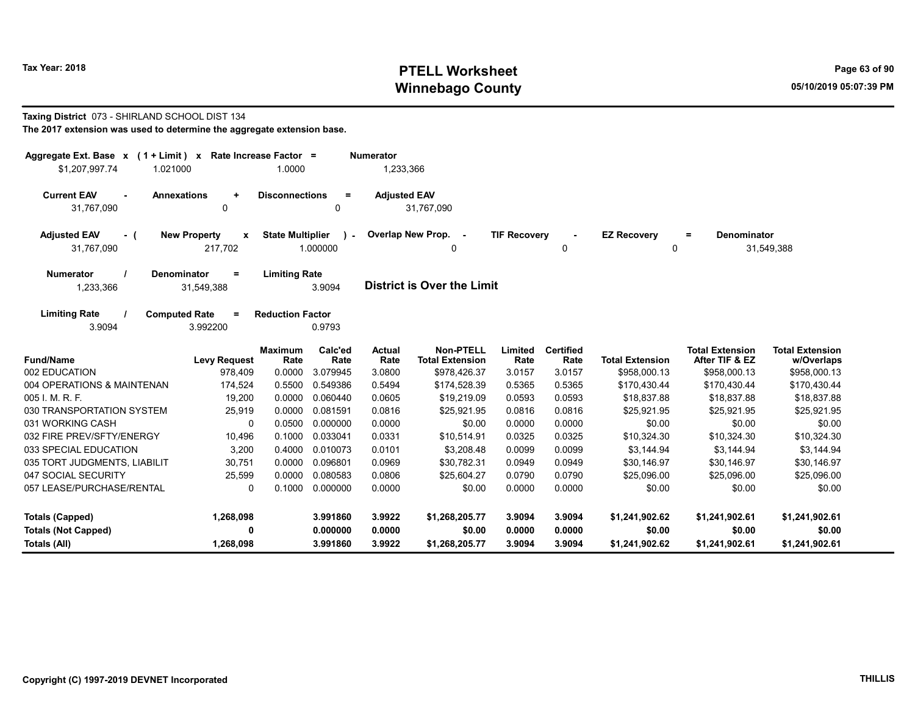Tax Year: 2018

# PTELL Worksheet
# Winnebago County

05/10/2019 05:07:39 PM

**Taxing District** 073 - SHIRLAND SCHOOL DIST 134

**The 2017 extension was used to determine the aggregate extension base.**

| Aggregate Ext. Base x | (1 + Limit) x | Rate Increase Factor = | Numerator |
|---|---|---|---|
| $1,207,997.74 | 1.021000 | 1.0000 | 1,233,366 |

| Current EAV - | Annexations + | Disconnections = | Adjusted EAV |
|---|---|---|---|
| 31,767,090 | 0 | 0 | 31,767,090 |

| Adjusted EAV - ( | New Property x | State Multiplier ) - | Overlap New Prop. - | TIF Recovery - | EZ Recovery = | Denominator |
|---|---|---|---|---|---|---|
| 31,767,090 | 217,702 | 1.000000 | 0 | 0 | 0 | 31,549,388 |

| Numerator / | Denominator = | Limiting Rate |
|---|---|---|
| 1,233,366 | 31,549,388 | 3.9094 |

**District is Over the Limit**

| Limiting Rate / | Computed Rate = | Reduction Factor |
|---|---|---|
| 3.9094 | 3.992200 | 0.9793 |

| Fund/Name | Levy Request | Maximum Rate | Calc'ed Rate | Actual Rate | Non-PTELL Total Extension | Limited Rate | Certified Rate | Total Extension | Total Extension After TIF & EZ | Total Extension w/Overlaps |
|---|---|---|---|---|---|---|---|---|---|---|
| 002 EDUCATION | 978,409 | 0.0000 | 3.079945 | 3.0800 | $978,426.37 | 3.0157 | 3.0157 | $958,000.13 | $958,000.13 | $958,000.13 |
| 004 OPERATIONS & MAINTENAN | 174,524 | 0.5500 | 0.549386 | 0.5494 | $174,528.39 | 0.5365 | 0.5365 | $170,430.44 | $170,430.44 | $170,430.44 |
| 005 I. M. R. F. | 19,200 | 0.0000 | 0.060440 | 0.0605 | $19,219.09 | 0.0593 | 0.0593 | $18,837.88 | $18,837.88 | $18,837.88 |
| 030 TRANSPORTATION SYSTEM | 25,919 | 0.0000 | 0.081591 | 0.0816 | $25,921.95 | 0.0816 | 0.0816 | $25,921.95 | $25,921.95 | $25,921.95 |
| 031 WORKING CASH | 0 | 0.0500 | 0.000000 | 0.0000 | $0.00 | 0.0000 | 0.0000 | $0.00 | $0.00 | $0.00 |
| 032 FIRE PREV/SFTY/ENERGY | 10,496 | 0.1000 | 0.033041 | 0.0331 | $10,514.91 | 0.0325 | 0.0325 | $10,324.30 | $10,324.30 | $10,324.30 |
| 033 SPECIAL EDUCATION | 3,200 | 0.4000 | 0.010073 | 0.0101 | $3,208.48 | 0.0099 | 0.0099 | $3,144.94 | $3,144.94 | $3,144.94 |
| 035 TORT JUDGMENTS, LIABILIT | 30,751 | 0.0000 | 0.096801 | 0.0969 | $30,782.31 | 0.0949 | 0.0949 | $30,146.97 | $30,146.97 | $30,146.97 |
| 047 SOCIAL SECURITY | 25,599 | 0.0000 | 0.080583 | 0.0806 | $25,604.27 | 0.0790 | 0.0790 | $25,096.00 | $25,096.00 | $25,096.00 |
| 057 LEASE/PURCHASE/RENTAL | 0 | 0.1000 | 0.000000 | 0.0000 | $0.00 | 0.0000 | 0.0000 | $0.00 | $0.00 | $0.00 |
| **Totals (Capped)** | **1,268,098** | | **3.991860** | **3.9922** | **$1,268,205.77** | **3.9094** | **3.9094** | **$1,241,902.62** | **$1,241,902.61** | **$1,241,902.61** |
| **Totals (Not Capped)** | **0** | | **0.000000** | **0.0000** | **$0.00** | **0.0000** | **0.0000** | **$0.00** | **$0.00** | **$0.00** |
| **Totals (All)** | **1,268,098** | | **3.991860** | **3.9922** | **$1,268,205.77** | **3.9094** | **3.9094** | **$1,241,902.62** | **$1,241,902.61** | **$1,241,902.61** |

Copyright (C) 1997-2019 DEVNET Incorporated

THILLIS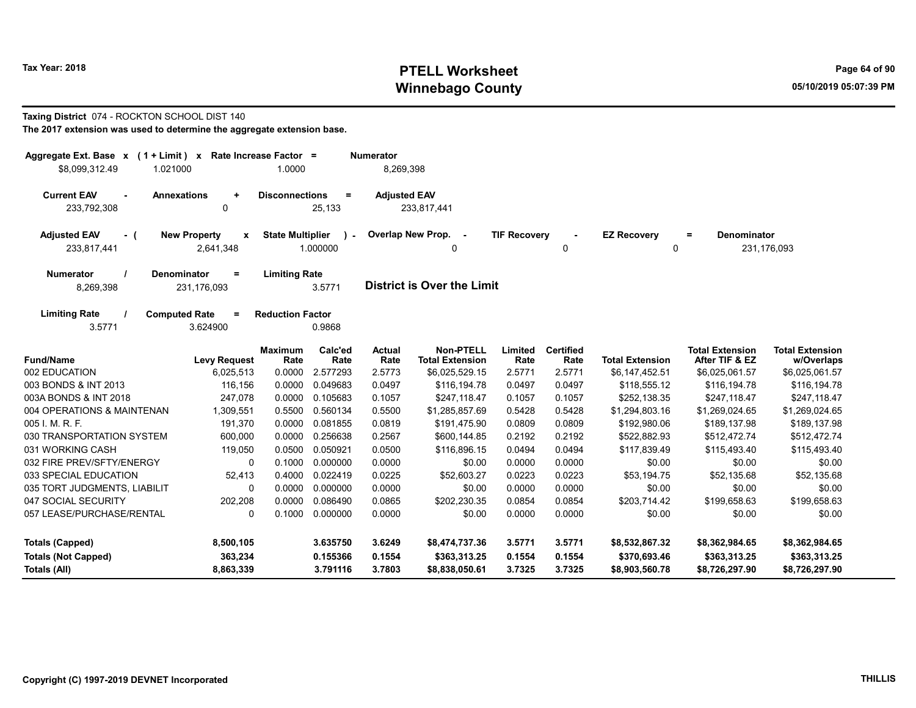# PTELL Worksheet
## Winnebago County

Tax Year: 2018

05/10/2019 05:07:39 PM

**Taxing District** 074 - ROCKTON SCHOOL DIST 140

**The 2017 extension was used to determine the aggregate extension base.**

| Aggregate Ext. Base | x | (1 + Limit) | x | Rate Increase Factor | = | Numerator |
|---|---|---|---|---|---|---|
| $8,099,312.49 | | 1.021000 | | 1.0000 | | 8,269,398 |

| Current EAV | - | Annexations | + | Disconnections | = | Adjusted EAV |
|---|---|---|---|---|---|---|
| 233,792,308 | | 0 | | 25,133 | | 233,817,441 |

| Adjusted EAV | - ( | New Property | x | State Multiplier | ) - | Overlap New Prop. | - | TIF Recovery | - | EZ Recovery | = | Denominator |
|---|---|---|---|---|---|---|---|---|---|---|---|---|
| 233,817,441 | | 2,641,348 | | 1.000000 | | 0 | | 0 | | 0 | | 231,176,093 |

| Numerator | / | Denominator | = | Limiting Rate |
|---|---|---|---|---|
| 8,269,398 | | 231,176,093 | | 3.5771 |

**District is Over the Limit**

| Limiting Rate | / | Computed Rate | = | Reduction Factor |
|---|---|---|---|---|
| 3.5771 | | 3.624900 | | 0.9868 |

| Fund/Name | Levy Request | Maximum Rate | Calc'ed Rate | Actual Rate | Non-PTELL Total Extension | Limited Rate | Certified Rate | Total Extension | Total Extension After TIF & EZ | Total Extension w/Overlaps |
|---|---|---|---|---|---|---|---|---|---|---|
| 002 EDUCATION | 6,025,513 | 0.0000 | 2.577293 | 2.5773 | $6,025,529.15 | 2.5771 | 2.5771 | $6,147,452.51 | $6,025,061.57 | $6,025,061.57 |
| 003 BONDS & INT 2013 | 116,156 | 0.0000 | 0.049683 | 0.0497 | $116,194.78 | 0.0497 | 0.0497 | $118,555.12 | $116,194.78 | $116,194.78 |
| 003A BONDS & INT 2018 | 247,078 | 0.0000 | 0.105683 | 0.1057 | $247,118.47 | 0.1057 | 0.1057 | $252,138.35 | $247,118.47 | $247,118.47 |
| 004 OPERATIONS & MAINTENAN | 1,309,551 | 0.5500 | 0.560134 | 0.5500 | $1,285,857.69 | 0.5428 | 0.5428 | $1,294,803.16 | $1,269,024.65 | $1,269,024.65 |
| 005 I. M. R. F. | 191,370 | 0.0000 | 0.081855 | 0.0819 | $191,475.90 | 0.0809 | 0.0809 | $192,980.06 | $189,137.98 | $189,137.98 |
| 030 TRANSPORTATION SYSTEM | 600,000 | 0.0000 | 0.256638 | 0.2567 | $600,144.85 | 0.2192 | 0.2192 | $522,882.93 | $512,472.74 | $512,472.74 |
| 031 WORKING CASH | 119,050 | 0.0500 | 0.050921 | 0.0500 | $116,896.15 | 0.0494 | 0.0494 | $117,839.49 | $115,493.40 | $115,493.40 |
| 032 FIRE PREV/SFTY/ENERGY | 0 | 0.1000 | 0.000000 | 0.0000 | $0.00 | 0.0000 | 0.0000 | $0.00 | $0.00 | $0.00 |
| 033 SPECIAL EDUCATION | 52,413 | 0.4000 | 0.022419 | 0.0225 | $52,603.27 | 0.0223 | 0.0223 | $53,194.75 | $52,135.68 | $52,135.68 |
| 035 TORT JUDGMENTS, LIABILIT | 0 | 0.0000 | 0.000000 | 0.0000 | $0.00 | 0.0000 | 0.0000 | $0.00 | $0.00 | $0.00 |
| 047 SOCIAL SECURITY | 202,208 | 0.0000 | 0.086490 | 0.0865 | $202,230.35 | 0.0854 | 0.0854 | $203,714.42 | $199,658.63 | $199,658.63 |
| 057 LEASE/PURCHASE/RENTAL | 0 | 0.1000 | 0.000000 | 0.0000 | $0.00 | 0.0000 | 0.0000 | $0.00 | $0.00 | $0.00 |
| **Totals (Capped)** | **8,500,105** | | **3.635750** | **3.6249** | **$8,474,737.36** | **3.5771** | **3.5771** | **$8,532,867.32** | **$8,362,984.65** | **$8,362,984.65** |
| **Totals (Not Capped)** | **363,234** | | **0.155366** | **0.1554** | **$363,313.25** | **0.1554** | **0.1554** | **$370,693.46** | **$363,313.25** | **$363,313.25** |
| **Totals (All)** | **8,863,339** | | **3.791116** | **3.7803** | **$8,838,050.61** | **3.7325** | **3.7325** | **$8,903,560.78** | **$8,726,297.90** | **$8,726,297.90** |

Copyright (C) 1997-2019 DEVNET Incorporated

THILLIS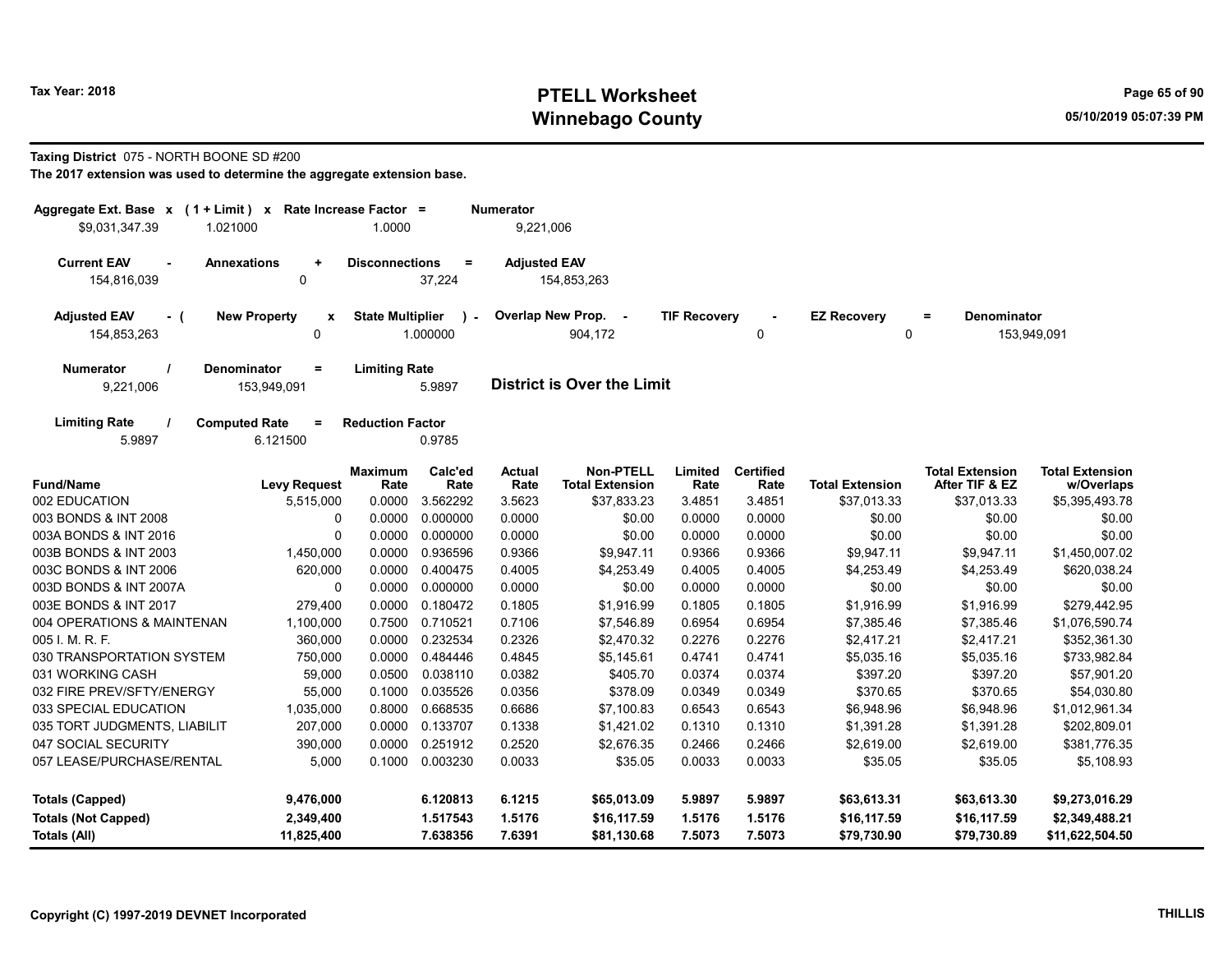# PTELL Worksheet
# Winnebago County

Tax Year: 2018

05/10/2019 05:07:39 PM

**Taxing District** 075 - NORTH BOONE SD #200

**The 2017 extension was used to determine the aggregate extension base.**

| Aggregate Ext. Base | x | ( 1 + Limit ) | x | Rate Increase Factor | = | Numerator |
|---|---|---|---|---|---|---|
| $9,031,347.39 | | 1.021000 | | 1.0000 | | 9,221,006 |

| Current EAV | - | Annexations | + | Disconnections | = | Adjusted EAV |
|---|---|---|---|---|---|---|
| 154,816,039 | | 0 | | 37,224 | | 154,853,263 |

| Adjusted EAV | - ( | New Property | x | State Multiplier | ) - | Overlap New Prop. | - | TIF Recovery | - | EZ Recovery | = | Denominator |
|---|---|---|---|---|---|---|---|---|---|---|---|---|
| 154,853,263 | | 0 | | 1.000000 | | 904,172 | | 0 | | 0 | | 153,949,091 |

| Numerator | / | Denominator | = | Limiting Rate |
|---|---|---|---|---|
| 9,221,006 | | 153,949,091 | | 5.9897 |

**District is Over the Limit**

| Limiting Rate | / | Computed Rate | = | Reduction Factor |
|---|---|---|---|---|
| 5.9897 | | 6.121500 | | 0.9785 |

| Fund/Name | Levy Request | Maximum Rate | Calc'ed Rate | Actual Rate | Non-PTELL Total Extension | Limited Rate | Certified Rate | Total Extension | Total Extension After TIF & EZ | Total Extension w/Overlaps |
|---|---|---|---|---|---|---|---|---|---|---|
| 002 EDUCATION | 5,515,000 | 0.0000 | 3.562292 | 3.5623 | $37,833.23 | 3.4851 | 3.4851 | $37,013.33 | $37,013.33 | $5,395,493.78 |
| 003 BONDS & INT 2008 | 0 | 0.0000 | 0.000000 | 0.0000 | $0.00 | 0.0000 | 0.0000 | $0.00 | $0.00 | $0.00 |
| 003A BONDS & INT 2016 | 0 | 0.0000 | 0.000000 | 0.0000 | $0.00 | 0.0000 | 0.0000 | $0.00 | $0.00 | $0.00 |
| 003B BONDS & INT 2003 | 1,450,000 | 0.0000 | 0.936596 | 0.9366 | $9,947.11 | 0.9366 | 0.9366 | $9,947.11 | $9,947.11 | $1,450,007.02 |
| 003C BONDS & INT 2006 | 620,000 | 0.0000 | 0.400475 | 0.4005 | $4,253.49 | 0.4005 | 0.4005 | $4,253.49 | $4,253.49 | $620,038.24 |
| 003D BONDS & INT 2007A | 0 | 0.0000 | 0.000000 | 0.0000 | $0.00 | 0.0000 | 0.0000 | $0.00 | $0.00 | $0.00 |
| 003E BONDS & INT 2017 | 279,400 | 0.0000 | 0.180472 | 0.1805 | $1,916.99 | 0.1805 | 0.1805 | $1,916.99 | $1,916.99 | $279,442.95 |
| 004 OPERATIONS & MAINTENAN | 1,100,000 | 0.7500 | 0.710521 | 0.7106 | $7,546.89 | 0.6954 | 0.6954 | $7,385.46 | $7,385.46 | $1,076,590.74 |
| 005 I. M. R. F. | 360,000 | 0.0000 | 0.232534 | 0.2326 | $2,470.32 | 0.2276 | 0.2276 | $2,417.21 | $2,417.21 | $352,361.30 |
| 030 TRANSPORTATION SYSTEM | 750,000 | 0.0000 | 0.484446 | 0.4845 | $5,145.61 | 0.4741 | 0.4741 | $5,035.16 | $5,035.16 | $733,982.84 |
| 031 WORKING CASH | 59,000 | 0.0500 | 0.038110 | 0.0382 | $405.70 | 0.0374 | 0.0374 | $397.20 | $397.20 | $57,901.20 |
| 032 FIRE PREV/SFTY/ENERGY | 55,000 | 0.1000 | 0.035526 | 0.0356 | $378.09 | 0.0349 | 0.0349 | $370.65 | $370.65 | $54,030.80 |
| 033 SPECIAL EDUCATION | 1,035,000 | 0.8000 | 0.668535 | 0.6686 | $7,100.83 | 0.6543 | 0.6543 | $6,948.96 | $6,948.96 | $1,012,961.34 |
| 035 TORT JUDGMENTS, LIABILIT | 207,000 | 0.0000 | 0.133707 | 0.1338 | $1,421.02 | 0.1310 | 0.1310 | $1,391.28 | $1,391.28 | $202,809.01 |
| 047 SOCIAL SECURITY | 390,000 | 0.0000 | 0.251912 | 0.2520 | $2,676.35 | 0.2466 | 0.2466 | $2,619.00 | $2,619.00 | $381,776.35 |
| 057 LEASE/PURCHASE/RENTAL | 5,000 | 0.1000 | 0.003230 | 0.0033 | $35.05 | 0.0033 | 0.0033 | $35.05 | $35.05 | $5,108.93 |
| **Totals (Capped)** | **9,476,000** | | **6.120813** | **6.1215** | **$65,013.09** | **5.9897** | **5.9897** | **$63,613.31** | **$63,613.30** | **$9,273,016.29** |
| **Totals (Not Capped)** | **2,349,400** | | **1.517543** | **1.5176** | **$16,117.59** | **1.5176** | **1.5176** | **$16,117.59** | **$16,117.59** | **$2,349,488.21** |
| **Totals (All)** | **11,825,400** | | **7.638356** | **7.6391** | **$81,130.68** | **7.5073** | **7.5073** | **$79,730.90** | **$79,730.89** | **$11,622,504.50** |

Copyright (C) 1997-2019 DEVNET Incorporated

THILLIS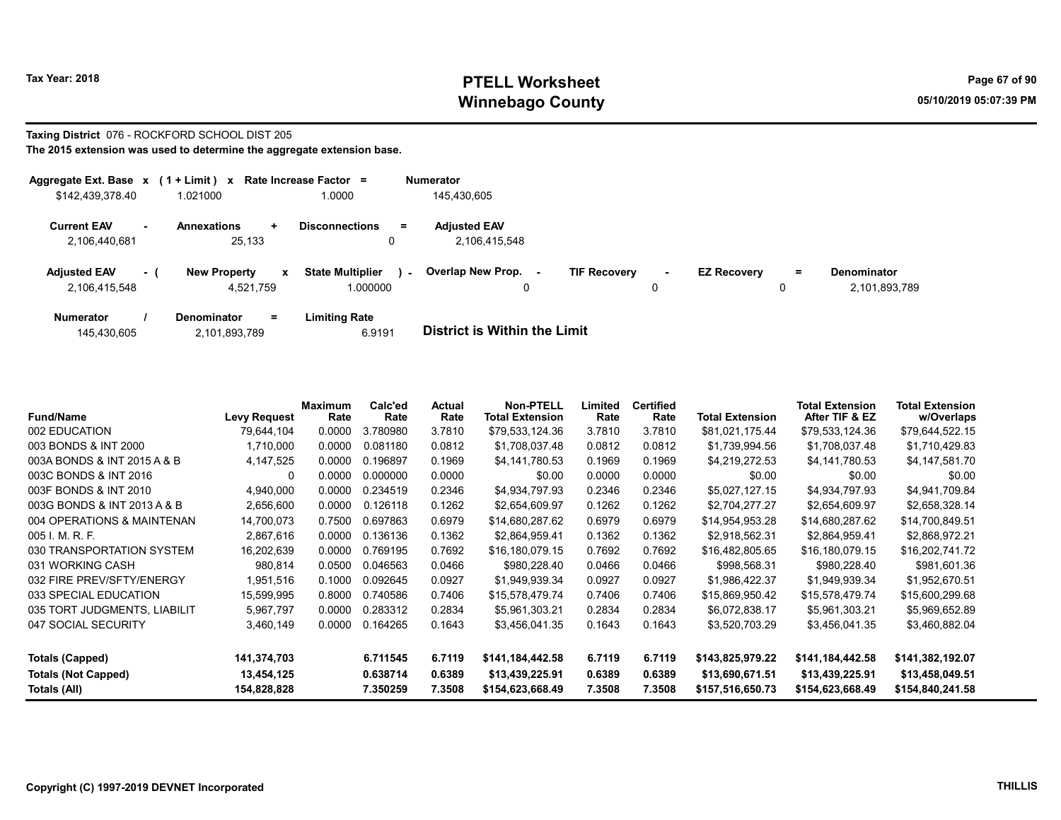Tax Year: 2018

# PTELL Worksheet
# Winnebago County

05/10/2019 05:07:39 PM

**Taxing District** 076 - ROCKFORD SCHOOL DIST 205

**The 2015 extension was used to determine the aggregate extension base.**

| Aggregate Ext. Base x | (1 + Limit) x | Rate Increase Factor = | Numerator |
|---|---|---|---|
| $142,439,378.40 | 1.021000 | 1.0000 | 145,430,605 |

| Current EAV - | Annexations + | Disconnections = | Adjusted EAV |
|---|---|---|---|
| 2,106,440,681 | 25,133 | 0 | 2,106,415,548 |

| Adjusted EAV - ( | New Property x | State Multiplier ) - | Overlap New Prop. - | TIF Recovery - | EZ Recovery = | Denominator |
|---|---|---|---|---|---|---|
| 2,106,415,548 | 4,521,759 | 1.000000 | 0 | 0 | 0 | 2,101,893,789 |

| Numerator / | Denominator = | Limiting Rate |
|---|---|---|
| 145,430,605 | 2,101,893,789 | 6.9191 |

**District is Within the Limit**

| Fund/Name | Levy Request | Maximum Rate | Calc'ed Rate | Actual Rate | Non-PTELL Total Extension | Limited Rate | Certified Rate | Total Extension | Total Extension After TIF & EZ | Total Extension w/Overlaps |
|---|---|---|---|---|---|---|---|---|---|---|
| 002 EDUCATION | 79,644,104 | 0.0000 | 3.780980 | 3.7810 | $79,533,124.36 | 3.7810 | 3.7810 | $81,021,175.44 | $79,533,124.36 | $79,644,522.15 |
| 003 BONDS & INT 2000 | 1,710,000 | 0.0000 | 0.081180 | 0.0812 | $1,708,037.48 | 0.0812 | 0.0812 | $1,739,994.56 | $1,708,037.48 | $1,710,429.83 |
| 003A BONDS & INT 2015 A & B | 4,147,525 | 0.0000 | 0.196897 | 0.1969 | $4,141,780.53 | 0.1969 | 0.1969 | $4,219,272.53 | $4,141,780.53 | $4,147,581.70 |
| 003C BONDS & INT 2016 | 0 | 0.0000 | 0.000000 | 0.0000 | $0.00 | 0.0000 | 0.0000 | $0.00 | $0.00 | $0.00 |
| 003F BONDS & INT 2010 | 4,940,000 | 0.0000 | 0.234519 | 0.2346 | $4,934,797.93 | 0.2346 | 0.2346 | $5,027,127.15 | $4,934,797.93 | $4,941,709.84 |
| 003G BONDS & INT 2013 A & B | 2,656,600 | 0.0000 | 0.126118 | 0.1262 | $2,654,609.97 | 0.1262 | 0.1262 | $2,704,277.27 | $2,654,609.97 | $2,658,328.14 |
| 004 OPERATIONS & MAINTENAN | 14,700,073 | 0.7500 | 0.697863 | 0.6979 | $14,680,287.62 | 0.6979 | 0.6979 | $14,954,953.28 | $14,680,287.62 | $14,700,849.51 |
| 005 I. M. R. F. | 2,867,616 | 0.0000 | 0.136136 | 0.1362 | $2,864,959.41 | 0.1362 | 0.1362 | $2,918,562.31 | $2,864,959.41 | $2,868,972.21 |
| 030 TRANSPORTATION SYSTEM | 16,202,639 | 0.0000 | 0.769195 | 0.7692 | $16,180,079.15 | 0.7692 | 0.7692 | $16,482,805.65 | $16,180,079.15 | $16,202,741.72 |
| 031 WORKING CASH | 980,814 | 0.0500 | 0.046563 | 0.0466 | $980,228.40 | 0.0466 | 0.0466 | $998,568.31 | $980,228.40 | $981,601.36 |
| 032 FIRE PREV/SFTY/ENERGY | 1,951,516 | 0.1000 | 0.092645 | 0.0927 | $1,949,939.34 | 0.0927 | 0.0927 | $1,986,422.37 | $1,949,939.34 | $1,952,670.51 |
| 033 SPECIAL EDUCATION | 15,599,995 | 0.8000 | 0.740586 | 0.7406 | $15,578,479.74 | 0.7406 | 0.7406 | $15,869,950.42 | $15,578,479.74 | $15,600,299.68 |
| 035 TORT JUDGMENTS, LIABILIT | 5,967,797 | 0.0000 | 0.283312 | 0.2834 | $5,961,303.21 | 0.2834 | 0.2834 | $6,072,838.17 | $5,961,303.21 | $5,969,652.89 |
| 047 SOCIAL SECURITY | 3,460,149 | 0.0000 | 0.164265 | 0.1643 | $3,456,041.35 | 0.1643 | 0.1643 | $3,520,703.29 | $3,456,041.35 | $3,460,882.04 |
| **Totals (Capped)** | **141,374,703** | | **6.711545** | **6.7119** | **$141,184,442.58** | **6.7119** | **6.7119** | **$143,825,979.22** | **$141,184,442.58** | **$141,382,192.07** |
| **Totals (Not Capped)** | **13,454,125** | | **0.638714** | **0.6389** | **$13,439,225.91** | **0.6389** | **0.6389** | **$13,690,671.51** | **$13,439,225.91** | **$13,458,049.51** |
| **Totals (All)** | **154,828,828** | | **7.350259** | **7.3508** | **$154,623,668.49** | **7.3508** | **7.3508** | **$157,516,650.73** | **$154,623,668.49** | **$154,840,241.58** |

Copyright (C) 1997-2019 DEVNET Incorporated

THILLIS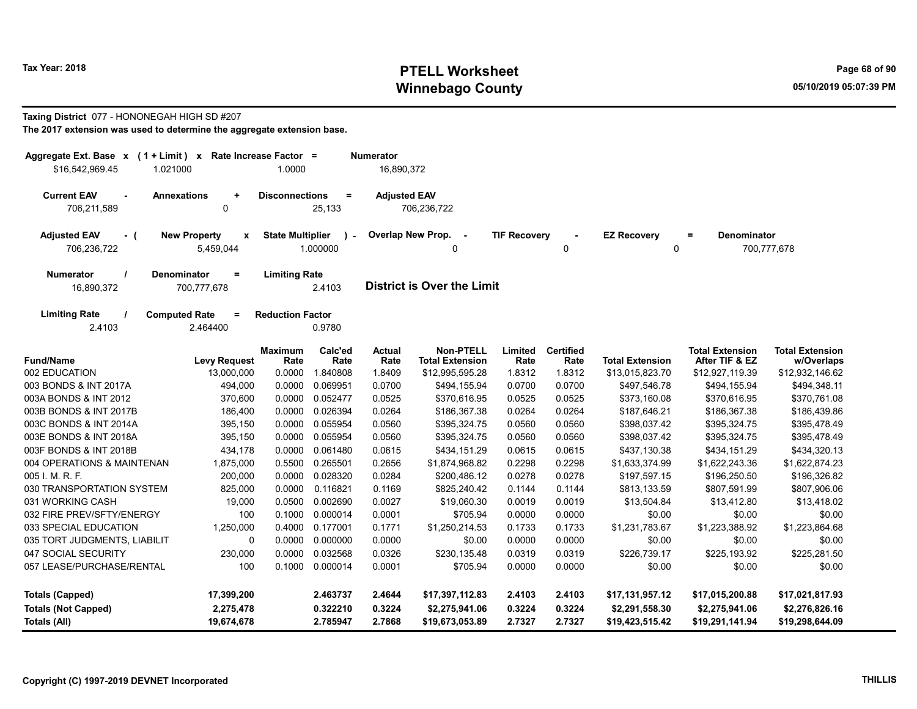**Tax Year: 2018**

# PTELL Worksheet
## Winnebago County

05/10/2019 05:07:39 PM

**Taxing District** 077 - HONONEGAH HIGH SD #207

**The 2017 extension was used to determine the aggregate extension base.**

| Aggregate Ext. Base x | (1 + Limit) x | Rate Increase Factor = | Numerator |
|---|---|---|---|
| $16,542,969.45 | 1.021000 | 1.0000 | 16,890,372 |

| Current EAV - | Annexations + | Disconnections = | Adjusted EAV |
|---|---|---|---|
| 706,211,589 | 0 | 25,133 | 706,236,722 |

| Adjusted EAV - ( | New Property x | State Multiplier ) - | Overlap New Prop. - | TIF Recovery - | EZ Recovery = | Denominator |
|---|---|---|---|---|---|---|
| 706,236,722 | 5,459,044 | 1.000000 | 0 | 0 | 0 | 700,777,678 |

| Numerator / | Denominator = | Limiting Rate |
|---|---|---|
| 16,890,372 | 700,777,678 | 2.4103 |

**District is Over the Limit**

| Limiting Rate / | Computed Rate = | Reduction Factor |
|---|---|---|
| 2.4103 | 2.464400 | 0.9780 |

| Fund/Name | Levy Request | Maximum Rate | Calc'ed Rate | Actual Rate | Non-PTELL Total Extension | Limited Rate | Certified Rate | Total Extension | Total Extension After TIF & EZ | Total Extension w/Overlaps |
|---|---|---|---|---|---|---|---|---|---|---|
| 002 EDUCATION | 13,000,000 | 0.0000 | 1.840808 | 1.8409 | $12,995,595.28 | 1.8312 | 1.8312 | $13,015,823.70 | $12,927,119.39 | $12,932,146.62 |
| 003 BONDS & INT 2017A | 494,000 | 0.0000 | 0.069951 | 0.0700 | $494,155.94 | 0.0700 | 0.0700 | $497,546.78 | $494,155.94 | $494,348.11 |
| 003A BONDS & INT 2012 | 370,600 | 0.0000 | 0.052477 | 0.0525 | $370,616.95 | 0.0525 | 0.0525 | $373,160.08 | $370,616.95 | $370,761.08 |
| 003B BONDS & INT 2017B | 186,400 | 0.0000 | 0.026394 | 0.0264 | $186,367.38 | 0.0264 | 0.0264 | $187,646.21 | $186,367.38 | $186,439.86 |
| 003C BONDS & INT 2014A | 395,150 | 0.0000 | 0.055954 | 0.0560 | $395,324.75 | 0.0560 | 0.0560 | $398,037.42 | $395,324.75 | $395,478.49 |
| 003E BONDS & INT 2018A | 395,150 | 0.0000 | 0.055954 | 0.0560 | $395,324.75 | 0.0560 | 0.0560 | $398,037.42 | $395,324.75 | $395,478.49 |
| 003F BONDS & INT 2018B | 434,178 | 0.0000 | 0.061480 | 0.0615 | $434,151.29 | 0.0615 | 0.0615 | $437,130.38 | $434,151.29 | $434,320.13 |
| 004 OPERATIONS & MAINTENAN | 1,875,000 | 0.5500 | 0.265501 | 0.2656 | $1,874,968.82 | 0.2298 | 0.2298 | $1,633,374.99 | $1,622,243.36 | $1,622,874.23 |
| 005 I. M. R. F. | 200,000 | 0.0000 | 0.028320 | 0.0284 | $200,486.12 | 0.0278 | 0.0278 | $197,597.15 | $196,250.50 | $196,326.82 |
| 030 TRANSPORTATION SYSTEM | 825,000 | 0.0000 | 0.116821 | 0.1169 | $825,240.42 | 0.1144 | 0.1144 | $813,133.59 | $807,591.99 | $807,906.06 |
| 031 WORKING CASH | 19,000 | 0.0500 | 0.002690 | 0.0027 | $19,060.30 | 0.0019 | 0.0019 | $13,504.84 | $13,412.80 | $13,418.02 |
| 032 FIRE PREV/SFTY/ENERGY | 100 | 0.1000 | 0.000014 | 0.0001 | $705.94 | 0.0000 | 0.0000 | $0.00 | $0.00 | $0.00 |
| 033 SPECIAL EDUCATION | 1,250,000 | 0.4000 | 0.177001 | 0.1771 | $1,250,214.53 | 0.1733 | 0.1733 | $1,231,783.67 | $1,223,388.92 | $1,223,864.68 |
| 035 TORT JUDGMENTS, LIABILIT | 0 | 0.0000 | 0.000000 | 0.0000 | $0.00 | 0.0000 | 0.0000 | $0.00 | $0.00 | $0.00 |
| 047 SOCIAL SECURITY | 230,000 | 0.0000 | 0.032568 | 0.0326 | $230,135.48 | 0.0319 | 0.0319 | $226,739.17 | $225,193.92 | $225,281.50 |
| 057 LEASE/PURCHASE/RENTAL | 100 | 0.1000 | 0.000014 | 0.0001 | $705.94 | 0.0000 | 0.0000 | $0.00 | $0.00 | $0.00 |
| **Totals (Capped)** | **17,399,200** | | **2.463737** | **2.4644** | **$17,397,112.83** | **2.4103** | **2.4103** | **$17,131,957.12** | **$17,015,200.88** | **$17,021,817.93** |
| **Totals (Not Capped)** | **2,275,478** | | **0.322210** | **0.3224** | **$2,275,941.06** | **0.3224** | **0.3224** | **$2,291,558.30** | **$2,275,941.06** | **$2,276,826.16** |
| **Totals (All)** | **19,674,678** | | **2.785947** | **2.7868** | **$19,673,053.89** | **2.7327** | **2.7327** | **$19,423,515.42** | **$19,291,141.94** | **$19,298,644.09** |

**Copyright (C) 1997-2019 DEVNET Incorporated** **THILLIS**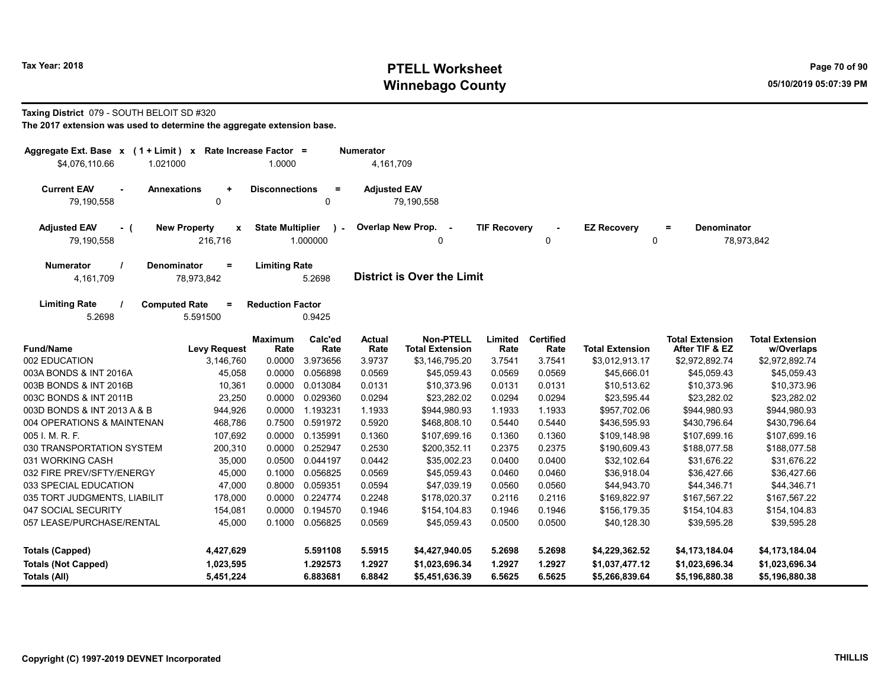# PTELL Worksheet
# Winnebago County

Tax Year: 2018

05/10/2019 05:07:39 PM

**Taxing District** 079 - SOUTH BELOIT SD #320

**The 2017 extension was used to determine the aggregate extension base.**

| Aggregate Ext. Base x | (1 + Limit) x | Rate Increase Factor = | Numerator |
|---|---|---|---|
| $4,076,110.66 | 1.021000 | 1.0000 | 4,161,709 |

| Current EAV - | Annexations + | Disconnections = | Adjusted EAV |
|---|---|---|---|
| 79,190,558 | 0 | 0 | 79,190,558 |

| Adjusted EAV - ( | New Property x | State Multiplier ) - | Overlap New Prop. - | TIF Recovery - | EZ Recovery = | Denominator |
|---|---|---|---|---|---|---|
| 79,190,558 | 216,716 | 1.000000 | 0 | 0 | 0 | 78,973,842 |

| Numerator / | Denominator = | Limiting Rate |
|---|---|---|
| 4,161,709 | 78,973,842 | 5.2698 |

**District is Over the Limit**

| Limiting Rate / | Computed Rate = | Reduction Factor |
|---|---|---|
| 5.2698 | 5.591500 | 0.9425 |

| Fund/Name | Levy Request | Maximum Rate | Calc'ed Rate | Actual Rate | Non-PTELL Total Extension | Limited Rate | Certified Rate | Total Extension | Total Extension After TIF & EZ | Total Extension w/Overlaps |
|---|---|---|---|---|---|---|---|---|---|---|
| 002 EDUCATION | 3,146,760 | 0.0000 | 3.973656 | 3.9737 | $3,146,795.20 | 3.7541 | 3.7541 | $3,012,913.17 | $2,972,892.74 | $2,972,892.74 |
| 003A BONDS & INT 2016A | 45,058 | 0.0000 | 0.056898 | 0.0569 | $45,059.43 | 0.0569 | 0.0569 | $45,666.01 | $45,059.43 | $45,059.43 |
| 003B BONDS & INT 2016B | 10,361 | 0.0000 | 0.013084 | 0.0131 | $10,373.96 | 0.0131 | 0.0131 | $10,513.62 | $10,373.96 | $10,373.96 |
| 003C BONDS & INT 2011B | 23,250 | 0.0000 | 0.029360 | 0.0294 | $23,282.02 | 0.0294 | 0.0294 | $23,595.44 | $23,282.02 | $23,282.02 |
| 003D BONDS & INT 2013 A & B | 944,926 | 0.0000 | 1.193231 | 1.1933 | $944,980.93 | 1.1933 | 1.1933 | $957,702.06 | $944,980.93 | $944,980.93 |
| 004 OPERATIONS & MAINTENAN | 468,786 | 0.7500 | 0.591972 | 0.5920 | $468,808.10 | 0.5440 | 0.5440 | $436,595.93 | $430,796.64 | $430,796.64 |
| 005 I. M. R. F. | 107,692 | 0.0000 | 0.135991 | 0.1360 | $107,699.16 | 0.1360 | 0.1360 | $109,148.98 | $107,699.16 | $107,699.16 |
| 030 TRANSPORTATION SYSTEM | 200,310 | 0.0000 | 0.252947 | 0.2530 | $200,352.11 | 0.2375 | 0.2375 | $190,609.43 | $188,077.58 | $188,077.58 |
| 031 WORKING CASH | 35,000 | 0.0500 | 0.044197 | 0.0442 | $35,002.23 | 0.0400 | 0.0400 | $32,102.64 | $31,676.22 | $31,676.22 |
| 032 FIRE PREV/SFTY/ENERGY | 45,000 | 0.1000 | 0.056825 | 0.0569 | $45,059.43 | 0.0460 | 0.0460 | $36,918.04 | $36,427.66 | $36,427.66 |
| 033 SPECIAL EDUCATION | 47,000 | 0.8000 | 0.059351 | 0.0594 | $47,039.19 | 0.0560 | 0.0560 | $44,943.70 | $44,346.71 | $44,346.71 |
| 035 TORT JUDGMENTS, LIABILIT | 178,000 | 0.0000 | 0.224774 | 0.2248 | $178,020.37 | 0.2116 | 0.2116 | $169,822.97 | $167,567.22 | $167,567.22 |
| 047 SOCIAL SECURITY | 154,081 | 0.0000 | 0.194570 | 0.1946 | $154,104.83 | 0.1946 | 0.1946 | $156,179.35 | $154,104.83 | $154,104.83 |
| 057 LEASE/PURCHASE/RENTAL | 45,000 | 0.1000 | 0.056825 | 0.0569 | $45,059.43 | 0.0500 | 0.0500 | $40,128.30 | $39,595.28 | $39,595.28 |
| **Totals (Capped)** | **4,427,629** | | **5.591108** | **5.5915** | **$4,427,940.05** | **5.2698** | **5.2698** | **$4,229,362.52** | **$4,173,184.04** | **$4,173,184.04** |
| **Totals (Not Capped)** | **1,023,595** | | **1.292573** | **1.2927** | **$1,023,696.34** | **1.2927** | **1.2927** | **$1,037,477.12** | **$1,023,696.34** | **$1,023,696.34** |
| **Totals (All)** | **5,451,224** | | **6.883681** | **6.8842** | **$5,451,636.39** | **6.5625** | **6.5625** | **$5,266,839.64** | **$5,196,880.38** | **$5,196,880.38** |

Copyright (C) 1997-2019 DEVNET Incorporated

THILLIS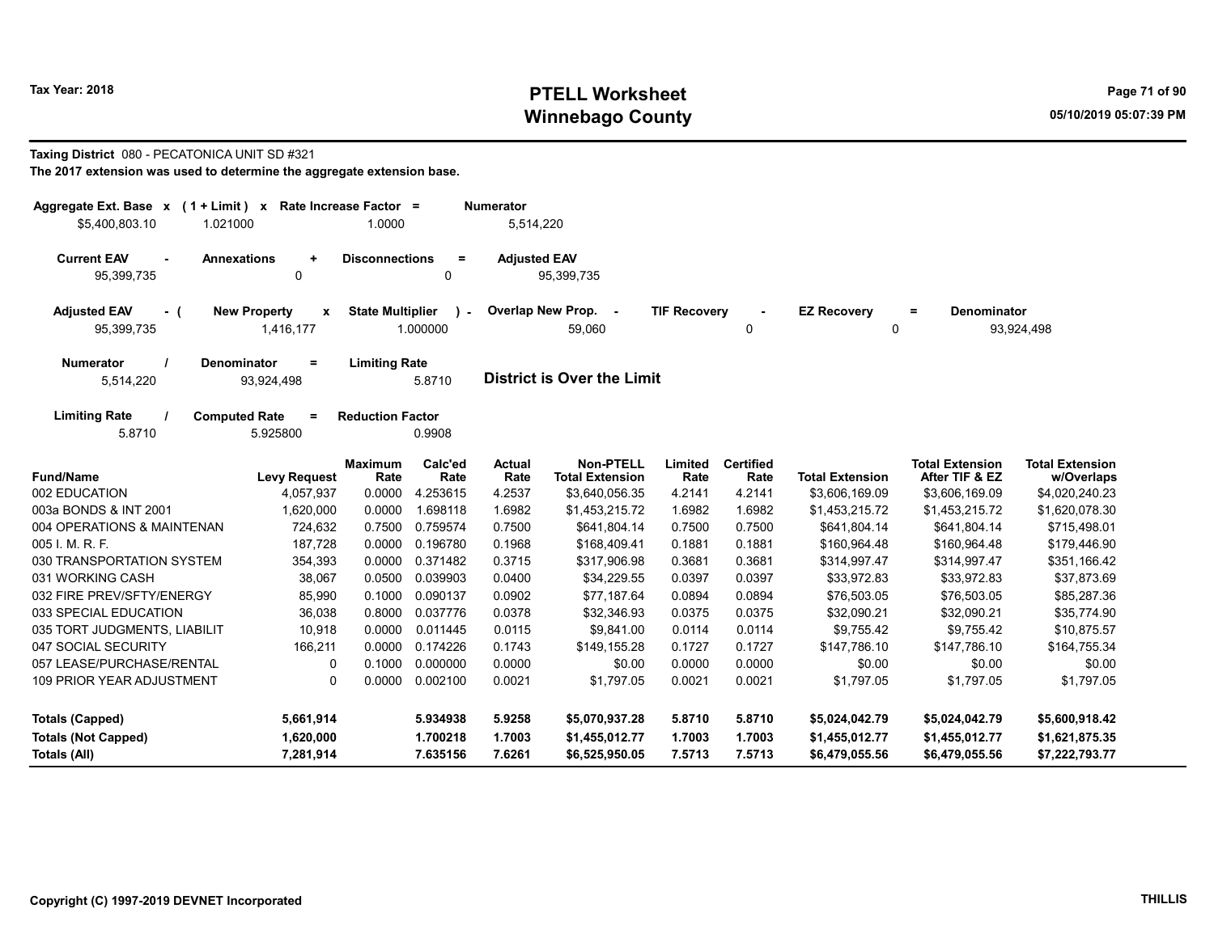Tax Year: 2018

# PTELL Worksheet
# Winnebago County

05/10/2019 05:07:39 PM

**Taxing District** 080 - PECATONICA UNIT SD #321

**The 2017 extension was used to determine the aggregate extension base.**

| Aggregate Ext. Base x | (1 + Limit) x | Rate Increase Factor = | Numerator |
|---|---|---|---|
| $5,400,803.10 | 1.021000 | 1.0000 | 5,514,220 |

| Current EAV - | Annexations + | Disconnections = | Adjusted EAV |
|---|---|---|---|
| 95,399,735 | 0 | 0 | 95,399,735 |

| Adjusted EAV - ( | New Property x | State Multiplier ) - | Overlap New Prop. - | TIF Recovery - | EZ Recovery = | Denominator |
|---|---|---|---|---|---|---|
| 95,399,735 | 1,416,177 | 1.000000 | 59,060 | 0 | 0 | 93,924,498 |

| Numerator / | Denominator = | Limiting Rate |
|---|---|---|
| 5,514,220 | 93,924,498 | 5.8710 |

**District is Over the Limit**

| Limiting Rate / | Computed Rate = | Reduction Factor |
|---|---|---|
| 5.8710 | 5.925800 | 0.9908 |

| Fund/Name | Levy Request | Maximum Rate | Calc'ed Rate | Actual Rate | Non-PTELL Total Extension | Limited Rate | Certified Rate | Total Extension | Total Extension After TIF & EZ | Total Extension w/Overlaps |
|---|---|---|---|---|---|---|---|---|---|---|
| 002 EDUCATION | 4,057,937 | 0.0000 | 4.253615 | 4.2537 | $3,640,056.35 | 4.2141 | 4.2141 | $3,606,169.09 | $3,606,169.09 | $4,020,240.23 |
| 003a BONDS & INT 2001 | 1,620,000 | 0.0000 | 1.698118 | 1.6982 | $1,453,215.72 | 1.6982 | 1.6982 | $1,453,215.72 | $1,453,215.72 | $1,620,078.30 |
| 004 OPERATIONS & MAINTENAN | 724,632 | 0.7500 | 0.759574 | 0.7500 | $641,804.14 | 0.7500 | 0.7500 | $641,804.14 | $641,804.14 | $715,498.01 |
| 005 I. M. R. F. | 187,728 | 0.0000 | 0.196780 | 0.1968 | $168,409.41 | 0.1881 | 0.1881 | $160,964.48 | $160,964.48 | $179,446.90 |
| 030 TRANSPORTATION SYSTEM | 354,393 | 0.0000 | 0.371482 | 0.3715 | $317,906.98 | 0.3681 | 0.3681 | $314,997.47 | $314,997.47 | $351,166.42 |
| 031 WORKING CASH | 38,067 | 0.0500 | 0.039903 | 0.0400 | $34,229.55 | 0.0397 | 0.0397 | $33,972.83 | $33,972.83 | $37,873.69 |
| 032 FIRE PREV/SFTY/ENERGY | 85,990 | 0.1000 | 0.090137 | 0.0902 | $77,187.64 | 0.0894 | 0.0894 | $76,503.05 | $76,503.05 | $85,287.36 |
| 033 SPECIAL EDUCATION | 36,038 | 0.8000 | 0.037776 | 0.0378 | $32,346.93 | 0.0375 | 0.0375 | $32,090.21 | $32,090.21 | $35,774.90 |
| 035 TORT JUDGMENTS, LIABILIT | 10,918 | 0.0000 | 0.011445 | 0.0115 | $9,841.00 | 0.0114 | 0.0114 | $9,755.42 | $9,755.42 | $10,875.57 |
| 047 SOCIAL SECURITY | 166,211 | 0.0000 | 0.174226 | 0.1743 | $149,155.28 | 0.1727 | 0.1727 | $147,786.10 | $147,786.10 | $164,755.34 |
| 057 LEASE/PURCHASE/RENTAL | 0 | 0.1000 | 0.000000 | 0.0000 | $0.00 | 0.0000 | 0.0000 | $0.00 | $0.00 | $0.00 |
| 109 PRIOR YEAR ADJUSTMENT | 0 | 0.0000 | 0.002100 | 0.0021 | $1,797.05 | 0.0021 | 0.0021 | $1,797.05 | $1,797.05 | $1,797.05 |
| **Totals (Capped)** | **5,661,914** | | **5.934938** | **5.9258** | **$5,070,937.28** | **5.8710** | **5.8710** | **$5,024,042.79** | **$5,024,042.79** | **$5,600,918.42** |
| **Totals (Not Capped)** | **1,620,000** | | **1.700218** | **1.7003** | **$1,455,012.77** | **1.7003** | **1.7003** | **$1,455,012.77** | **$1,455,012.77** | **$1,621,875.35** |
| **Totals (All)** | **7,281,914** | | **7.635156** | **7.6261** | **$6,525,950.05** | **7.5713** | **7.5713** | **$6,479,055.56** | **$6,479,055.56** | **$7,222,793.77** |

Copyright (C) 1997-2019 DEVNET Incorporated

THILLIS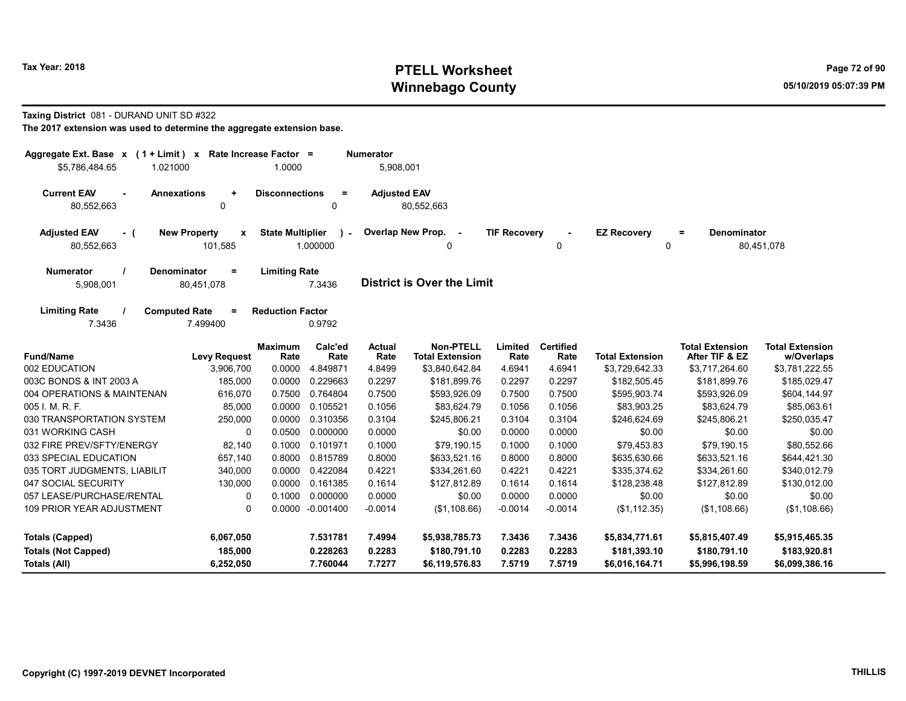# PTELL Worksheet
# Winnebago County

Tax Year: 2018

05/10/2019 05:07:39 PM

**Taxing District** 081 - DURAND UNIT SD #322

**The 2017 extension was used to determine the aggregate extension base.**

| Aggregate Ext. Base x | (1 + Limit) x | Rate Increase Factor = | Numerator |
|---|---|---|---|
| $5,786,484.65 | 1.021000 | 1.0000 | 5,908,001 |

| Current EAV - | Annexations + | Disconnections = | Adjusted EAV |
|---|---|---|---|
| 80,552,663 | 0 | 0 | 80,552,663 |

| Adjusted EAV - ( | New Property x | State Multiplier ) - | Overlap New Prop. - | TIF Recovery - | EZ Recovery = | Denominator |
|---|---|---|---|---|---|---|
| 80,552,663 | 101,585 | 1.000000 | 0 | 0 | 0 | 80,451,078 |

| Numerator / | Denominator = | Limiting Rate |
|---|---|---|
| 5,908,001 | 80,451,078 | 7.3436 |

**District is Over the Limit**

| Limiting Rate / | Computed Rate = | Reduction Factor |
|---|---|---|
| 7.3436 | 7.499400 | 0.9792 |

| Fund/Name | Levy Request | Maximum Rate | Calc'ed Rate | Actual Rate | Non-PTELL Total Extension | Limited Rate | Certified Rate | Total Extension | Total Extension After TIF & EZ | Total Extension w/Overlaps |
|---|---|---|---|---|---|---|---|---|---|---|
| 002 EDUCATION | 3,906,700 | 0.0000 | 4.849871 | 4.8499 | $3,840,642.84 | 4.6941 | 4.6941 | $3,729,642.33 | $3,717,264.60 | $3,781,222.55 |
| 003C BONDS & INT 2003 A | 185,000 | 0.0000 | 0.229663 | 0.2297 | $181,899.76 | 0.2297 | 0.2297 | $182,505.45 | $181,899.76 | $185,029.47 |
| 004 OPERATIONS & MAINTENAN | 616,070 | 0.7500 | 0.764804 | 0.7500 | $593,926.09 | 0.7500 | 0.7500 | $595,903.74 | $593,926.09 | $604,144.97 |
| 005 I. M. R. F. | 85,000 | 0.0000 | 0.105521 | 0.1056 | $83,624.79 | 0.1056 | 0.1056 | $83,903.25 | $83,624.79 | $85,063.61 |
| 030 TRANSPORTATION SYSTEM | 250,000 | 0.0000 | 0.310356 | 0.3104 | $245,806.21 | 0.3104 | 0.3104 | $246,624.69 | $245,806.21 | $250,035.47 |
| 031 WORKING CASH | 0 | 0.0500 | 0.000000 | 0.0000 | $0.00 | 0.0000 | 0.0000 | $0.00 | $0.00 | $0.00 |
| 032 FIRE PREV/SFTY/ENERGY | 82,140 | 0.1000 | 0.101971 | 0.1000 | $79,190.15 | 0.1000 | 0.1000 | $79,453.83 | $79,190.15 | $80,552.66 |
| 033 SPECIAL EDUCATION | 657,140 | 0.8000 | 0.815789 | 0.8000 | $633,521.16 | 0.8000 | 0.8000 | $635,630.66 | $633,521.16 | $644,421.30 |
| 035 TORT JUDGMENTS, LIABILIT | 340,000 | 0.0000 | 0.422084 | 0.4221 | $334,261.60 | 0.4221 | 0.4221 | $335,374.62 | $334,261.60 | $340,012.79 |
| 047 SOCIAL SECURITY | 130,000 | 0.0000 | 0.161385 | 0.1614 | $127,812.89 | 0.1614 | 0.1614 | $128,238.48 | $127,812.89 | $130,012.00 |
| 057 LEASE/PURCHASE/RENTAL | 0 | 0.1000 | 0.000000 | 0.0000 | $0.00 | 0.0000 | 0.0000 | $0.00 | $0.00 | $0.00 |
| 109 PRIOR YEAR ADJUSTMENT | 0 | 0.0000 | -0.001400 | -0.0014 | ($1,108.66) | -0.0014 | -0.0014 | ($1,112.35) | ($1,108.66) | ($1,108.66) |
| **Totals (Capped)** | **6,067,050** | | **7.531781** | **7.4994** | **$5,938,785.73** | **7.3436** | **7.3436** | **$5,834,771.61** | **$5,815,407.49** | **$5,915,465.35** |
| **Totals (Not Capped)** | **185,000** | | **0.228263** | **0.2283** | **$180,791.10** | **0.2283** | **0.2283** | **$181,393.10** | **$180,791.10** | **$183,920.81** |
| **Totals (All)** | **6,252,050** | | **7.760044** | **7.7277** | **$6,119,576.83** | **7.5719** | **7.5719** | **$6,016,164.71** | **$5,996,198.59** | **$6,099,386.16** |

Copyright (C) 1997-2019 DEVNET Incorporated

THILLIS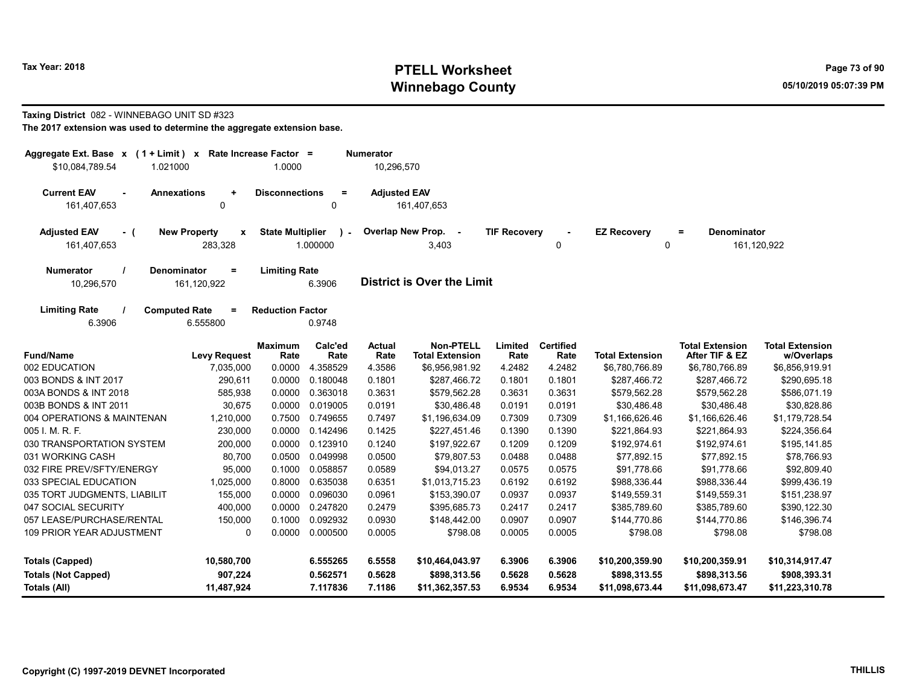**Tax Year: 2018**

# PTELL Worksheet
## Winnebago County

05/10/2019 05:07:39 PM

**Taxing District** 082 - WINNEBAGO UNIT SD #323
**The 2017 extension was used to determine the aggregate extension base.**

| Aggregate Ext. Base x | (1 + Limit) x | Rate Increase Factor = | Numerator |
|---|---|---|---|
| $10,084,789.54 | 1.021000 | 1.0000 | 10,296,570 |

| Current EAV - | Annexations + | Disconnections = | Adjusted EAV |
|---|---|---|---|
| 161,407,653 | 0 | 0 | 161,407,653 |

| Adjusted EAV - ( | New Property x | State Multiplier ) - | Overlap New Prop. - | TIF Recovery - | EZ Recovery = | Denominator |
|---|---|---|---|---|---|---|
| 161,407,653 | 283,328 | 1.000000 | 3,403 | 0 | 0 | 161,120,922 |

| Numerator / | Denominator = | Limiting Rate |
|---|---|---|
| 10,296,570 | 161,120,922 | 6.3906 |

**District is Over the Limit**

| Limiting Rate / | Computed Rate = | Reduction Factor |
|---|---|---|
| 6.3906 | 6.555800 | 0.9748 |

| Fund/Name | Levy Request | Maximum Rate | Calc'ed Rate | Actual Rate | Non-PTELL Total Extension | Limited Rate | Certified Rate | Total Extension | Total Extension After TIF & EZ | Total Extension w/Overlaps |
|---|---|---|---|---|---|---|---|---|---|---|
| 002 EDUCATION | 7,035,000 | 0.0000 | 4.358529 | 4.3586 | $6,956,981.92 | 4.2482 | 4.2482 | $6,780,766.89 | $6,780,766.89 | $6,856,919.91 |
| 003 BONDS & INT 2017 | 290,611 | 0.0000 | 0.180048 | 0.1801 | $287,466.72 | 0.1801 | 0.1801 | $287,466.72 | $287,466.72 | $290,695.18 |
| 003A BONDS & INT 2018 | 585,938 | 0.0000 | 0.363018 | 0.3631 | $579,562.28 | 0.3631 | 0.3631 | $579,562.28 | $579,562.28 | $586,071.19 |
| 003B BONDS & INT 2011 | 30,675 | 0.0000 | 0.019005 | 0.0191 | $30,486.48 | 0.0191 | 0.0191 | $30,486.48 | $30,486.48 | $30,828.86 |
| 004 OPERATIONS & MAINTENAN | 1,210,000 | 0.7500 | 0.749655 | 0.7497 | $1,196,634.09 | 0.7309 | 0.7309 | $1,166,626.46 | $1,166,626.46 | $1,179,728.54 |
| 005 I. M. R. F. | 230,000 | 0.0000 | 0.142496 | 0.1425 | $227,451.46 | 0.1390 | 0.1390 | $221,864.93 | $221,864.93 | $224,356.64 |
| 030 TRANSPORTATION SYSTEM | 200,000 | 0.0000 | 0.123910 | 0.1240 | $197,922.67 | 0.1209 | 0.1209 | $192,974.61 | $192,974.61 | $195,141.85 |
| 031 WORKING CASH | 80,700 | 0.0500 | 0.049998 | 0.0500 | $79,807.53 | 0.0488 | 0.0488 | $77,892.15 | $77,892.15 | $78,766.93 |
| 032 FIRE PREV/SFTY/ENERGY | 95,000 | 0.1000 | 0.058857 | 0.0589 | $94,013.27 | 0.0575 | 0.0575 | $91,778.66 | $91,778.66 | $92,809.40 |
| 033 SPECIAL EDUCATION | 1,025,000 | 0.8000 | 0.635038 | 0.6351 | $1,013,715.23 | 0.6192 | 0.6192 | $988,336.44 | $988,336.44 | $999,436.19 |
| 035 TORT JUDGMENTS, LIABILIT | 155,000 | 0.0000 | 0.096030 | 0.0961 | $153,390.07 | 0.0937 | 0.0937 | $149,559.31 | $149,559.31 | $151,238.97 |
| 047 SOCIAL SECURITY | 400,000 | 0.0000 | 0.247820 | 0.2479 | $395,685.73 | 0.2417 | 0.2417 | $385,789.60 | $385,789.60 | $390,122.30 |
| 057 LEASE/PURCHASE/RENTAL | 150,000 | 0.1000 | 0.092932 | 0.0930 | $148,442.00 | 0.0907 | 0.0907 | $144,770.86 | $144,770.86 | $146,396.74 |
| 109 PRIOR YEAR ADJUSTMENT | 0 | 0.0000 | 0.000500 | 0.0005 | $798.08 | 0.0005 | 0.0005 | $798.08 | $798.08 | $798.08 |
| **Totals (Capped)** | **10,580,700** | | **6.555265** | **6.5558** | **$10,464,043.97** | **6.3906** | **6.3906** | **$10,200,359.90** | **$10,200,359.91** | **$10,314,917.47** |
| **Totals (Not Capped)** | **907,224** | | **0.562571** | **0.5628** | **$898,313.56** | **0.5628** | **0.5628** | **$898,313.55** | **$898,313.56** | **$908,393.31** |
| **Totals (All)** | **11,487,924** | | **7.117836** | **7.1186** | **$11,362,357.53** | **6.9534** | **6.9534** | **$11,098,673.44** | **$11,098,673.47** | **$11,223,310.78** |

**Copyright (C) 1997-2019 DEVNET Incorporated** — **THILLIS**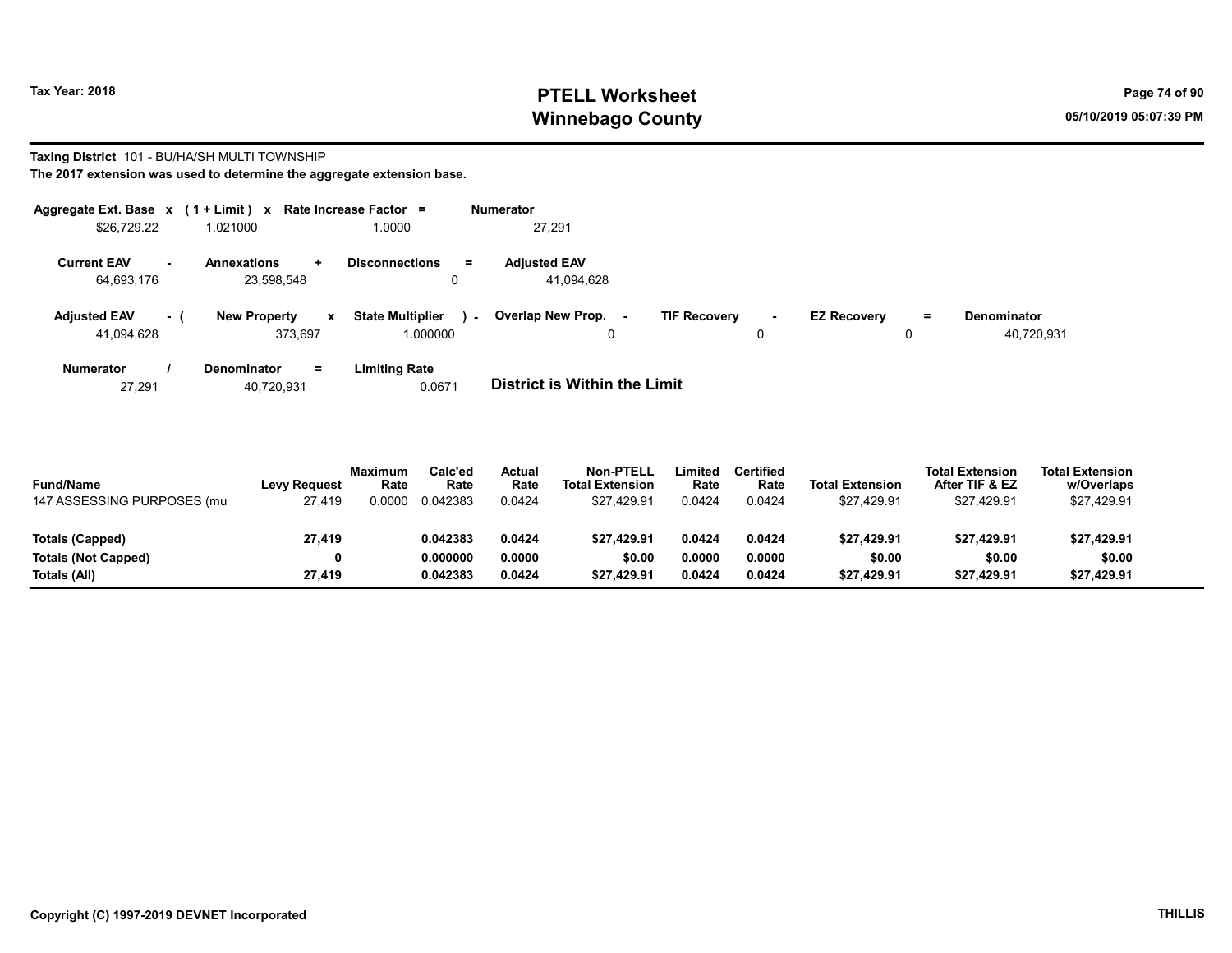# PTELL Worksheet
# Winnebago County

Tax Year: 2018

05/10/2019 05:07:39 PM

**Taxing District** 101 - BU/HA/SH MULTI TOWNSHIP

**The 2017 extension was used to determine the aggregate extension base.**

| Aggregate Ext. Base | x | (1 + Limit) | x | Rate Increase Factor | = | Numerator |
|---|---|---|---|---|---|---|
| $26,729.22 | | 1.021000 | | 1.0000 | | 27,291 |

| Current EAV | - | Annexations | + | Disconnections | = | Adjusted EAV |
|---|---|---|---|---|---|---|
| 64,693,176 | | 23,598,548 | | 0 | | 41,094,628 |

| Adjusted EAV | - ( | New Property | x | State Multiplier | ) - | Overlap New Prop. | - | TIF Recovery | - | EZ Recovery | = | Denominator |
|---|---|---|---|---|---|---|---|---|---|---|---|---|
| 41,094,628 | | 373,697 | | 1.000000 | | 0 | | 0 | | 0 | | 40,720,931 |

| Numerator | / | Denominator | = | Limiting Rate |
|---|---|---|---|---|
| 27,291 | | 40,720,931 | | 0.0671 |

**District is Within the Limit**

| Fund/Name | Levy Request | Maximum Rate | Calc'ed Rate | Actual Rate | Non-PTELL Total Extension | Limited Rate | Certified Rate | Total Extension | Total Extension After TIF & EZ | Total Extension w/Overlaps |
|---|---|---|---|---|---|---|---|---|---|---|
| 147 ASSESSING PURPOSES (mu | 27,419 | 0.0000 | 0.042383 | 0.0424 | $27,429.91 | 0.0424 | 0.0424 | $27,429.91 | $27,429.91 | $27,429.91 |
| **Totals (Capped)** | **27,419** | | **0.042383** | **0.0424** | **$27,429.91** | **0.0424** | **0.0424** | **$27,429.91** | **$27,429.91** | **$27,429.91** |
| **Totals (Not Capped)** | **0** | | **0.000000** | **0.0000** | **$0.00** | **0.0000** | **0.0000** | **$0.00** | **$0.00** | **$0.00** |
| **Totals (All)** | **27,419** | | **0.042383** | **0.0424** | **$27,429.91** | **0.0424** | **0.0424** | **$27,429.91** | **$27,429.91** | **$27,429.91** |

**Copyright (C) 1997-2019 DEVNET Incorporated**

**THILLIS**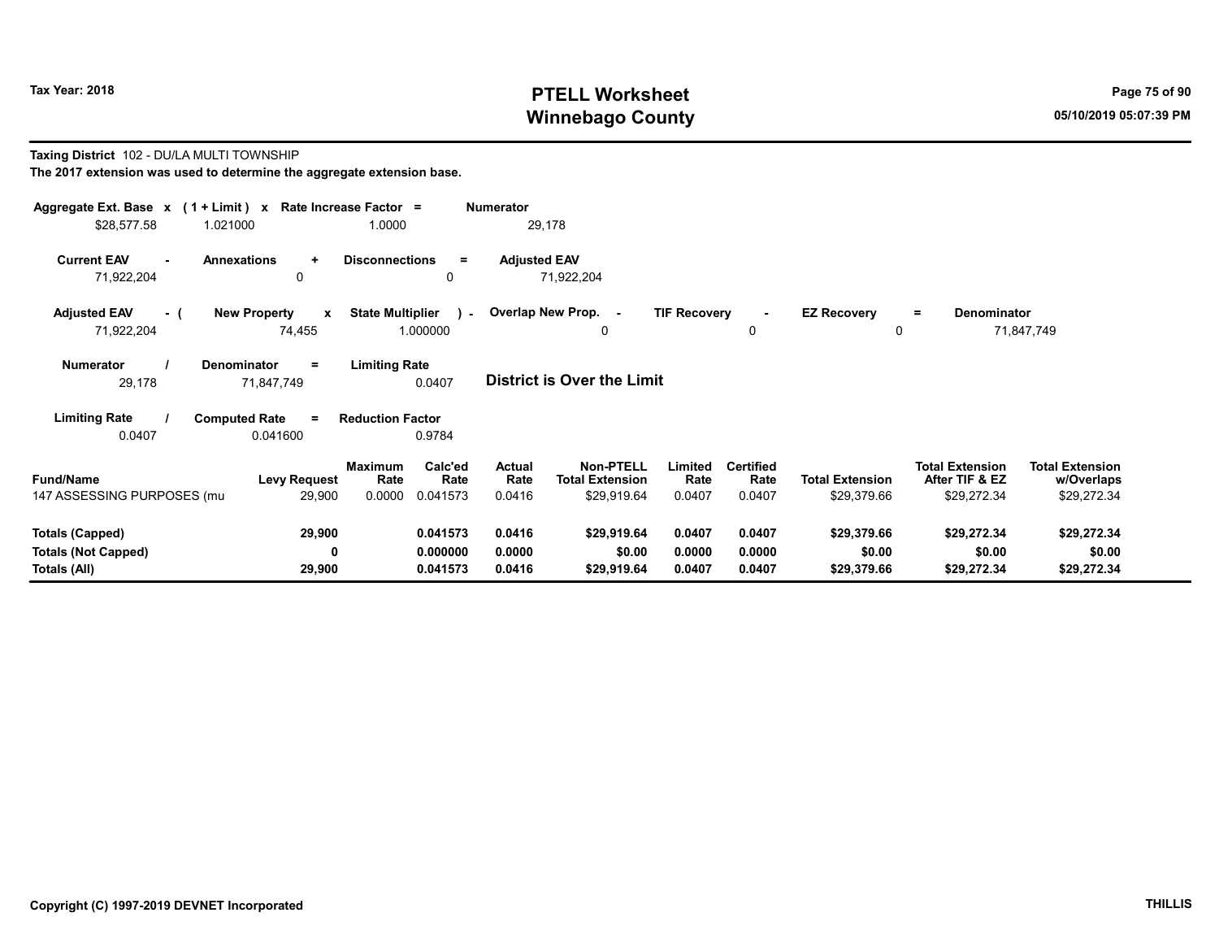**Taxing District** 102 - DU/LA MULTI TOWNSHIP

**The 2017 extension was used to determine the aggregate extension base.**

| Aggregate Ext. Base | x | (1 + Limit) | x | Rate Increase Factor | = | Numerator |
|---|---|---|---|---|---|---|
| $28,577.58 | | 1.021000 | | 1.0000 | | 29,178 |

| Current EAV | - | Annexations | + | Disconnections | = | Adjusted EAV |
|---|---|---|---|---|---|---|
| 71,922,204 | | 0 | | 0 | | 71,922,204 |

| Adjusted EAV | - ( | New Property | x | State Multiplier | ) - | Overlap New Prop. | - | TIF Recovery | - | EZ Recovery | = | Denominator |
|---|---|---|---|---|---|---|---|---|---|---|---|---|
| 71,922,204 | | 74,455 | | 1.000000 | | 0 | | 0 | | 0 | | 71,847,749 |

| Numerator | / | Denominator | = | Limiting Rate |
|---|---|---|---|---|
| 29,178 | | 71,847,749 | | 0.0407 |

**District is Over the Limit**

| Limiting Rate | / | Computed Rate | = | Reduction Factor |
|---|---|---|---|---|
| 0.0407 | | 0.041600 | | 0.9784 |

| Fund/Name | Levy Request | Maximum Rate | Calc'ed Rate | Actual Rate | Non-PTELL Total Extension | Limited Rate | Certified Rate | Total Extension | Total Extension After TIF & EZ | Total Extension w/Overlaps |
|---|---|---|---|---|---|---|---|---|---|---|
| 147 ASSESSING PURPOSES (mu | 29,900 | 0.0000 | 0.041573 | 0.0416 | $29,919.64 | 0.0407 | 0.0407 | $29,379.66 | $29,272.34 | $29,272.34 |
| **Totals (Capped)** | **29,900** | | **0.041573** | **0.0416** | **$29,919.64** | **0.0407** | **0.0407** | **$29,379.66** | **$29,272.34** | **$29,272.34** |
| **Totals (Not Capped)** | **0** | | **0.000000** | **0.0000** | **$0.00** | **0.0000** | **0.0000** | **$0.00** | **$0.00** | **$0.00** |
| **Totals (All)** | **29,900** | | **0.041573** | **0.0416** | **$29,919.64** | **0.0407** | **0.0407** | **$29,379.66** | **$29,272.34** | **$29,272.34** |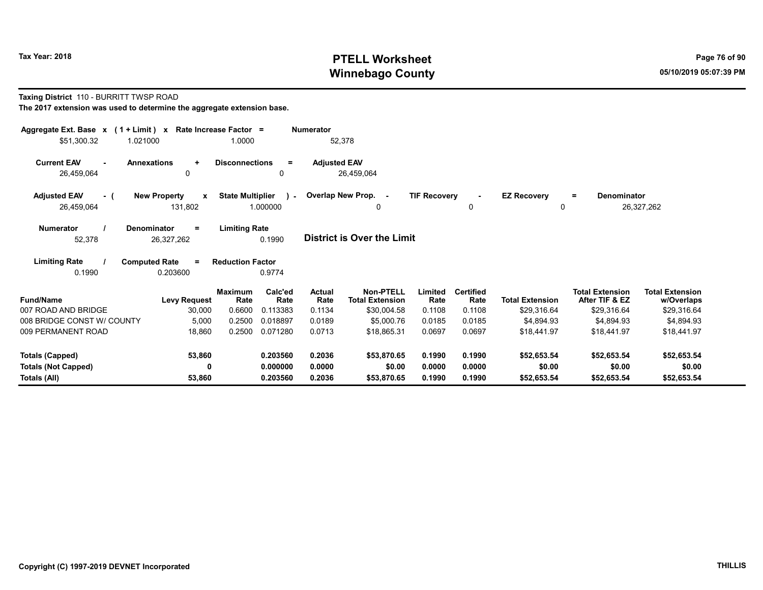**Tax Year: 2018**

# PTELL Worksheet
## Winnebago County

**Taxing District** 110 - BURRITT TWSP ROAD

**The 2017 extension was used to determine the aggregate extension base.**

| Aggregate Ext. Base | x | (1 + Limit) | x | Rate Increase Factor | = | Numerator |
|---|---|---|---|---|---|---|
| $51,300.32 | | 1.021000 | | 1.0000 | | 52,378 |

| Current EAV | - | Annexations | + | Disconnections | = | Adjusted EAV |
|---|---|---|---|---|---|---|
| 26,459,064 | | 0 | | 0 | | 26,459,064 |

| Adjusted EAV | - ( | New Property | x | State Multiplier | ) - | Overlap New Prop. | - | TIF Recovery | - | EZ Recovery | = | Denominator |
|---|---|---|---|---|---|---|---|---|---|---|---|---|
| 26,459,064 | | 131,802 | | 1.000000 | | 0 | | 0 | | 0 | | 26,327,262 |

| Numerator | / | Denominator | = | Limiting Rate |
|---|---|---|---|---|
| 52,378 | | 26,327,262 | | 0.1990 |

**District is Over the Limit**

| Limiting Rate | / | Computed Rate | = | Reduction Factor |
|---|---|---|---|---|
| 0.1990 | | 0.203600 | | 0.9774 |

| Fund/Name | Levy Request | Maximum Rate | Calc'ed Rate | Actual Rate | Non-PTELL Total Extension | Limited Rate | Certified Rate | Total Extension | Total Extension After TIF & EZ | Total Extension w/Overlaps |
|---|---|---|---|---|---|---|---|---|---|---|
| 007 ROAD AND BRIDGE | 30,000 | 0.6600 | 0.113383 | 0.1134 | $30,004.58 | 0.1108 | 0.1108 | $29,316.64 | $29,316.64 | $29,316.64 |
| 008 BRIDGE CONST W/ COUNTY | 5,000 | 0.2500 | 0.018897 | 0.0189 | $5,000.76 | 0.0185 | 0.0185 | $4,894.93 | $4,894.93 | $4,894.93 |
| 009 PERMANENT ROAD | 18,860 | 0.2500 | 0.071280 | 0.0713 | $18,865.31 | 0.0697 | 0.0697 | $18,441.97 | $18,441.97 | $18,441.97 |
| **Totals (Capped)** | **53,860** | | **0.203560** | **0.2036** | **$53,870.65** | **0.1990** | **0.1990** | **$52,653.54** | **$52,653.54** | **$52,653.54** |
| **Totals (Not Capped)** | **0** | | **0.000000** | **0.0000** | **$0.00** | **0.0000** | **0.0000** | **$0.00** | **$0.00** | **$0.00** |
| **Totals (All)** | **53,860** | | **0.203560** | **0.2036** | **$53,870.65** | **0.1990** | **0.1990** | **$52,653.54** | **$52,653.54** | **$52,653.54** |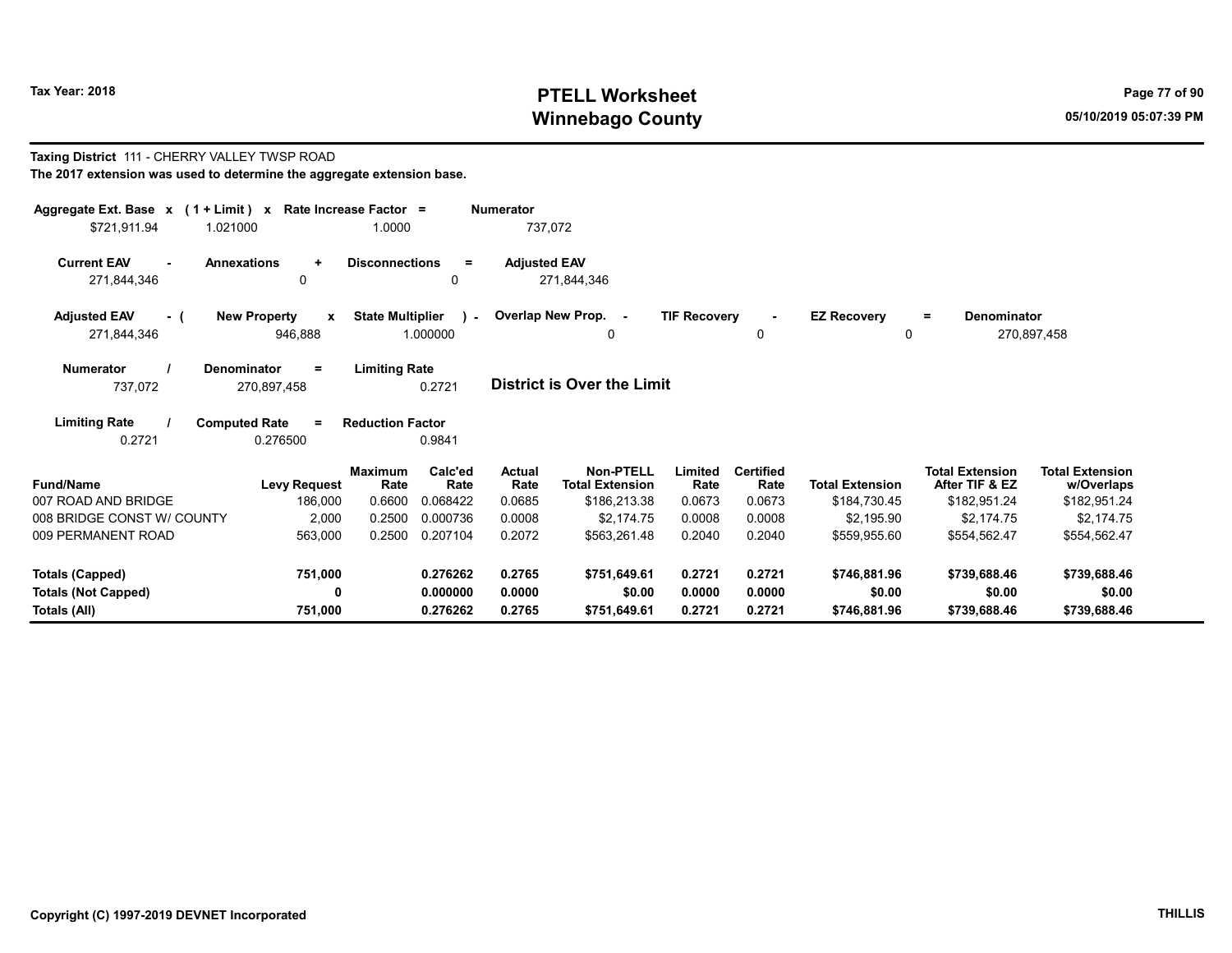**Tax Year: 2018**

# PTELL Worksheet
# Winnebago County

**Taxing District** 111 - CHERRY VALLEY TWSP ROAD

**The 2017 extension was used to determine the aggregate extension base.**

| Aggregate Ext. Base | x | (1 + Limit) | x | Rate Increase Factor | = | Numerator |
|---|---|---|---|---|---|---|
| $721,911.94 | | 1.021000 | | 1.0000 | | 737,072 |

| Current EAV | - | Annexations | + | Disconnections | = | Adjusted EAV |
|---|---|---|---|---|---|---|
| 271,844,346 | | 0 | | 0 | | 271,844,346 |

| Adjusted EAV | - ( | New Property | x | State Multiplier | ) - | Overlap New Prop. | - | TIF Recovery | - | EZ Recovery | = | Denominator |
|---|---|---|---|---|---|---|---|---|---|---|---|---|
| 271,844,346 | | 946,888 | | 1.000000 | | 0 | | 0 | | 0 | | 270,897,458 |

| Numerator | / | Denominator | = | Limiting Rate |
|---|---|---|---|---|
| 737,072 | | 270,897,458 | | 0.2721 |

**District is Over the Limit**

| Limiting Rate | / | Computed Rate | = | Reduction Factor |
|---|---|---|---|---|
| 0.2721 | | 0.276500 | | 0.9841 |

| Fund/Name | Levy Request | Maximum Rate | Calc'ed Rate | Actual Rate | Non-PTELL Total Extension | Limited Rate | Certified Rate | Total Extension | Total Extension After TIF & EZ | Total Extension w/Overlaps |
|---|---|---|---|---|---|---|---|---|---|---|
| 007 ROAD AND BRIDGE | 186,000 | 0.6600 | 0.068422 | 0.0685 | $186,213.38 | 0.0673 | 0.0673 | $184,730.45 | $182,951.24 | $182,951.24 |
| 008 BRIDGE CONST W/ COUNTY | 2,000 | 0.2500 | 0.000736 | 0.0008 | $2,174.75 | 0.0008 | 0.0008 | $2,195.90 | $2,174.75 | $2,174.75 |
| 009 PERMANENT ROAD | 563,000 | 0.2500 | 0.207104 | 0.2072 | $563,261.48 | 0.2040 | 0.2040 | $559,955.60 | $554,562.47 | $554,562.47 |
| **Totals (Capped)** | **751,000** | | **0.276262** | **0.2765** | **$751,649.61** | **0.2721** | **0.2721** | **$746,881.96** | **$739,688.46** | **$739,688.46** |
| **Totals (Not Capped)** | **0** | | **0.000000** | **0.0000** | **$0.00** | **0.0000** | **0.0000** | **$0.00** | **$0.00** | **$0.00** |
| **Totals (All)** | **751,000** | | **0.276262** | **0.2765** | **$751,649.61** | **0.2721** | **0.2721** | **$746,881.96** | **$739,688.46** | **$739,688.46** |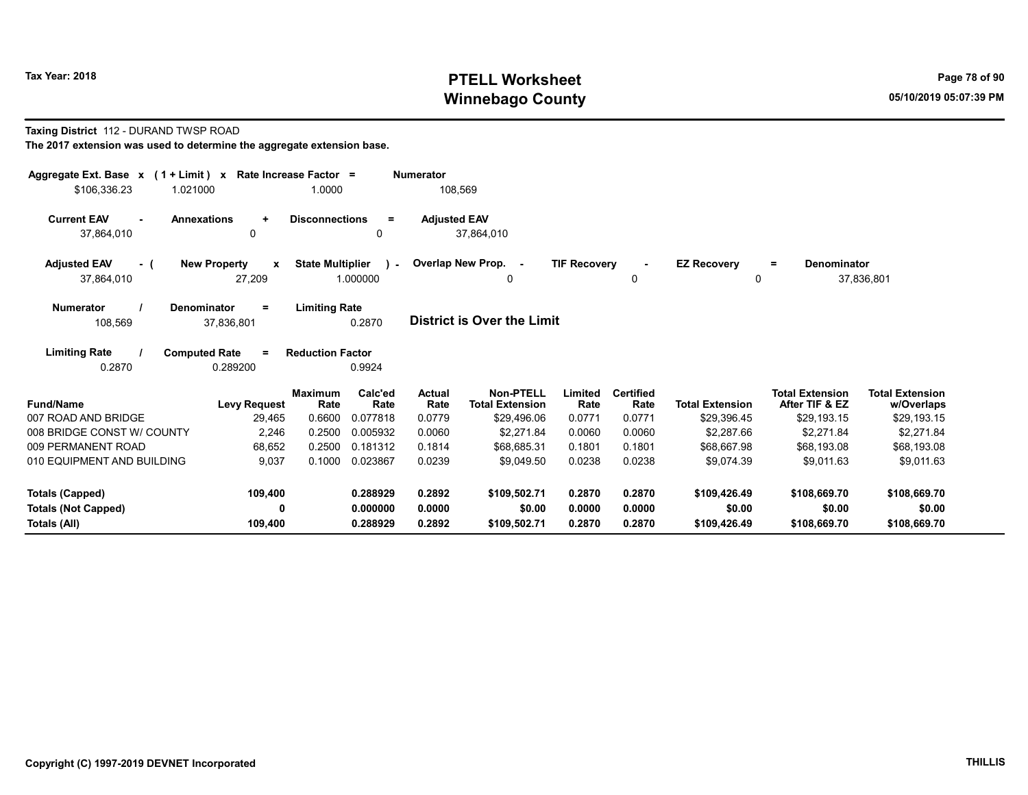Tax Year: 2018

# PTELL Worksheet
# Winnebago County

05/10/2019 05:07:39 PM

**Taxing District** 112 - DURAND TWSP ROAD

**The 2017 extension was used to determine the aggregate extension base.**

| Aggregate Ext. Base | x | (1 + Limit) | x | Rate Increase Factor | = | Numerator |
|---|---|---|---|---|---|---|
| $106,336.23 | | 1.021000 | | 1.0000 | | 108,569 |

| Current EAV | - | Annexations | + | Disconnections | = | Adjusted EAV |
|---|---|---|---|---|---|---|
| 37,864,010 | | 0 | | 0 | | 37,864,010 |

| Adjusted EAV | - ( | New Property | x | State Multiplier | ) - | Overlap New Prop. | - | TIF Recovery | - | EZ Recovery | = | Denominator |
|---|---|---|---|---|---|---|---|---|---|---|---|---|
| 37,864,010 | | 27,209 | | 1.000000 | | 0 | | 0 | | 0 | | 37,836,801 |

| Numerator | / | Denominator | = | Limiting Rate |
|---|---|---|---|---|
| 108,569 | | 37,836,801 | | 0.2870 |

**District is Over the Limit**

| Limiting Rate | / | Computed Rate | = | Reduction Factor |
|---|---|---|---|---|
| 0.2870 | | 0.289200 | | 0.9924 |

| Fund/Name | Levy Request | Maximum Rate | Calc'ed Rate | Actual Rate | Non-PTELL Total Extension | Limited Rate | Certified Rate | Total Extension | Total Extension After TIF & EZ | Total Extension w/Overlaps |
|---|---|---|---|---|---|---|---|---|---|---|
| 007 ROAD AND BRIDGE | 29,465 | 0.6600 | 0.077818 | 0.0779 | $29,496.06 | 0.0771 | 0.0771 | $29,396.45 | $29,193.15 | $29,193.15 |
| 008 BRIDGE CONST W/ COUNTY | 2,246 | 0.2500 | 0.005932 | 0.0060 | $2,271.84 | 0.0060 | 0.0060 | $2,287.66 | $2,271.84 | $2,271.84 |
| 009 PERMANENT ROAD | 68,652 | 0.2500 | 0.181312 | 0.1814 | $68,685.31 | 0.1801 | 0.1801 | $68,667.98 | $68,193.08 | $68,193.08 |
| 010 EQUIPMENT AND BUILDING | 9,037 | 0.1000 | 0.023867 | 0.0239 | $9,049.50 | 0.0238 | 0.0238 | $9,074.39 | $9,011.63 | $9,011.63 |
| **Totals (Capped)** | **109,400** | | **0.288929** | **0.2892** | **$109,502.71** | **0.2870** | **0.2870** | **$109,426.49** | **$108,669.70** | **$108,669.70** |
| **Totals (Not Capped)** | **0** | | **0.000000** | **0.0000** | **$0.00** | **0.0000** | **0.0000** | **$0.00** | **$0.00** | **$0.00** |
| **Totals (All)** | **109,400** | | **0.288929** | **0.2892** | **$109,502.71** | **0.2870** | **0.2870** | **$109,426.49** | **$108,669.70** | **$108,669.70** |

Copyright (C) 1997-2019 DEVNET Incorporated

THILLIS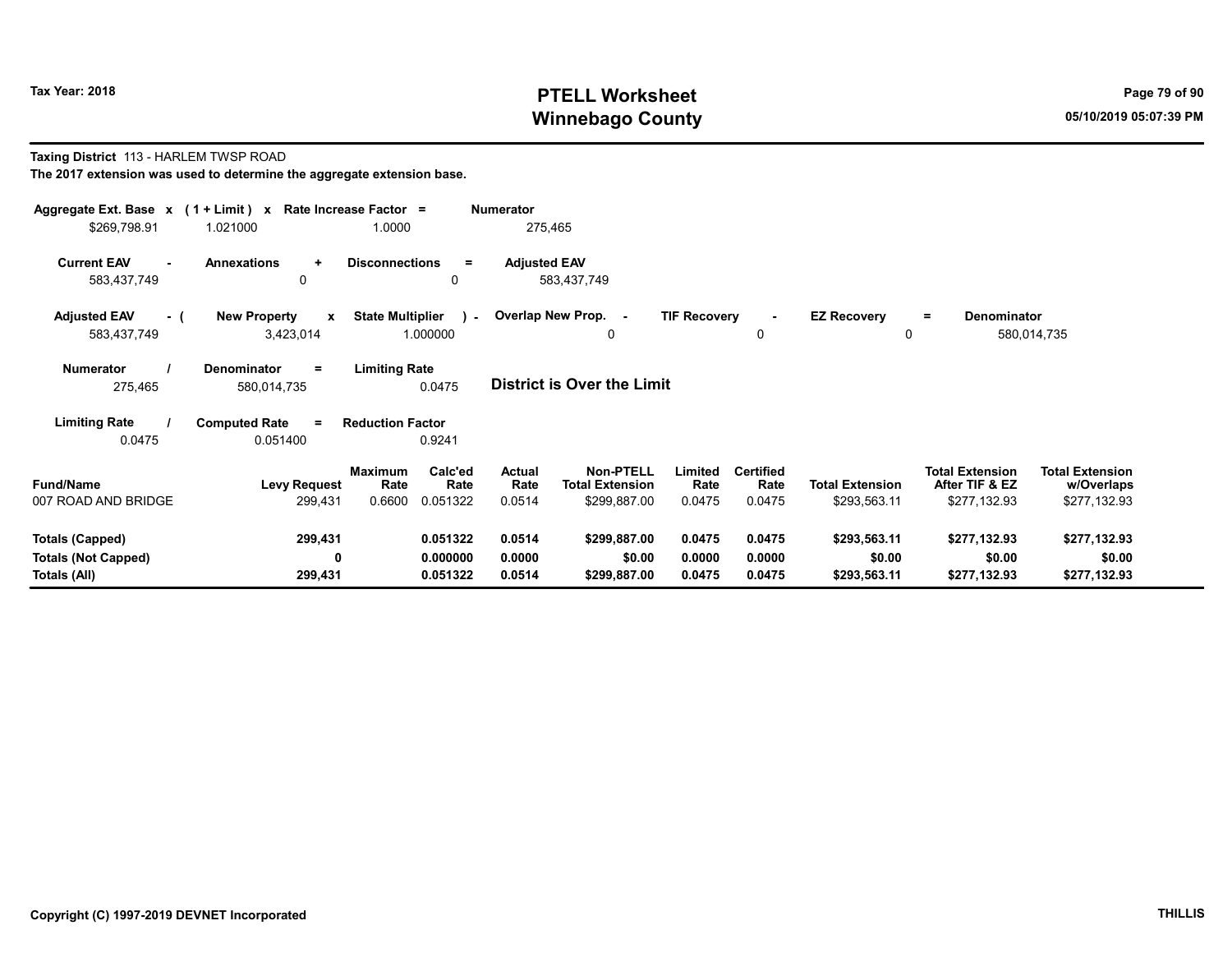# PTELL Worksheet
# Winnebago County

Tax Year: 2018

05/10/2019 05:07:39 PM

**Taxing District** 113 - HARLEM TWSP ROAD

**The 2017 extension was used to determine the aggregate extension base.**

| Aggregate Ext. Base x | (1 + Limit) x | Rate Increase Factor = | Numerator |
|---|---|---|---|
| $269,798.91 | 1.021000 | 1.0000 | 275,465 |

| Current EAV - | Annexations + | Disconnections = | Adjusted EAV |
|---|---|---|---|
| 583,437,749 | 0 | 0 | 583,437,749 |

| Adjusted EAV - ( | New Property x | State Multiplier ) - | Overlap New Prop. - | TIF Recovery - | EZ Recovery = | Denominator |
|---|---|---|---|---|---|---|
| 583,437,749 | 3,423,014 | 1.000000 | 0 | 0 | 0 | 580,014,735 |

| Numerator / | Denominator = | Limiting Rate |
|---|---|---|
| 275,465 | 580,014,735 | 0.0475 |

**District is Over the Limit**

| Limiting Rate / | Computed Rate = | Reduction Factor |
|---|---|---|
| 0.0475 | 0.051400 | 0.9241 |

| Fund/Name | Levy Request | Maximum Rate | Calc'ed Rate | Actual Rate | Non-PTELL Total Extension | Limited Rate | Certified Rate | Total Extension | Total Extension After TIF & EZ | Total Extension w/Overlaps |
|---|---|---|---|---|---|---|---|---|---|---|
| 007 ROAD AND BRIDGE | 299,431 | 0.6600 | 0.051322 | 0.0514 | $299,887.00 | 0.0475 | 0.0475 | $293,563.11 | $277,132.93 | $277,132.93 |
| **Totals (Capped)** | **299,431** | | **0.051322** | **0.0514** | **$299,887.00** | **0.0475** | **0.0475** | **$293,563.11** | **$277,132.93** | **$277,132.93** |
| **Totals (Not Capped)** | **0** | | **0.000000** | **0.0000** | **$0.00** | **0.0000** | **0.0000** | **$0.00** | **$0.00** | **$0.00** |
| **Totals (All)** | **299,431** | | **0.051322** | **0.0514** | **$299,887.00** | **0.0475** | **0.0475** | **$293,563.11** | **$277,132.93** | **$277,132.93** |

Copyright (C) 1997-2019 DEVNET Incorporated

THILLIS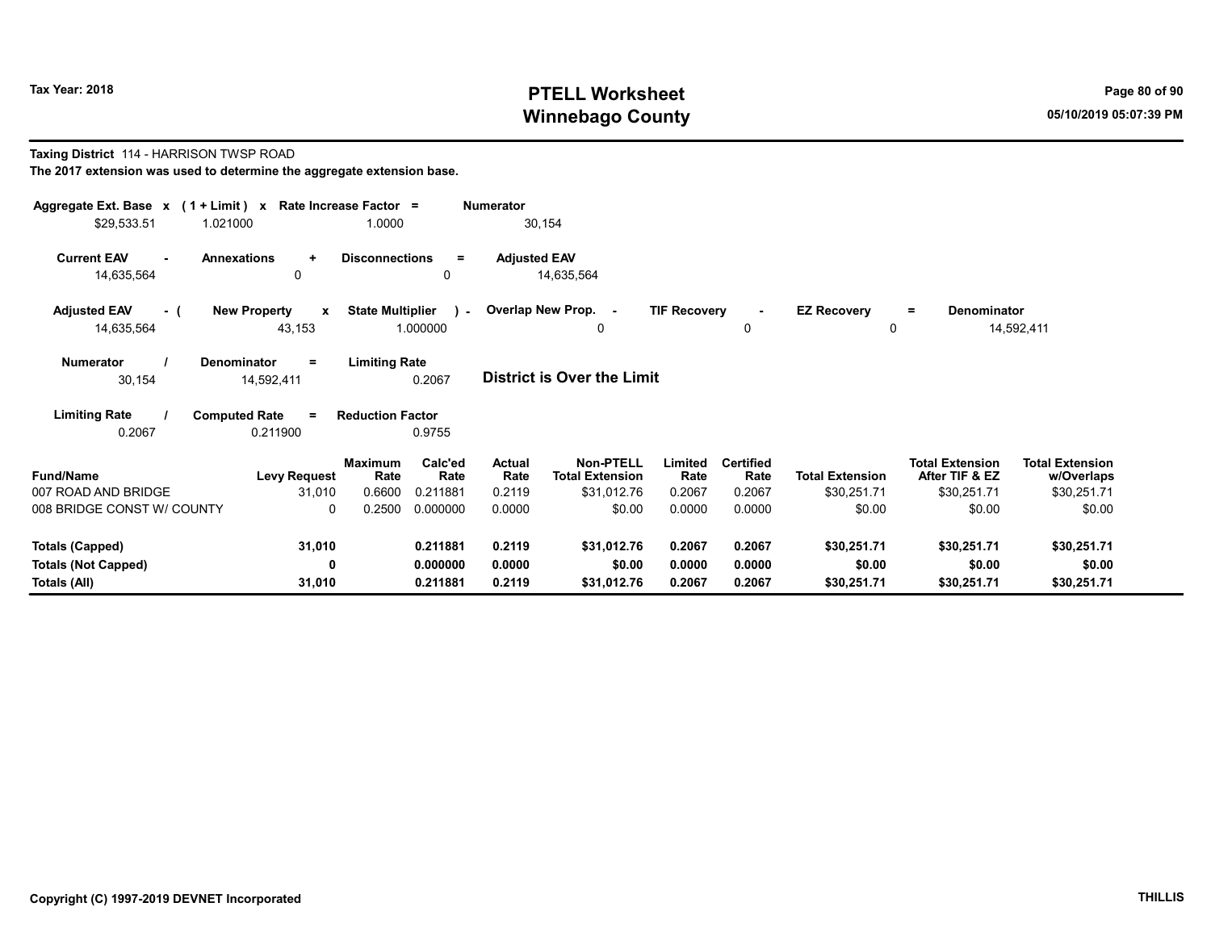# PTELL Worksheet
# Winnebago County

Tax Year: 2018

05/10/2019 05:07:39 PM

**Taxing District** 114 - HARRISON TWSP ROAD

**The 2017 extension was used to determine the aggregate extension base.**

| Aggregate Ext. Base x | (1 + Limit) x | Rate Increase Factor = | Numerator |
|---|---|---|---|
| $29,533.51 | 1.021000 | 1.0000 | 30,154 |

| Current EAV - | Annexations + | Disconnections = | Adjusted EAV |
|---|---|---|---|
| 14,635,564 | 0 | 0 | 14,635,564 |

| Adjusted EAV - ( | New Property x | State Multiplier ) - | Overlap New Prop. - | TIF Recovery - | EZ Recovery = | Denominator |
|---|---|---|---|---|---|---|
| 14,635,564 | 43,153 | 1.000000 | 0 | 0 | 0 | 14,592,411 |

| Numerator / | Denominator = | Limiting Rate |
|---|---|---|
| 30,154 | 14,592,411 | 0.2067 |

**District is Over the Limit**

| Limiting Rate / | Computed Rate = | Reduction Factor |
|---|---|---|
| 0.2067 | 0.211900 | 0.9755 |

| Fund/Name | Levy Request | Maximum Rate | Calc'ed Rate | Actual Rate | Non-PTELL Total Extension | Limited Rate | Certified Rate | Total Extension | Total Extension After TIF & EZ | Total Extension w/Overlaps |
|---|---|---|---|---|---|---|---|---|---|---|
| 007 ROAD AND BRIDGE | 31,010 | 0.6600 | 0.211881 | 0.2119 | $31,012.76 | 0.2067 | 0.2067 | $30,251.71 | $30,251.71 | $30,251.71 |
| 008 BRIDGE CONST W/ COUNTY | 0 | 0.2500 | 0.000000 | 0.0000 | $0.00 | 0.0000 | 0.0000 | $0.00 | $0.00 | $0.00 |
| **Totals (Capped)** | **31,010** | | **0.211881** | **0.2119** | **$31,012.76** | **0.2067** | **0.2067** | **$30,251.71** | **$30,251.71** | **$30,251.71** |
| **Totals (Not Capped)** | **0** | | **0.000000** | **0.0000** | **$0.00** | **0.0000** | **0.0000** | **$0.00** | **$0.00** | **$0.00** |
| **Totals (All)** | **31,010** | | **0.211881** | **0.2119** | **$31,012.76** | **0.2067** | **0.2067** | **$30,251.71** | **$30,251.71** | **$30,251.71** |

Copyright (C) 1997-2019 DEVNET Incorporated

THILLIS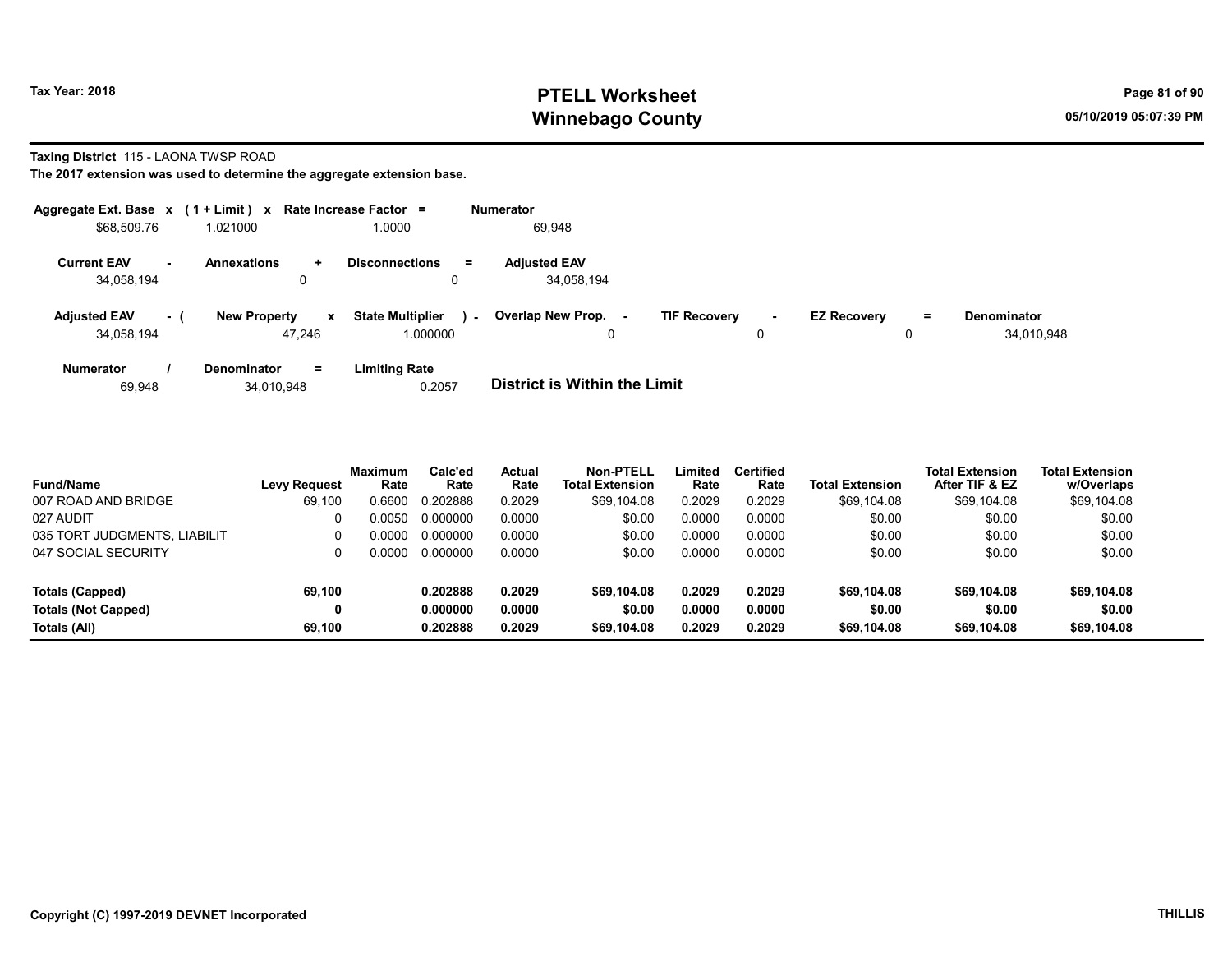**Taxing District** 115 - LAONA TWSP ROAD

**The 2017 extension was used to determine the aggregate extension base.**

| Aggregate Ext. Base | x | (1 + Limit) | x | Rate Increase Factor | = | Numerator |
|---|---|---|---|---|---|---|
| $68,509.76 | | 1.021000 | | 1.0000 | | 69,948 |

| Current EAV | - | Annexations | + | Disconnections | = | Adjusted EAV |
|---|---|---|---|---|---|---|
| 34,058,194 | | 0 | | 0 | | 34,058,194 |

| Adjusted EAV | - ( | New Property | x | State Multiplier | ) - | Overlap New Prop. | - | TIF Recovery | - | EZ Recovery | = | Denominator |
|---|---|---|---|---|---|---|---|---|---|---|---|---|
| 34,058,194 | | 47,246 | | 1.000000 | | 0 | | 0 | | 0 | | 34,010,948 |

| Numerator | / | Denominator | = | Limiting Rate |
|---|---|---|---|---|
| 69,948 | | 34,010,948 | | 0.2057 |

**District is Within the Limit**

| Fund/Name | Levy Request | Maximum Rate | Calc'ed Rate | Actual Rate | Non-PTELL Total Extension | Limited Rate | Certified Rate | Total Extension | Total Extension After TIF & EZ | Total Extension w/Overlaps |
|---|---|---|---|---|---|---|---|---|---|---|
| 007 ROAD AND BRIDGE | 69,100 | 0.6600 | 0.202888 | 0.2029 | $69,104.08 | 0.2029 | 0.2029 | $69,104.08 | $69,104.08 | $69,104.08 |
| 027 AUDIT | 0 | 0.0050 | 0.000000 | 0.0000 | $0.00 | 0.0000 | 0.0000 | $0.00 | $0.00 | $0.00 |
| 035 TORT JUDGMENTS, LIABILIT | 0 | 0.0000 | 0.000000 | 0.0000 | $0.00 | 0.0000 | 0.0000 | $0.00 | $0.00 | $0.00 |
| 047 SOCIAL SECURITY | 0 | 0.0000 | 0.000000 | 0.0000 | $0.00 | 0.0000 | 0.0000 | $0.00 | $0.00 | $0.00 |
| **Totals (Capped)** | **69,100** | | **0.202888** | **0.2029** | **$69,104.08** | **0.2029** | **0.2029** | **$69,104.08** | **$69,104.08** | **$69,104.08** |
| **Totals (Not Capped)** | **0** | | **0.000000** | **0.0000** | **$0.00** | **0.0000** | **0.0000** | **$0.00** | **$0.00** | **$0.00** |
| **Totals (All)** | **69,100** | | **0.202888** | **0.2029** | **$69,104.08** | **0.2029** | **0.2029** | **$69,104.08** | **$69,104.08** | **$69,104.08** |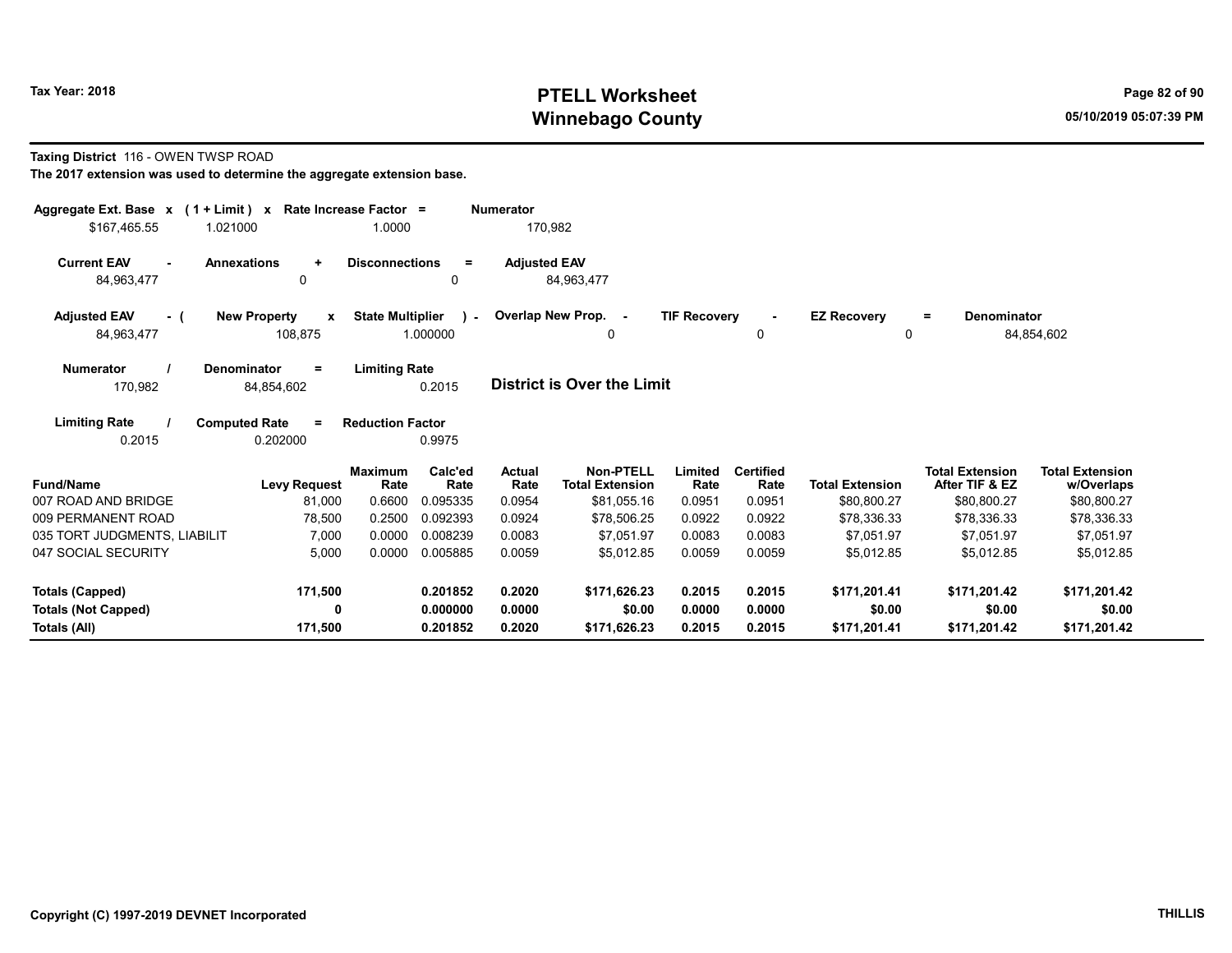# PTELL Worksheet
# Winnebago County

Tax Year: 2018

05/10/2019 05:07:39 PM

**Taxing District** 116 - OWEN TWSP ROAD

**The 2017 extension was used to determine the aggregate extension base.**

| Aggregate Ext. Base | x | (1 + Limit) | x | Rate Increase Factor | = | Numerator |
|---|---|---|---|---|---|---|
| $167,465.55 | | 1.021000 | | 1.0000 | | 170,982 |

| Current EAV | - | Annexations | + | Disconnections | = | Adjusted EAV |
|---|---|---|---|---|---|---|
| 84,963,477 | | 0 | | 0 | | 84,963,477 |

| Adjusted EAV | - ( | New Property | x | State Multiplier | ) - | Overlap New Prop. | - | TIF Recovery | - | EZ Recovery | = | Denominator |
|---|---|---|---|---|---|---|---|---|---|---|---|---|
| 84,963,477 | | 108,875 | | 1.000000 | | 0 | | 0 | | 0 | | 84,854,602 |

| Numerator | / | Denominator | = | Limiting Rate |
|---|---|---|---|---|
| 170,982 | | 84,854,602 | | 0.2015 |

**District is Over the Limit**

| Limiting Rate | / | Computed Rate | = | Reduction Factor |
|---|---|---|---|---|
| 0.2015 | | 0.202000 | | 0.9975 |

| Fund/Name | Levy Request | Maximum Rate | Calc'ed Rate | Actual Rate | Non-PTELL Total Extension | Limited Rate | Certified Rate | Total Extension | Total Extension After TIF & EZ | Total Extension w/Overlaps |
|---|---|---|---|---|---|---|---|---|---|---|
| 007 ROAD AND BRIDGE | 81,000 | 0.6600 | 0.095335 | 0.0954 | $81,055.16 | 0.0951 | 0.0951 | $80,800.27 | $80,800.27 | $80,800.27 |
| 009 PERMANENT ROAD | 78,500 | 0.2500 | 0.092393 | 0.0924 | $78,506.25 | 0.0922 | 0.0922 | $78,336.33 | $78,336.33 | $78,336.33 |
| 035 TORT JUDGMENTS, LIABILIT | 7,000 | 0.0000 | 0.008239 | 0.0083 | $7,051.97 | 0.0083 | 0.0083 | $7,051.97 | $7,051.97 | $7,051.97 |
| 047 SOCIAL SECURITY | 5,000 | 0.0000 | 0.005885 | 0.0059 | $5,012.85 | 0.0059 | 0.0059 | $5,012.85 | $5,012.85 | $5,012.85 |
| **Totals (Capped)** | **171,500** | | **0.201852** | **0.2020** | **$171,626.23** | **0.2015** | **0.2015** | **$171,201.41** | **$171,201.42** | **$171,201.42** |
| **Totals (Not Capped)** | **0** | | **0.000000** | **0.0000** | **$0.00** | **0.0000** | **0.0000** | **$0.00** | **$0.00** | **$0.00** |
| **Totals (All)** | **171,500** | | **0.201852** | **0.2020** | **$171,626.23** | **0.2015** | **0.2015** | **$171,201.41** | **$171,201.42** | **$171,201.42** |

Copyright (C) 1997-2019 DEVNET Incorporated

THILLIS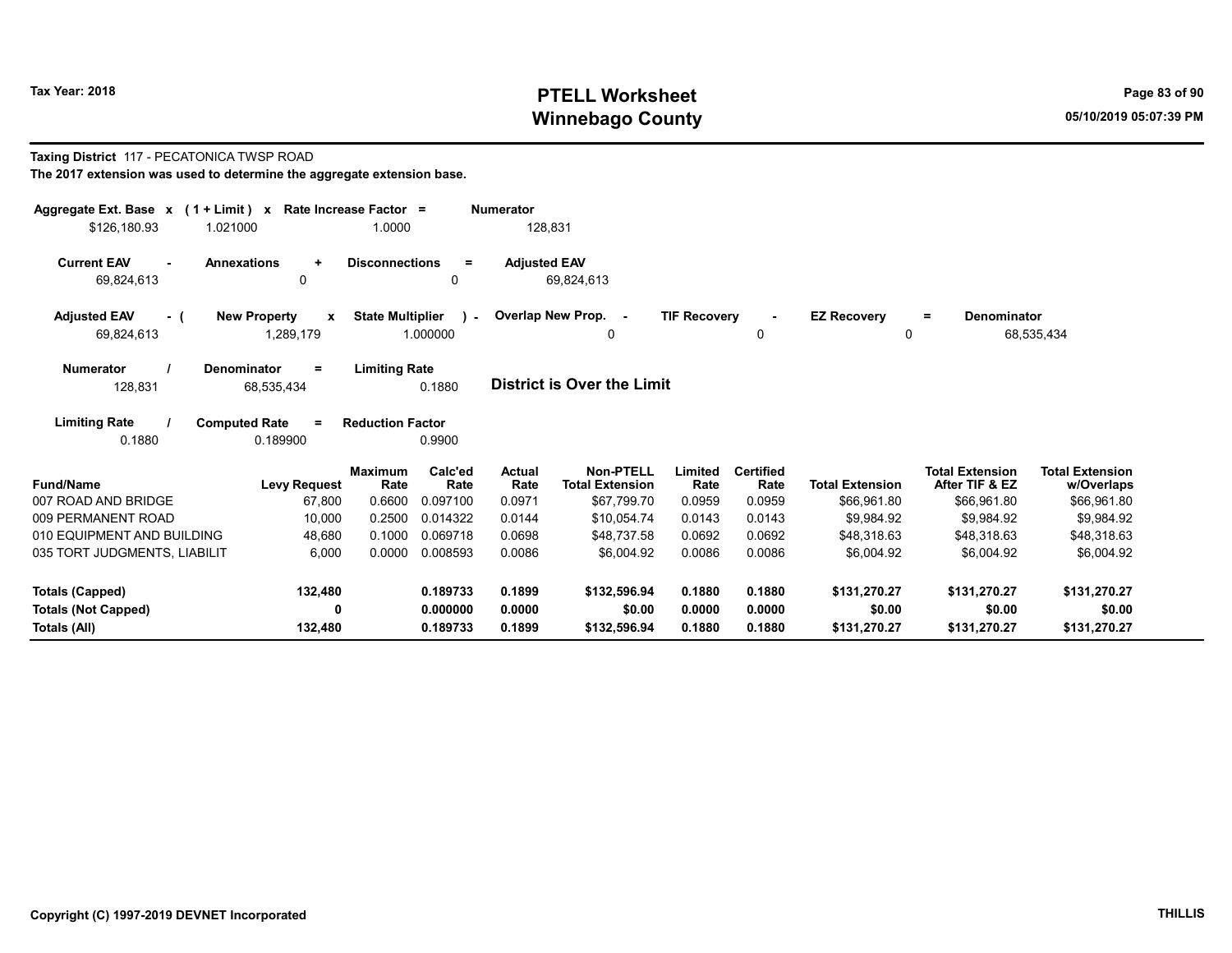# PTELL Worksheet
# Winnebago County

Tax Year: 2018

05/10/2019 05:07:39 PM

**Taxing District** 117 - PECATONICA TWSP ROAD

**The 2017 extension was used to determine the aggregate extension base.**

| Aggregate Ext. Base x | (1 + Limit) x | Rate Increase Factor = | Numerator |
|---|---|---|---|
| $126,180.93 | 1.021000 | 1.0000 | 128,831 |

| Current EAV - | Annexations + | Disconnections = | Adjusted EAV |
|---|---|---|---|
| 69,824,613 | 0 | 0 | 69,824,613 |

| Adjusted EAV - ( | New Property x | State Multiplier ) - | Overlap New Prop. - | TIF Recovery - | EZ Recovery = | Denominator |
|---|---|---|---|---|---|---|
| 69,824,613 | 1,289,179 | 1.000000 | 0 | 0 | 0 | 68,535,434 |

| Numerator / | Denominator = | Limiting Rate |
|---|---|---|
| 128,831 | 68,535,434 | 0.1880 |

**District is Over the Limit**

| Limiting Rate / | Computed Rate = | Reduction Factor |
|---|---|---|
| 0.1880 | 0.189900 | 0.9900 |

| Fund/Name | Levy Request | Maximum Rate | Calc'ed Rate | Actual Rate | Non-PTELL Total Extension | Limited Rate | Certified Rate | Total Extension | Total Extension After TIF & EZ | Total Extension w/Overlaps |
|---|---|---|---|---|---|---|---|---|---|---|
| 007 ROAD AND BRIDGE | 67,800 | 0.6600 | 0.097100 | 0.0971 | $67,799.70 | 0.0959 | 0.0959 | $66,961.80 | $66,961.80 | $66,961.80 |
| 009 PERMANENT ROAD | 10,000 | 0.2500 | 0.014322 | 0.0144 | $10,054.74 | 0.0143 | 0.0143 | $9,984.92 | $9,984.92 | $9,984.92 |
| 010 EQUIPMENT AND BUILDING | 48,680 | 0.1000 | 0.069718 | 0.0698 | $48,737.58 | 0.0692 | 0.0692 | $48,318.63 | $48,318.63 | $48,318.63 |
| 035 TORT JUDGMENTS, LIABILIT | 6,000 | 0.0000 | 0.008593 | 0.0086 | $6,004.92 | 0.0086 | 0.0086 | $6,004.92 | $6,004.92 | $6,004.92 |
| **Totals (Capped)** | **132,480** | | **0.189733** | **0.1899** | **$132,596.94** | **0.1880** | **0.1880** | **$131,270.27** | **$131,270.27** | **$131,270.27** |
| **Totals (Not Capped)** | **0** | | **0.000000** | **0.0000** | **$0.00** | **0.0000** | **0.0000** | **$0.00** | **$0.00** | **$0.00** |
| **Totals (All)** | **132,480** | | **0.189733** | **0.1899** | **$132,596.94** | **0.1880** | **0.1880** | **$131,270.27** | **$131,270.27** | **$131,270.27** |

Copyright (C) 1997-2019 DEVNET Incorporated

THILLIS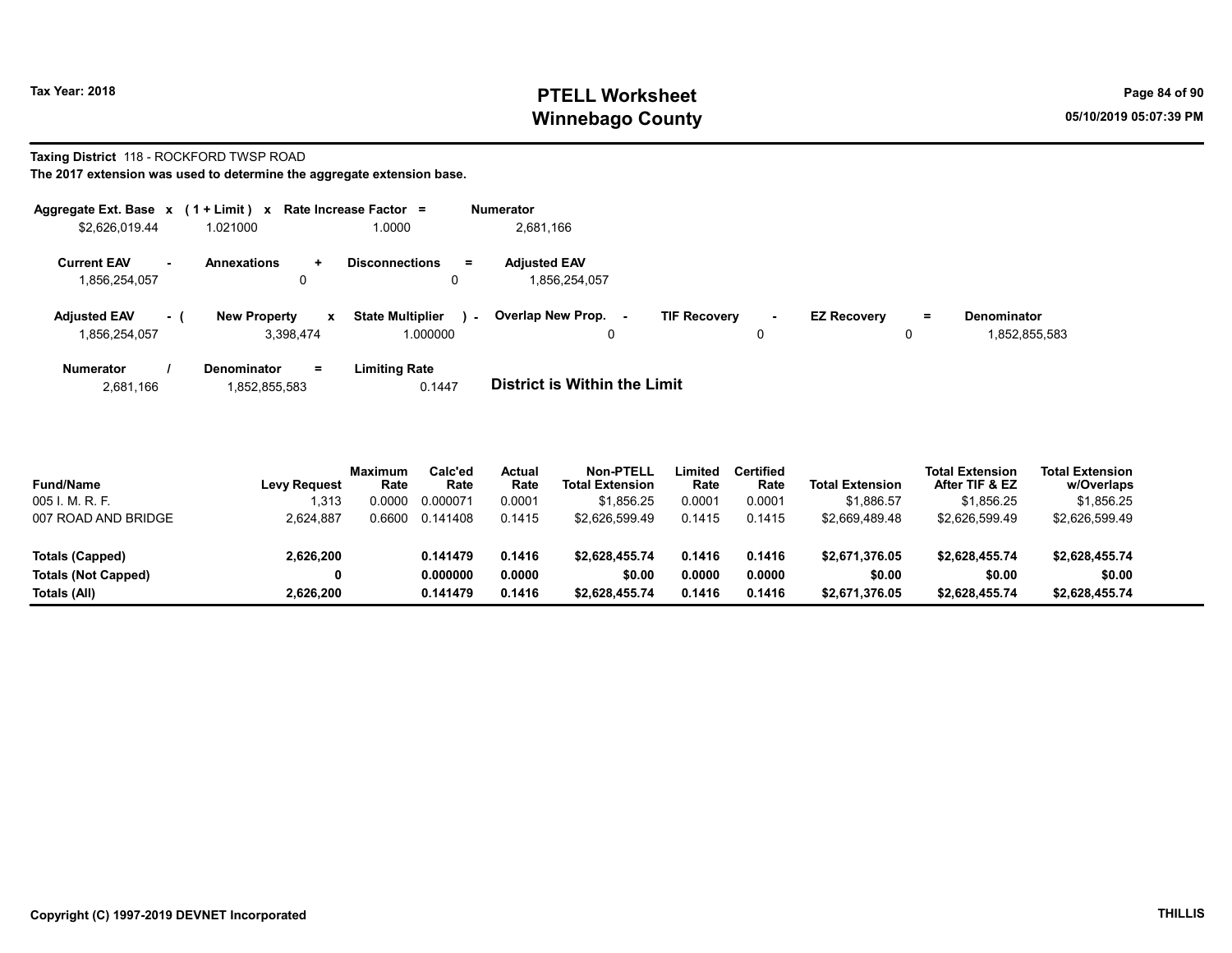# PTELL Worksheet
# Winnebago County

Tax Year: 2018

05/10/2019 05:07:39 PM

**Taxing District** 118 - ROCKFORD TWSP ROAD
**The 2017 extension was used to determine the aggregate extension base.**

| Aggregate Ext. Base | x | (1 + Limit) | x | Rate Increase Factor | = | Numerator |
|---|---|---|---|---|---|---|
| $2,626,019.44 | | 1.021000 | | 1.0000 | | 2,681,166 |

| Current EAV | - | Annexations | + | Disconnections | = | Adjusted EAV |
|---|---|---|---|---|---|---|
| 1,856,254,057 | | 0 | | 0 | | 1,856,254,057 |

| Adjusted EAV | - ( | New Property | x | State Multiplier | ) - | Overlap New Prop. | - | TIF Recovery | - | EZ Recovery | = | Denominator |
|---|---|---|---|---|---|---|---|---|---|---|---|---|
| 1,856,254,057 | | 3,398,474 | | 1.000000 | | 0 | | 0 | | 0 | | 1,852,855,583 |

| Numerator | / | Denominator | = | Limiting Rate |
|---|---|---|---|---|
| 2,681,166 | | 1,852,855,583 | | 0.1447 |

**District is Within the Limit**

| Fund/Name | Levy Request | Maximum Rate | Calc'ed Rate | Actual Rate | Non-PTELL Total Extension | Limited Rate | Certified Rate | Total Extension | Total Extension After TIF & EZ | Total Extension w/Overlaps |
|---|---|---|---|---|---|---|---|---|---|---|
| 005 I. M. R. F. | 1,313 | 0.0000 | 0.000071 | 0.0001 | $1,856.25 | 0.0001 | 0.0001 | $1,886.57 | $1,856.25 | $1,856.25 |
| 007 ROAD AND BRIDGE | 2,624,887 | 0.6600 | 0.141408 | 0.1415 | $2,626,599.49 | 0.1415 | 0.1415 | $2,669,489.48 | $2,626,599.49 | $2,626,599.49 |
| **Totals (Capped)** | **2,626,200** | | **0.141479** | **0.1416** | **$2,628,455.74** | **0.1416** | **0.1416** | **$2,671,376.05** | **$2,628,455.74** | **$2,628,455.74** |
| **Totals (Not Capped)** | **0** | | **0.000000** | **0.0000** | **$0.00** | **0.0000** | **0.0000** | **$0.00** | **$0.00** | **$0.00** |
| **Totals (All)** | **2,626,200** | | **0.141479** | **0.1416** | **$2,628,455.74** | **0.1416** | **0.1416** | **$2,671,376.05** | **$2,628,455.74** | **$2,628,455.74** |

Copyright (C) 1997-2019 DEVNET Incorporated

THILLIS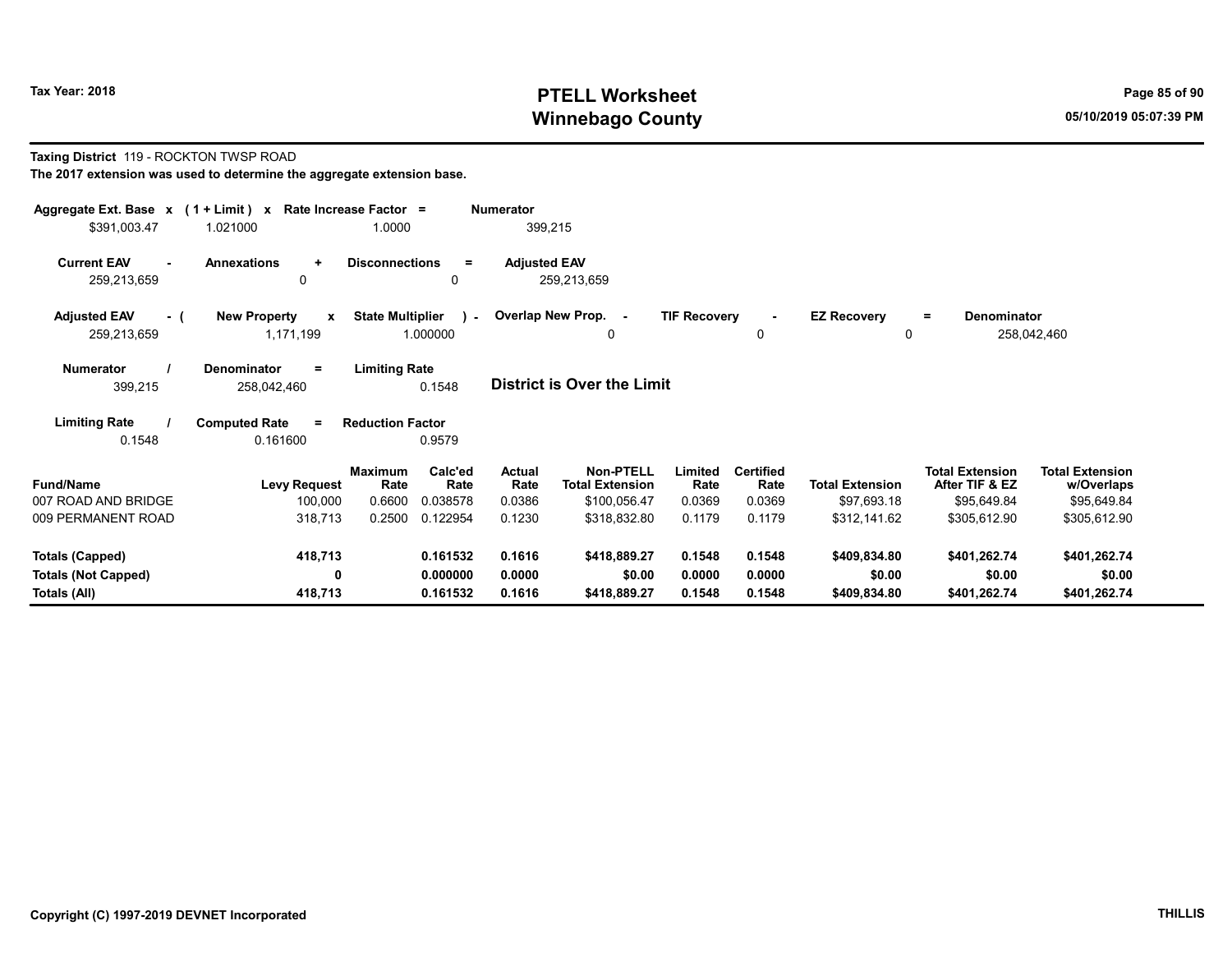**Tax Year: 2018**

# PTELL Worksheet
# Winnebago County

05/10/2019 05:07:39 PM

**Taxing District** 119 - ROCKTON TWSP ROAD

**The 2017 extension was used to determine the aggregate extension base.**

| Aggregate Ext. Base x | (1 + Limit) x | Rate Increase Factor = | Numerator |
|---|---|---|---|
| $391,003.47 | 1.021000 | 1.0000 | 399,215 |

| Current EAV - | Annexations + | Disconnections = | Adjusted EAV |
|---|---|---|---|
| 259,213,659 | 0 | 0 | 259,213,659 |

| Adjusted EAV - ( | New Property x | State Multiplier ) - | Overlap New Prop. - | TIF Recovery - | EZ Recovery = | Denominator |
|---|---|---|---|---|---|---|
| 259,213,659 | 1,171,199 | 1.000000 | 0 | 0 | 0 | 258,042,460 |

| Numerator / | Denominator = | Limiting Rate |
|---|---|---|
| 399,215 | 258,042,460 | 0.1548 |

**District is Over the Limit**

| Limiting Rate / | Computed Rate = | Reduction Factor |
|---|---|---|
| 0.1548 | 0.161600 | 0.9579 |

| Fund/Name | Levy Request | Maximum Rate | Calc'ed Rate | Actual Rate | Non-PTELL Total Extension | Limited Rate | Certified Rate | Total Extension | Total Extension After TIF & EZ | Total Extension w/Overlaps |
|---|---|---|---|---|---|---|---|---|---|---|
| 007 ROAD AND BRIDGE | 100,000 | 0.6600 | 0.038578 | 0.0386 | $100,056.47 | 0.0369 | 0.0369 | $97,693.18 | $95,649.84 | $95,649.84 |
| 009 PERMANENT ROAD | 318,713 | 0.2500 | 0.122954 | 0.1230 | $318,832.80 | 0.1179 | 0.1179 | $312,141.62 | $305,612.90 | $305,612.90 |
| **Totals (Capped)** | **418,713** | | **0.161532** | **0.1616** | **$418,889.27** | **0.1548** | **0.1548** | **$409,834.80** | **$401,262.74** | **$401,262.74** |
| **Totals (Not Capped)** | **0** | | **0.000000** | **0.0000** | **$0.00** | **0.0000** | **0.0000** | **$0.00** | **$0.00** | **$0.00** |
| **Totals (All)** | **418,713** | | **0.161532** | **0.1616** | **$418,889.27** | **0.1548** | **0.1548** | **$409,834.80** | **$401,262.74** | **$401,262.74** |

**Copyright (C) 1997-2019 DEVNET Incorporated**

**THILLIS**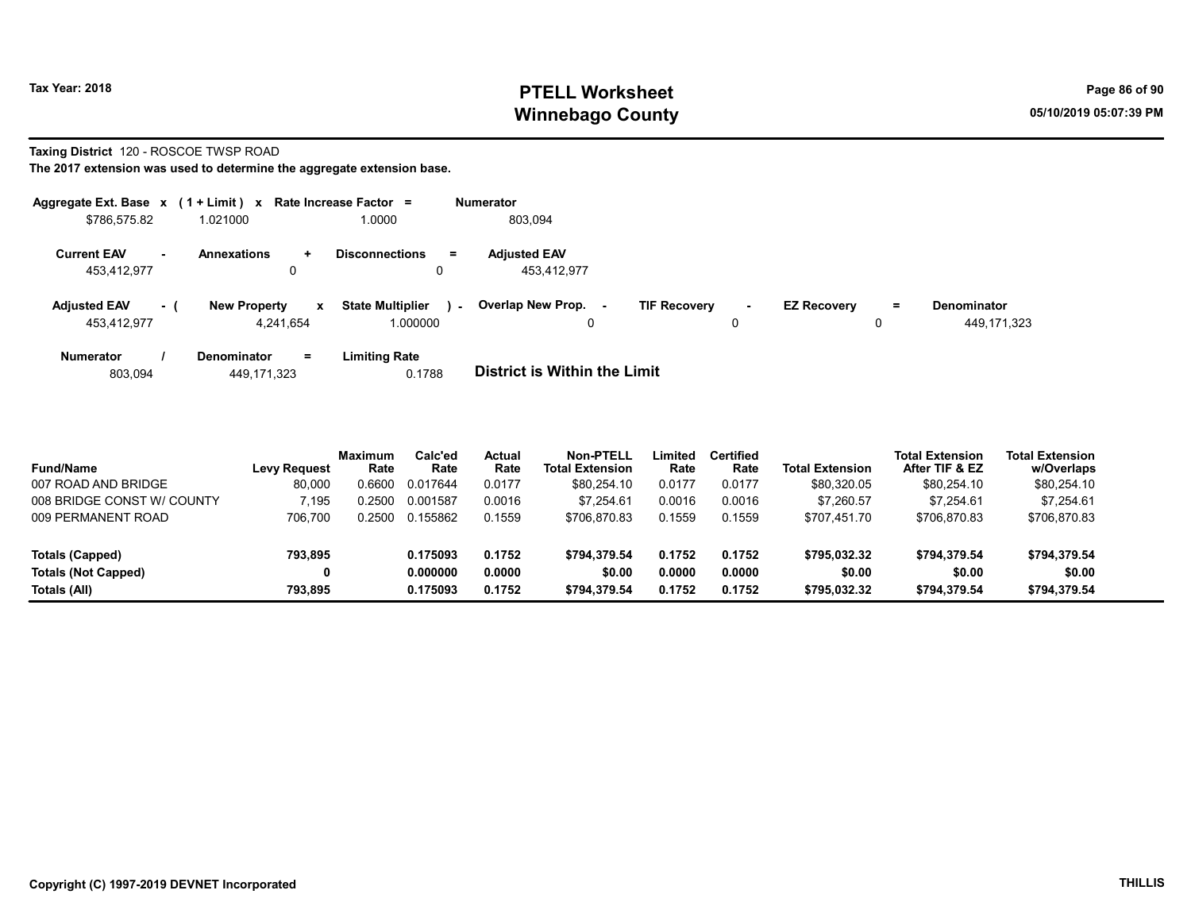# PTELL Worksheet
# Winnebago County

Tax Year: 2018

05/10/2019 05:07:39 PM

**Taxing District** 120 - ROSCOE TWSP ROAD

**The 2017 extension was used to determine the aggregate extension base.**

| Aggregate Ext. Base x | (1 + Limit) x | Rate Increase Factor = | Numerator |
|---|---|---|---|
| $786,575.82 | 1.021000 | 1.0000 | 803,094 |

| Current EAV - | Annexations + | Disconnections = | Adjusted EAV |
|---|---|---|---|
| 453,412,977 | 0 | 0 | 453,412,977 |

| Adjusted EAV - ( | New Property x | State Multiplier ) - | Overlap New Prop. - | TIF Recovery - | EZ Recovery = | Denominator |
|---|---|---|---|---|---|---|
| 453,412,977 | 4,241,654 | 1.000000 | 0 | 0 | 0 | 449,171,323 |

| Numerator / | Denominator = | Limiting Rate |
|---|---|---|
| 803,094 | 449,171,323 | 0.1788 |

**District is Within the Limit**

| Fund/Name | Levy Request | Maximum Rate | Calc'ed Rate | Actual Rate | Non-PTELL Total Extension | Limited Rate | Certified Rate | Total Extension | Total Extension After TIF & EZ | Total Extension w/Overlaps |
|---|---|---|---|---|---|---|---|---|---|---|
| 007 ROAD AND BRIDGE | 80,000 | 0.6600 | 0.017644 | 0.0177 | $80,254.10 | 0.0177 | 0.0177 | $80,320.05 | $80,254.10 | $80,254.10 |
| 008 BRIDGE CONST W/ COUNTY | 7,195 | 0.2500 | 0.001587 | 0.0016 | $7,254.61 | 0.0016 | 0.0016 | $7,260.57 | $7,254.61 | $7,254.61 |
| 009 PERMANENT ROAD | 706,700 | 0.2500 | 0.155862 | 0.1559 | $706,870.83 | 0.1559 | 0.1559 | $707,451.70 | $706,870.83 | $706,870.83 |
| **Totals (Capped)** | **793,895** | | **0.175093** | **0.1752** | **$794,379.54** | **0.1752** | **0.1752** | **$795,032.32** | **$794,379.54** | **$794,379.54** |
| **Totals (Not Capped)** | **0** | | **0.000000** | **0.0000** | **$0.00** | **0.0000** | **0.0000** | **$0.00** | **$0.00** | **$0.00** |
| **Totals (All)** | **793,895** | | **0.175093** | **0.1752** | **$794,379.54** | **0.1752** | **0.1752** | **$795,032.32** | **$794,379.54** | **$794,379.54** |

Copyright (C) 1997-2019 DEVNET Incorporated

THILLIS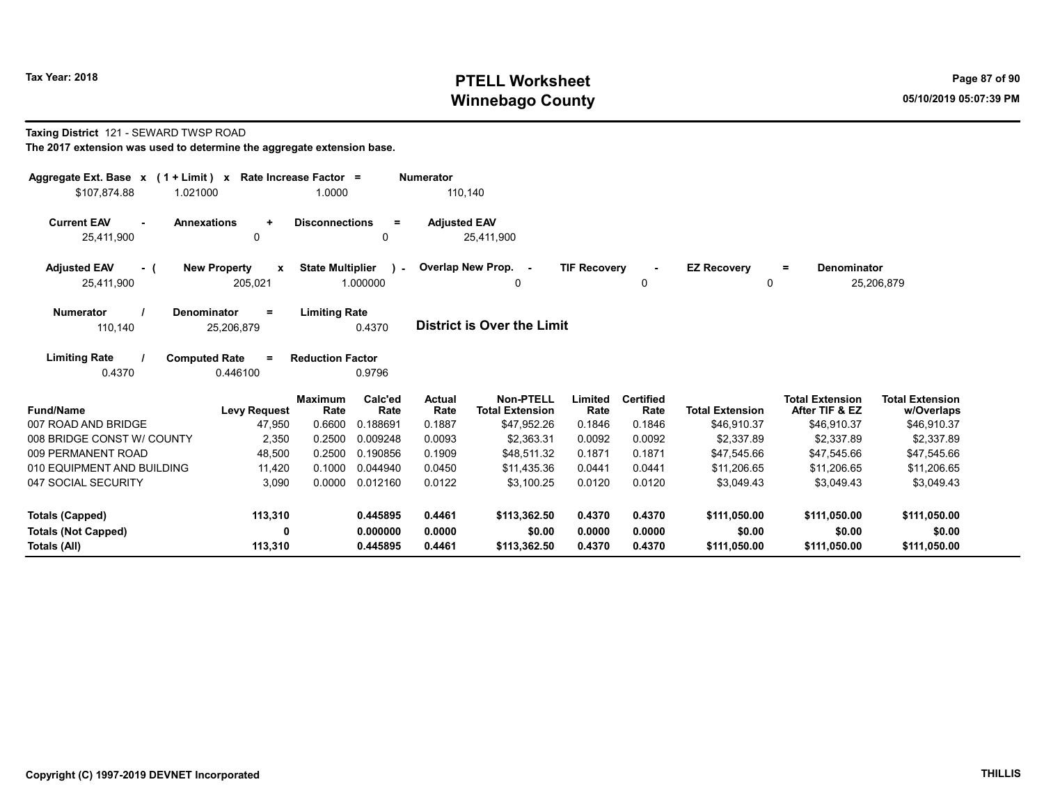**Taxing District** 121 - SEWARD TWSP ROAD

**The 2017 extension was used to determine the aggregate extension base.**

| Aggregate Ext. Base x | (1 + Limit) x | Rate Increase Factor = | Numerator |
|---|---|---|---|
| $107,874.88 | 1.021000 | 1.0000 | 110,140 |

| Current EAV - | Annexations + | Disconnections = | Adjusted EAV |
|---|---|---|---|
| 25,411,900 | 0 | 0 | 25,411,900 |

| Adjusted EAV - ( | New Property x | State Multiplier ) - | Overlap New Prop. - | TIF Recovery - | EZ Recovery = | Denominator |
|---|---|---|---|---|---|---|
| 25,411,900 | 205,021 | 1.000000 | 0 | 0 | 0 | 25,206,879 |

| Numerator / | Denominator = | Limiting Rate |
|---|---|---|
| 110,140 | 25,206,879 | 0.4370 |

**District is Over the Limit**

| Limiting Rate / | Computed Rate = | Reduction Factor |
|---|---|---|
| 0.4370 | 0.446100 | 0.9796 |

| Fund/Name | Levy Request | Maximum Rate | Calc'ed Rate | Actual Rate | Non-PTELL Total Extension | Limited Rate | Certified Rate | Total Extension | Total Extension After TIF & EZ | Total Extension w/Overlaps |
|---|---|---|---|---|---|---|---|---|---|---|
| 007 ROAD AND BRIDGE | 47,950 | 0.6600 | 0.188691 | 0.1887 | $47,952.26 | 0.1846 | 0.1846 | $46,910.37 | $46,910.37 | $46,910.37 |
| 008 BRIDGE CONST W/ COUNTY | 2,350 | 0.2500 | 0.009248 | 0.0093 | $2,363.31 | 0.0092 | 0.0092 | $2,337.89 | $2,337.89 | $2,337.89 |
| 009 PERMANENT ROAD | 48,500 | 0.2500 | 0.190856 | 0.1909 | $48,511.32 | 0.1871 | 0.1871 | $47,545.66 | $47,545.66 | $47,545.66 |
| 010 EQUIPMENT AND BUILDING | 11,420 | 0.1000 | 0.044940 | 0.0450 | $11,435.36 | 0.0441 | 0.0441 | $11,206.65 | $11,206.65 | $11,206.65 |
| 047 SOCIAL SECURITY | 3,090 | 0.0000 | 0.012160 | 0.0122 | $3,100.25 | 0.0120 | 0.0120 | $3,049.43 | $3,049.43 | $3,049.43 |
| **Totals (Capped)** | **113,310** | | **0.445895** | **0.4461** | **$113,362.50** | **0.4370** | **0.4370** | **$111,050.00** | **$111,050.00** | **$111,050.00** |
| **Totals (Not Capped)** | **0** | | **0.000000** | **0.0000** | **$0.00** | **0.0000** | **0.0000** | **$0.00** | **$0.00** | **$0.00** |
| **Totals (All)** | **113,310** | | **0.445895** | **0.4461** | **$113,362.50** | **0.4370** | **0.4370** | **$111,050.00** | **$111,050.00** | **$111,050.00** |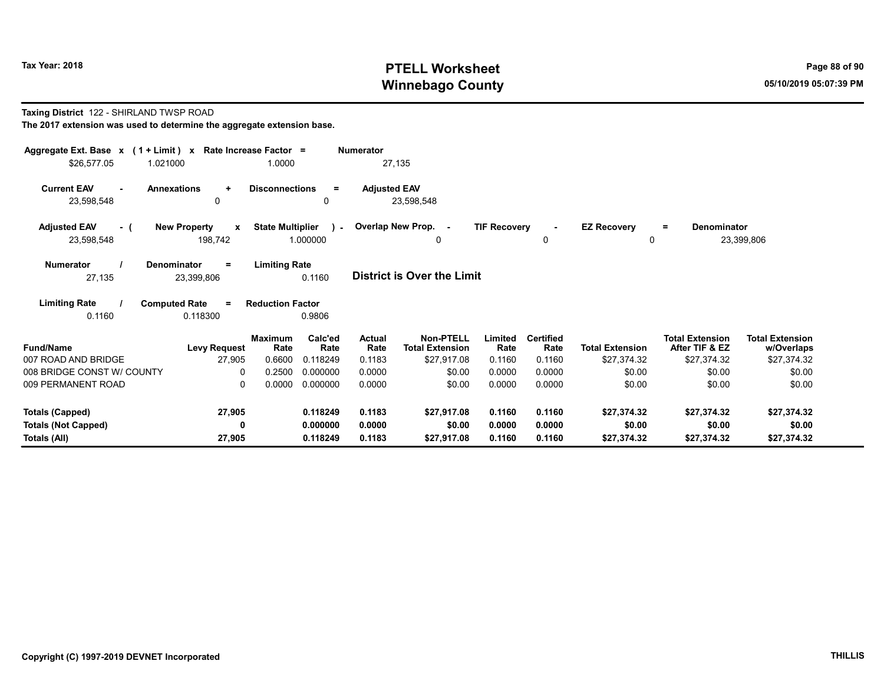# PTELL Worksheet
# Winnebago County

Tax Year: 2018

05/10/2019 05:07:39 PM

**Taxing District** 122 - SHIRLAND TWSP ROAD

**The 2017 extension was used to determine the aggregate extension base.**

| Aggregate Ext. Base | x | (1 + Limit) | x | Rate Increase Factor | = | Numerator |
|---|---|---|---|---|---|---|
| $26,577.05 | | 1.021000 | | 1.0000 | | 27,135 |

| Current EAV | - | Annexations | + | Disconnections | = | Adjusted EAV |
|---|---|---|---|---|---|---|
| 23,598,548 | | 0 | | 0 | | 23,598,548 |

| Adjusted EAV | - ( | New Property | x | State Multiplier | ) - | Overlap New Prop. | - | TIF Recovery | - | EZ Recovery | = | Denominator |
|---|---|---|---|---|---|---|---|---|---|---|---|---|
| 23,598,548 | | 198,742 | | 1.000000 | | 0 | | 0 | | 0 | | 23,399,806 |

| Numerator | / | Denominator | = | Limiting Rate |
|---|---|---|---|---|
| 27,135 | | 23,399,806 | | 0.1160 |

**District is Over the Limit**

| Limiting Rate | / | Computed Rate | = | Reduction Factor |
|---|---|---|---|---|
| 0.1160 | | 0.118300 | | 0.9806 |

| Fund/Name | Levy Request | Maximum Rate | Calc'ed Rate | Actual Rate | Non-PTELL Total Extension | Limited Rate | Certified Rate | Total Extension | Total Extension After TIF & EZ | Total Extension w/Overlaps |
|---|---|---|---|---|---|---|---|---|---|---|
| 007 ROAD AND BRIDGE | 27,905 | 0.6600 | 0.118249 | 0.1183 | $27,917.08 | 0.1160 | 0.1160 | $27,374.32 | $27,374.32 | $27,374.32 |
| 008 BRIDGE CONST W/ COUNTY | 0 | 0.2500 | 0.000000 | 0.0000 | $0.00 | 0.0000 | 0.0000 | $0.00 | $0.00 | $0.00 |
| 009 PERMANENT ROAD | 0 | 0.0000 | 0.000000 | 0.0000 | $0.00 | 0.0000 | 0.0000 | $0.00 | $0.00 | $0.00 |
| **Totals (Capped)** | **27,905** | | **0.118249** | **0.1183** | **$27,917.08** | **0.1160** | **0.1160** | **$27,374.32** | **$27,374.32** | **$27,374.32** |
| **Totals (Not Capped)** | **0** | | **0.000000** | **0.0000** | **$0.00** | **0.0000** | **0.0000** | **$0.00** | **$0.00** | **$0.00** |
| **Totals (All)** | **27,905** | | **0.118249** | **0.1183** | **$27,917.08** | **0.1160** | **0.1160** | **$27,374.32** | **$27,374.32** | **$27,374.32** |

Copyright (C) 1997-2019 DEVNET Incorporated

THILLIS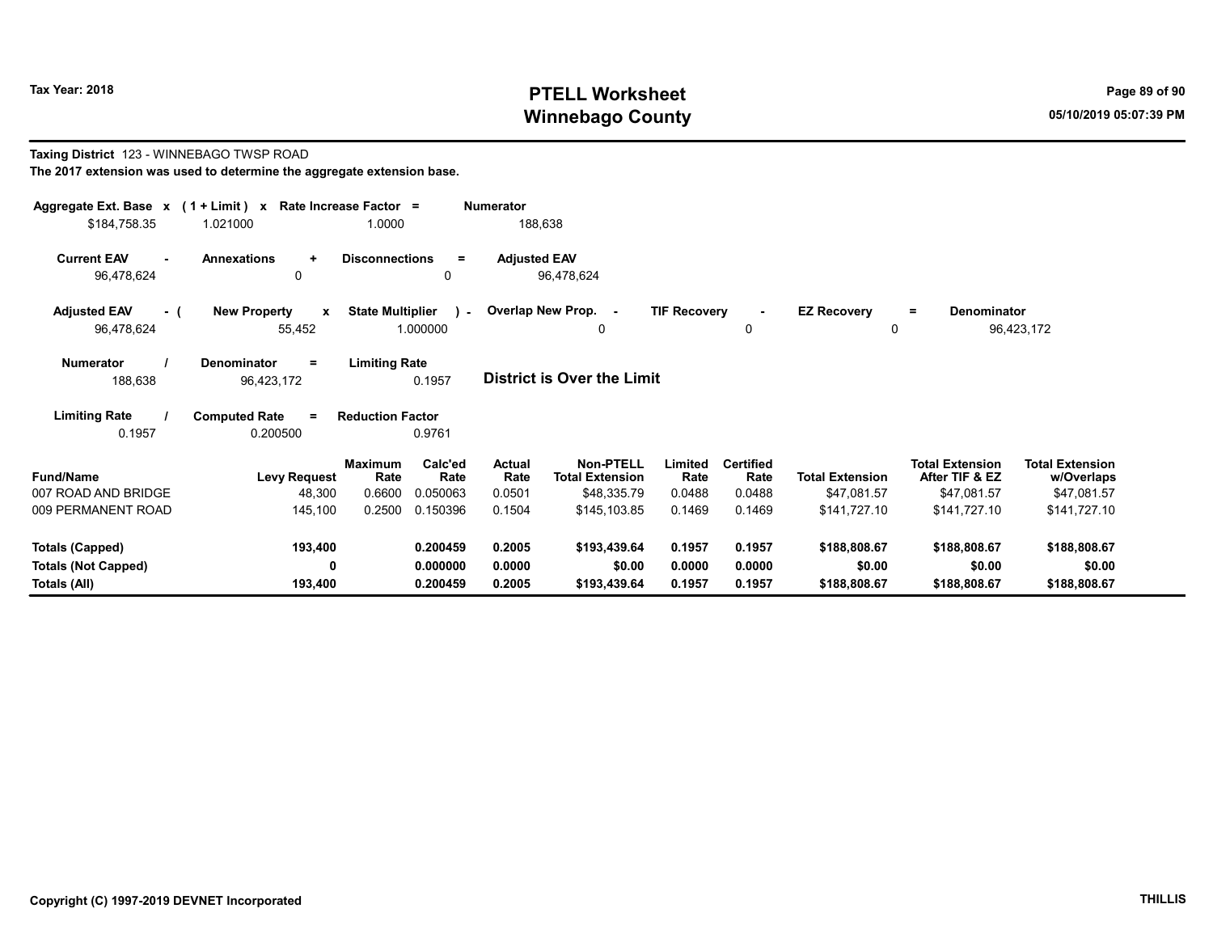**Taxing District** 123 - WINNEBAGO TWSP ROAD

**The 2017 extension was used to determine the aggregate extension base.**

| Aggregate Ext. Base | x | (1 + Limit) | x | Rate Increase Factor | = | Numerator |
|---|---|---|---|---|---|---|
| $184,758.35 | | 1.021000 | | 1.0000 | | 188,638 |

| Current EAV | - | Annexations | + | Disconnections | = | Adjusted EAV |
|---|---|---|---|---|---|---|
| 96,478,624 | | 0 | | 0 | | 96,478,624 |

| Adjusted EAV | - ( | New Property | x | State Multiplier | ) - | Overlap New Prop. | - | TIF Recovery | - | EZ Recovery | = | Denominator |
|---|---|---|---|---|---|---|---|---|---|---|---|---|
| 96,478,624 | | 55,452 | | 1.000000 | | 0 | | 0 | | 0 | | 96,423,172 |

| Numerator | / | Denominator | = | Limiting Rate |
|---|---|---|---|---|
| 188,638 | | 96,423,172 | | 0.1957 |

**District is Over the Limit**

| Limiting Rate | / | Computed Rate | = | Reduction Factor |
|---|---|---|---|---|
| 0.1957 | | 0.200500 | | 0.9761 |

| Fund/Name | Levy Request | Maximum Rate | Calc'ed Rate | Actual Rate | Non-PTELL Total Extension | Limited Rate | Certified Rate | Total Extension | Total Extension After TIF & EZ | Total Extension w/Overlaps |
|---|---|---|---|---|---|---|---|---|---|---|
| 007 ROAD AND BRIDGE | 48,300 | 0.6600 | 0.050063 | 0.0501 | $48,335.79 | 0.0488 | 0.0488 | $47,081.57 | $47,081.57 | $47,081.57 |
| 009 PERMANENT ROAD | 145,100 | 0.2500 | 0.150396 | 0.1504 | $145,103.85 | 0.1469 | 0.1469 | $141,727.10 | $141,727.10 | $141,727.10 |
| **Totals (Capped)** | **193,400** | | **0.200459** | **0.2005** | **$193,439.64** | **0.1957** | **0.1957** | **$188,808.67** | **$188,808.67** | **$188,808.67** |
| **Totals (Not Capped)** | **0** | | **0.000000** | **0.0000** | **$0.00** | **0.0000** | **0.0000** | **$0.00** | **$0.00** | **$0.00** |
| **Totals (All)** | **193,400** | | **0.200459** | **0.2005** | **$193,439.64** | **0.1957** | **0.1957** | **$188,808.67** | **$188,808.67** | **$188,808.67** |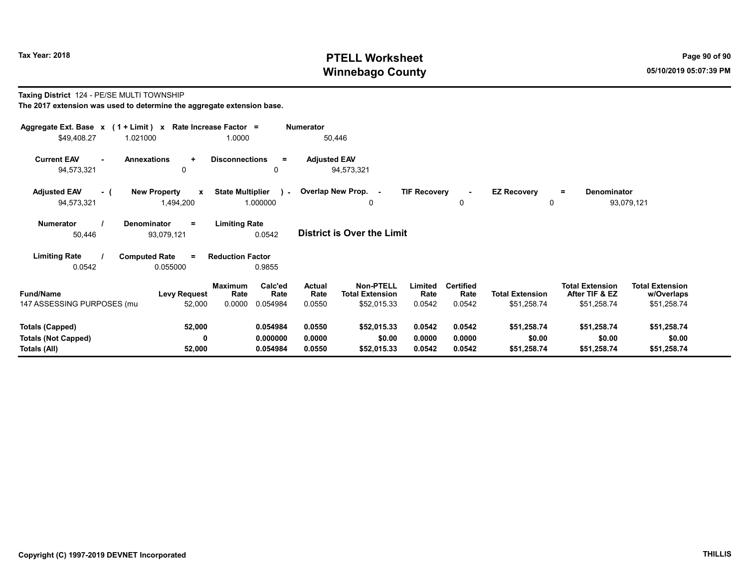# PTELL Worksheet
# Winnebago County

Tax Year: 2018

05/10/2019 05:07:39 PM

**Taxing District** 124 - PE/SE MULTI TOWNSHIP

**The 2017 extension was used to determine the aggregate extension base.**

| Aggregate Ext. Base x | (1 + Limit) x | Rate Increase Factor = | Numerator |
|---|---|---|---|
| $49,408.27 | 1.021000 | 1.0000 | 50,446 |

| Current EAV - | Annexations + | Disconnections = | Adjusted EAV |
|---|---|---|---|
| 94,573,321 | 0 | 0 | 94,573,321 |

| Adjusted EAV - ( | New Property x | State Multiplier ) - | Overlap New Prop. - | TIF Recovery - | EZ Recovery = | Denominator |
|---|---|---|---|---|---|---|
| 94,573,321 | 1,494,200 | 1.000000 | 0 | 0 | 0 | 93,079,121 |

| Numerator / | Denominator = | Limiting Rate |
|---|---|---|
| 50,446 | 93,079,121 | 0.0542 |

**District is Over the Limit**

| Limiting Rate / | Computed Rate = | Reduction Factor |
|---|---|---|
| 0.0542 | 0.055000 | 0.9855 |

| Fund/Name | Levy Request | Maximum Rate | Calc'ed Rate | Actual Rate | Non-PTELL Total Extension | Limited Rate | Certified Rate | Total Extension | Total Extension After TIF & EZ | Total Extension w/Overlaps |
|---|---|---|---|---|---|---|---|---|---|---|
| 147 ASSESSING PURPOSES (mu | 52,000 | 0.0000 | 0.054984 | 0.0550 | $52,015.33 | 0.0542 | 0.0542 | $51,258.74 | $51,258.74 | $51,258.74 |
| **Totals (Capped)** | **52,000** | | **0.054984** | **0.0550** | **$52,015.33** | **0.0542** | **0.0542** | **$51,258.74** | **$51,258.74** | **$51,258.74** |
| **Totals (Not Capped)** | **0** | | **0.000000** | **0.0000** | **$0.00** | **0.0000** | **0.0000** | **$0.00** | **$0.00** | **$0.00** |
| **Totals (All)** | **52,000** | | **0.054984** | **0.0550** | **$52,015.33** | **0.0542** | **0.0542** | **$51,258.74** | **$51,258.74** | **$51,258.74** |

Copyright (C) 1997-2019 DEVNET Incorporated

THILLIS